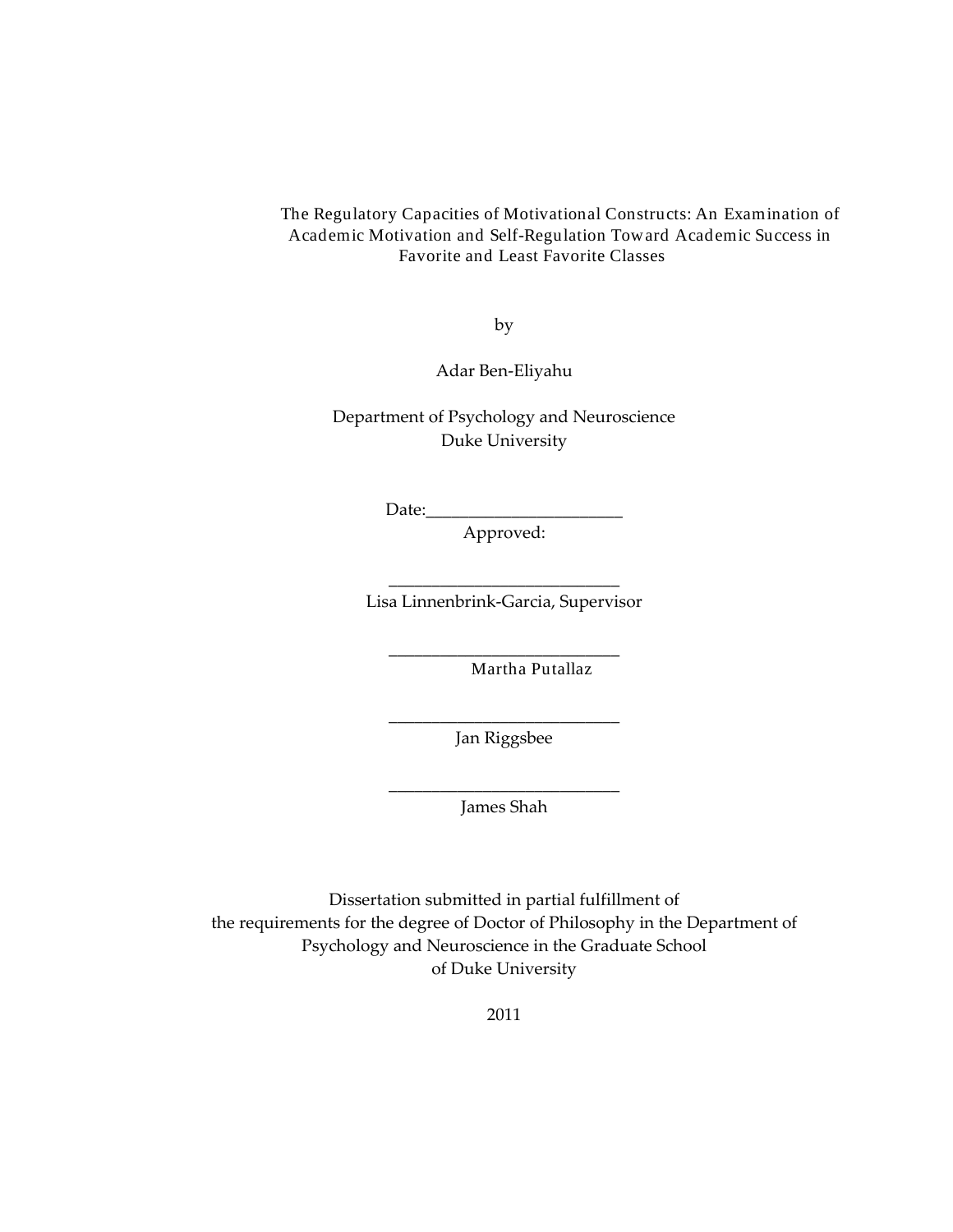# The Regulatory Capacities of Motivational Constructs: An Examination of Academic Motivation and Self-Regulation Toward Academic Success in Favorite and Least Favorite Classes

by

Adar Ben-Eliyahu

Department of Psychology and Neuroscience
Duke University

Date:_______________________
Approved:

___________________________
Lisa Linnenbrink-Garcia, Supervisor

___________________________
Martha Putallaz

___________________________
Jan Riggsbee

___________________________
James Shah

Dissertation submitted in partial fulfillment of
the requirements for the degree of Doctor of Philosophy in the Department of
Psychology and Neuroscience in the Graduate School
of Duke University

2011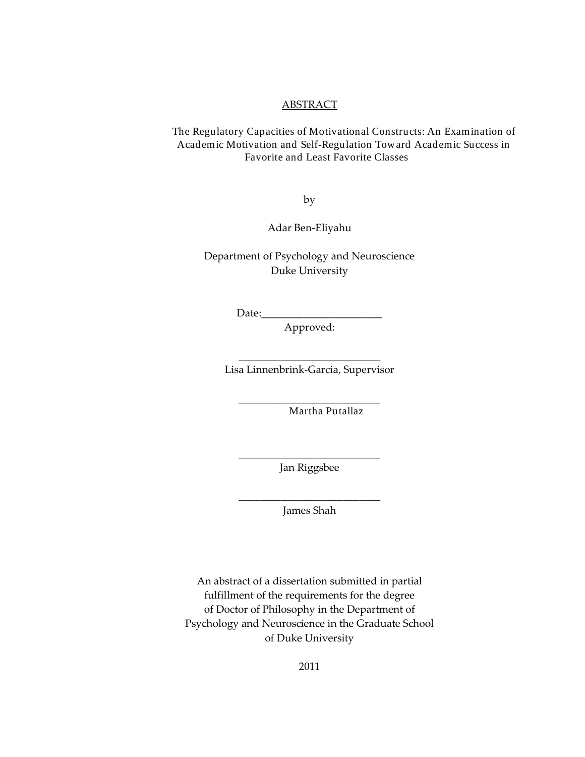ABSTRACT

The Regulatory Capacities of Motivational Constructs: An Examination of Academic Motivation and Self-Regulation Toward Academic Success in Favorite and Least Favorite Classes

by

Adar Ben-Eliyahu

Department of Psychology and Neuroscience
Duke University

Date:_______________________
Approved:

___________________________
Lisa Linnenbrink-Garcia, Supervisor

___________________________
Martha Putallaz

___________________________
Jan Riggsbee

___________________________
James Shah

An abstract of a dissertation submitted in partial fulfillment of the requirements for the degree of Doctor of Philosophy in the Department of Psychology and Neuroscience in the Graduate School of Duke University

2011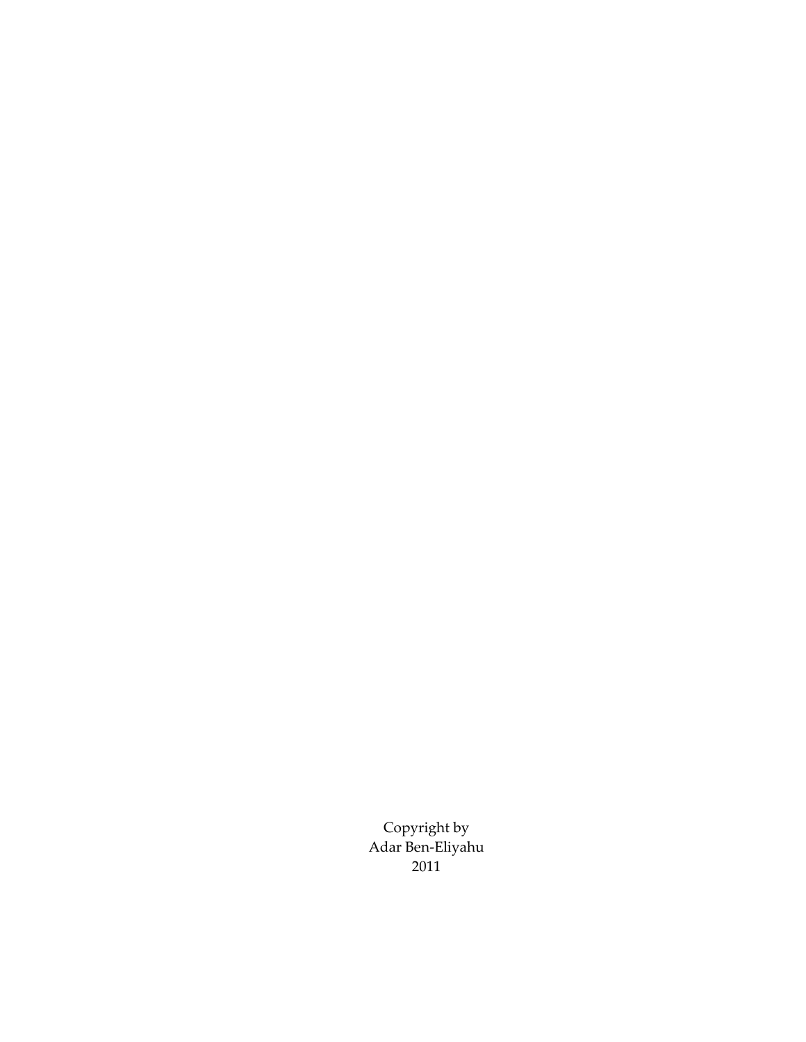Copyright by
Adar Ben-Eliyahu
2011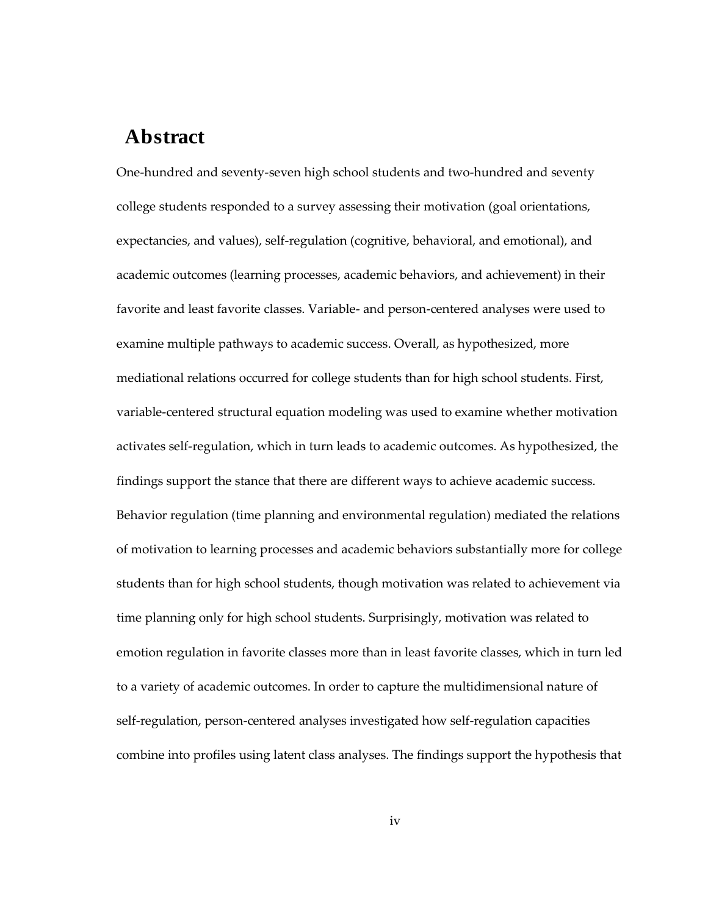# Abstract

One-hundred and seventy-seven high school students and two-hundred and seventy college students responded to a survey assessing their motivation (goal orientations, expectancies, and values), self-regulation (cognitive, behavioral, and emotional), and academic outcomes (learning processes, academic behaviors, and achievement) in their favorite and least favorite classes. Variable- and person-centered analyses were used to examine multiple pathways to academic success. Overall, as hypothesized, more mediational relations occurred for college students than for high school students. First, variable-centered structural equation modeling was used to examine whether motivation activates self-regulation, which in turn leads to academic outcomes. As hypothesized, the findings support the stance that there are different ways to achieve academic success. Behavior regulation (time planning and environmental regulation) mediated the relations of motivation to learning processes and academic behaviors substantially more for college students than for high school students, though motivation was related to achievement via time planning only for high school students. Surprisingly, motivation was related to emotion regulation in favorite classes more than in least favorite classes, which in turn led to a variety of academic outcomes. In order to capture the multidimensional nature of self-regulation, person-centered analyses investigated how self-regulation capacities combine into profiles using latent class analyses. The findings support the hypothesis that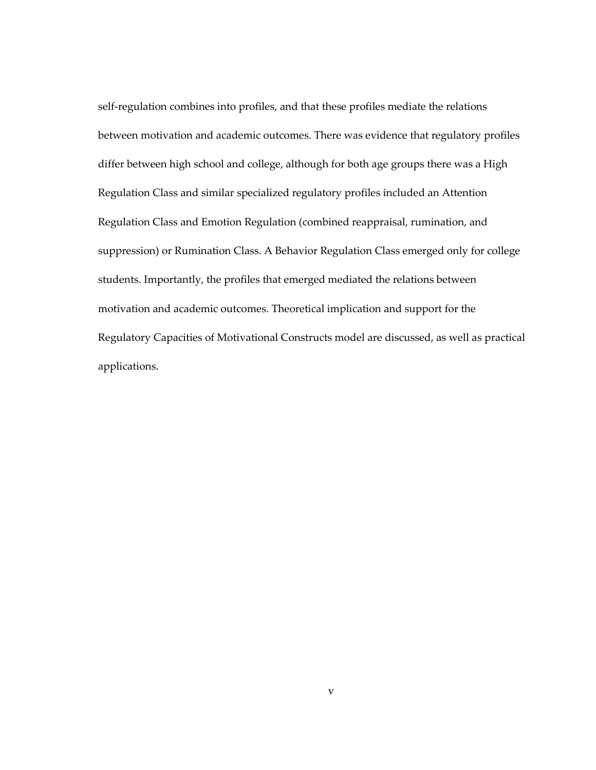self-regulation combines into profiles, and that these profiles mediate the relations between motivation and academic outcomes. There was evidence that regulatory profiles differ between high school and college, although for both age groups there was a High Regulation Class and similar specialized regulatory profiles included an Attention Regulation Class and Emotion Regulation (combined reappraisal, rumination, and suppression) or Rumination Class. A Behavior Regulation Class emerged only for college students. Importantly, the profiles that emerged mediated the relations between motivation and academic outcomes. Theoretical implication and support for the Regulatory Capacities of Motivational Constructs model are discussed, as well as practical applications.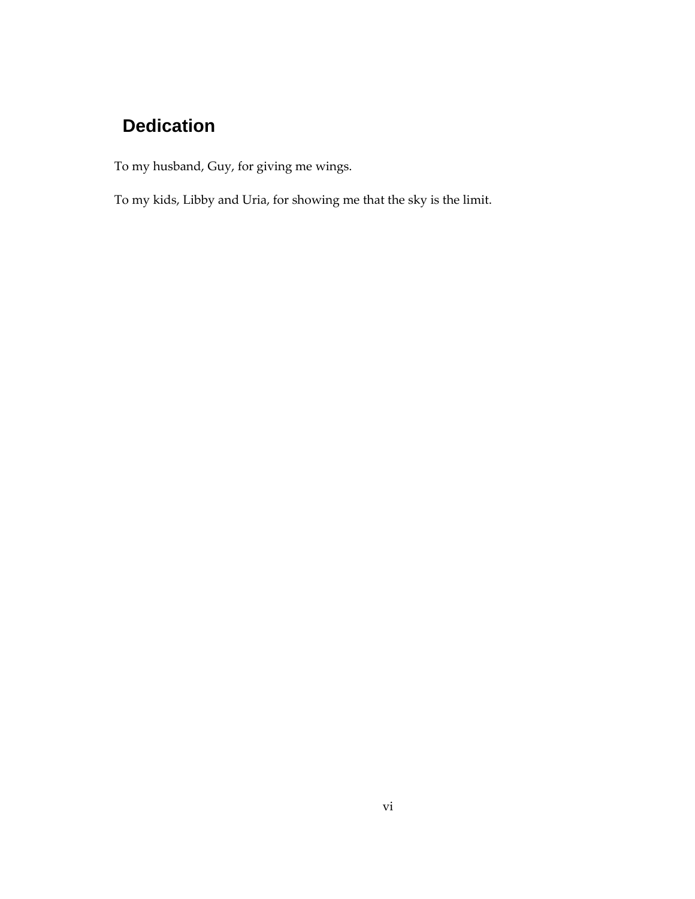## Dedication

To my husband, Guy, for giving me wings.

To my kids, Libby and Uria, for showing me that the sky is the limit.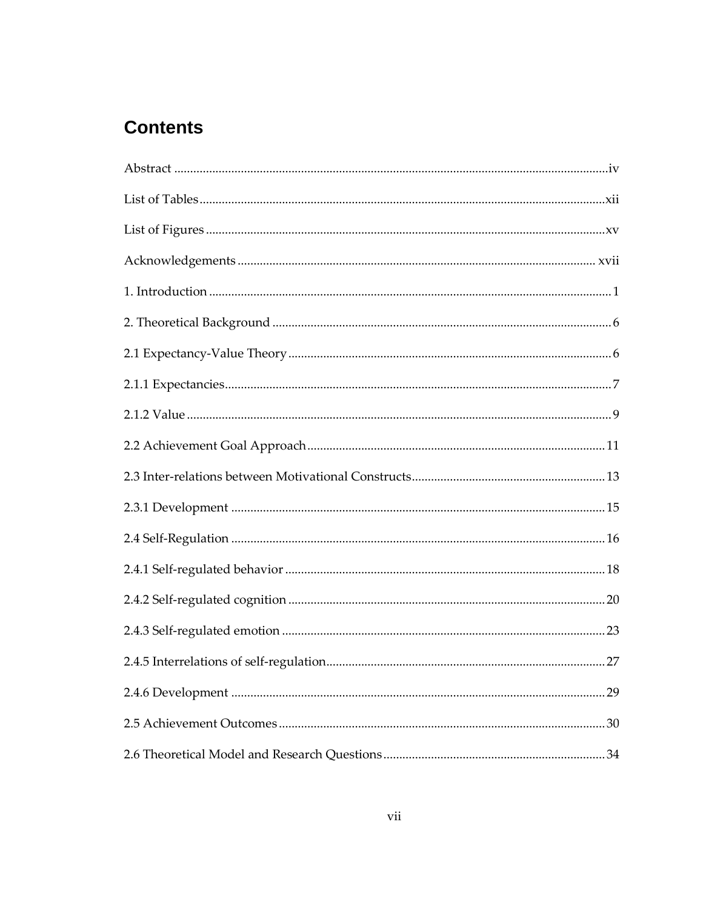# Contents

Abstract ....................................................................................................................................iv

List of Tables...............................................................................................................................xii

List of Figures.............................................................................................................................xv

Acknowledgements ................................................................................................................ xvii

1. Introduction ............................................................................................................................ 1

2. Theoretical Background ......................................................................................................... 6

2.1 Expectancy-Value Theory .................................................................................................... 6

2.1.1 Expectancies......................................................................................................................... 7

2.1.2 Value ..................................................................................................................................... 9

2.2 Achievement Goal Approach............................................................................................ 11

2.3 Inter-relations between Motivational Constructs............................................................ 13

2.3.1 Development .................................................................................................................... 15

2.4 Self-Regulation .................................................................................................................... 16

2.4.1 Self-regulated behavior ................................................................................................... 18

2.4.2 Self-regulated cognition .................................................................................................. 20

2.4.3 Self-regulated emotion .................................................................................................... 23

2.4.5 Interrelations of self-regulation...................................................................................... 27

2.4.6 Development .................................................................................................................... 29

2.5 Achievement Outcomes ..................................................................................................... 30

2.6 Theoretical Model and Research Questions..................................................................... 34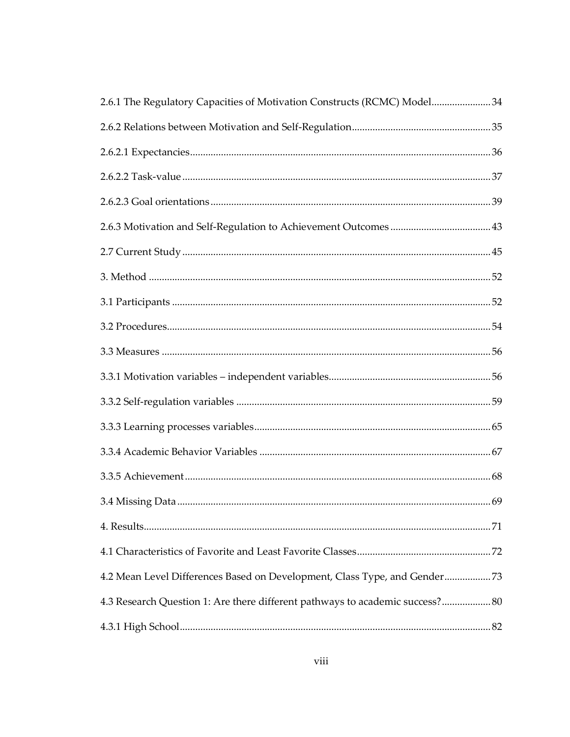2.6.1 The Regulatory Capacities of Motivation Constructs (RCMC) Model....................... 34

2.6.2 Relations between Motivation and Self-Regulation...................................................... 35

2.6.2.1 Expectancies.................................................................................................................... 36

2.6.2.2 Task-value ....................................................................................................................... 37

2.6.2.3 Goal orientations ............................................................................................................ 39

2.6.3 Motivation and Self-Regulation to Achievement Outcomes ....................................... 43

2.7 Current Study ....................................................................................................................... 45

3. Method .................................................................................................................................... 52

3.1 Participants ........................................................................................................................... 52

3.2 Procedures............................................................................................................................. 54

3.3 Measures ............................................................................................................................... 56

3.3.1 Motivation variables – independent variables.............................................................. 56

3.3.2 Self-regulation variables .................................................................................................. 59

3.3.3 Learning processes variables........................................................................................... 65

3.3.4 Academic Behavior Variables ......................................................................................... 67

3.3.5 Achievement...................................................................................................................... 68

3.4 Missing Data ......................................................................................................................... 69

4. Results...................................................................................................................................... 71

4.1 Characteristics of Favorite and Least Favorite Classes.................................................... 72

4.2 Mean Level Differences Based on Development, Class Type, and Gender.................. 73

4.3 Research Question 1: Are there different pathways to academic success?.................. 80

4.3.1 High School........................................................................................................................ 82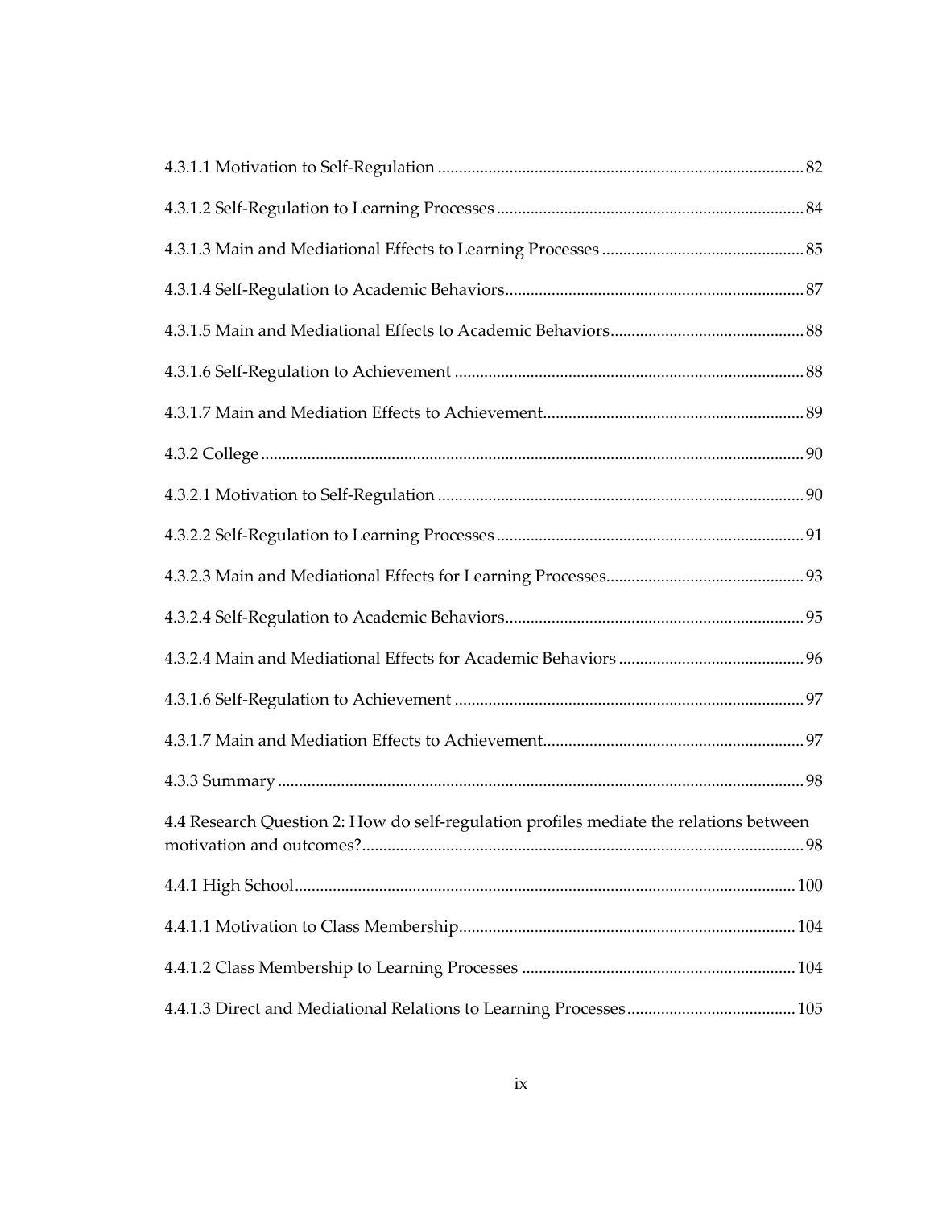4.3.1.1 Motivation to Self-Regulation ....................................................................................... 82

4.3.1.2 Self-Regulation to Learning Processes .......................................................................... 84

4.3.1.3 Main and Mediational Effects to Learning Processes ................................................ 85

4.3.1.4 Self-Regulation to Academic Behaviors........................................................................ 87

4.3.1.5 Main and Mediational Effects to Academic Behaviors.............................................. 88

4.3.1.6 Self-Regulation to Achievement ................................................................................... 88

4.3.1.7 Main and Mediation Effects to Achievement.............................................................. 89

4.3.2 College ................................................................................................................................ 90

4.3.2.1 Motivation to Self-Regulation ....................................................................................... 90

4.3.2.2 Self-Regulation to Learning Processes .......................................................................... 91

4.3.2.3 Main and Mediational Effects for Learning Processes............................................... 93

4.3.2.4 Self-Regulation to Academic Behaviors........................................................................ 95

4.3.2.4 Main and Mediational Effects for Academic Behaviors ............................................ 96

4.3.1.6 Self-Regulation to Achievement ................................................................................... 97

4.3.1.7 Main and Mediation Effects to Achievement.............................................................. 97

4.3.3 Summary ............................................................................................................................ 98

4.4 Research Question 2: How do self-regulation profiles mediate the relations between motivation and outcomes?......................................................................................................... 98

4.4.1 High School....................................................................................................................... 100

4.4.1.1 Motivation to Class Membership................................................................................ 104

4.4.1.2 Class Membership to Learning Processes ................................................................. 104

4.4.1.3 Direct and Mediational Relations to Learning Processes........................................ 105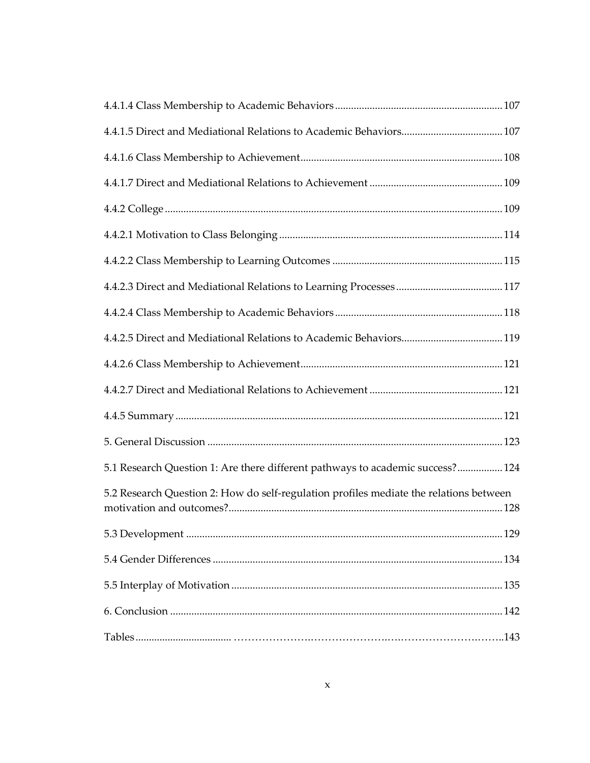4.4.1.4 Class Membership to Academic Behaviors ............................................................ 107

4.4.1.5 Direct and Mediational Relations to Academic Behaviors...................................... 107

4.4.1.6 Class Membership to Achievement........................................................................ 108

4.4.1.7 Direct and Mediational Relations to Achievement ................................................ 109

4.4.2 College ........................................................................................................................ 109

4.4.2.1 Motivation to Class Belonging ................................................................................ 114

4.4.2.2 Class Membership to Learning Outcomes ............................................................. 115

4.4.2.3 Direct and Mediational Relations to Learning Processes ....................................... 117

4.4.2.4 Class Membership to Academic Behaviors ............................................................ 118

4.4.2.5 Direct and Mediational Relations to Academic Behaviors...................................... 119

4.4.2.6 Class Membership to Achievement........................................................................ 121

4.4.2.7 Direct and Mediational Relations to Achievement ................................................ 121

4.4.5 Summary ..................................................................................................................... 121

5. General Discussion ........................................................................................................ 123

5.1 Research Question 1: Are there different pathways to academic success? ................. 124

5.2 Research Question 2: How do self-regulation profiles mediate the relations between motivation and outcomes?...................................................................................................... 128

5.3 Development .................................................................................................................. 129

5.4 Gender Differences ......................................................................................................... 134

5.5 Interplay of Motivation ................................................................................................... 135

6. Conclusion ....................................................................................................................... 142

Tables..................................................................................................................................143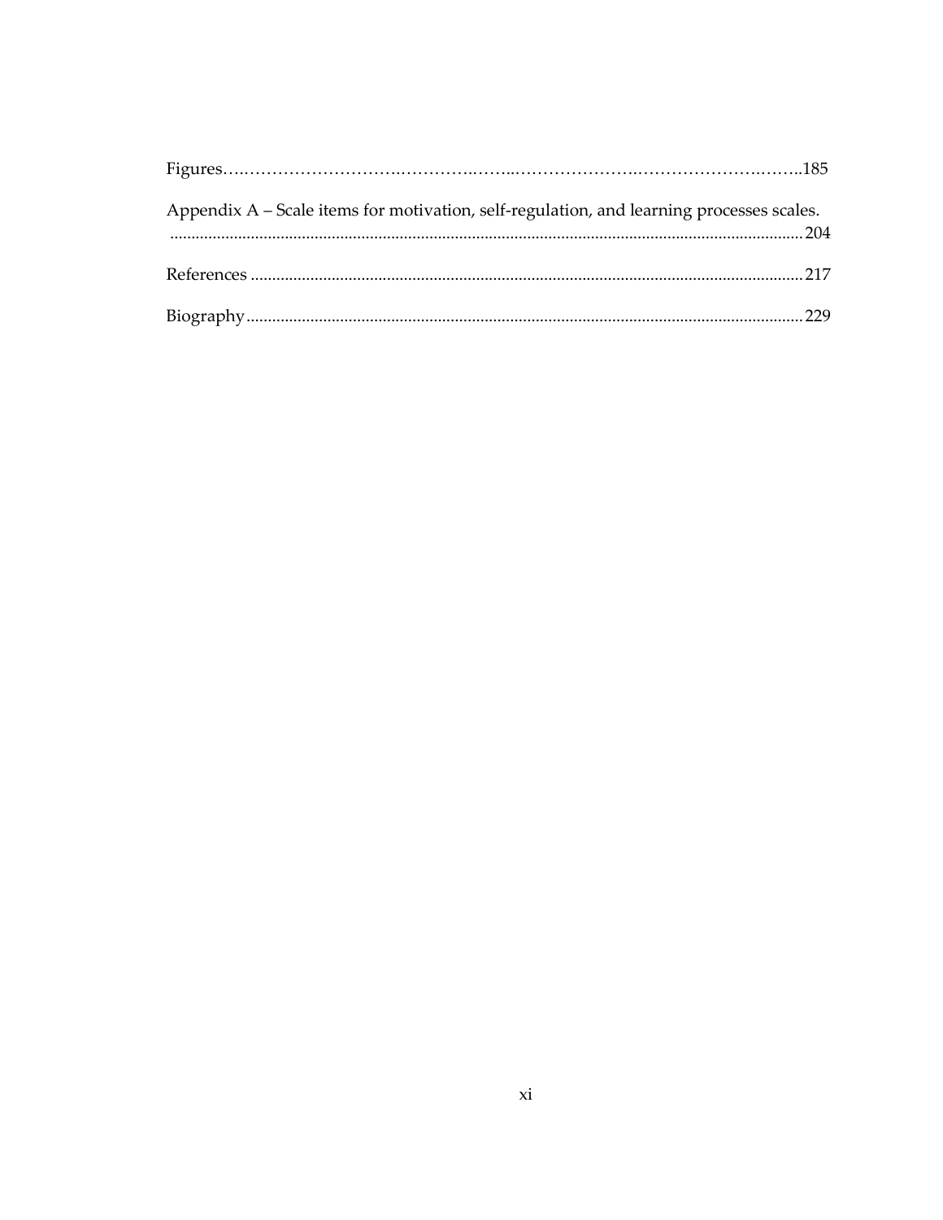Figures……………………….…………..……..…………………..………………….……..185

Appendix A – Scale items for motivation, self-regulation, and learning processes scales. ........................................................................................................................................ 204

References ........................................................................................................................ 217

Biography.......................................................................................................................... 229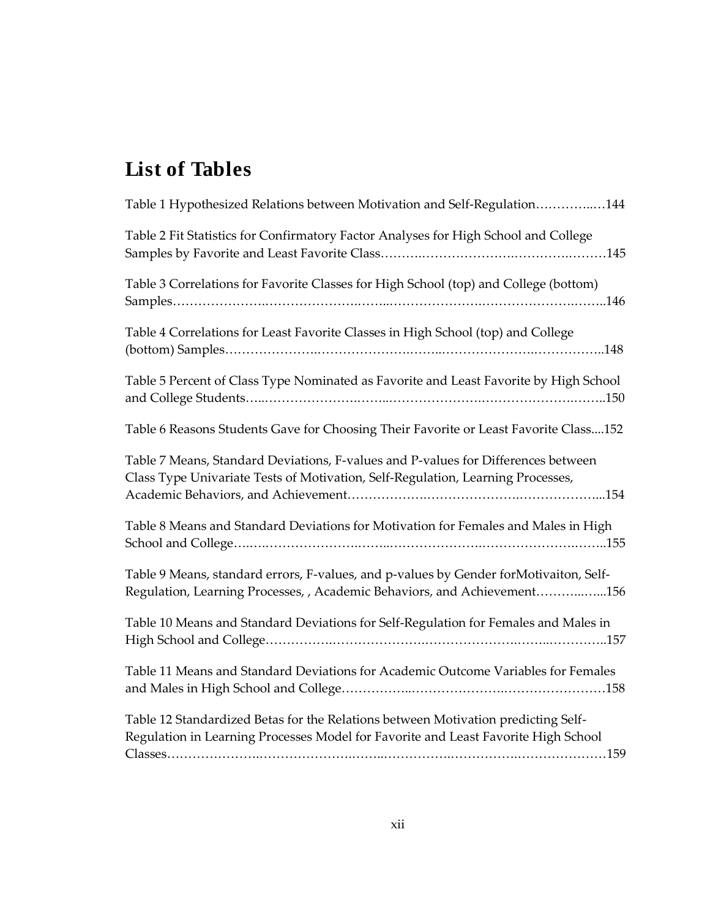# List of Tables

Table 1 Hypothesized Relations between Motivation and Self-Regulation…………..…144

Table 2 Fit Statistics for Confirmatory Factor Analyses for High School and College Samples by Favorite and Least Favorite Class……….……………….……….………145

Table 3 Correlations for Favorite Classes for High School (top) and College (bottom) Samples…………………..…………………..……..…………………..………………..……..146

Table 4 Correlations for Least Favorite Classes in High School (top) and College (bottom) Samples…………………..…………………..……..…………………..……………..148

Table 5 Percent of Class Type Nominated as Favorite and Least Favorite by High School and College Students…..…………………..……..…………………..………………..……..150

Table 6 Reasons Students Gave for Choosing Their Favorite or Least Favorite Class....152

Table 7 Means, Standard Deviations, F-values and P-values for Differences between Class Type Univariate Tests of Motivation, Self-Regulation, Learning Processes, Academic Behaviors, and Achievement……………….…………………..………………...154

Table 8 Means and Standard Deviations for Motivation for Females and Males in High School and College…..…………………..……..…………………..………………..……..155

Table 9 Means, standard errors, F-values, and p-values by Gender forMotivaiton, Self-Regulation, Learning Processes, , Academic Behaviors, and Achievement………..…...156

Table 10 Means and Standard Deviations for Self-Regulation for Females and Males in High School and College…………….…………………..…………………..……..………..157

Table 11 Means and Standard Deviations for Academic Outcome Variables for Females and Males in High School and College……………..…………………..……………………158

Table 12 Standardized Betas for the Relations between Motivation predicting Self-Regulation in Learning Processes Model for Favorite and Least Favorite High School Classes…………………..…………………..……..……………..…………….…………………159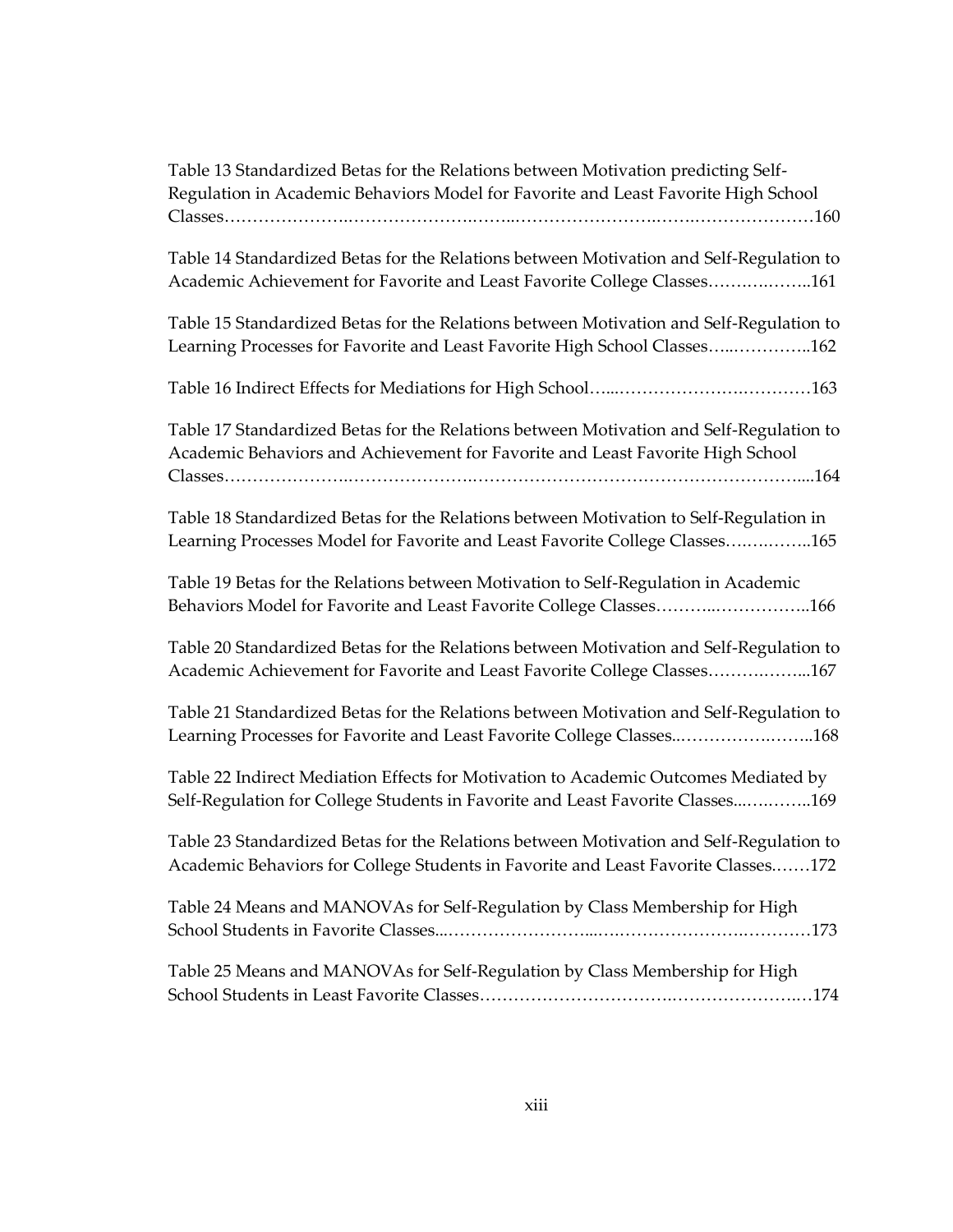Table 13 Standardized Betas for the Relations between Motivation predicting Self-Regulation in Academic Behaviors Model for Favorite and Least Favorite High School Classes……………….……………….……..…………………….……..…………………160

Table 14 Standardized Betas for the Relations between Motivation and Self-Regulation to Academic Achievement for Favorite and Least Favorite College Classes…….….……..161

Table 15 Standardized Betas for the Relations between Motivation and Self-Regulation to Learning Processes for Favorite and Least Favorite High School Classes…..…………..162

Table 16 Indirect Effects for Mediations for High School…...……………….…………163

Table 17 Standardized Betas for the Relations between Motivation and Self-Regulation to Academic Behaviors and Achievement for Favorite and Least Favorite High School Classes……………….……………….…………………………………………………....164

Table 18 Standardized Betas for the Relations between Motivation to Self-Regulation in Learning Processes Model for Favorite and Least Favorite College Classes…….……..165

Table 19 Betas for the Relations between Motivation to Self-Regulation in Academic Behaviors Model for Favorite and Least Favorite College Classes………..……………..166

Table 20 Standardized Betas for the Relations between Motivation and Self-Regulation to Academic Achievement for Favorite and Least Favorite College Classes…….……...167

Table 21 Standardized Betas for the Relations between Motivation and Self-Regulation to Learning Processes for Favorite and Least Favorite College Classes..……………..……..168

Table 22 Indirect Mediation Effects for Motivation to Academic Outcomes Mediated by Self-Regulation for College Students in Favorite and Least Favorite Classes...….……..169

Table 23 Standardized Betas for the Relations between Motivation and Self-Regulation to Academic Behaviors for College Students in Favorite and Least Favorite Classes.……172

Table 24 Means and MANOVAs for Self-Regulation by Class Membership for High School Students in Favorite Classes...……………………...…..……………….…………173

Table 25 Means and MANOVAs for Self-Regulation by Class Membership for High School Students in Least Favorite Classes……………………….…………………..…174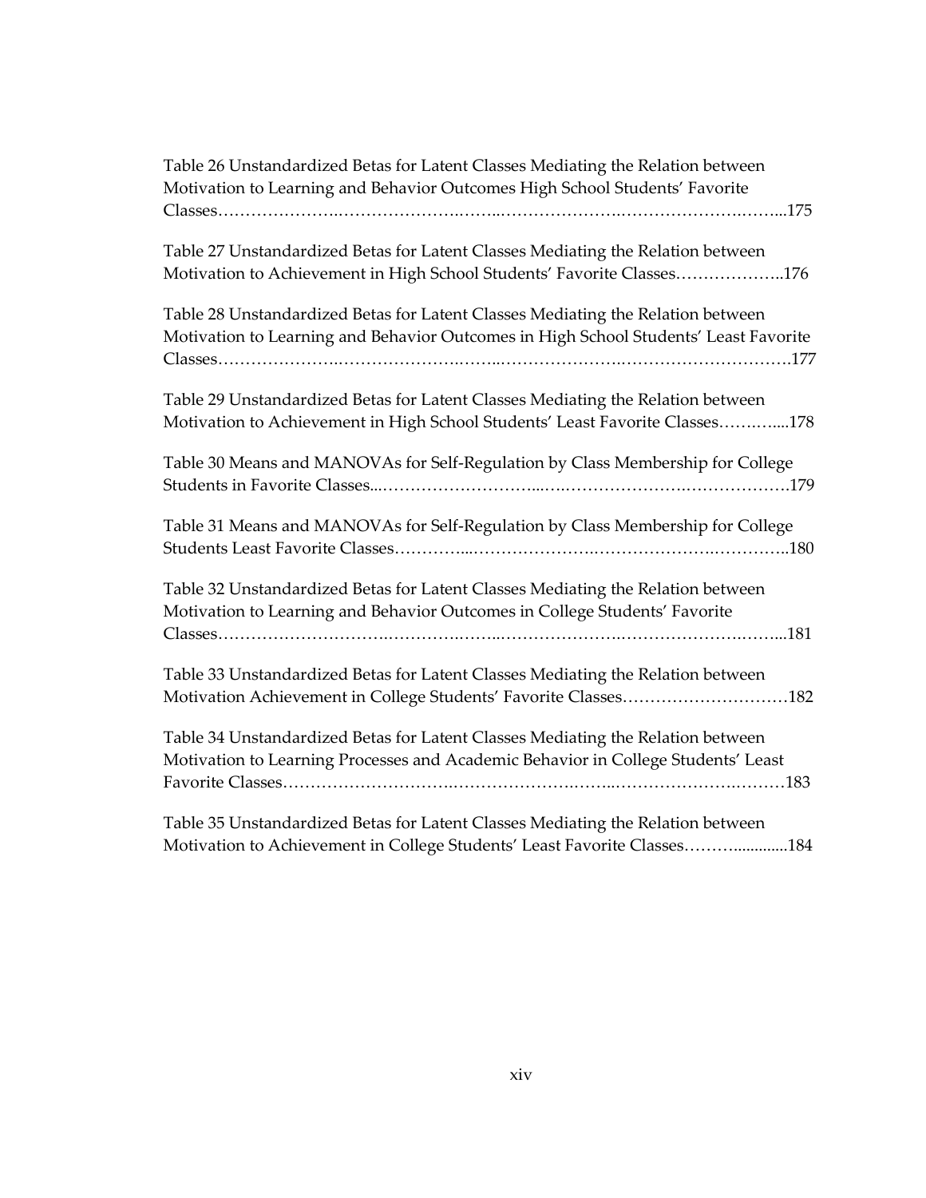Table 26 Unstandardized Betas for Latent Classes Mediating the Relation between Motivation to Learning and Behavior Outcomes High School Students' Favorite Classes……………….……………….……..……………….……………….……...175

Table 27 Unstandardized Betas for Latent Classes Mediating the Relation between Motivation to Achievement in High School Students' Favorite Classes………………..176

Table 28 Unstandardized Betas for Latent Classes Mediating the Relation between Motivation to Learning and Behavior Outcomes in High School Students' Least Favorite Classes……………….……………….……..……………….……………………….177

Table 29 Unstandardized Betas for Latent Classes Mediating the Relation between Motivation to Achievement in High School Students' Least Favorite Classes……….....178

Table 30 Means and MANOVAs for Self-Regulation by Class Membership for College Students in Favorite Classes...………………………...….………………….……………….179

Table 31 Means and MANOVAs for Self-Regulation by Class Membership for College Students Least Favorite Classes…………...………………….……………….…………..180

Table 32 Unstandardized Betas for Latent Classes Mediating the Relation between Motivation to Learning and Behavior Outcomes in College Students' Favorite Classes……………………….……………..……………….……………….……...181

Table 33 Unstandardized Betas for Latent Classes Mediating the Relation between Motivation Achievement in College Students' Favorite Classes…………………………182

Table 34 Unstandardized Betas for Latent Classes Mediating the Relation between Motivation to Learning Processes and Academic Behavior in College Students' Least Favorite Classes……………………….………………….……..……………….………183

Table 35 Unstandardized Betas for Latent Classes Mediating the Relation between Motivation to Achievement in College Students' Least Favorite Classes……….............184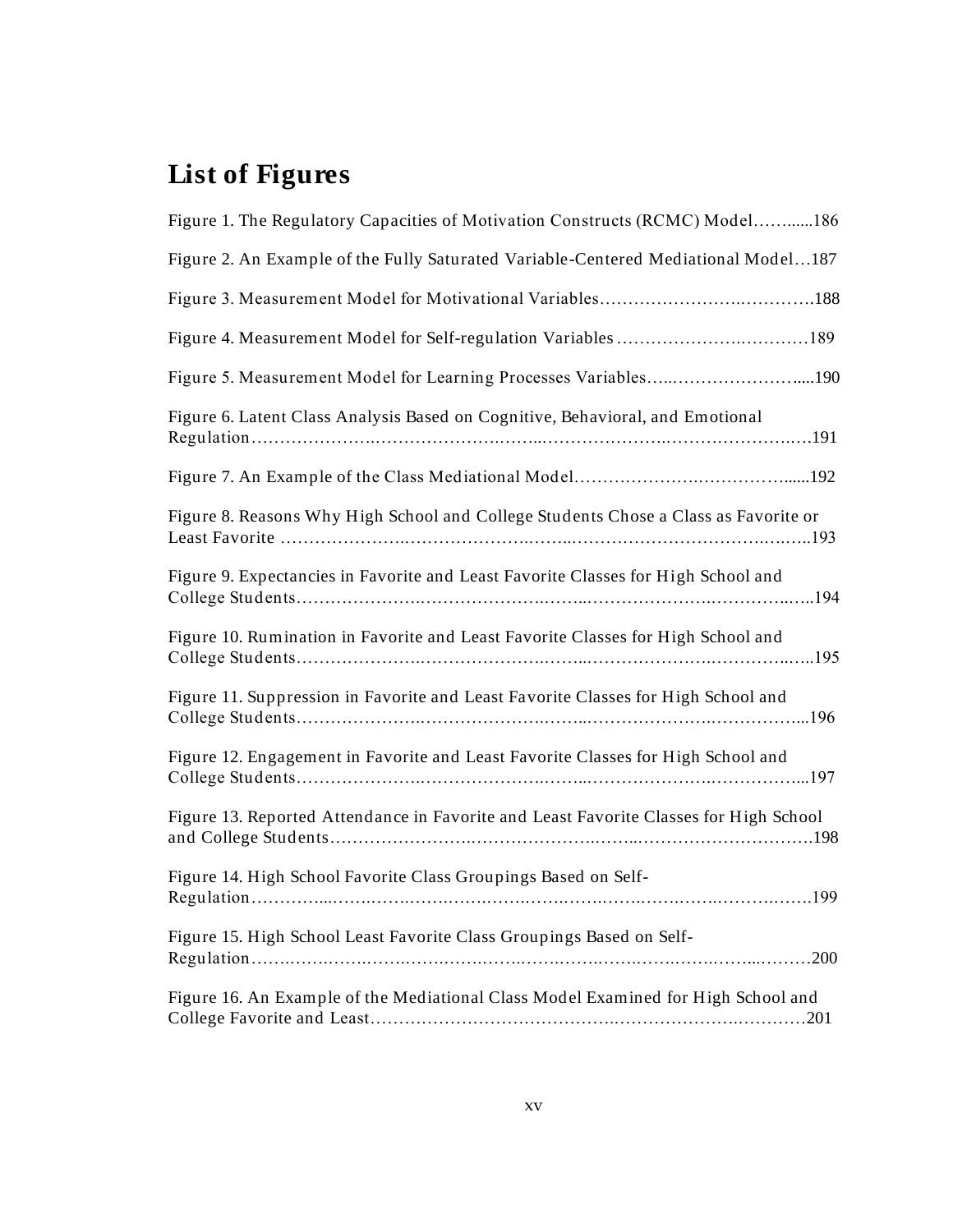# List of Figures

Figure 1. The Regulatory Capacities of Motivation Constructs (RCMC) Model……......186

Figure 2. An Example of the Fully Saturated Variable-Centered Mediational Model…187

Figure 3. Measurement Model for Motivational Variables…………………….………..188

Figure 4. Measurement Model for Self-regulation Variables ……………….…………189

Figure 5. Measurement Model for Learning Processes Variables…..…………………....190

Figure 6. Latent Class Analysis Based on Cognitive, Behavioral, and Emotional Regulation……………….…………………..……..………………….…………………..….191

Figure 7. An Example of the Class Mediational Model……………….……………......192

Figure 8. Reasons Why High School and College Students Chose a Class as Favorite or Least Favorite ………………….………………….……..……………………………….…….193

Figure 9. Expectancies in Favorite and Least Favorite Classes for High School and College Students………………….…………………..……..………………….…………..…..194

Figure 10. Rumination in Favorite and Least Favorite Classes for High School and College Students………………….…………………..……..………………….…………..…..195

Figure 11. Suppression in Favorite and Least Favorite Classes for High School and College Students………………….…………………..……..………………….……………...196

Figure 12. Engagement in Favorite and Least Favorite Classes for High School and College Students………………….…………………..……..………………….……………...197

Figure 13. Reported Attendance in Favorite and Least Favorite Classes for High School and College Students………………….…………………..……..………………………….198

Figure 14. High School Favorite Class Groupings Based on Self-Regulation…………...…….…….……….…….…….…….…….…….…….…….…….…….199

Figure 15. High School Least Favorite Class Groupings Based on Self-Regulation…….…….…….…….…….…….…….…….…….…….…….…….…..………200

Figure 16. An Example of the Mediational Class Model Examined for High School and College Favorite and Least……………………………….……………….…………201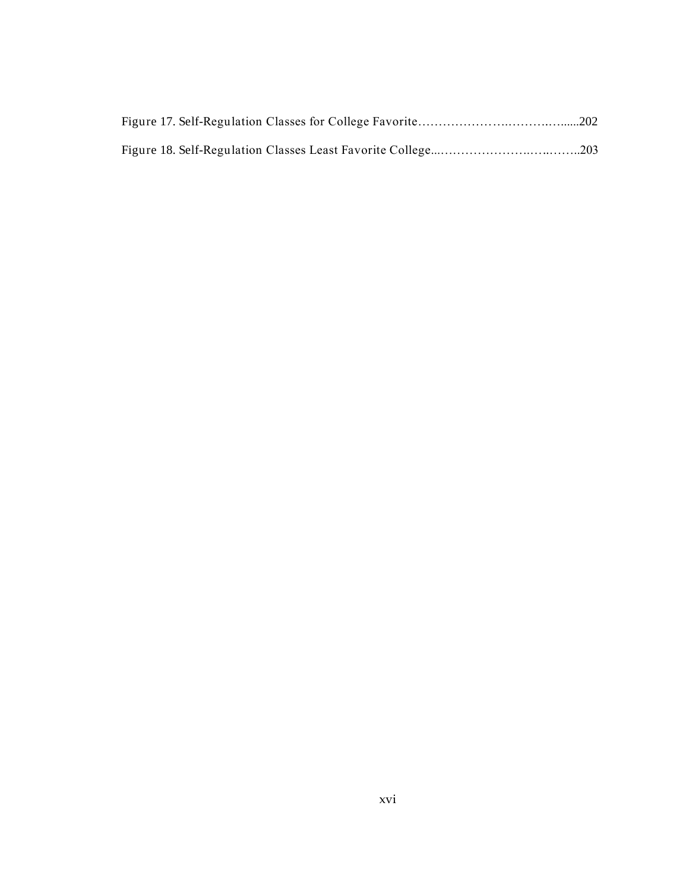Figure 17. Self-Regulation Classes for College Favorite……………………..………..…......202

Figure 18. Self-Regulation Classes Least Favorite College...……………………..…..……..203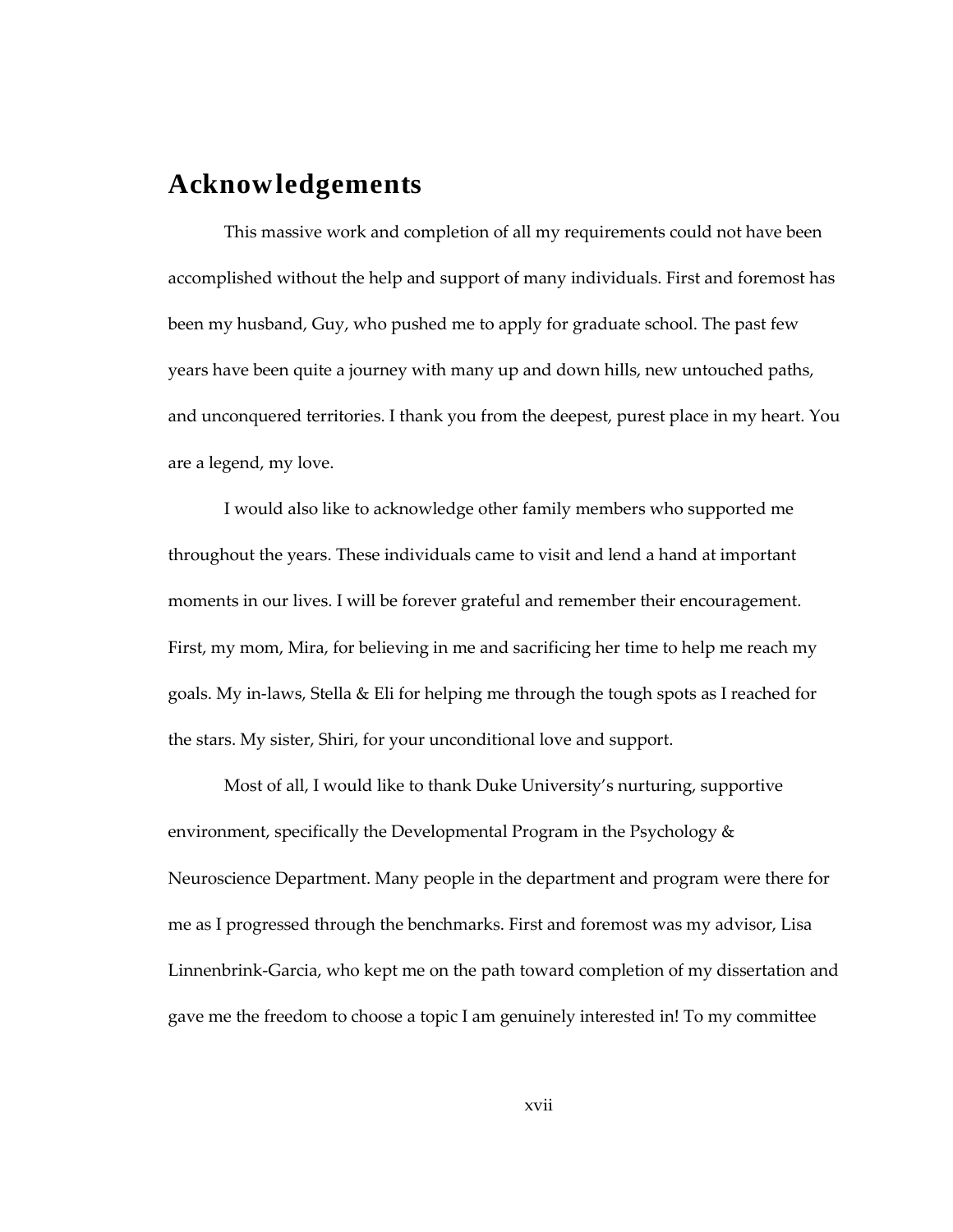# Acknowledgements

This massive work and completion of all my requirements could not have been accomplished without the help and support of many individuals. First and foremost has been my husband, Guy, who pushed me to apply for graduate school. The past few years have been quite a journey with many up and down hills, new untouched paths, and unconquered territories. I thank you from the deepest, purest place in my heart. You are a legend, my love.

I would also like to acknowledge other family members who supported me throughout the years. These individuals came to visit and lend a hand at important moments in our lives. I will be forever grateful and remember their encouragement. First, my mom, Mira, for believing in me and sacrificing her time to help me reach my goals. My in-laws, Stella & Eli for helping me through the tough spots as I reached for the stars. My sister, Shiri, for your unconditional love and support.

Most of all, I would like to thank Duke University's nurturing, supportive environment, specifically the Developmental Program in the Psychology & Neuroscience Department. Many people in the department and program were there for me as I progressed through the benchmarks. First and foremost was my advisor, Lisa Linnenbrink-Garcia, who kept me on the path toward completion of my dissertation and gave me the freedom to choose a topic I am genuinely interested in! To my committee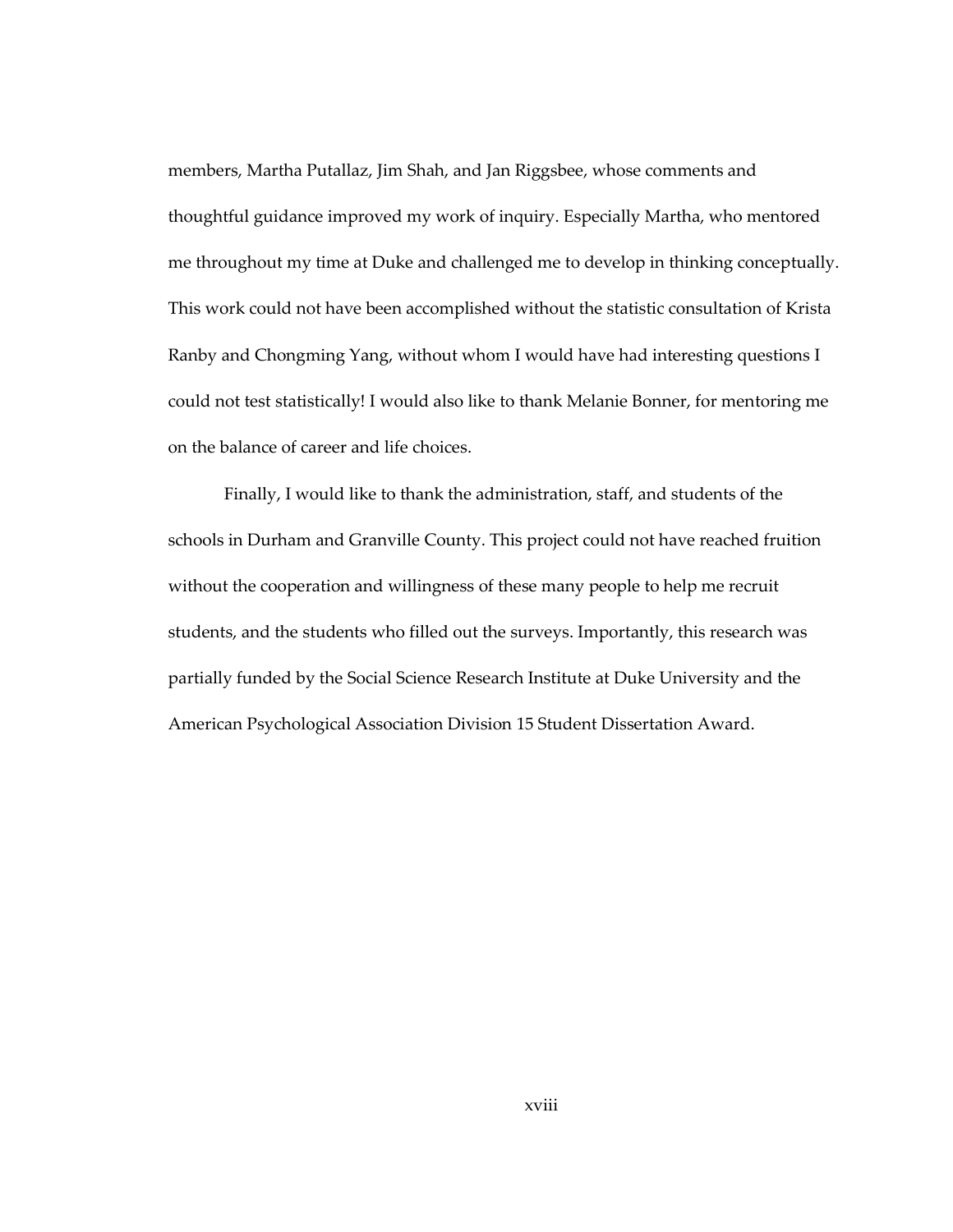members, Martha Putallaz, Jim Shah, and Jan Riggsbee, whose comments and thoughtful guidance improved my work of inquiry. Especially Martha, who mentored me throughout my time at Duke and challenged me to develop in thinking conceptually. This work could not have been accomplished without the statistic consultation of Krista Ranby and Chongming Yang, without whom I would have had interesting questions I could not test statistically! I would also like to thank Melanie Bonner, for mentoring me on the balance of career and life choices.

Finally, I would like to thank the administration, staff, and students of the schools in Durham and Granville County. This project could not have reached fruition without the cooperation and willingness of these many people to help me recruit students, and the students who filled out the surveys. Importantly, this research was partially funded by the Social Science Research Institute at Duke University and the American Psychological Association Division 15 Student Dissertation Award.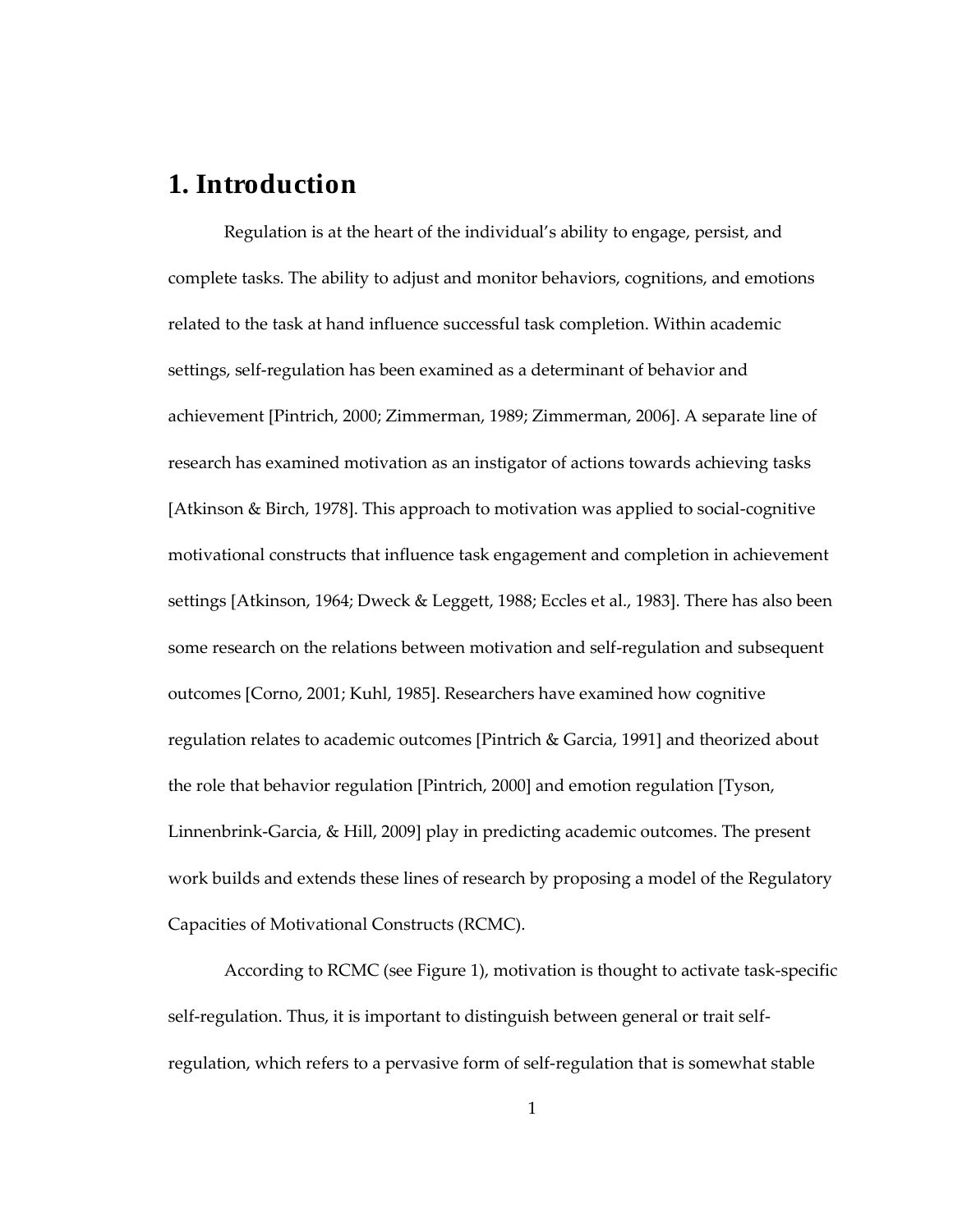# 1. Introduction

Regulation is at the heart of the individual's ability to engage, persist, and complete tasks. The ability to adjust and monitor behaviors, cognitions, and emotions related to the task at hand influence successful task completion. Within academic settings, self-regulation has been examined as a determinant of behavior and achievement [Pintrich, 2000; Zimmerman, 1989; Zimmerman, 2006]. A separate line of research has examined motivation as an instigator of actions towards achieving tasks [Atkinson & Birch, 1978]. This approach to motivation was applied to social-cognitive motivational constructs that influence task engagement and completion in achievement settings [Atkinson, 1964; Dweck & Leggett, 1988; Eccles et al., 1983]. There has also been some research on the relations between motivation and self-regulation and subsequent outcomes [Corno, 2001; Kuhl, 1985]. Researchers have examined how cognitive regulation relates to academic outcomes [Pintrich & Garcia, 1991] and theorized about the role that behavior regulation [Pintrich, 2000] and emotion regulation [Tyson, Linnenbrink-Garcia, & Hill, 2009] play in predicting academic outcomes. The present work builds and extends these lines of research by proposing a model of the Regulatory Capacities of Motivational Constructs (RCMC).

According to RCMC (see Figure 1), motivation is thought to activate task-specific self-regulation. Thus, it is important to distinguish between general or trait self-regulation, which refers to a pervasive form of self-regulation that is somewhat stable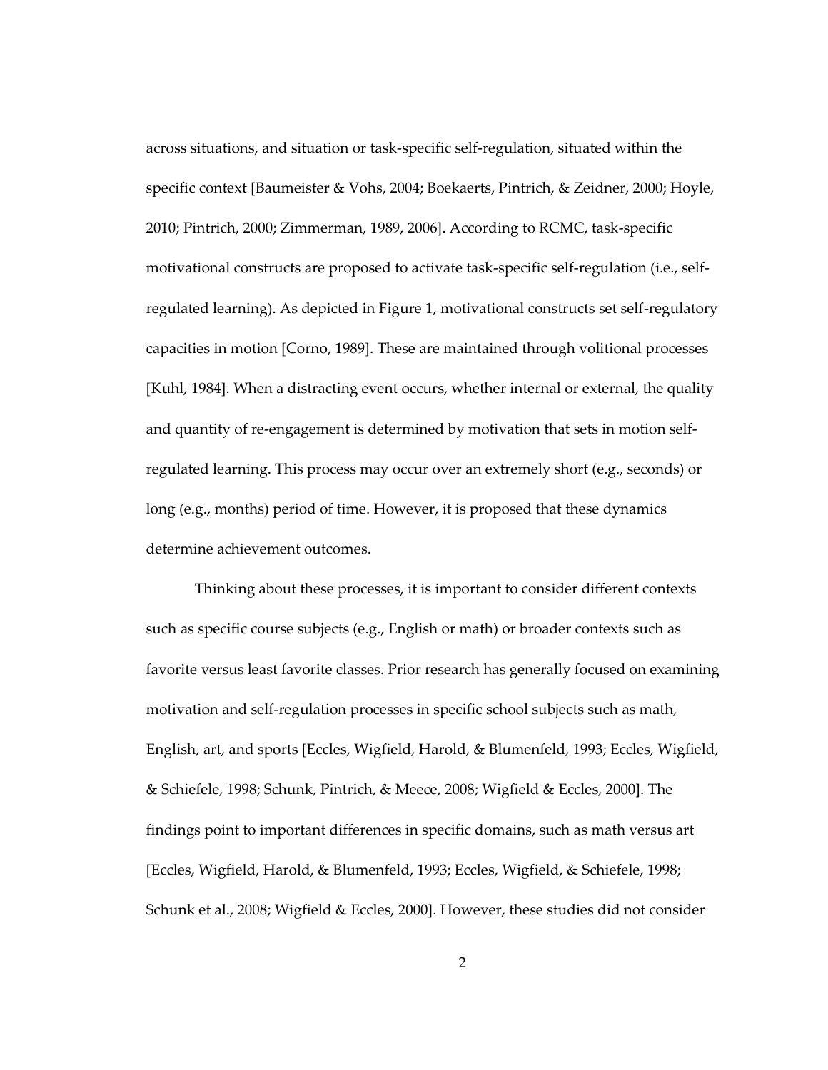across situations, and situation or task-specific self-regulation, situated within the specific context [Baumeister & Vohs, 2004; Boekaerts, Pintrich, & Zeidner, 2000; Hoyle, 2010; Pintrich, 2000; Zimmerman, 1989, 2006]. According to RCMC, task-specific motivational constructs are proposed to activate task-specific self-regulation (i.e., self-regulated learning). As depicted in Figure 1, motivational constructs set self-regulatory capacities in motion [Corno, 1989]. These are maintained through volitional processes [Kuhl, 1984]. When a distracting event occurs, whether internal or external, the quality and quantity of re-engagement is determined by motivation that sets in motion self-regulated learning. This process may occur over an extremely short (e.g., seconds) or long (e.g., months) period of time. However, it is proposed that these dynamics determine achievement outcomes.

Thinking about these processes, it is important to consider different contexts such as specific course subjects (e.g., English or math) or broader contexts such as favorite versus least favorite classes. Prior research has generally focused on examining motivation and self-regulation processes in specific school subjects such as math, English, art, and sports [Eccles, Wigfield, Harold, & Blumenfeld, 1993; Eccles, Wigfield, & Schiefele, 1998; Schunk, Pintrich, & Meece, 2008; Wigfield & Eccles, 2000]. The findings point to important differences in specific domains, such as math versus art [Eccles, Wigfield, Harold, & Blumenfeld, 1993; Eccles, Wigfield, & Schiefele, 1998; Schunk et al., 2008; Wigfield & Eccles, 2000]. However, these studies did not consider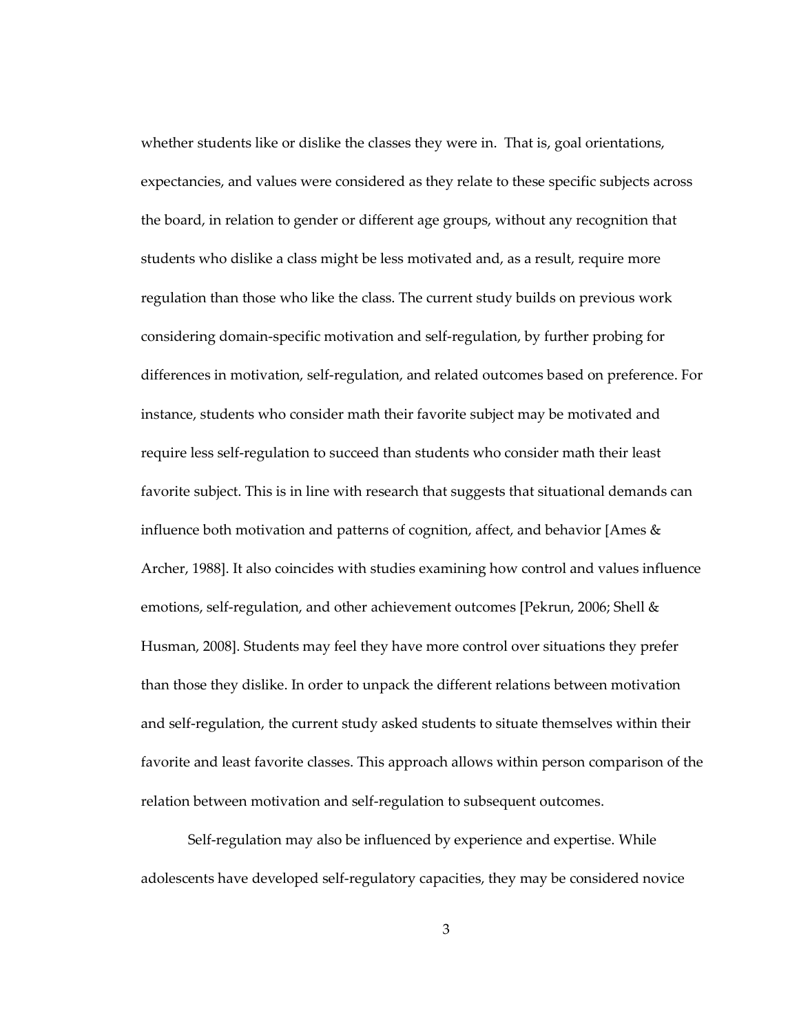whether students like or dislike the classes they were in. That is, goal orientations, expectancies, and values were considered as they relate to these specific subjects across the board, in relation to gender or different age groups, without any recognition that students who dislike a class might be less motivated and, as a result, require more regulation than those who like the class. The current study builds on previous work considering domain-specific motivation and self-regulation, by further probing for differences in motivation, self-regulation, and related outcomes based on preference. For instance, students who consider math their favorite subject may be motivated and require less self-regulation to succeed than students who consider math their least favorite subject. This is in line with research that suggests that situational demands can influence both motivation and patterns of cognition, affect, and behavior [Ames & Archer, 1988]. It also coincides with studies examining how control and values influence emotions, self-regulation, and other achievement outcomes [Pekrun, 2006; Shell & Husman, 2008]. Students may feel they have more control over situations they prefer than those they dislike. In order to unpack the different relations between motivation and self-regulation, the current study asked students to situate themselves within their favorite and least favorite classes. This approach allows within person comparison of the relation between motivation and self-regulation to subsequent outcomes.

Self-regulation may also be influenced by experience and expertise. While adolescents have developed self-regulatory capacities, they may be considered novice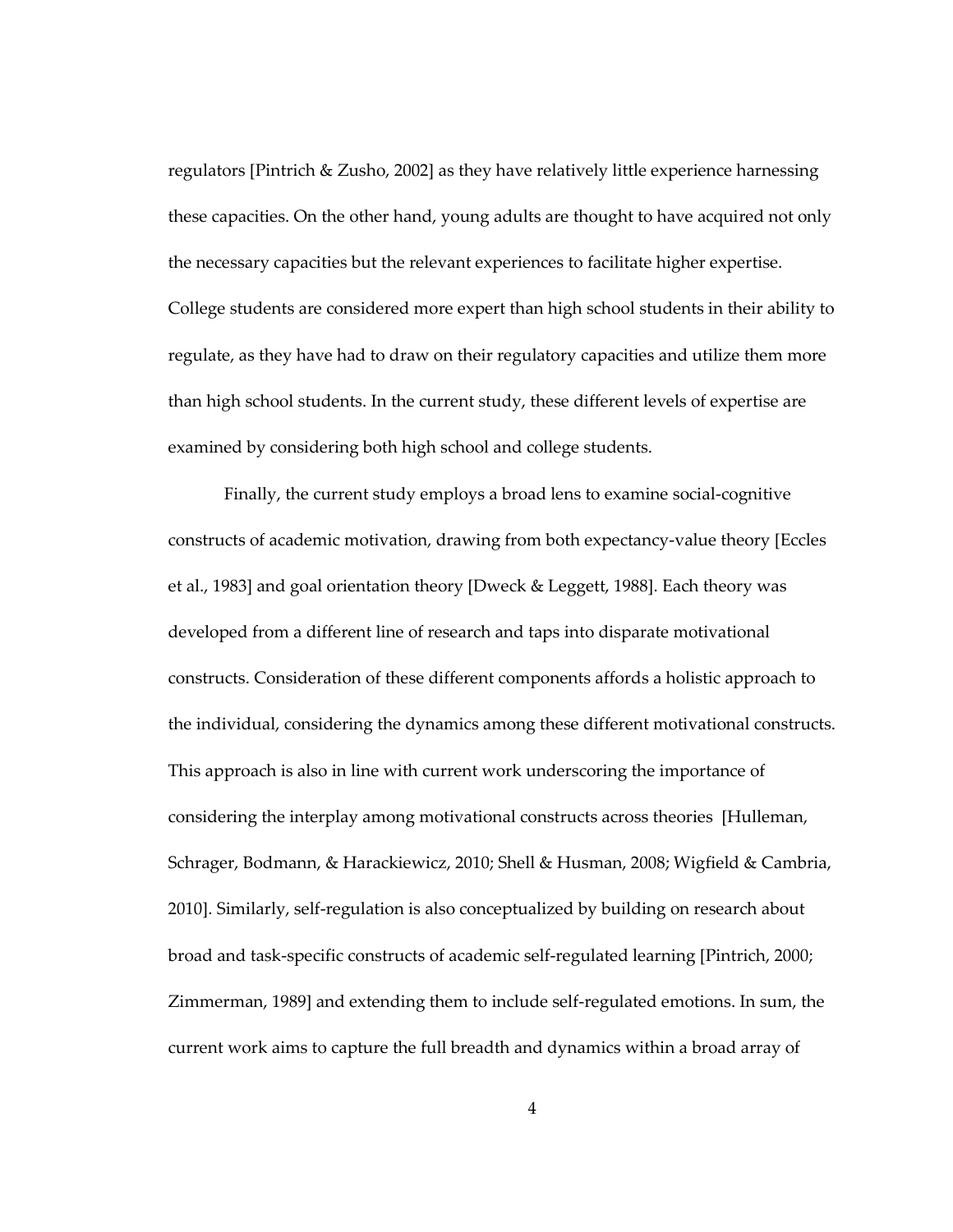regulators [Pintrich & Zusho, 2002] as they have relatively little experience harnessing these capacities. On the other hand, young adults are thought to have acquired not only the necessary capacities but the relevant experiences to facilitate higher expertise. College students are considered more expert than high school students in their ability to regulate, as they have had to draw on their regulatory capacities and utilize them more than high school students. In the current study, these different levels of expertise are examined by considering both high school and college students.

Finally, the current study employs a broad lens to examine social-cognitive constructs of academic motivation, drawing from both expectancy-value theory [Eccles et al., 1983] and goal orientation theory [Dweck & Leggett, 1988]. Each theory was developed from a different line of research and taps into disparate motivational constructs. Consideration of these different components affords a holistic approach to the individual, considering the dynamics among these different motivational constructs. This approach is also in line with current work underscoring the importance of considering the interplay among motivational constructs across theories [Hulleman, Schrager, Bodmann, & Harackiewicz, 2010; Shell & Husman, 2008; Wigfield & Cambria, 2010]. Similarly, self-regulation is also conceptualized by building on research about broad and task-specific constructs of academic self-regulated learning [Pintrich, 2000; Zimmerman, 1989] and extending them to include self-regulated emotions. In sum, the current work aims to capture the full breadth and dynamics within a broad array of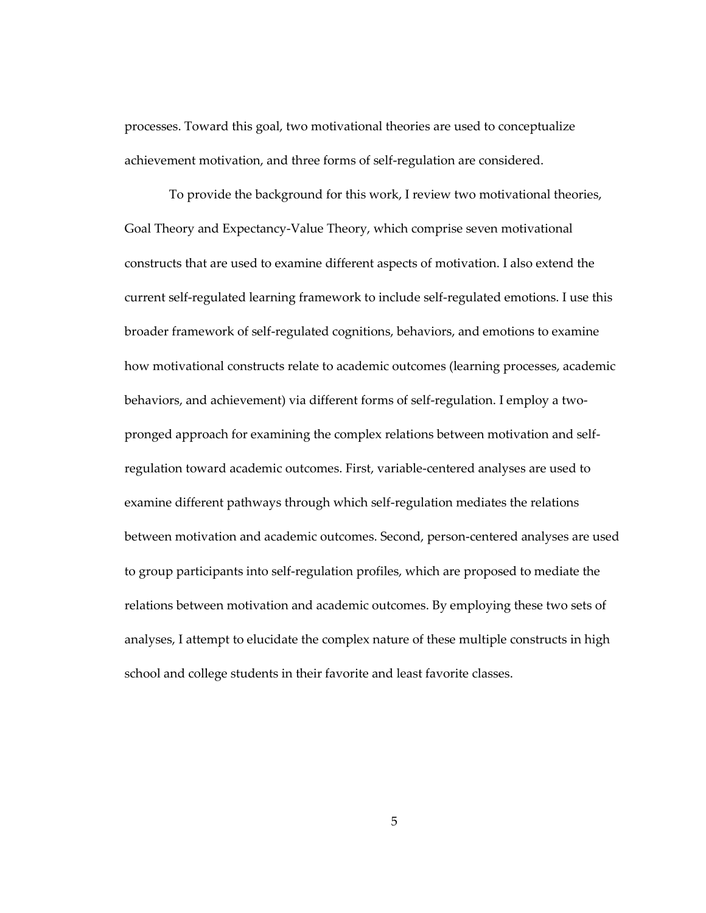processes. Toward this goal, two motivational theories are used to conceptualize achievement motivation, and three forms of self-regulation are considered.

To provide the background for this work, I review two motivational theories, Goal Theory and Expectancy-Value Theory, which comprise seven motivational constructs that are used to examine different aspects of motivation. I also extend the current self-regulated learning framework to include self-regulated emotions. I use this broader framework of self-regulated cognitions, behaviors, and emotions to examine how motivational constructs relate to academic outcomes (learning processes, academic behaviors, and achievement) via different forms of self-regulation. I employ a two-pronged approach for examining the complex relations between motivation and self-regulation toward academic outcomes. First, variable-centered analyses are used to examine different pathways through which self-regulation mediates the relations between motivation and academic outcomes. Second, person-centered analyses are used to group participants into self-regulation profiles, which are proposed to mediate the relations between motivation and academic outcomes. By employing these two sets of analyses, I attempt to elucidate the complex nature of these multiple constructs in high school and college students in their favorite and least favorite classes.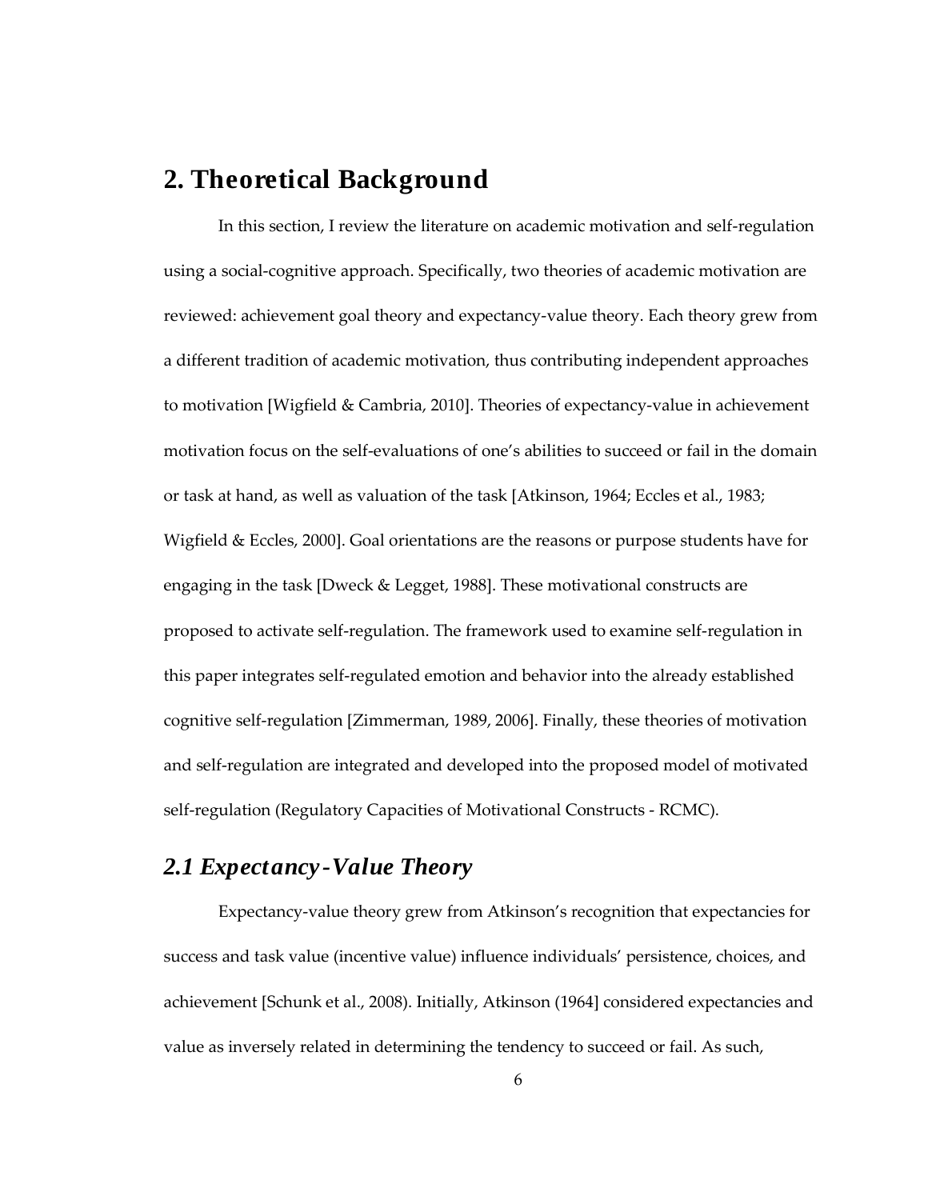# 2. Theoretical Background

In this section, I review the literature on academic motivation and self-regulation using a social-cognitive approach. Specifically, two theories of academic motivation are reviewed: achievement goal theory and expectancy-value theory. Each theory grew from a different tradition of academic motivation, thus contributing independent approaches to motivation [Wigfield & Cambria, 2010]. Theories of expectancy-value in achievement motivation focus on the self-evaluations of one's abilities to succeed or fail in the domain or task at hand, as well as valuation of the task [Atkinson, 1964; Eccles et al., 1983; Wigfield & Eccles, 2000]. Goal orientations are the reasons or purpose students have for engaging in the task [Dweck & Legget, 1988]. These motivational constructs are proposed to activate self-regulation. The framework used to examine self-regulation in this paper integrates self-regulated emotion and behavior into the already established cognitive self-regulation [Zimmerman, 1989, 2006]. Finally, these theories of motivation and self-regulation are integrated and developed into the proposed model of motivated self-regulation (Regulatory Capacities of Motivational Constructs - RCMC).

## *2.1 Expectancy-Value Theory*

Expectancy-value theory grew from Atkinson's recognition that expectancies for success and task value (incentive value) influence individuals' persistence, choices, and achievement [Schunk et al., 2008). Initially, Atkinson (1964] considered expectancies and value as inversely related in determining the tendency to succeed or fail. As such,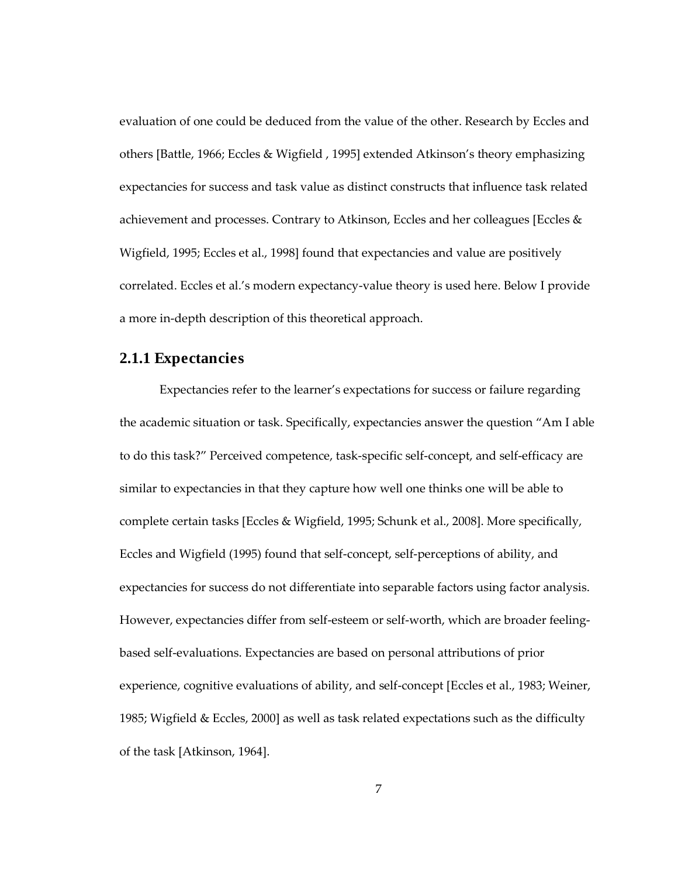evaluation of one could be deduced from the value of the other. Research by Eccles and others [Battle, 1966; Eccles & Wigfield , 1995] extended Atkinson's theory emphasizing expectancies for success and task value as distinct constructs that influence task related achievement and processes. Contrary to Atkinson, Eccles and her colleagues [Eccles & Wigfield, 1995; Eccles et al., 1998] found that expectancies and value are positively correlated. Eccles et al.'s modern expectancy-value theory is used here. Below I provide a more in-depth description of this theoretical approach.

### 2.1.1 Expectancies

Expectancies refer to the learner's expectations for success or failure regarding the academic situation or task. Specifically, expectancies answer the question "Am I able to do this task?" Perceived competence, task-specific self-concept, and self-efficacy are similar to expectancies in that they capture how well one thinks one will be able to complete certain tasks [Eccles & Wigfield, 1995; Schunk et al., 2008]. More specifically, Eccles and Wigfield (1995) found that self-concept, self-perceptions of ability, and expectancies for success do not differentiate into separable factors using factor analysis. However, expectancies differ from self-esteem or self-worth, which are broader feeling-based self-evaluations. Expectancies are based on personal attributions of prior experience, cognitive evaluations of ability, and self-concept [Eccles et al., 1983; Weiner, 1985; Wigfield & Eccles, 2000] as well as task related expectations such as the difficulty of the task [Atkinson, 1964].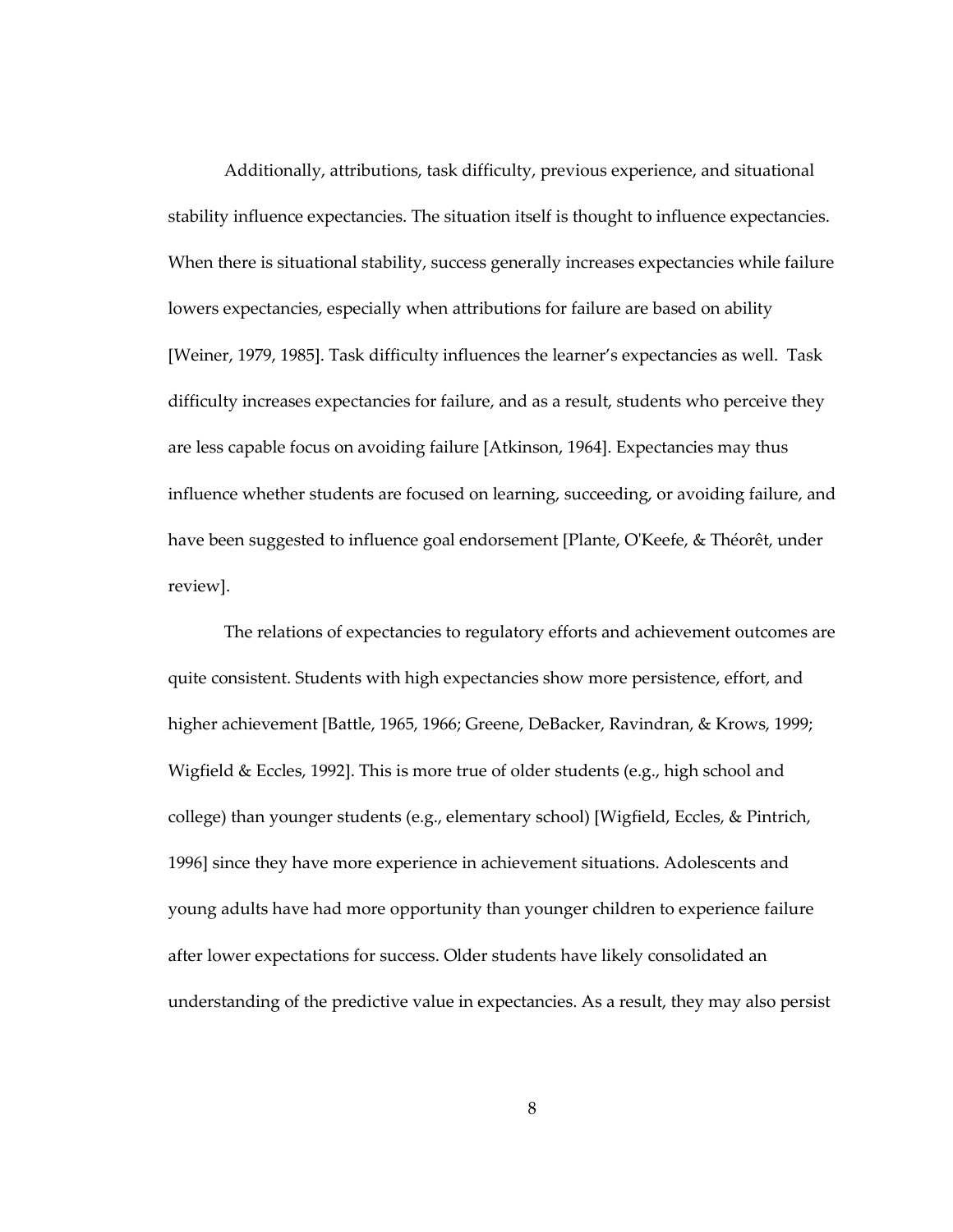Additionally, attributions, task difficulty, previous experience, and situational stability influence expectancies. The situation itself is thought to influence expectancies. When there is situational stability, success generally increases expectancies while failure lowers expectancies, especially when attributions for failure are based on ability [Weiner, 1979, 1985]. Task difficulty influences the learner's expectancies as well. Task difficulty increases expectancies for failure, and as a result, students who perceive they are less capable focus on avoiding failure [Atkinson, 1964]. Expectancies may thus influence whether students are focused on learning, succeeding, or avoiding failure, and have been suggested to influence goal endorsement [Plante, O'Keefe, & Théorêt, under review].

The relations of expectancies to regulatory efforts and achievement outcomes are quite consistent. Students with high expectancies show more persistence, effort, and higher achievement [Battle, 1965, 1966; Greene, DeBacker, Ravindran, & Krows, 1999; Wigfield & Eccles, 1992]. This is more true of older students (e.g., high school and college) than younger students (e.g., elementary school) [Wigfield, Eccles, & Pintrich, 1996] since they have more experience in achievement situations. Adolescents and young adults have had more opportunity than younger children to experience failure after lower expectations for success. Older students have likely consolidated an understanding of the predictive value in expectancies. As a result, they may also persist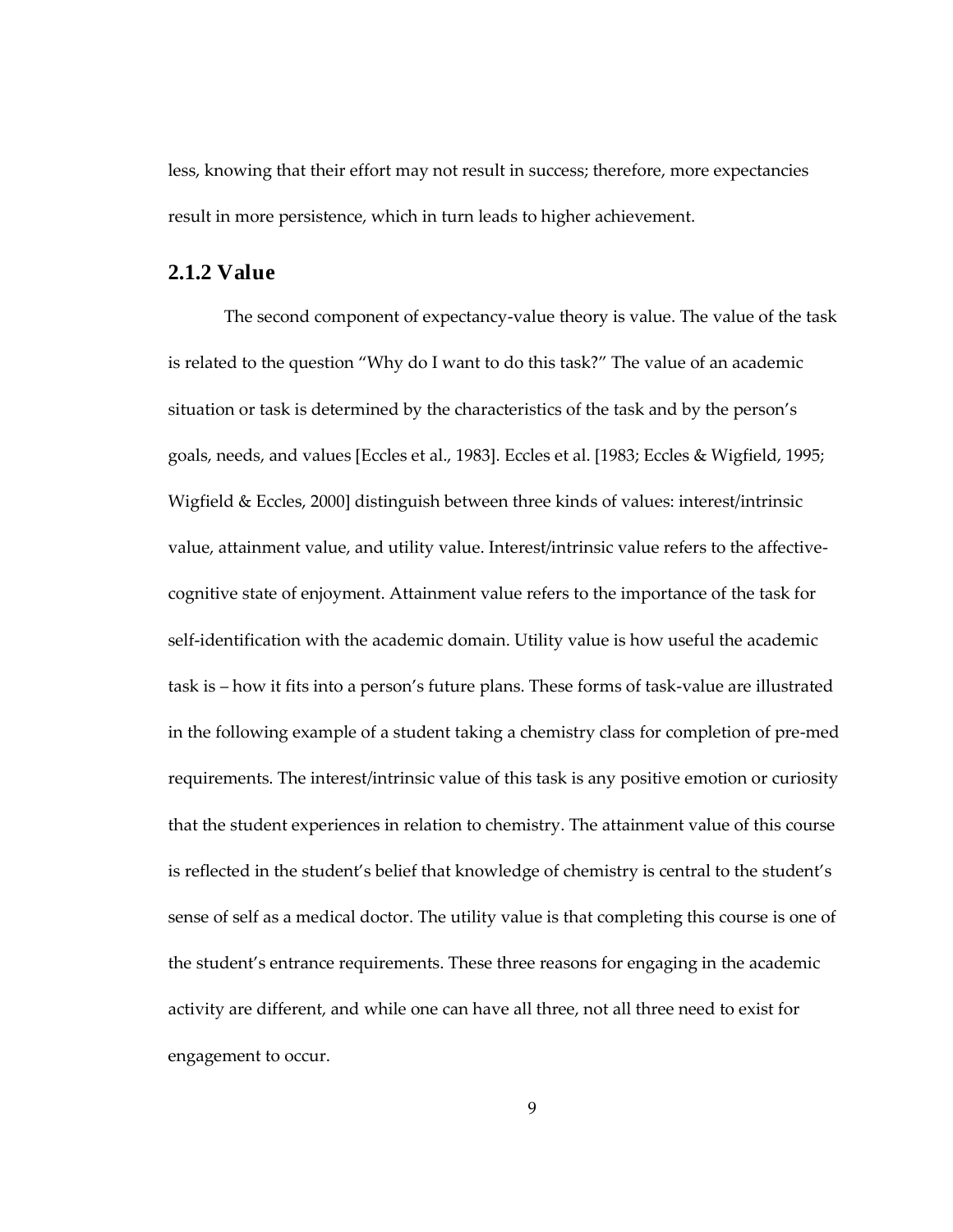less, knowing that their effort may not result in success; therefore, more expectancies result in more persistence, which in turn leads to higher achievement.

### 2.1.2 Value

The second component of expectancy-value theory is value. The value of the task is related to the question "Why do I want to do this task?" The value of an academic situation or task is determined by the characteristics of the task and by the person's goals, needs, and values [Eccles et al., 1983]. Eccles et al. [1983; Eccles & Wigfield, 1995; Wigfield & Eccles, 2000] distinguish between three kinds of values: interest/intrinsic value, attainment value, and utility value. Interest/intrinsic value refers to the affective-cognitive state of enjoyment. Attainment value refers to the importance of the task for self-identification with the academic domain. Utility value is how useful the academic task is – how it fits into a person's future plans. These forms of task-value are illustrated in the following example of a student taking a chemistry class for completion of pre-med requirements. The interest/intrinsic value of this task is any positive emotion or curiosity that the student experiences in relation to chemistry. The attainment value of this course is reflected in the student's belief that knowledge of chemistry is central to the student's sense of self as a medical doctor. The utility value is that completing this course is one of the student's entrance requirements. These three reasons for engaging in the academic activity are different, and while one can have all three, not all three need to exist for engagement to occur.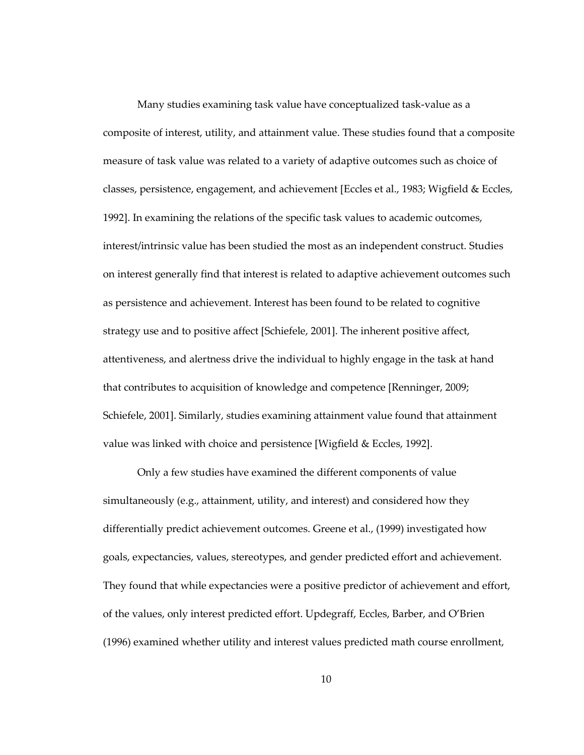Many studies examining task value have conceptualized task-value as a composite of interest, utility, and attainment value. These studies found that a composite measure of task value was related to a variety of adaptive outcomes such as choice of classes, persistence, engagement, and achievement [Eccles et al., 1983; Wigfield & Eccles, 1992]. In examining the relations of the specific task values to academic outcomes, interest/intrinsic value has been studied the most as an independent construct. Studies on interest generally find that interest is related to adaptive achievement outcomes such as persistence and achievement. Interest has been found to be related to cognitive strategy use and to positive affect [Schiefele, 2001]. The inherent positive affect, attentiveness, and alertness drive the individual to highly engage in the task at hand that contributes to acquisition of knowledge and competence [Renninger, 2009; Schiefele, 2001]. Similarly, studies examining attainment value found that attainment value was linked with choice and persistence [Wigfield & Eccles, 1992].

Only a few studies have examined the different components of value simultaneously (e.g., attainment, utility, and interest) and considered how they differentially predict achievement outcomes. Greene et al., (1999) investigated how goals, expectancies, values, stereotypes, and gender predicted effort and achievement. They found that while expectancies were a positive predictor of achievement and effort, of the values, only interest predicted effort. Updegraff, Eccles, Barber, and O'Brien (1996) examined whether utility and interest values predicted math course enrollment,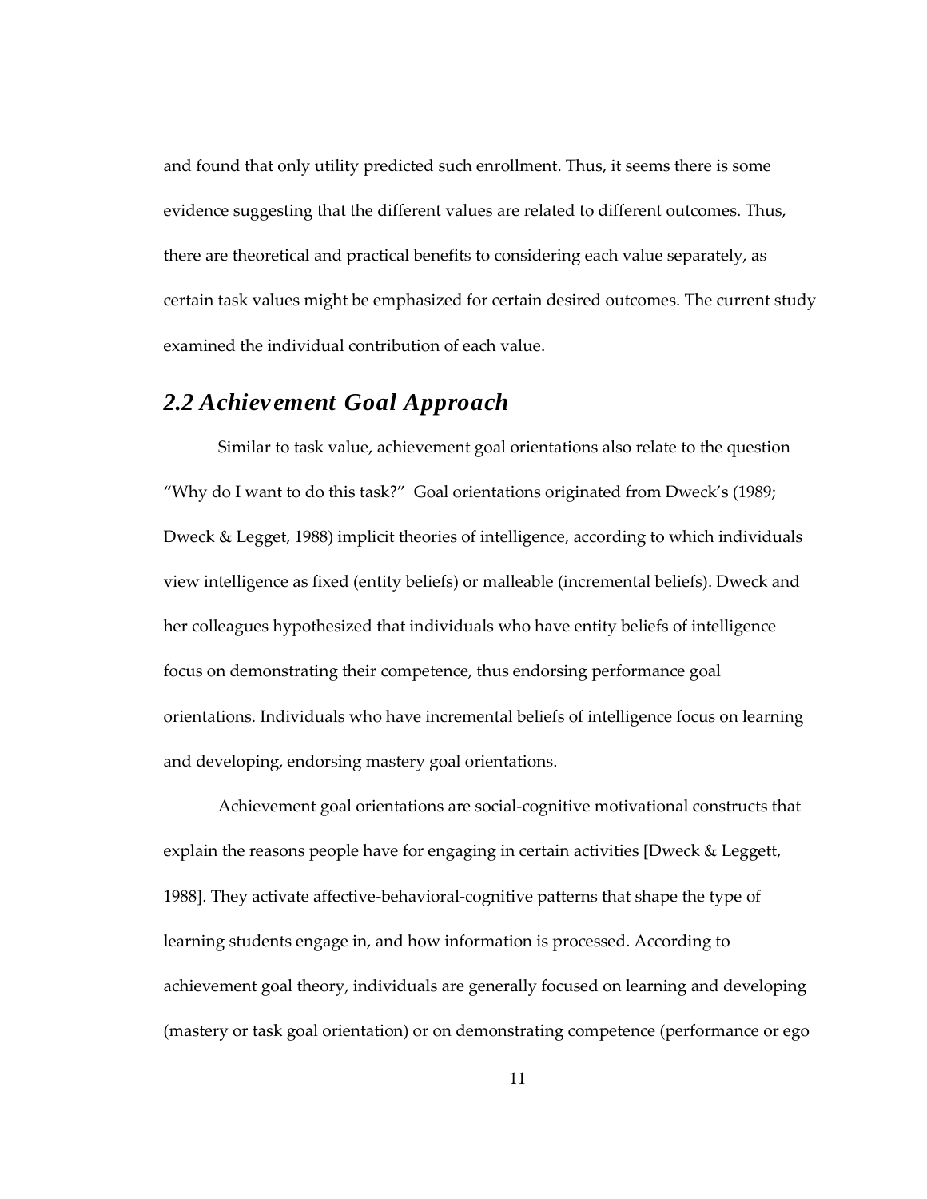and found that only utility predicted such enrollment. Thus, it seems there is some evidence suggesting that the different values are related to different outcomes. Thus, there are theoretical and practical benefits to considering each value separately, as certain task values might be emphasized for certain desired outcomes. The current study examined the individual contribution of each value.

## *2.2 Achievement Goal Approach*

Similar to task value, achievement goal orientations also relate to the question "Why do I want to do this task?" Goal orientations originated from Dweck's (1989; Dweck & Legget, 1988) implicit theories of intelligence, according to which individuals view intelligence as fixed (entity beliefs) or malleable (incremental beliefs). Dweck and her colleagues hypothesized that individuals who have entity beliefs of intelligence focus on demonstrating their competence, thus endorsing performance goal orientations. Individuals who have incremental beliefs of intelligence focus on learning and developing, endorsing mastery goal orientations.

Achievement goal orientations are social-cognitive motivational constructs that explain the reasons people have for engaging in certain activities [Dweck & Leggett, 1988]. They activate affective-behavioral-cognitive patterns that shape the type of learning students engage in, and how information is processed. According to achievement goal theory, individuals are generally focused on learning and developing (mastery or task goal orientation) or on demonstrating competence (performance or ego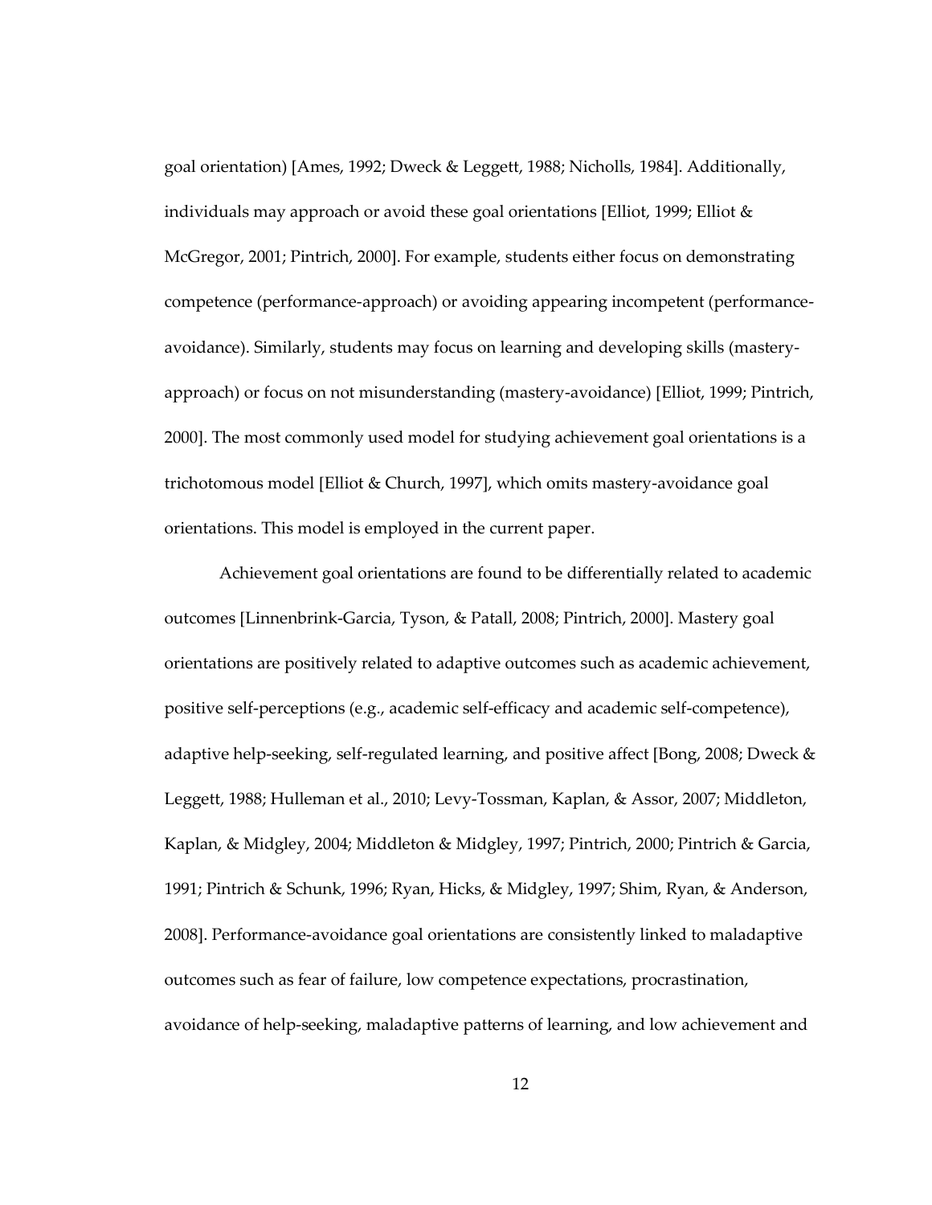goal orientation) [Ames, 1992; Dweck & Leggett, 1988; Nicholls, 1984]. Additionally, individuals may approach or avoid these goal orientations [Elliot, 1999; Elliot & McGregor, 2001; Pintrich, 2000]. For example, students either focus on demonstrating competence (performance-approach) or avoiding appearing incompetent (performance-avoidance). Similarly, students may focus on learning and developing skills (mastery-approach) or focus on not misunderstanding (mastery-avoidance) [Elliot, 1999; Pintrich, 2000]. The most commonly used model for studying achievement goal orientations is a trichotomous model [Elliot & Church, 1997], which omits mastery-avoidance goal orientations. This model is employed in the current paper.

Achievement goal orientations are found to be differentially related to academic outcomes [Linnenbrink-Garcia, Tyson, & Patall, 2008; Pintrich, 2000]. Mastery goal orientations are positively related to adaptive outcomes such as academic achievement, positive self-perceptions (e.g., academic self-efficacy and academic self-competence), adaptive help-seeking, self-regulated learning, and positive affect [Bong, 2008; Dweck & Leggett, 1988; Hulleman et al., 2010; Levy-Tossman, Kaplan, & Assor, 2007; Middleton, Kaplan, & Midgley, 2004; Middleton & Midgley, 1997; Pintrich, 2000; Pintrich & Garcia, 1991; Pintrich & Schunk, 1996; Ryan, Hicks, & Midgley, 1997; Shim, Ryan, & Anderson, 2008]. Performance-avoidance goal orientations are consistently linked to maladaptive outcomes such as fear of failure, low competence expectations, procrastination, avoidance of help-seeking, maladaptive patterns of learning, and low achievement and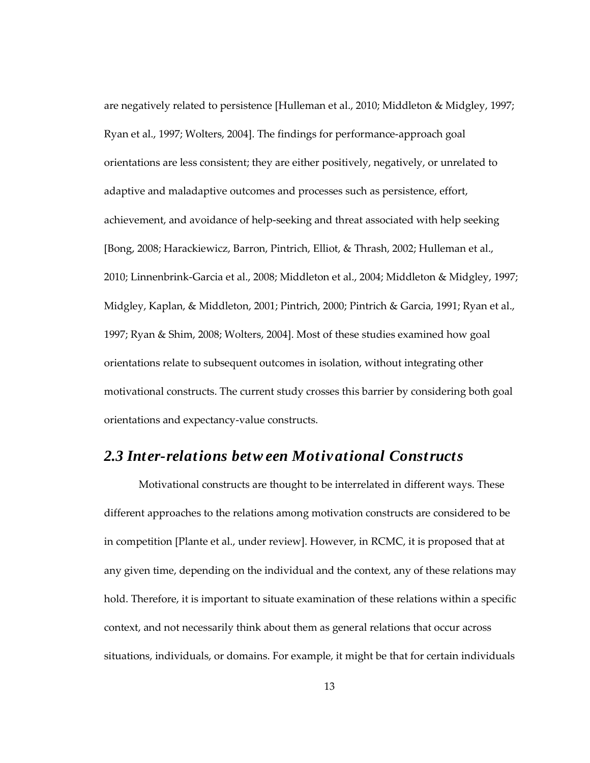are negatively related to persistence [Hulleman et al., 2010; Middleton & Midgley, 1997; Ryan et al., 1997; Wolters, 2004]. The findings for performance-approach goal orientations are less consistent; they are either positively, negatively, or unrelated to adaptive and maladaptive outcomes and processes such as persistence, effort, achievement, and avoidance of help-seeking and threat associated with help seeking [Bong, 2008; Harackiewicz, Barron, Pintrich, Elliot, & Thrash, 2002; Hulleman et al., 2010; Linnenbrink-Garcia et al., 2008; Middleton et al., 2004; Middleton & Midgley, 1997; Midgley, Kaplan, & Middleton, 2001; Pintrich, 2000; Pintrich & Garcia, 1991; Ryan et al., 1997; Ryan & Shim, 2008; Wolters, 2004]. Most of these studies examined how goal orientations relate to subsequent outcomes in isolation, without integrating other motivational constructs. The current study crosses this barrier by considering both goal orientations and expectancy-value constructs.

## *2.3 Inter-relations between Motivational Constructs*

Motivational constructs are thought to be interrelated in different ways. These different approaches to the relations among motivation constructs are considered to be in competition [Plante et al., under review]. However, in RCMC, it is proposed that at any given time, depending on the individual and the context, any of these relations may hold. Therefore, it is important to situate examination of these relations within a specific context, and not necessarily think about them as general relations that occur across situations, individuals, or domains. For example, it might be that for certain individuals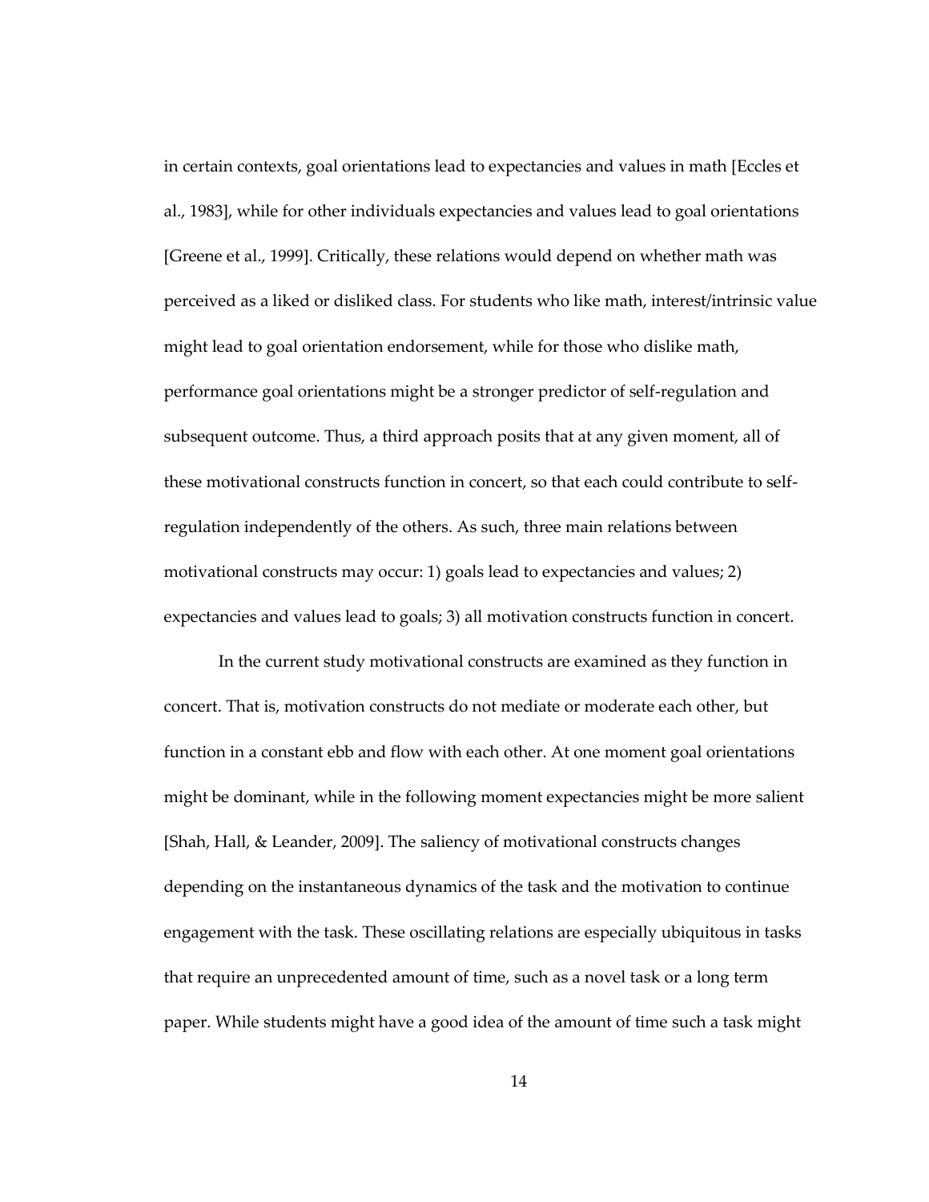in certain contexts, goal orientations lead to expectancies and values in math [Eccles et al., 1983], while for other individuals expectancies and values lead to goal orientations [Greene et al., 1999]. Critically, these relations would depend on whether math was perceived as a liked or disliked class. For students who like math, interest/intrinsic value might lead to goal orientation endorsement, while for those who dislike math, performance goal orientations might be a stronger predictor of self-regulation and subsequent outcome. Thus, a third approach posits that at any given moment, all of these motivational constructs function in concert, so that each could contribute to self-regulation independently of the others. As such, three main relations between motivational constructs may occur: 1) goals lead to expectancies and values; 2) expectancies and values lead to goals; 3) all motivation constructs function in concert.

In the current study motivational constructs are examined as they function in concert. That is, motivation constructs do not mediate or moderate each other, but function in a constant ebb and flow with each other. At one moment goal orientations might be dominant, while in the following moment expectancies might be more salient [Shah, Hall, & Leander, 2009]. The saliency of motivational constructs changes depending on the instantaneous dynamics of the task and the motivation to continue engagement with the task. These oscillating relations are especially ubiquitous in tasks that require an unprecedented amount of time, such as a novel task or a long term paper. While students might have a good idea of the amount of time such a task might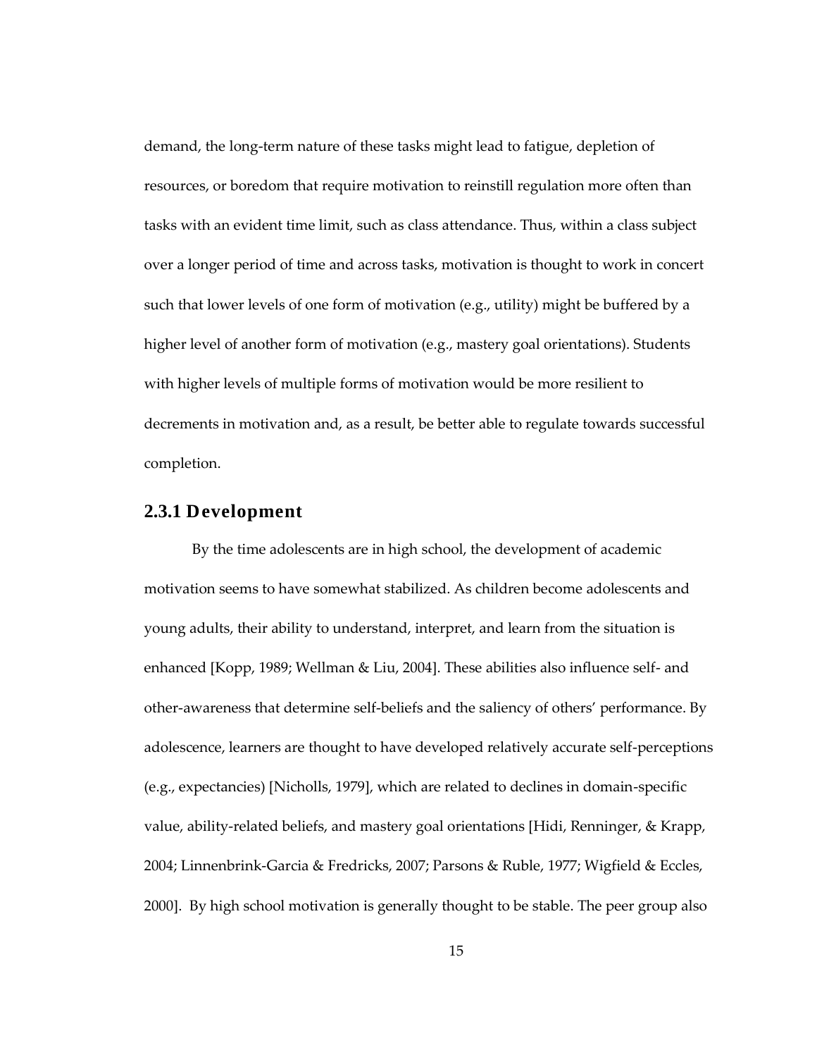demand, the long-term nature of these tasks might lead to fatigue, depletion of resources, or boredom that require motivation to reinstill regulation more often than tasks with an evident time limit, such as class attendance. Thus, within a class subject over a longer period of time and across tasks, motivation is thought to work in concert such that lower levels of one form of motivation (e.g., utility) might be buffered by a higher level of another form of motivation (e.g., mastery goal orientations). Students with higher levels of multiple forms of motivation would be more resilient to decrements in motivation and, as a result, be better able to regulate towards successful completion.

### 2.3.1 Development

By the time adolescents are in high school, the development of academic motivation seems to have somewhat stabilized. As children become adolescents and young adults, their ability to understand, interpret, and learn from the situation is enhanced [Kopp, 1989; Wellman & Liu, 2004]. These abilities also influence self- and other-awareness that determine self-beliefs and the saliency of others' performance. By adolescence, learners are thought to have developed relatively accurate self-perceptions (e.g., expectancies) [Nicholls, 1979], which are related to declines in domain-specific value, ability-related beliefs, and mastery goal orientations [Hidi, Renninger, & Krapp, 2004; Linnenbrink-Garcia & Fredricks, 2007; Parsons & Ruble, 1977; Wigfield & Eccles, 2000]. By high school motivation is generally thought to be stable. The peer group also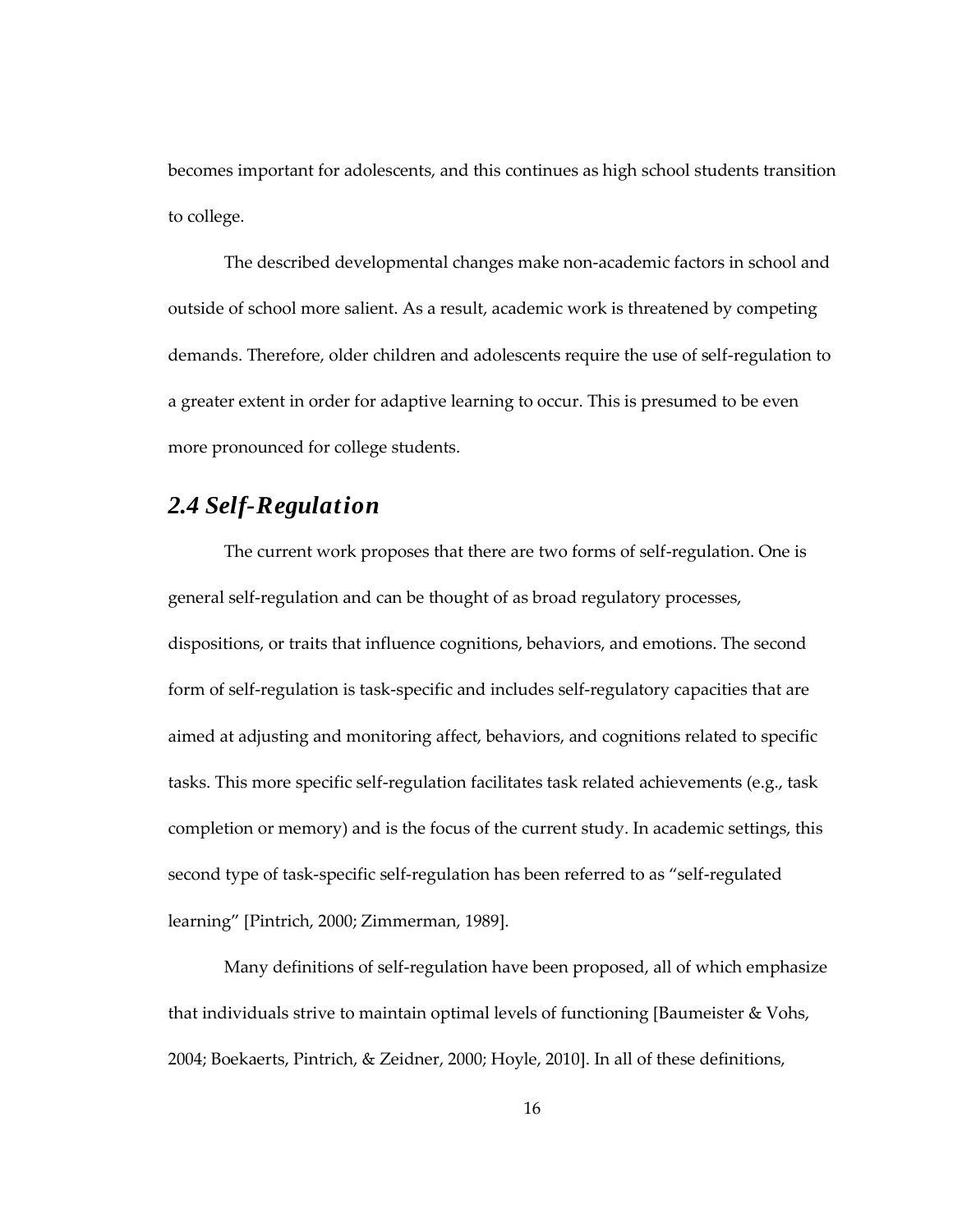becomes important for adolescents, and this continues as high school students transition to college.

The described developmental changes make non-academic factors in school and outside of school more salient. As a result, academic work is threatened by competing demands. Therefore, older children and adolescents require the use of self-regulation to a greater extent in order for adaptive learning to occur. This is presumed to be even more pronounced for college students.

## *2.4 Self-Regulation*

The current work proposes that there are two forms of self-regulation. One is general self-regulation and can be thought of as broad regulatory processes, dispositions, or traits that influence cognitions, behaviors, and emotions. The second form of self-regulation is task-specific and includes self-regulatory capacities that are aimed at adjusting and monitoring affect, behaviors, and cognitions related to specific tasks. This more specific self-regulation facilitates task related achievements (e.g., task completion or memory) and is the focus of the current study. In academic settings, this second type of task-specific self-regulation has been referred to as "self-regulated learning" [Pintrich, 2000; Zimmerman, 1989].

Many definitions of self-regulation have been proposed, all of which emphasize that individuals strive to maintain optimal levels of functioning [Baumeister & Vohs, 2004; Boekaerts, Pintrich, & Zeidner, 2000; Hoyle, 2010]. In all of these definitions,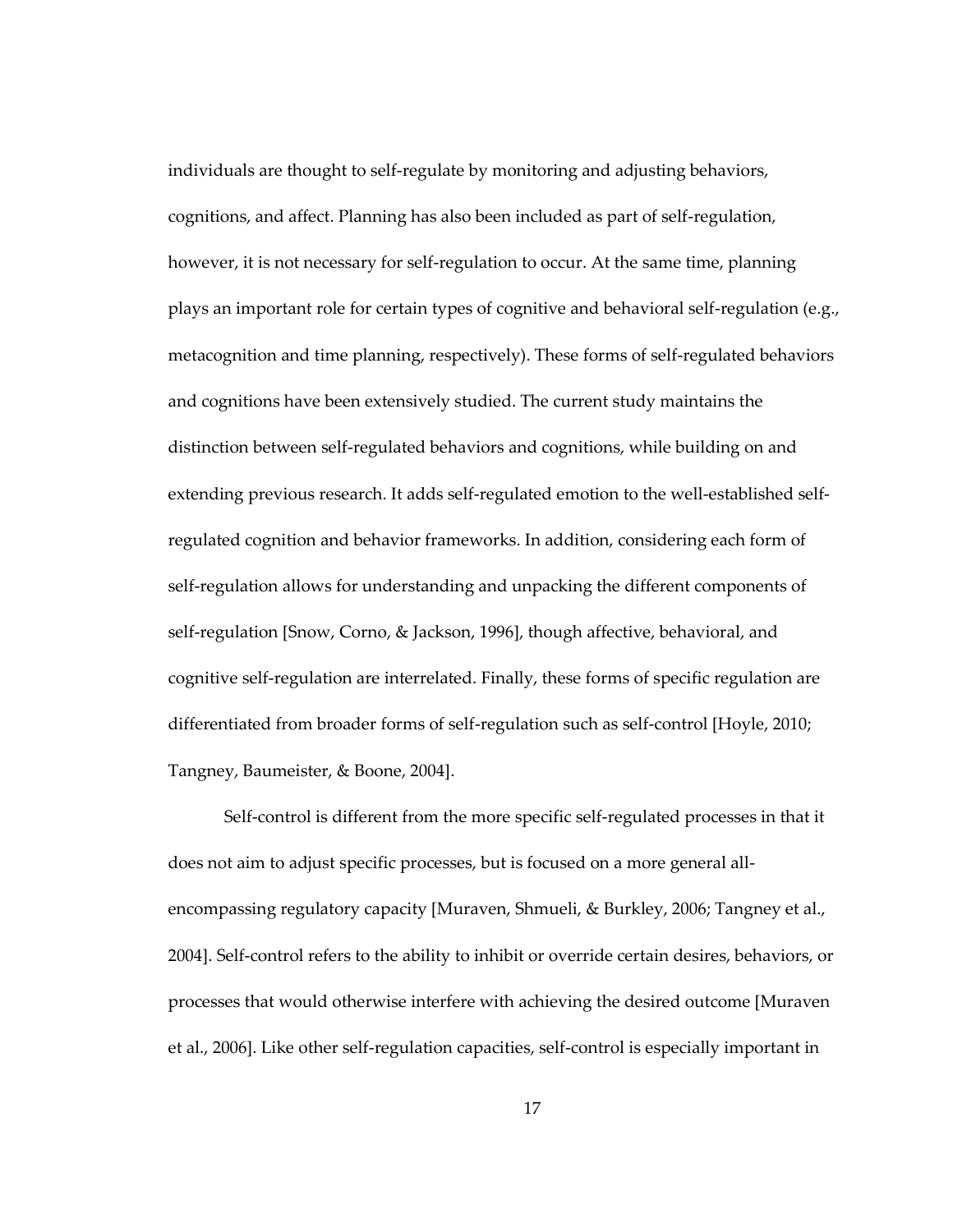individuals are thought to self-regulate by monitoring and adjusting behaviors, cognitions, and affect. Planning has also been included as part of self-regulation, however, it is not necessary for self-regulation to occur. At the same time, planning plays an important role for certain types of cognitive and behavioral self-regulation (e.g., metacognition and time planning, respectively). These forms of self-regulated behaviors and cognitions have been extensively studied. The current study maintains the distinction between self-regulated behaviors and cognitions, while building on and extending previous research. It adds self-regulated emotion to the well-established self-regulated cognition and behavior frameworks. In addition, considering each form of self-regulation allows for understanding and unpacking the different components of self-regulation [Snow, Corno, & Jackson, 1996], though affective, behavioral, and cognitive self-regulation are interrelated. Finally, these forms of specific regulation are differentiated from broader forms of self-regulation such as self-control [Hoyle, 2010; Tangney, Baumeister, & Boone, 2004].

Self-control is different from the more specific self-regulated processes in that it does not aim to adjust specific processes, but is focused on a more general all-encompassing regulatory capacity [Muraven, Shmueli, & Burkley, 2006; Tangney et al., 2004]. Self-control refers to the ability to inhibit or override certain desires, behaviors, or processes that would otherwise interfere with achieving the desired outcome [Muraven et al., 2006]. Like other self-regulation capacities, self-control is especially important in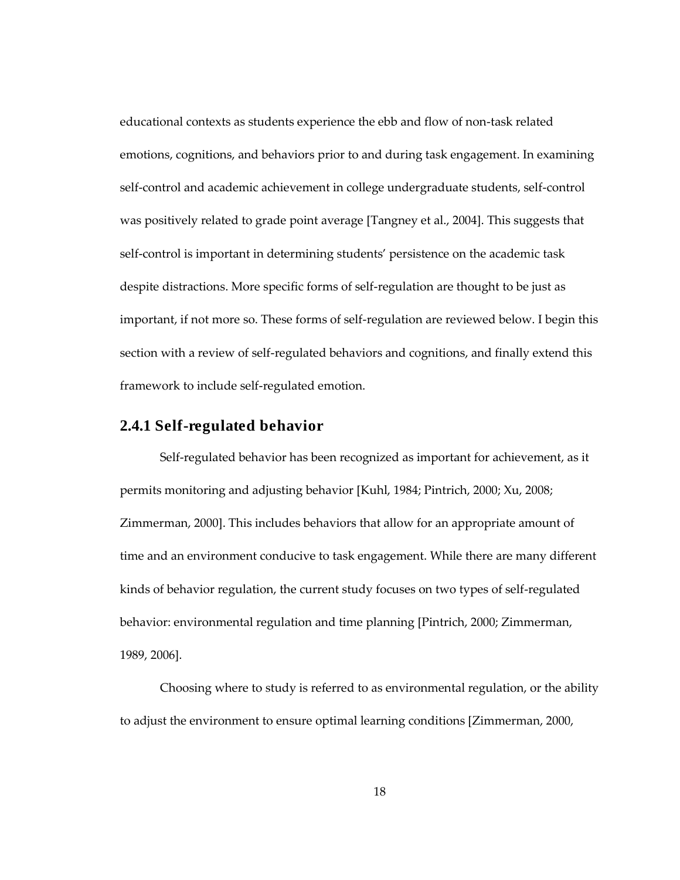educational contexts as students experience the ebb and flow of non-task related emotions, cognitions, and behaviors prior to and during task engagement. In examining self-control and academic achievement in college undergraduate students, self-control was positively related to grade point average [Tangney et al., 2004]. This suggests that self-control is important in determining students' persistence on the academic task despite distractions. More specific forms of self-regulation are thought to be just as important, if not more so. These forms of self-regulation are reviewed below. I begin this section with a review of self-regulated behaviors and cognitions, and finally extend this framework to include self-regulated emotion.

### 2.4.1 Self-regulated behavior

Self-regulated behavior has been recognized as important for achievement, as it permits monitoring and adjusting behavior [Kuhl, 1984; Pintrich, 2000; Xu, 2008; Zimmerman, 2000]. This includes behaviors that allow for an appropriate amount of time and an environment conducive to task engagement. While there are many different kinds of behavior regulation, the current study focuses on two types of self-regulated behavior: environmental regulation and time planning [Pintrich, 2000; Zimmerman, 1989, 2006].

Choosing where to study is referred to as environmental regulation, or the ability to adjust the environment to ensure optimal learning conditions [Zimmerman, 2000,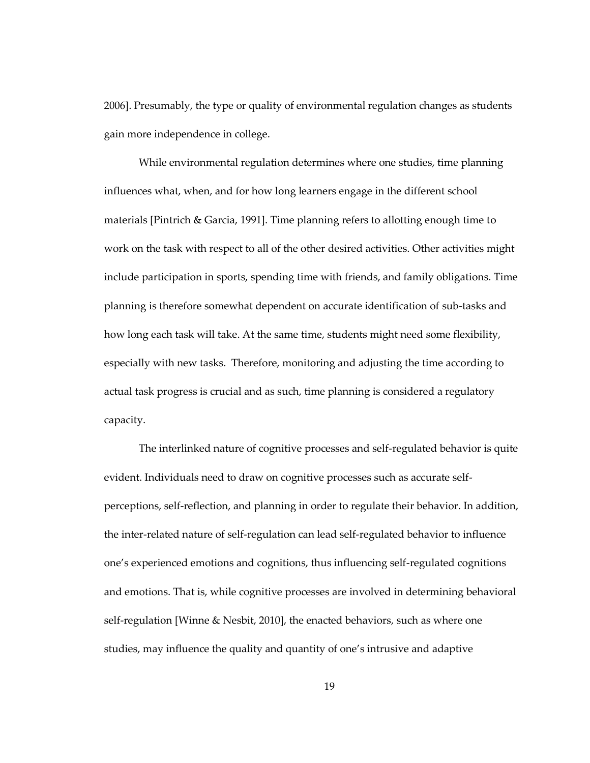2006]. Presumably, the type or quality of environmental regulation changes as students gain more independence in college.

While environmental regulation determines where one studies, time planning influences what, when, and for how long learners engage in the different school materials [Pintrich & Garcia, 1991]. Time planning refers to allotting enough time to work on the task with respect to all of the other desired activities. Other activities might include participation in sports, spending time with friends, and family obligations. Time planning is therefore somewhat dependent on accurate identification of sub-tasks and how long each task will take. At the same time, students might need some flexibility, especially with new tasks. Therefore, monitoring and adjusting the time according to actual task progress is crucial and as such, time planning is considered a regulatory capacity.

The interlinked nature of cognitive processes and self-regulated behavior is quite evident. Individuals need to draw on cognitive processes such as accurate self-perceptions, self-reflection, and planning in order to regulate their behavior. In addition, the inter-related nature of self-regulation can lead self-regulated behavior to influence one's experienced emotions and cognitions, thus influencing self-regulated cognitions and emotions. That is, while cognitive processes are involved in determining behavioral self-regulation [Winne & Nesbit, 2010], the enacted behaviors, such as where one studies, may influence the quality and quantity of one's intrusive and adaptive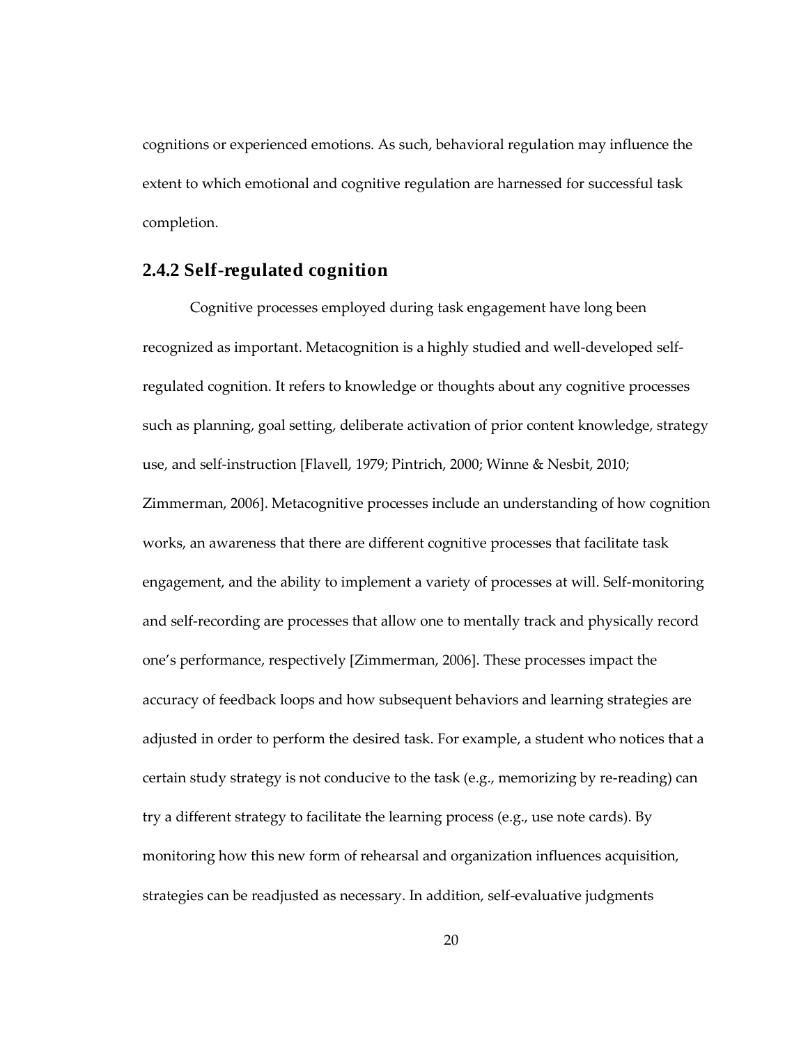cognitions or experienced emotions. As such, behavioral regulation may influence the extent to which emotional and cognitive regulation are harnessed for successful task completion.

### 2.4.2 Self-regulated cognition

Cognitive processes employed during task engagement have long been recognized as important. Metacognition is a highly studied and well-developed self-regulated cognition. It refers to knowledge or thoughts about any cognitive processes such as planning, goal setting, deliberate activation of prior content knowledge, strategy use, and self-instruction [Flavell, 1979; Pintrich, 2000; Winne & Nesbit, 2010; Zimmerman, 2006]. Metacognitive processes include an understanding of how cognition works, an awareness that there are different cognitive processes that facilitate task engagement, and the ability to implement a variety of processes at will. Self-monitoring and self-recording are processes that allow one to mentally track and physically record one's performance, respectively [Zimmerman, 2006]. These processes impact the accuracy of feedback loops and how subsequent behaviors and learning strategies are adjusted in order to perform the desired task. For example, a student who notices that a certain study strategy is not conducive to the task (e.g., memorizing by re-reading) can try a different strategy to facilitate the learning process (e.g., use note cards). By monitoring how this new form of rehearsal and organization influences acquisition, strategies can be readjusted as necessary. In addition, self-evaluative judgments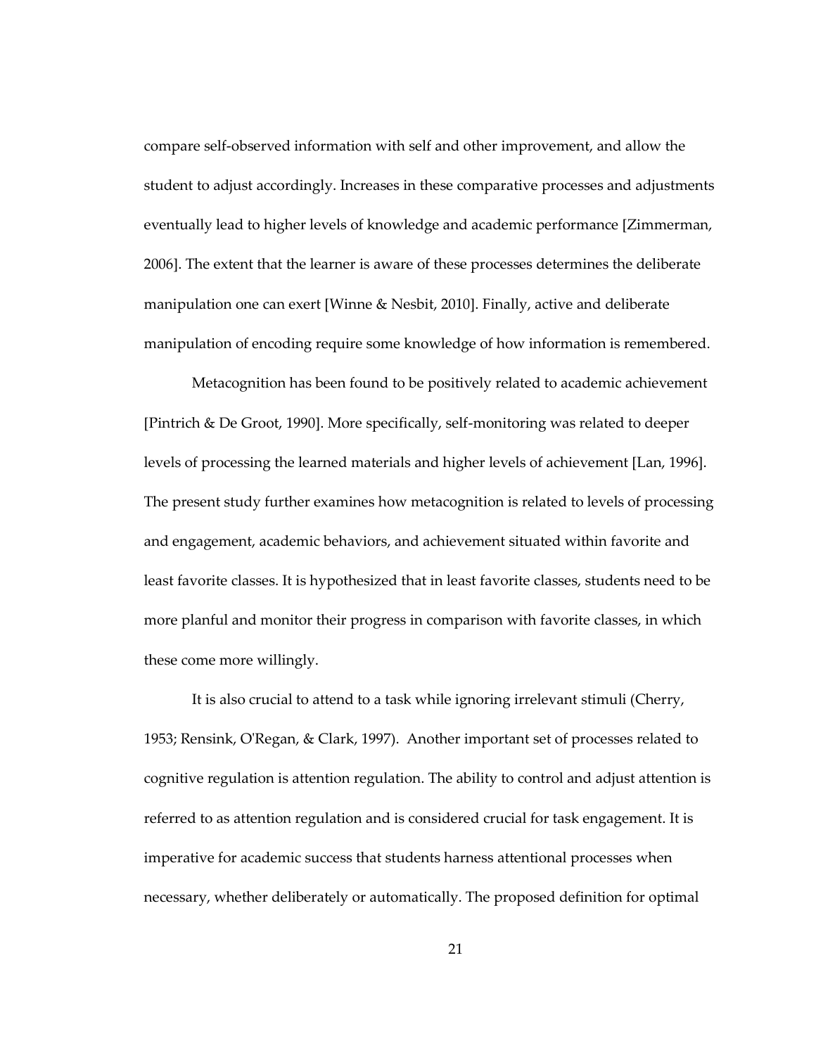compare self-observed information with self and other improvement, and allow the student to adjust accordingly. Increases in these comparative processes and adjustments eventually lead to higher levels of knowledge and academic performance [Zimmerman, 2006]. The extent that the learner is aware of these processes determines the deliberate manipulation one can exert [Winne & Nesbit, 2010]. Finally, active and deliberate manipulation of encoding require some knowledge of how information is remembered.

Metacognition has been found to be positively related to academic achievement [Pintrich & De Groot, 1990]. More specifically, self-monitoring was related to deeper levels of processing the learned materials and higher levels of achievement [Lan, 1996]. The present study further examines how metacognition is related to levels of processing and engagement, academic behaviors, and achievement situated within favorite and least favorite classes. It is hypothesized that in least favorite classes, students need to be more planful and monitor their progress in comparison with favorite classes, in which these come more willingly.

It is also crucial to attend to a task while ignoring irrelevant stimuli (Cherry, 1953; Rensink, O'Regan, & Clark, 1997). Another important set of processes related to cognitive regulation is attention regulation. The ability to control and adjust attention is referred to as attention regulation and is considered crucial for task engagement. It is imperative for academic success that students harness attentional processes when necessary, whether deliberately or automatically. The proposed definition for optimal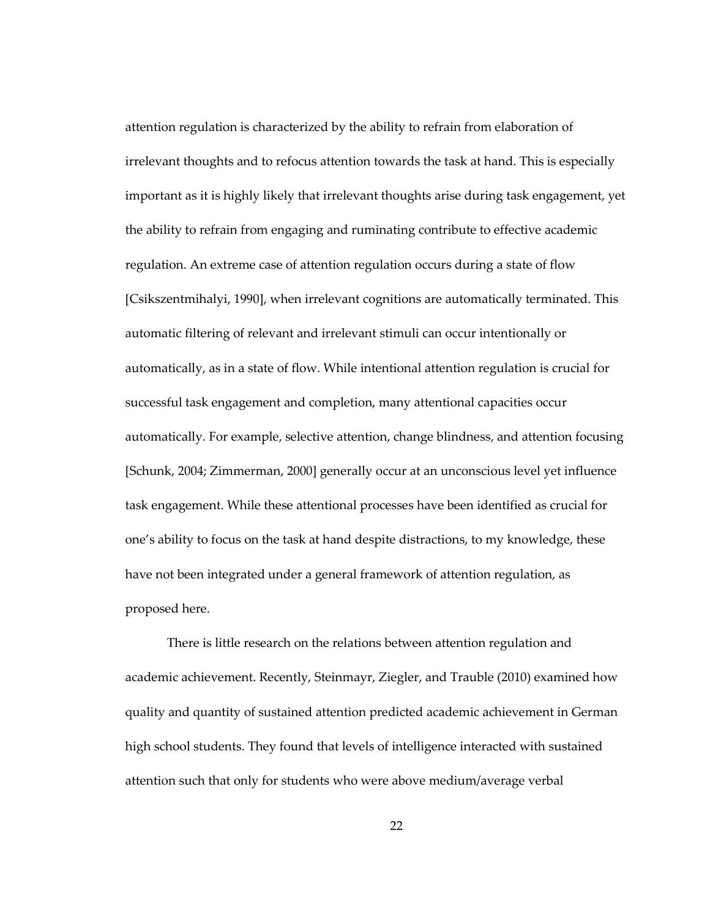attention regulation is characterized by the ability to refrain from elaboration of irrelevant thoughts and to refocus attention towards the task at hand. This is especially important as it is highly likely that irrelevant thoughts arise during task engagement, yet the ability to refrain from engaging and ruminating contribute to effective academic regulation. An extreme case of attention regulation occurs during a state of flow [Csikszentmihalyi, 1990], when irrelevant cognitions are automatically terminated. This automatic filtering of relevant and irrelevant stimuli can occur intentionally or automatically, as in a state of flow. While intentional attention regulation is crucial for successful task engagement and completion, many attentional capacities occur automatically. For example, selective attention, change blindness, and attention focusing [Schunk, 2004; Zimmerman, 2000] generally occur at an unconscious level yet influence task engagement. While these attentional processes have been identified as crucial for one's ability to focus on the task at hand despite distractions, to my knowledge, these have not been integrated under a general framework of attention regulation, as proposed here.

There is little research on the relations between attention regulation and academic achievement. Recently, Steinmayr, Ziegler, and Trauble (2010) examined how quality and quantity of sustained attention predicted academic achievement in German high school students. They found that levels of intelligence interacted with sustained attention such that only for students who were above medium/average verbal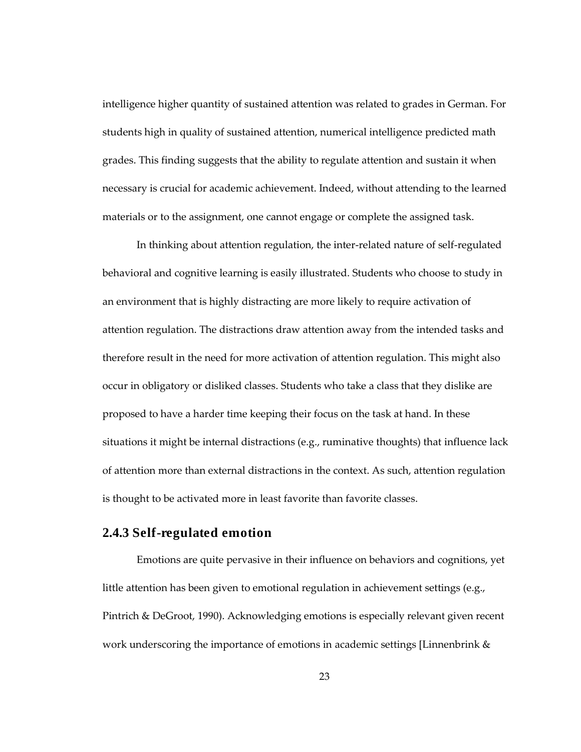intelligence higher quantity of sustained attention was related to grades in German. For students high in quality of sustained attention, numerical intelligence predicted math grades. This finding suggests that the ability to regulate attention and sustain it when necessary is crucial for academic achievement. Indeed, without attending to the learned materials or to the assignment, one cannot engage or complete the assigned task.

In thinking about attention regulation, the inter-related nature of self-regulated behavioral and cognitive learning is easily illustrated. Students who choose to study in an environment that is highly distracting are more likely to require activation of attention regulation. The distractions draw attention away from the intended tasks and therefore result in the need for more activation of attention regulation. This might also occur in obligatory or disliked classes. Students who take a class that they dislike are proposed to have a harder time keeping their focus on the task at hand. In these situations it might be internal distractions (e.g., ruminative thoughts) that influence lack of attention more than external distractions in the context. As such, attention regulation is thought to be activated more in least favorite than favorite classes.

### 2.4.3 Self-regulated emotion

Emotions are quite pervasive in their influence on behaviors and cognitions, yet little attention has been given to emotional regulation in achievement settings (e.g., Pintrich & DeGroot, 1990). Acknowledging emotions is especially relevant given recent work underscoring the importance of emotions in academic settings [Linnenbrink &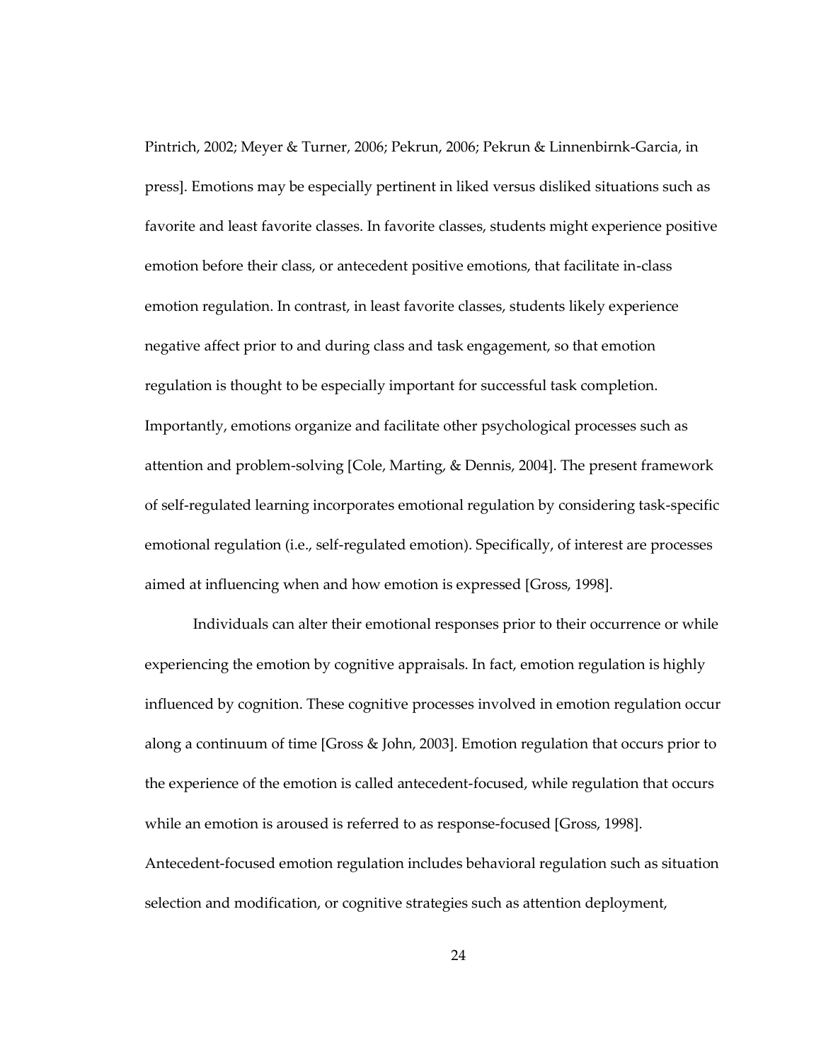Pintrich, 2002; Meyer & Turner, 2006; Pekrun, 2006; Pekrun & Linnenbirnk-Garcia, in press]. Emotions may be especially pertinent in liked versus disliked situations such as favorite and least favorite classes. In favorite classes, students might experience positive emotion before their class, or antecedent positive emotions, that facilitate in-class emotion regulation. In contrast, in least favorite classes, students likely experience negative affect prior to and during class and task engagement, so that emotion regulation is thought to be especially important for successful task completion. Importantly, emotions organize and facilitate other psychological processes such as attention and problem-solving [Cole, Marting, & Dennis, 2004]. The present framework of self-regulated learning incorporates emotional regulation by considering task-specific emotional regulation (i.e., self-regulated emotion). Specifically, of interest are processes aimed at influencing when and how emotion is expressed [Gross, 1998].

Individuals can alter their emotional responses prior to their occurrence or while experiencing the emotion by cognitive appraisals. In fact, emotion regulation is highly influenced by cognition. These cognitive processes involved in emotion regulation occur along a continuum of time [Gross & John, 2003]. Emotion regulation that occurs prior to the experience of the emotion is called antecedent-focused, while regulation that occurs while an emotion is aroused is referred to as response-focused [Gross, 1998]. Antecedent-focused emotion regulation includes behavioral regulation such as situation selection and modification, or cognitive strategies such as attention deployment,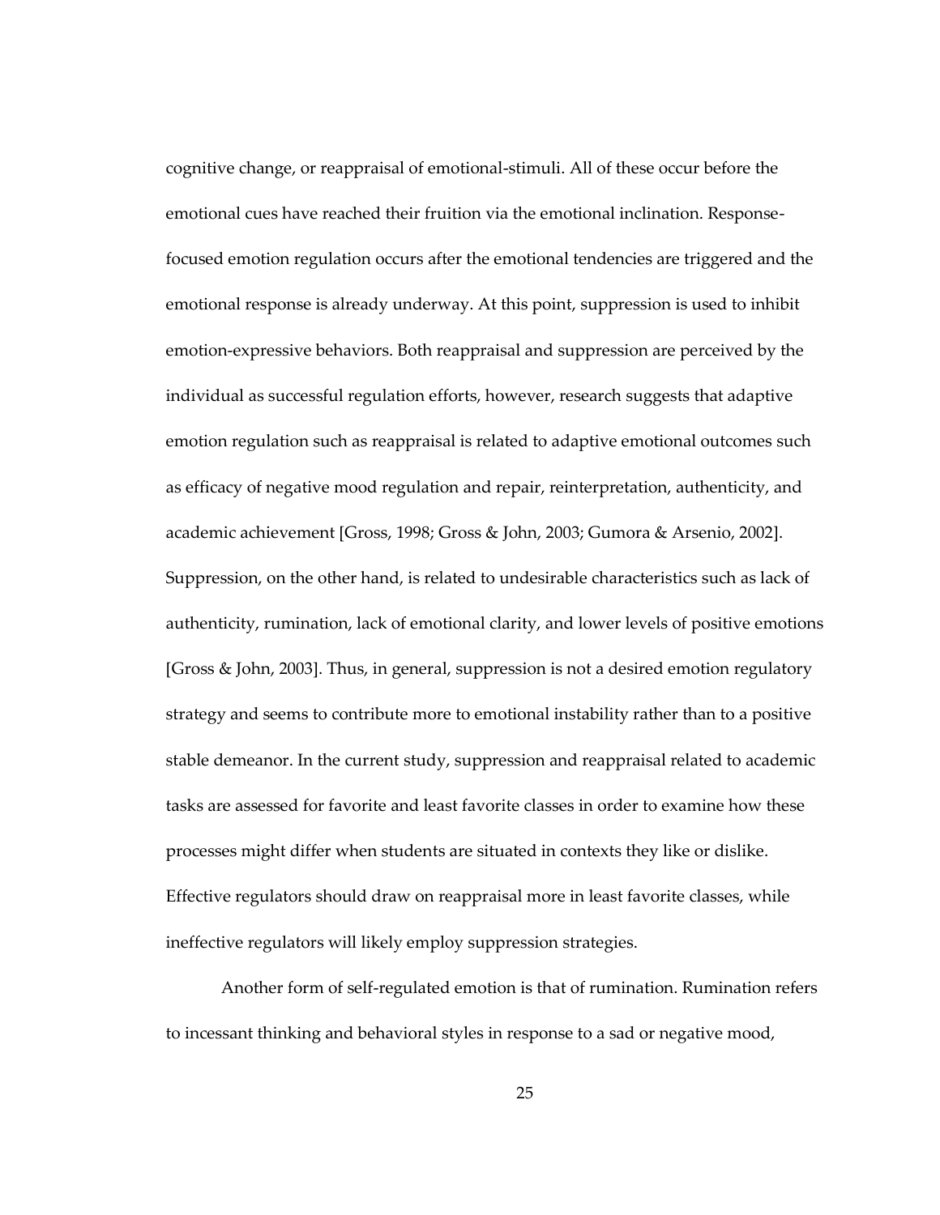cognitive change, or reappraisal of emotional-stimuli. All of these occur before the emotional cues have reached their fruition via the emotional inclination. Response-focused emotion regulation occurs after the emotional tendencies are triggered and the emotional response is already underway. At this point, suppression is used to inhibit emotion-expressive behaviors. Both reappraisal and suppression are perceived by the individual as successful regulation efforts, however, research suggests that adaptive emotion regulation such as reappraisal is related to adaptive emotional outcomes such as efficacy of negative mood regulation and repair, reinterpretation, authenticity, and academic achievement [Gross, 1998; Gross & John, 2003; Gumora & Arsenio, 2002]. Suppression, on the other hand, is related to undesirable characteristics such as lack of authenticity, rumination, lack of emotional clarity, and lower levels of positive emotions [Gross & John, 2003]. Thus, in general, suppression is not a desired emotion regulatory strategy and seems to contribute more to emotional instability rather than to a positive stable demeanor. In the current study, suppression and reappraisal related to academic tasks are assessed for favorite and least favorite classes in order to examine how these processes might differ when students are situated in contexts they like or dislike. Effective regulators should draw on reappraisal more in least favorite classes, while ineffective regulators will likely employ suppression strategies.

Another form of self-regulated emotion is that of rumination. Rumination refers to incessant thinking and behavioral styles in response to a sad or negative mood,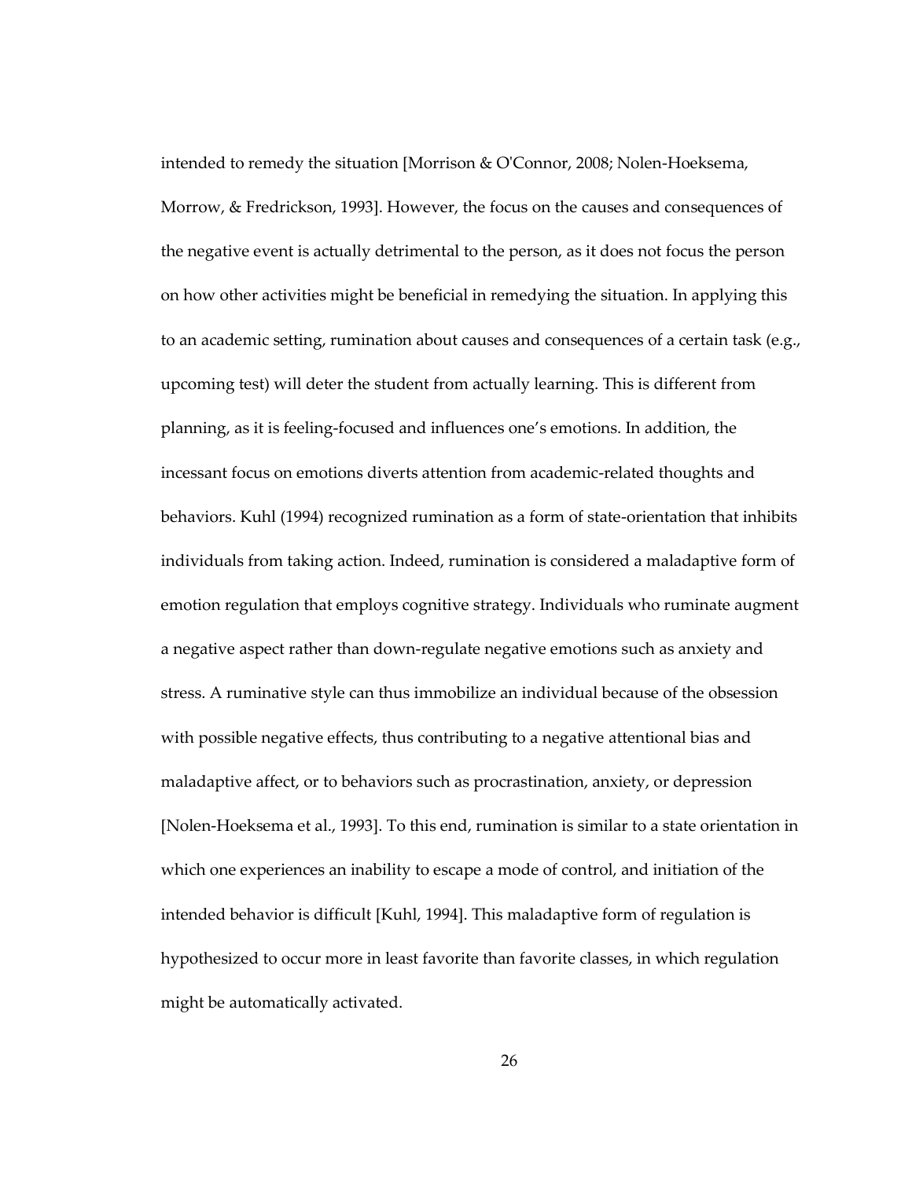intended to remedy the situation [Morrison & O'Connor, 2008; Nolen-Hoeksema, Morrow, & Fredrickson, 1993]. However, the focus on the causes and consequences of the negative event is actually detrimental to the person, as it does not focus the person on how other activities might be beneficial in remedying the situation. In applying this to an academic setting, rumination about causes and consequences of a certain task (e.g., upcoming test) will deter the student from actually learning. This is different from planning, as it is feeling-focused and influences one's emotions. In addition, the incessant focus on emotions diverts attention from academic-related thoughts and behaviors. Kuhl (1994) recognized rumination as a form of state-orientation that inhibits individuals from taking action. Indeed, rumination is considered a maladaptive form of emotion regulation that employs cognitive strategy. Individuals who ruminate augment a negative aspect rather than down-regulate negative emotions such as anxiety and stress. A ruminative style can thus immobilize an individual because of the obsession with possible negative effects, thus contributing to a negative attentional bias and maladaptive affect, or to behaviors such as procrastination, anxiety, or depression [Nolen-Hoeksema et al., 1993]. To this end, rumination is similar to a state orientation in which one experiences an inability to escape a mode of control, and initiation of the intended behavior is difficult [Kuhl, 1994]. This maladaptive form of regulation is hypothesized to occur more in least favorite than favorite classes, in which regulation might be automatically activated.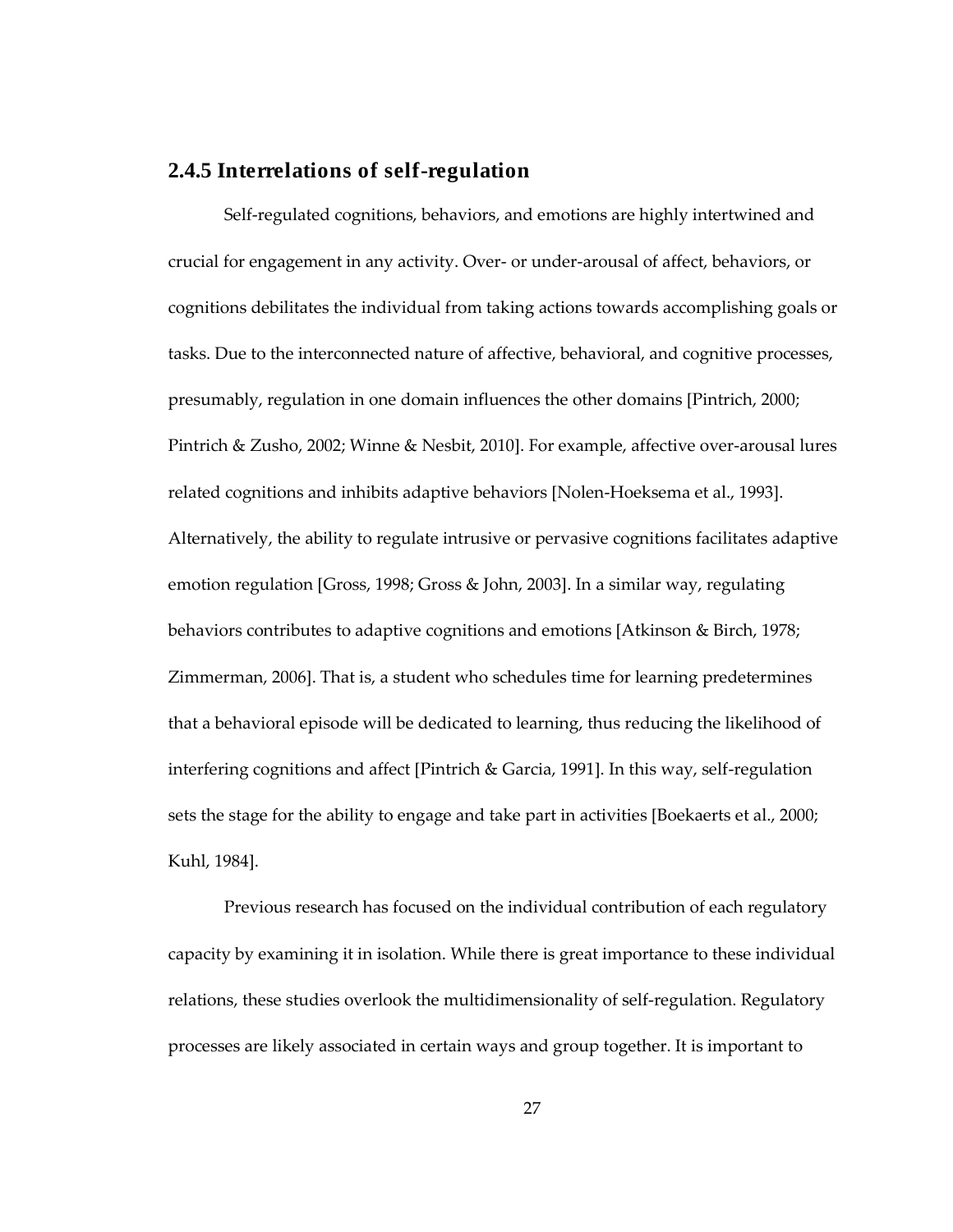### 2.4.5 Interrelations of self-regulation

Self-regulated cognitions, behaviors, and emotions are highly intertwined and crucial for engagement in any activity. Over- or under-arousal of affect, behaviors, or cognitions debilitates the individual from taking actions towards accomplishing goals or tasks. Due to the interconnected nature of affective, behavioral, and cognitive processes, presumably, regulation in one domain influences the other domains [Pintrich, 2000; Pintrich & Zusho, 2002; Winne & Nesbit, 2010]. For example, affective over-arousal lures related cognitions and inhibits adaptive behaviors [Nolen-Hoeksema et al., 1993]. Alternatively, the ability to regulate intrusive or pervasive cognitions facilitates adaptive emotion regulation [Gross, 1998; Gross & John, 2003]. In a similar way, regulating behaviors contributes to adaptive cognitions and emotions [Atkinson & Birch, 1978; Zimmerman, 2006]. That is, a student who schedules time for learning predetermines that a behavioral episode will be dedicated to learning, thus reducing the likelihood of interfering cognitions and affect [Pintrich & Garcia, 1991]. In this way, self-regulation sets the stage for the ability to engage and take part in activities [Boekaerts et al., 2000; Kuhl, 1984].

Previous research has focused on the individual contribution of each regulatory capacity by examining it in isolation. While there is great importance to these individual relations, these studies overlook the multidimensionality of self-regulation. Regulatory processes are likely associated in certain ways and group together. It is important to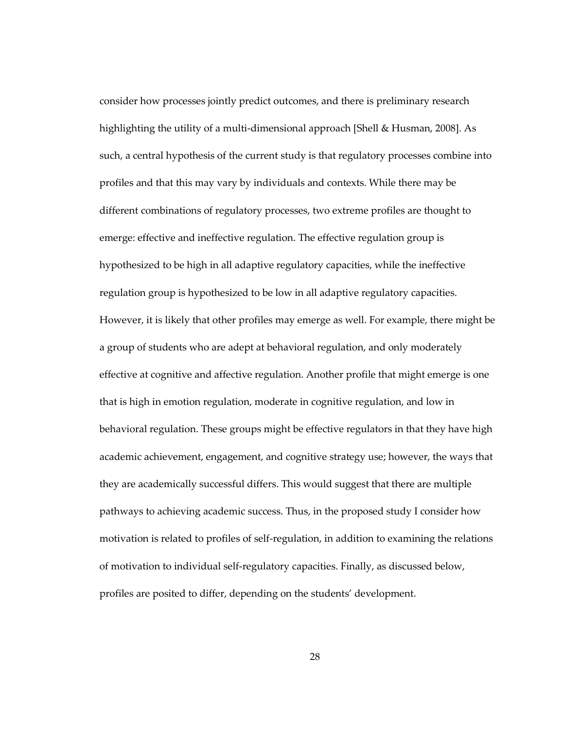consider how processes jointly predict outcomes, and there is preliminary research highlighting the utility of a multi-dimensional approach [Shell & Husman, 2008]. As such, a central hypothesis of the current study is that regulatory processes combine into profiles and that this may vary by individuals and contexts. While there may be different combinations of regulatory processes, two extreme profiles are thought to emerge: effective and ineffective regulation. The effective regulation group is hypothesized to be high in all adaptive regulatory capacities, while the ineffective regulation group is hypothesized to be low in all adaptive regulatory capacities. However, it is likely that other profiles may emerge as well. For example, there might be a group of students who are adept at behavioral regulation, and only moderately effective at cognitive and affective regulation. Another profile that might emerge is one that is high in emotion regulation, moderate in cognitive regulation, and low in behavioral regulation. These groups might be effective regulators in that they have high academic achievement, engagement, and cognitive strategy use; however, the ways that they are academically successful differs. This would suggest that there are multiple pathways to achieving academic success. Thus, in the proposed study I consider how motivation is related to profiles of self-regulation, in addition to examining the relations of motivation to individual self-regulatory capacities. Finally, as discussed below, profiles are posited to differ, depending on the students' development.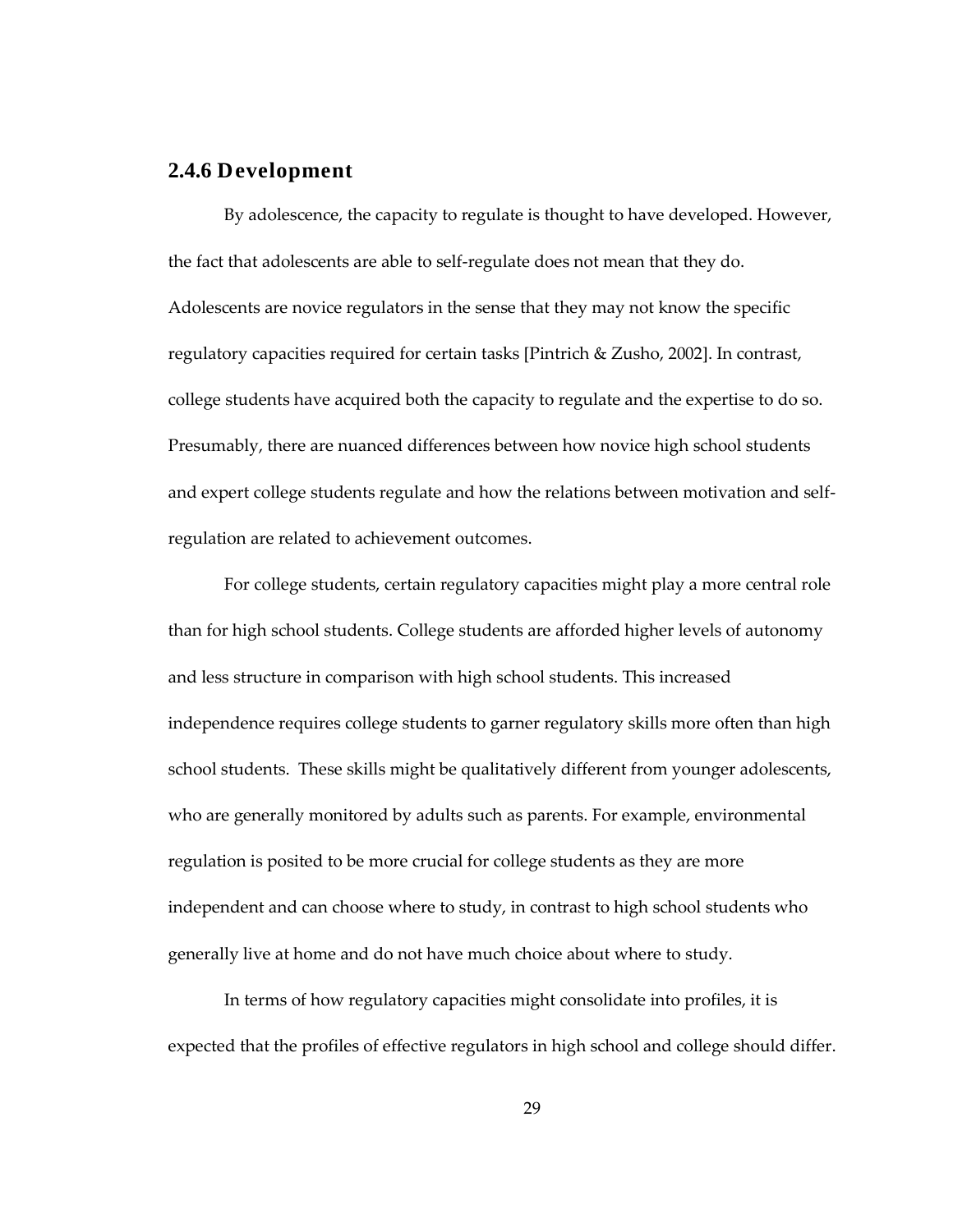### 2.4.6 Development

By adolescence, the capacity to regulate is thought to have developed. However, the fact that adolescents are able to self-regulate does not mean that they do. Adolescents are novice regulators in the sense that they may not know the specific regulatory capacities required for certain tasks [Pintrich & Zusho, 2002]. In contrast, college students have acquired both the capacity to regulate and the expertise to do so. Presumably, there are nuanced differences between how novice high school students and expert college students regulate and how the relations between motivation and self-regulation are related to achievement outcomes.

For college students, certain regulatory capacities might play a more central role than for high school students. College students are afforded higher levels of autonomy and less structure in comparison with high school students. This increased independence requires college students to garner regulatory skills more often than high school students. These skills might be qualitatively different from younger adolescents, who are generally monitored by adults such as parents. For example, environmental regulation is posited to be more crucial for college students as they are more independent and can choose where to study, in contrast to high school students who generally live at home and do not have much choice about where to study.

In terms of how regulatory capacities might consolidate into profiles, it is expected that the profiles of effective regulators in high school and college should differ.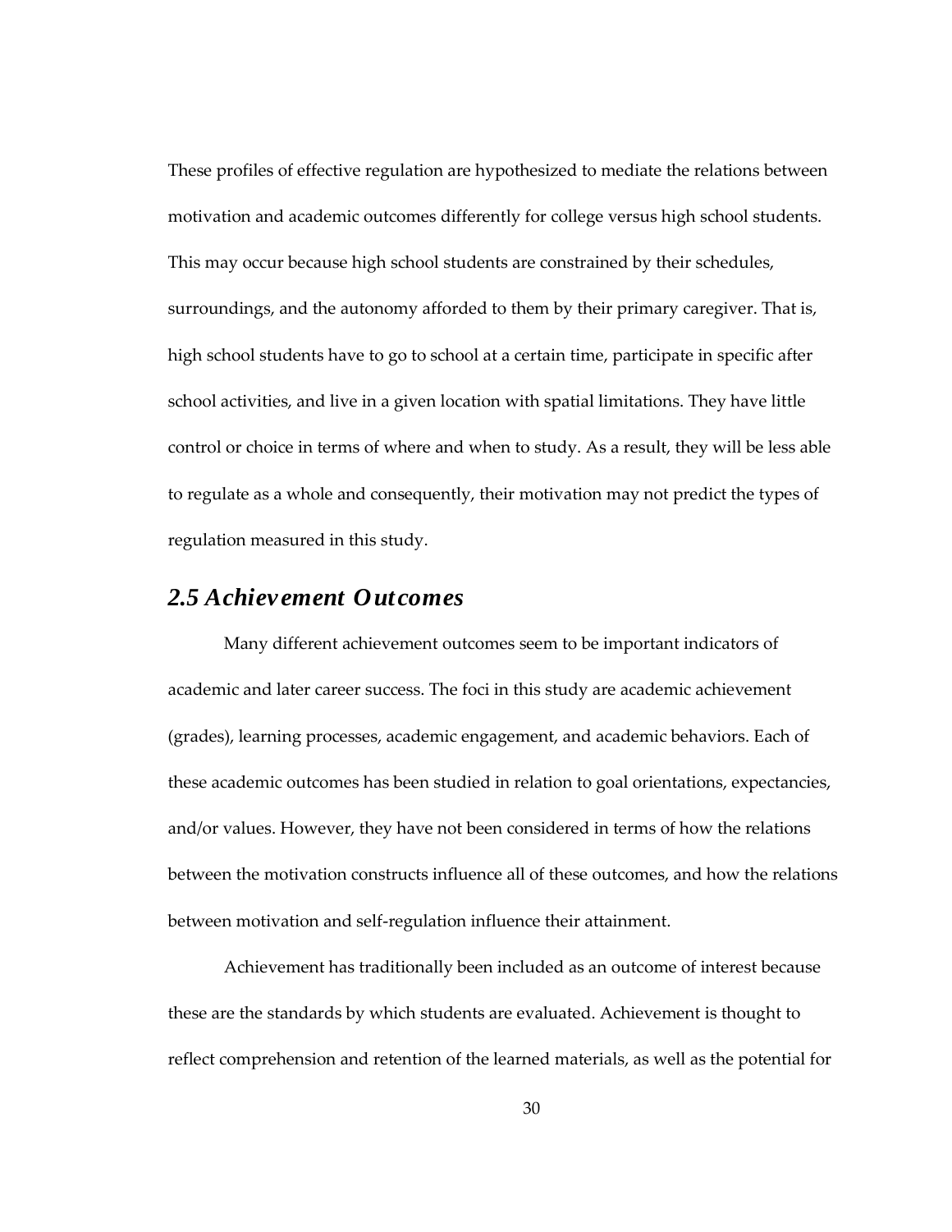These profiles of effective regulation are hypothesized to mediate the relations between motivation and academic outcomes differently for college versus high school students. This may occur because high school students are constrained by their schedules, surroundings, and the autonomy afforded to them by their primary caregiver. That is, high school students have to go to school at a certain time, participate in specific after school activities, and live in a given location with spatial limitations. They have little control or choice in terms of where and when to study. As a result, they will be less able to regulate as a whole and consequently, their motivation may not predict the types of regulation measured in this study.

## *2.5 Achievement Outcomes*

Many different achievement outcomes seem to be important indicators of academic and later career success. The foci in this study are academic achievement (grades), learning processes, academic engagement, and academic behaviors. Each of these academic outcomes has been studied in relation to goal orientations, expectancies, and/or values. However, they have not been considered in terms of how the relations between the motivation constructs influence all of these outcomes, and how the relations between motivation and self-regulation influence their attainment.

Achievement has traditionally been included as an outcome of interest because these are the standards by which students are evaluated. Achievement is thought to reflect comprehension and retention of the learned materials, as well as the potential for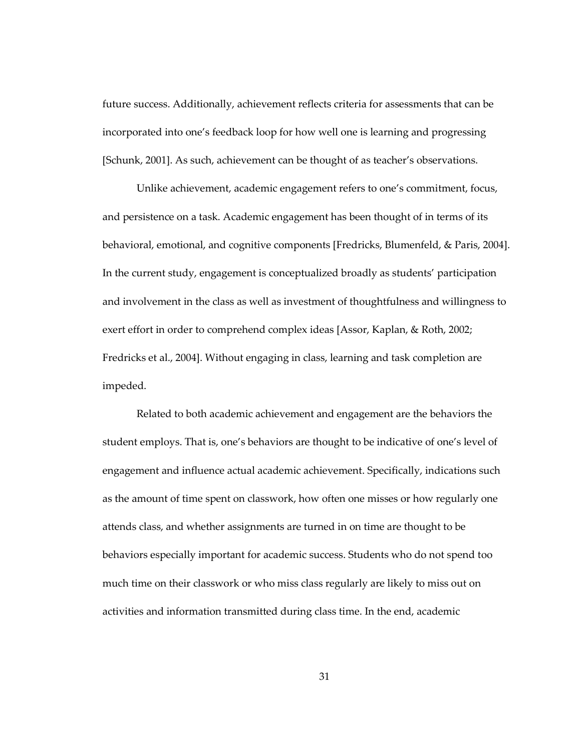future success. Additionally, achievement reflects criteria for assessments that can be incorporated into one's feedback loop for how well one is learning and progressing [Schunk, 2001]. As such, achievement can be thought of as teacher's observations.

Unlike achievement, academic engagement refers to one's commitment, focus, and persistence on a task. Academic engagement has been thought of in terms of its behavioral, emotional, and cognitive components [Fredricks, Blumenfeld, & Paris, 2004]. In the current study, engagement is conceptualized broadly as students' participation and involvement in the class as well as investment of thoughtfulness and willingness to exert effort in order to comprehend complex ideas [Assor, Kaplan, & Roth, 2002; Fredricks et al., 2004]. Without engaging in class, learning and task completion are impeded.

Related to both academic achievement and engagement are the behaviors the student employs. That is, one's behaviors are thought to be indicative of one's level of engagement and influence actual academic achievement. Specifically, indications such as the amount of time spent on classwork, how often one misses or how regularly one attends class, and whether assignments are turned in on time are thought to be behaviors especially important for academic success. Students who do not spend too much time on their classwork or who miss class regularly are likely to miss out on activities and information transmitted during class time. In the end, academic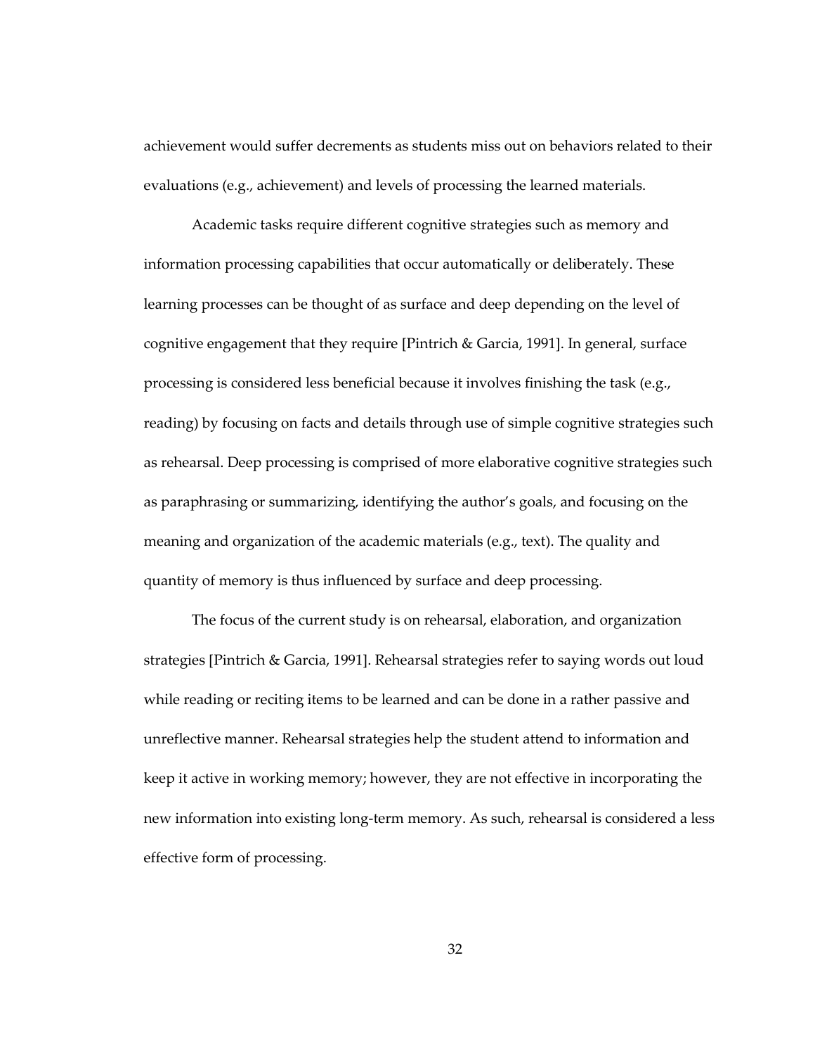achievement would suffer decrements as students miss out on behaviors related to their evaluations (e.g., achievement) and levels of processing the learned materials.

Academic tasks require different cognitive strategies such as memory and information processing capabilities that occur automatically or deliberately. These learning processes can be thought of as surface and deep depending on the level of cognitive engagement that they require [Pintrich & Garcia, 1991]. In general, surface processing is considered less beneficial because it involves finishing the task (e.g., reading) by focusing on facts and details through use of simple cognitive strategies such as rehearsal. Deep processing is comprised of more elaborative cognitive strategies such as paraphrasing or summarizing, identifying the author's goals, and focusing on the meaning and organization of the academic materials (e.g., text). The quality and quantity of memory is thus influenced by surface and deep processing.

The focus of the current study is on rehearsal, elaboration, and organization strategies [Pintrich & Garcia, 1991]. Rehearsal strategies refer to saying words out loud while reading or reciting items to be learned and can be done in a rather passive and unreflective manner. Rehearsal strategies help the student attend to information and keep it active in working memory; however, they are not effective in incorporating the new information into existing long-term memory. As such, rehearsal is considered a less effective form of processing.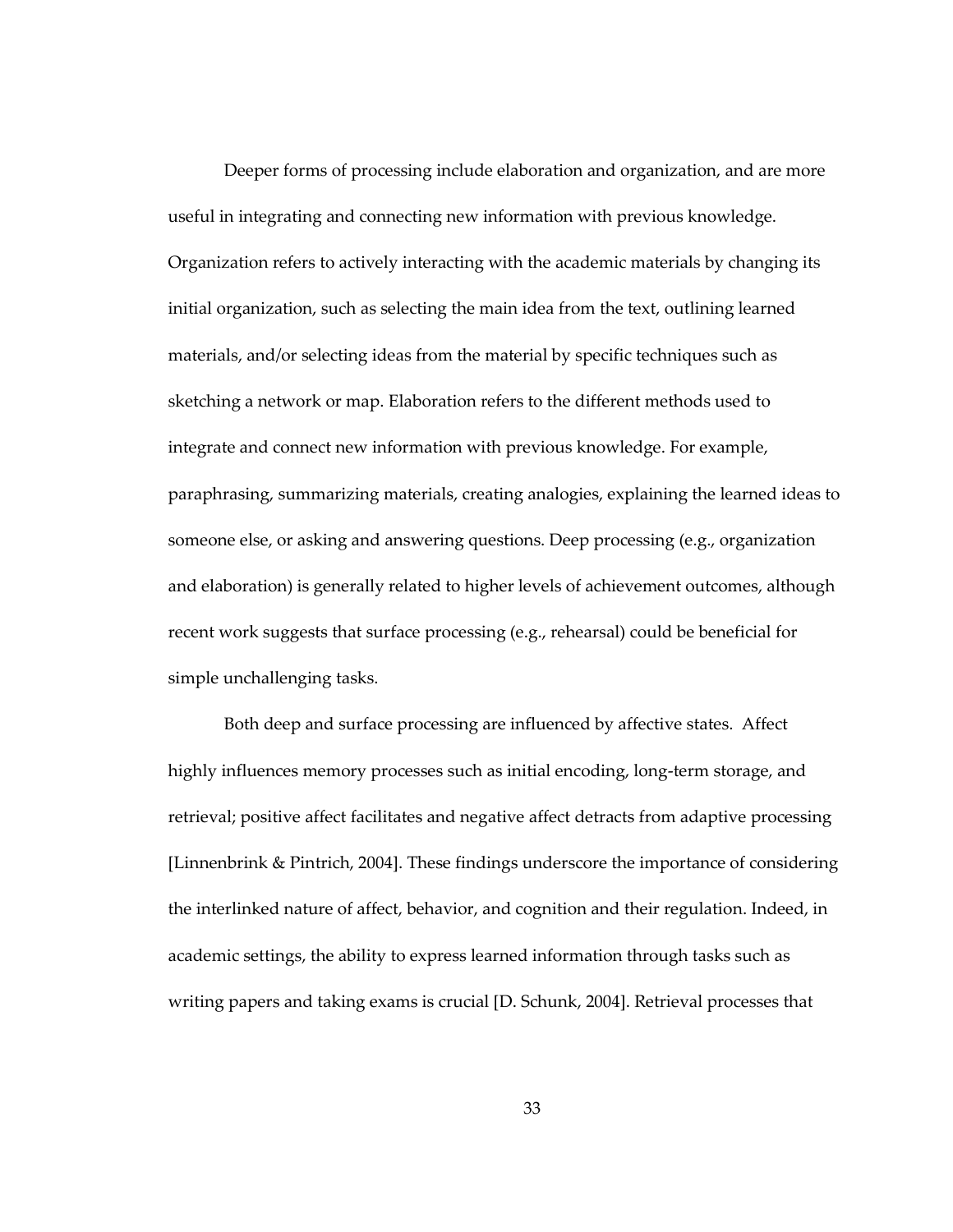Deeper forms of processing include elaboration and organization, and are more useful in integrating and connecting new information with previous knowledge. Organization refers to actively interacting with the academic materials by changing its initial organization, such as selecting the main idea from the text, outlining learned materials, and/or selecting ideas from the material by specific techniques such as sketching a network or map. Elaboration refers to the different methods used to integrate and connect new information with previous knowledge. For example, paraphrasing, summarizing materials, creating analogies, explaining the learned ideas to someone else, or asking and answering questions. Deep processing (e.g., organization and elaboration) is generally related to higher levels of achievement outcomes, although recent work suggests that surface processing (e.g., rehearsal) could be beneficial for simple unchallenging tasks.

Both deep and surface processing are influenced by affective states. Affect highly influences memory processes such as initial encoding, long-term storage, and retrieval; positive affect facilitates and negative affect detracts from adaptive processing [Linnenbrink & Pintrich, 2004]. These findings underscore the importance of considering the interlinked nature of affect, behavior, and cognition and their regulation. Indeed, in academic settings, the ability to express learned information through tasks such as writing papers and taking exams is crucial [D. Schunk, 2004]. Retrieval processes that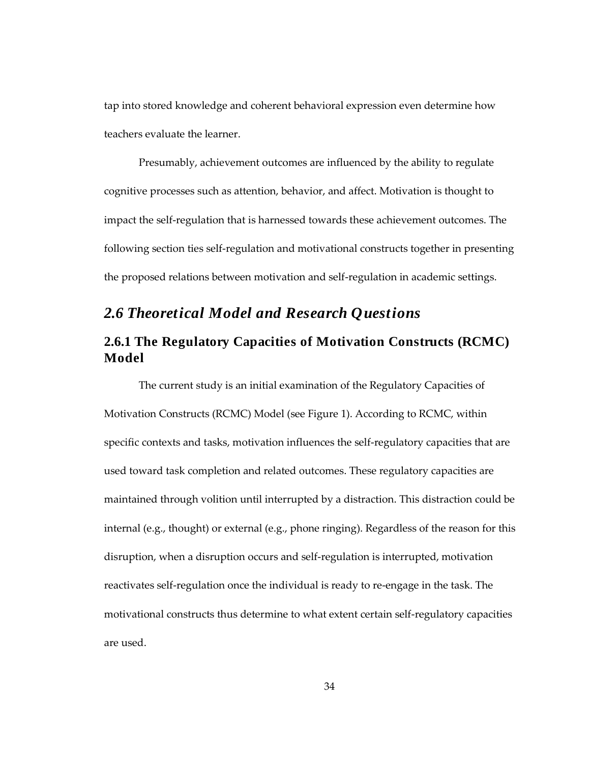tap into stored knowledge and coherent behavioral expression even determine how teachers evaluate the learner.

Presumably, achievement outcomes are influenced by the ability to regulate cognitive processes such as attention, behavior, and affect. Motivation is thought to impact the self-regulation that is harnessed towards these achievement outcomes. The following section ties self-regulation and motivational constructs together in presenting the proposed relations between motivation and self-regulation in academic settings.

## *2.6 Theoretical Model and Research Questions*

### 2.6.1 The Regulatory Capacities of Motivation Constructs (RCMC) Model

The current study is an initial examination of the Regulatory Capacities of Motivation Constructs (RCMC) Model (see Figure 1). According to RCMC, within specific contexts and tasks, motivation influences the self-regulatory capacities that are used toward task completion and related outcomes. These regulatory capacities are maintained through volition until interrupted by a distraction. This distraction could be internal (e.g., thought) or external (e.g., phone ringing). Regardless of the reason for this disruption, when a disruption occurs and self-regulation is interrupted, motivation reactivates self-regulation once the individual is ready to re-engage in the task. The motivational constructs thus determine to what extent certain self-regulatory capacities are used.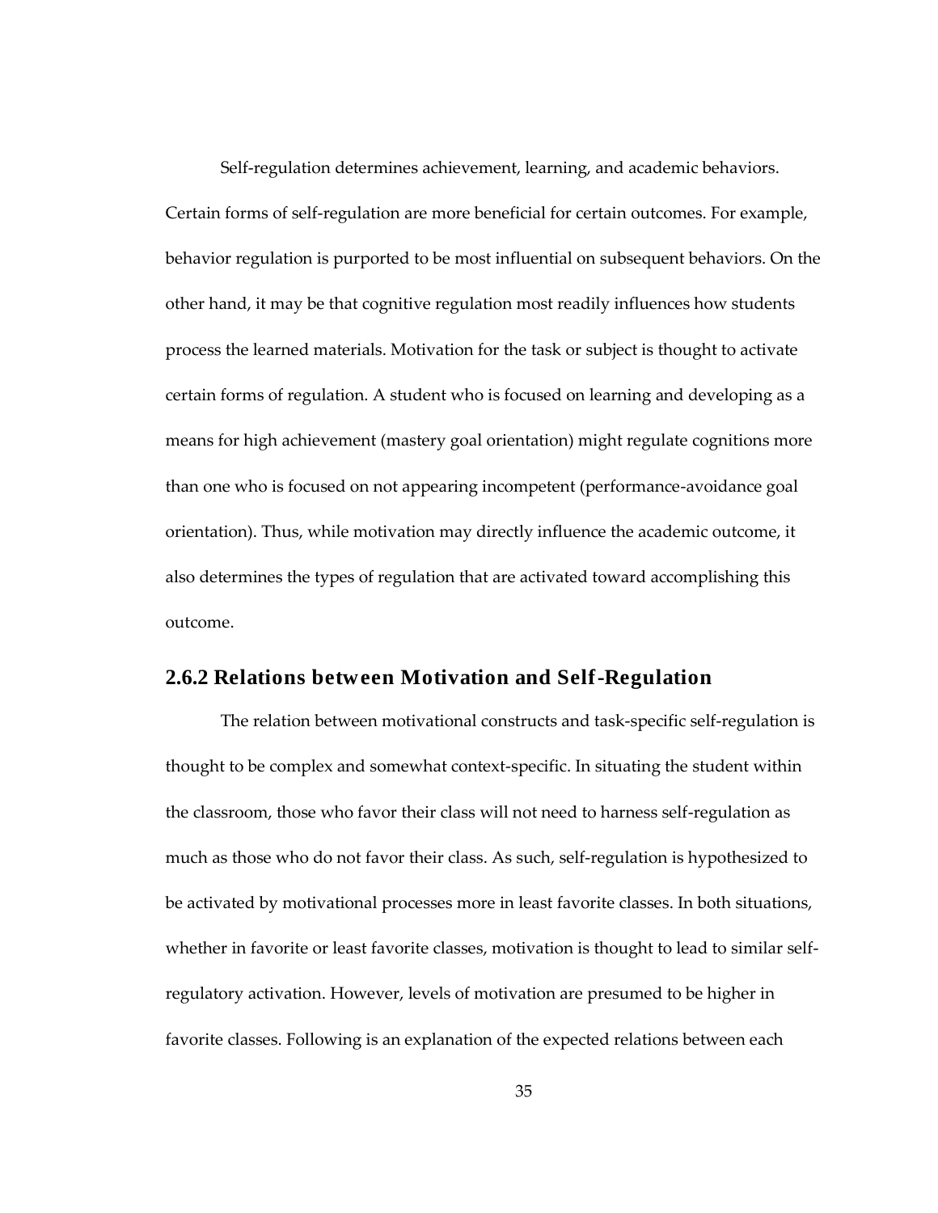Self-regulation determines achievement, learning, and academic behaviors. Certain forms of self-regulation are more beneficial for certain outcomes. For example, behavior regulation is purported to be most influential on subsequent behaviors. On the other hand, it may be that cognitive regulation most readily influences how students process the learned materials. Motivation for the task or subject is thought to activate certain forms of regulation. A student who is focused on learning and developing as a means for high achievement (mastery goal orientation) might regulate cognitions more than one who is focused on not appearing incompetent (performance-avoidance goal orientation). Thus, while motivation may directly influence the academic outcome, it also determines the types of regulation that are activated toward accomplishing this outcome.

### 2.6.2 Relations between Motivation and Self-Regulation

The relation between motivational constructs and task-specific self-regulation is thought to be complex and somewhat context-specific. In situating the student within the classroom, those who favor their class will not need to harness self-regulation as much as those who do not favor their class. As such, self-regulation is hypothesized to be activated by motivational processes more in least favorite classes. In both situations, whether in favorite or least favorite classes, motivation is thought to lead to similar self-regulatory activation. However, levels of motivation are presumed to be higher in favorite classes. Following is an explanation of the expected relations between each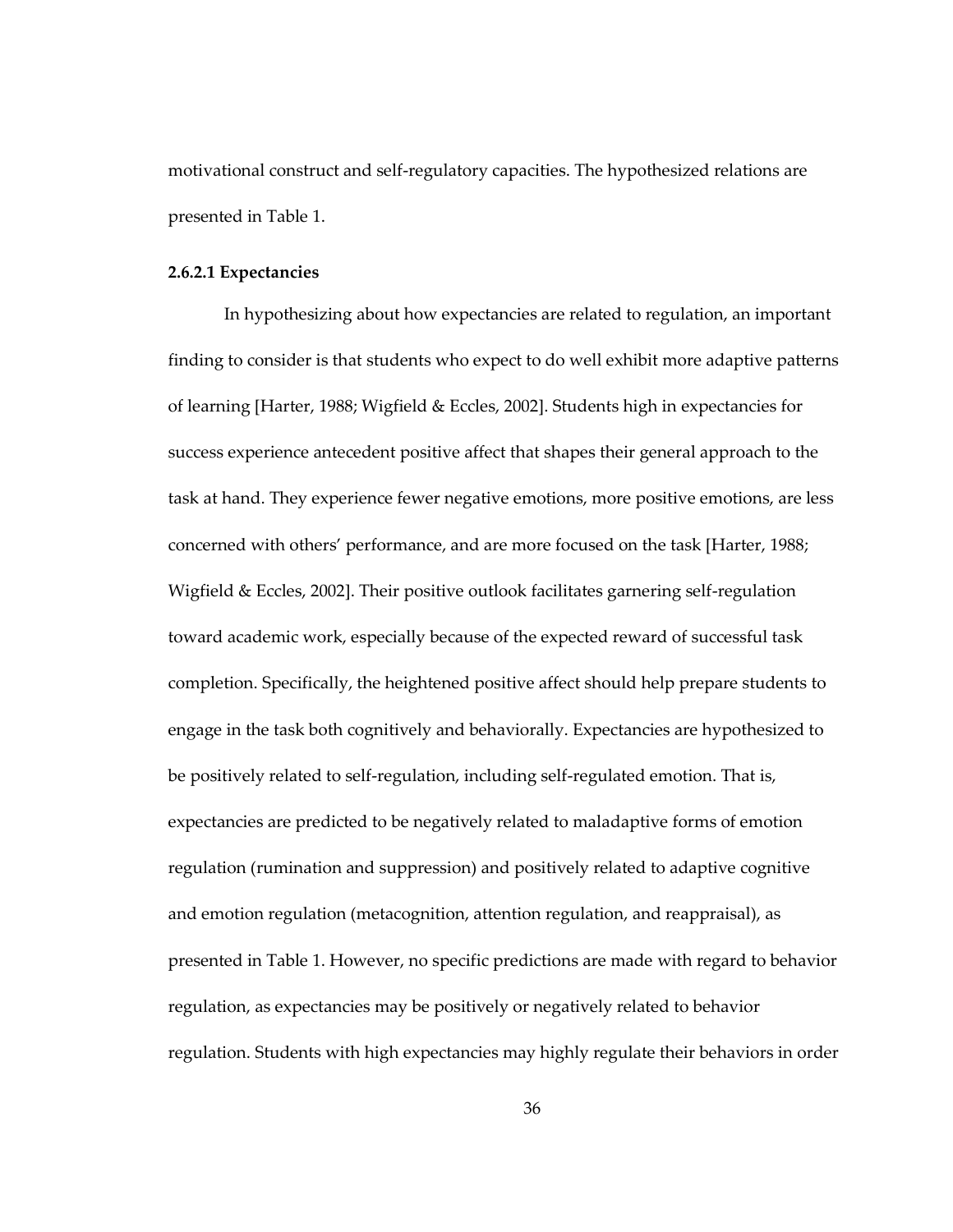motivational construct and self-regulatory capacities. The hypothesized relations are presented in Table 1.

#### 2.6.2.1 Expectancies

In hypothesizing about how expectancies are related to regulation, an important finding to consider is that students who expect to do well exhibit more adaptive patterns of learning [Harter, 1988; Wigfield & Eccles, 2002]. Students high in expectancies for success experience antecedent positive affect that shapes their general approach to the task at hand. They experience fewer negative emotions, more positive emotions, are less concerned with others' performance, and are more focused on the task [Harter, 1988; Wigfield & Eccles, 2002]. Their positive outlook facilitates garnering self-regulation toward academic work, especially because of the expected reward of successful task completion. Specifically, the heightened positive affect should help prepare students to engage in the task both cognitively and behaviorally. Expectancies are hypothesized to be positively related to self-regulation, including self-regulated emotion. That is, expectancies are predicted to be negatively related to maladaptive forms of emotion regulation (rumination and suppression) and positively related to adaptive cognitive and emotion regulation (metacognition, attention regulation, and reappraisal), as presented in Table 1. However, no specific predictions are made with regard to behavior regulation, as expectancies may be positively or negatively related to behavior regulation. Students with high expectancies may highly regulate their behaviors in order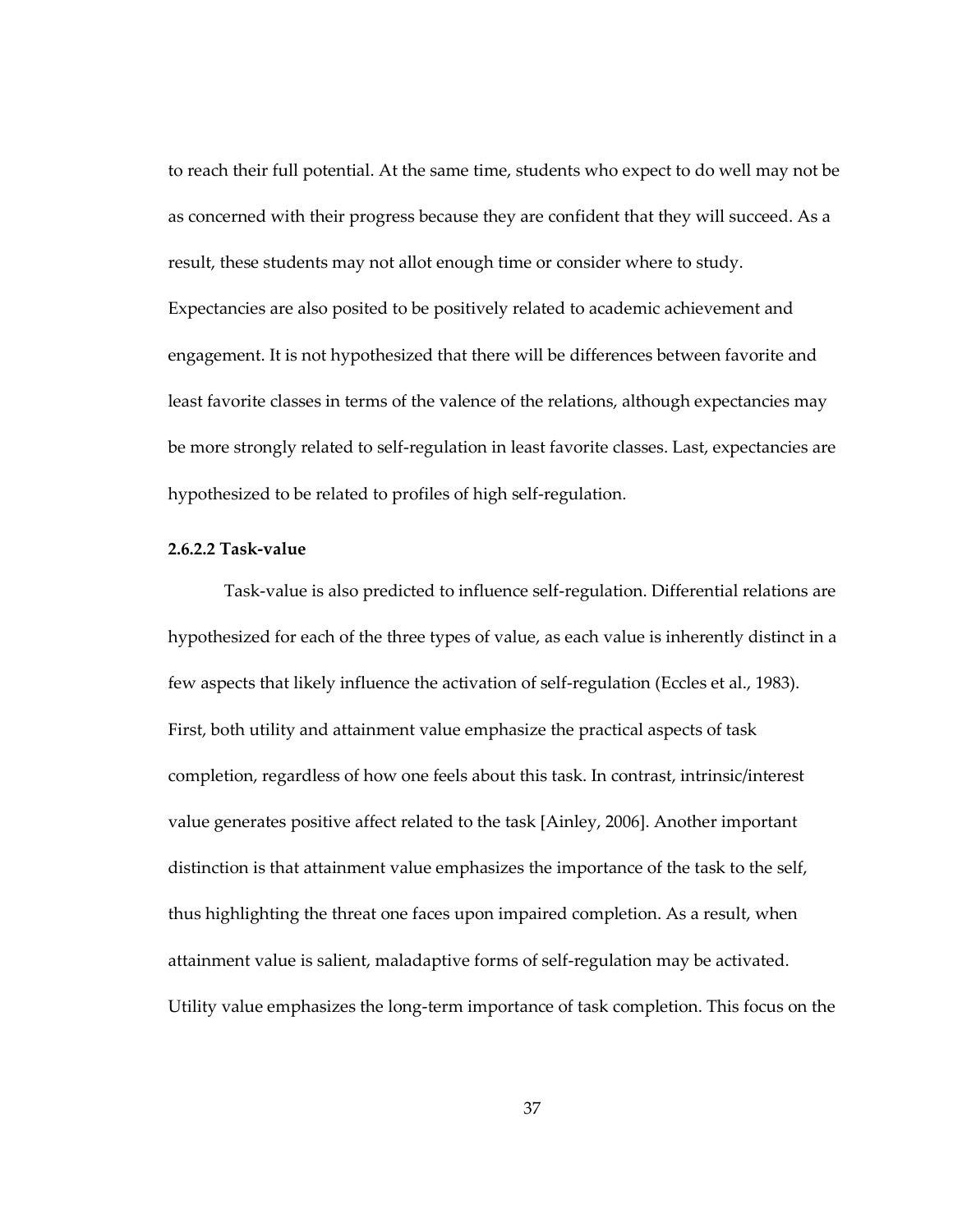to reach their full potential. At the same time, students who expect to do well may not be as concerned with their progress because they are confident that they will succeed. As a result, these students may not allot enough time or consider where to study. Expectancies are also posited to be positively related to academic achievement and engagement. It is not hypothesized that there will be differences between favorite and least favorite classes in terms of the valence of the relations, although expectancies may be more strongly related to self-regulation in least favorite classes. Last, expectancies are hypothesized to be related to profiles of high self-regulation.

#### 2.6.2.2 Task-value

Task-value is also predicted to influence self-regulation. Differential relations are hypothesized for each of the three types of value, as each value is inherently distinct in a few aspects that likely influence the activation of self-regulation (Eccles et al., 1983). First, both utility and attainment value emphasize the practical aspects of task completion, regardless of how one feels about this task. In contrast, intrinsic/interest value generates positive affect related to the task [Ainley, 2006]. Another important distinction is that attainment value emphasizes the importance of the task to the self, thus highlighting the threat one faces upon impaired completion. As a result, when attainment value is salient, maladaptive forms of self-regulation may be activated. Utility value emphasizes the long-term importance of task completion. This focus on the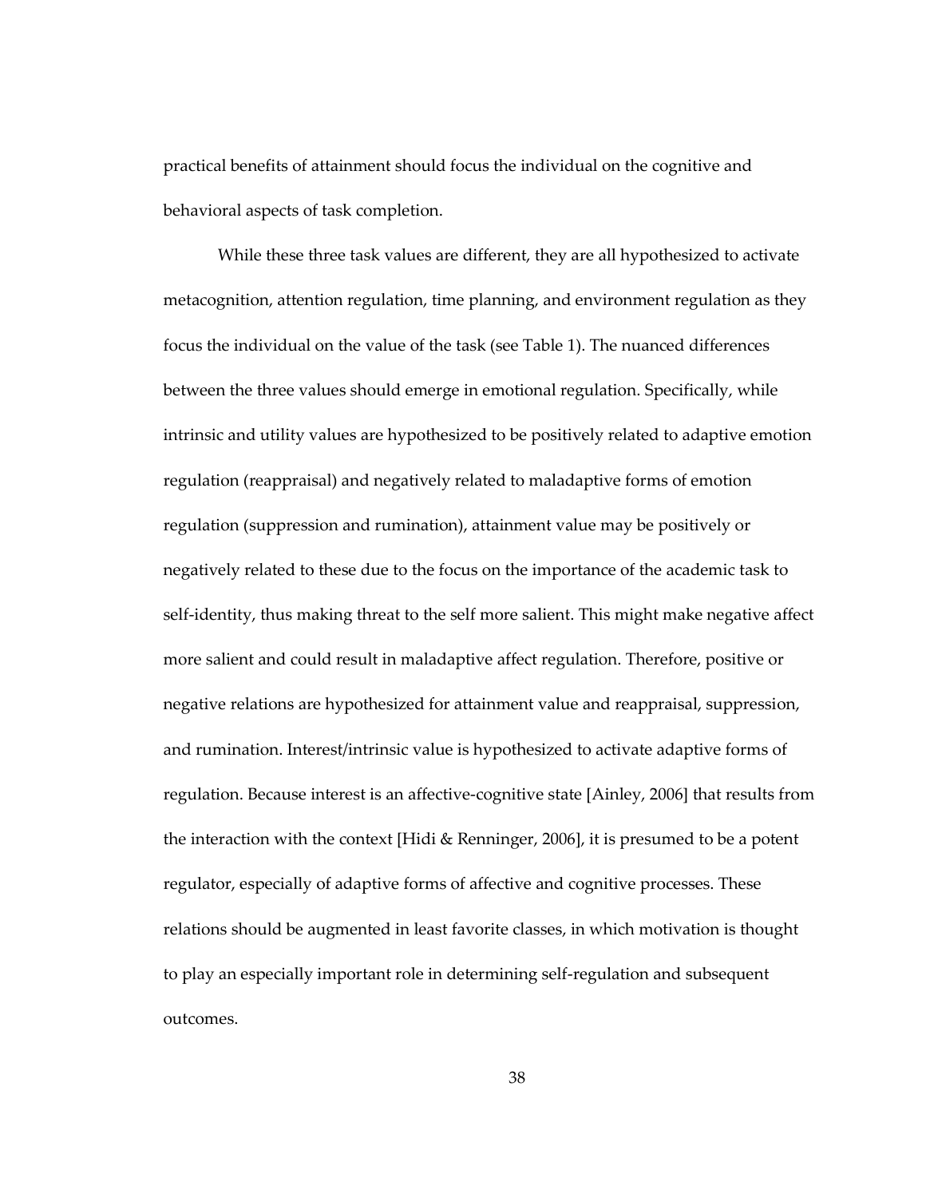practical benefits of attainment should focus the individual on the cognitive and behavioral aspects of task completion.

While these three task values are different, they are all hypothesized to activate metacognition, attention regulation, time planning, and environment regulation as they focus the individual on the value of the task (see Table 1). The nuanced differences between the three values should emerge in emotional regulation. Specifically, while intrinsic and utility values are hypothesized to be positively related to adaptive emotion regulation (reappraisal) and negatively related to maladaptive forms of emotion regulation (suppression and rumination), attainment value may be positively or negatively related to these due to the focus on the importance of the academic task to self-identity, thus making threat to the self more salient. This might make negative affect more salient and could result in maladaptive affect regulation. Therefore, positive or negative relations are hypothesized for attainment value and reappraisal, suppression, and rumination. Interest/intrinsic value is hypothesized to activate adaptive forms of regulation. Because interest is an affective-cognitive state [Ainley, 2006] that results from the interaction with the context [Hidi & Renninger, 2006], it is presumed to be a potent regulator, especially of adaptive forms of affective and cognitive processes. These relations should be augmented in least favorite classes, in which motivation is thought to play an especially important role in determining self-regulation and subsequent outcomes.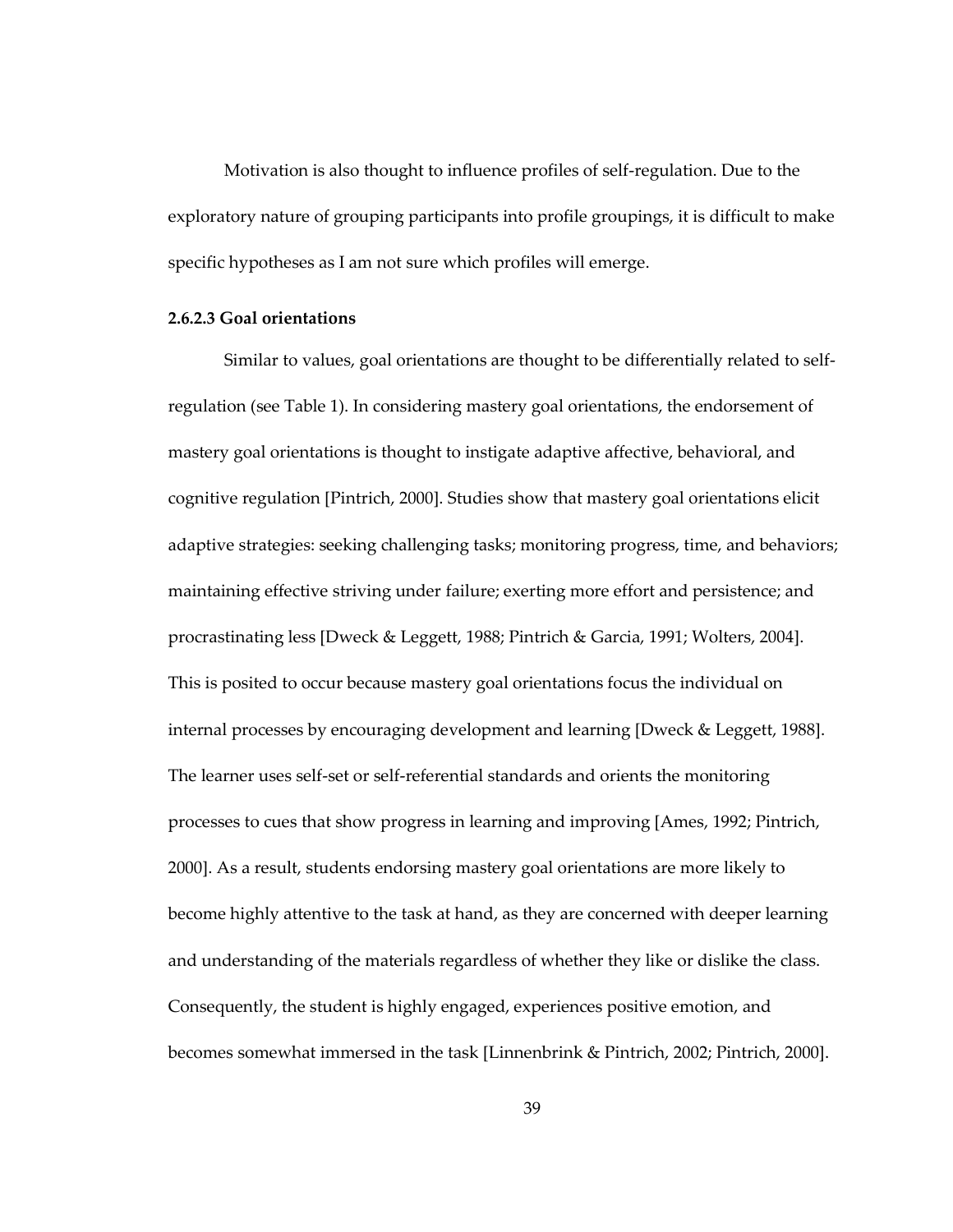Motivation is also thought to influence profiles of self-regulation. Due to the exploratory nature of grouping participants into profile groupings, it is difficult to make specific hypotheses as I am not sure which profiles will emerge.

#### 2.6.2.3 Goal orientations

Similar to values, goal orientations are thought to be differentially related to self-regulation (see Table 1). In considering mastery goal orientations, the endorsement of mastery goal orientations is thought to instigate adaptive affective, behavioral, and cognitive regulation [Pintrich, 2000]. Studies show that mastery goal orientations elicit adaptive strategies: seeking challenging tasks; monitoring progress, time, and behaviors; maintaining effective striving under failure; exerting more effort and persistence; and procrastinating less [Dweck & Leggett, 1988; Pintrich & Garcia, 1991; Wolters, 2004]. This is posited to occur because mastery goal orientations focus the individual on internal processes by encouraging development and learning [Dweck & Leggett, 1988]. The learner uses self-set or self-referential standards and orients the monitoring processes to cues that show progress in learning and improving [Ames, 1992; Pintrich, 2000]. As a result, students endorsing mastery goal orientations are more likely to become highly attentive to the task at hand, as they are concerned with deeper learning and understanding of the materials regardless of whether they like or dislike the class. Consequently, the student is highly engaged, experiences positive emotion, and becomes somewhat immersed in the task [Linnenbrink & Pintrich, 2002; Pintrich, 2000].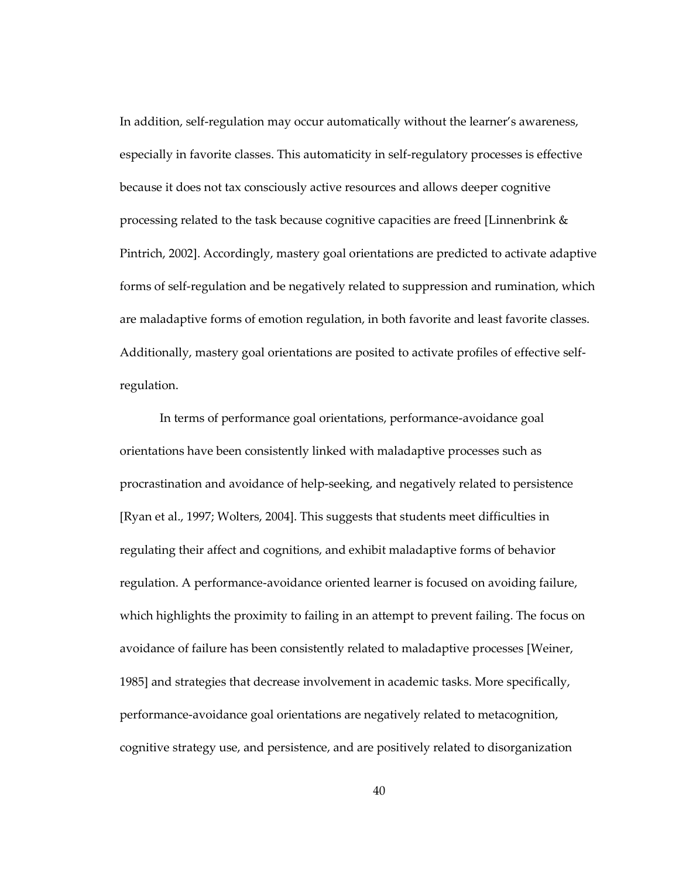In addition, self-regulation may occur automatically without the learner's awareness, especially in favorite classes. This automaticity in self-regulatory processes is effective because it does not tax consciously active resources and allows deeper cognitive processing related to the task because cognitive capacities are freed [Linnenbrink & Pintrich, 2002]. Accordingly, mastery goal orientations are predicted to activate adaptive forms of self-regulation and be negatively related to suppression and rumination, which are maladaptive forms of emotion regulation, in both favorite and least favorite classes. Additionally, mastery goal orientations are posited to activate profiles of effective self-regulation.

In terms of performance goal orientations, performance-avoidance goal orientations have been consistently linked with maladaptive processes such as procrastination and avoidance of help-seeking, and negatively related to persistence [Ryan et al., 1997; Wolters, 2004]. This suggests that students meet difficulties in regulating their affect and cognitions, and exhibit maladaptive forms of behavior regulation. A performance-avoidance oriented learner is focused on avoiding failure, which highlights the proximity to failing in an attempt to prevent failing. The focus on avoidance of failure has been consistently related to maladaptive processes [Weiner, 1985] and strategies that decrease involvement in academic tasks. More specifically, performance-avoidance goal orientations are negatively related to metacognition, cognitive strategy use, and persistence, and are positively related to disorganization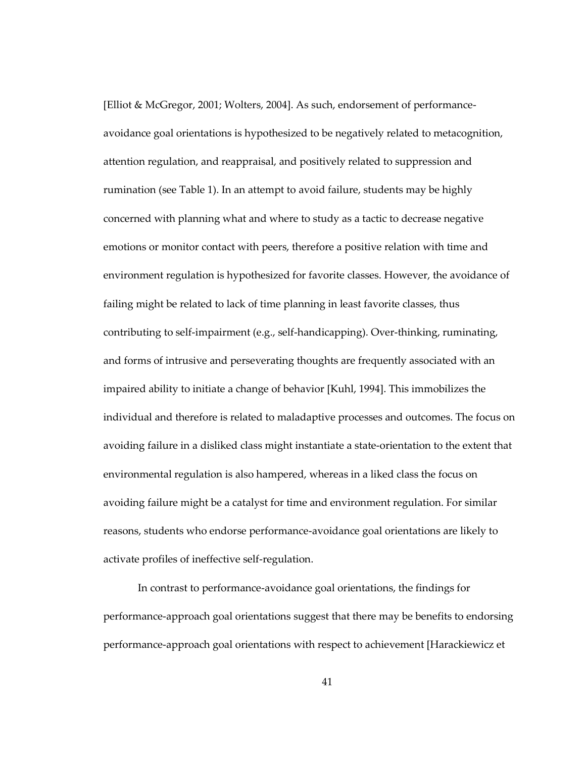[Elliot & McGregor, 2001; Wolters, 2004]. As such, endorsement of performance-avoidance goal orientations is hypothesized to be negatively related to metacognition, attention regulation, and reappraisal, and positively related to suppression and rumination (see Table 1). In an attempt to avoid failure, students may be highly concerned with planning what and where to study as a tactic to decrease negative emotions or monitor contact with peers, therefore a positive relation with time and environment regulation is hypothesized for favorite classes. However, the avoidance of failing might be related to lack of time planning in least favorite classes, thus contributing to self-impairment (e.g., self-handicapping). Over-thinking, ruminating, and forms of intrusive and perseverating thoughts are frequently associated with an impaired ability to initiate a change of behavior [Kuhl, 1994]. This immobilizes the individual and therefore is related to maladaptive processes and outcomes. The focus on avoiding failure in a disliked class might instantiate a state-orientation to the extent that environmental regulation is also hampered, whereas in a liked class the focus on avoiding failure might be a catalyst for time and environment regulation. For similar reasons, students who endorse performance-avoidance goal orientations are likely to activate profiles of ineffective self-regulation.

In contrast to performance-avoidance goal orientations, the findings for performance-approach goal orientations suggest that there may be benefits to endorsing performance-approach goal orientations with respect to achievement [Harackiewicz et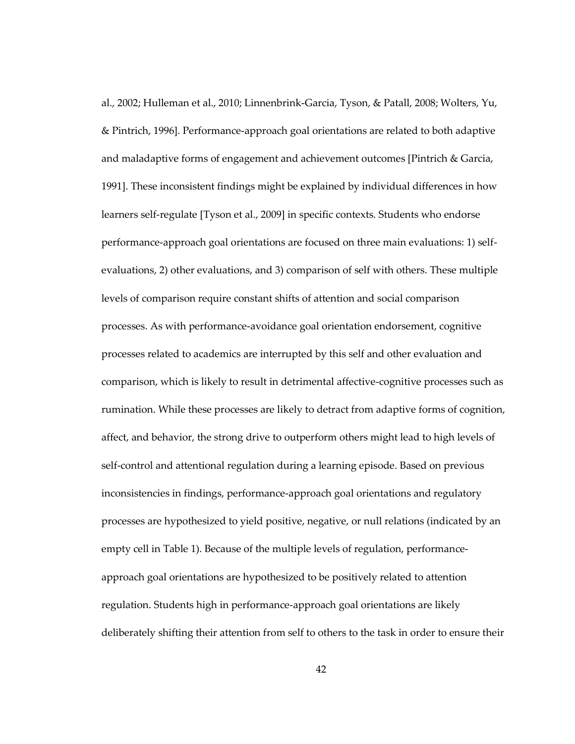al., 2002; Hulleman et al., 2010; Linnenbrink-Garcia, Tyson, & Patall, 2008; Wolters, Yu, & Pintrich, 1996]. Performance-approach goal orientations are related to both adaptive and maladaptive forms of engagement and achievement outcomes [Pintrich & Garcia, 1991]. These inconsistent findings might be explained by individual differences in how learners self-regulate [Tyson et al., 2009] in specific contexts. Students who endorse performance-approach goal orientations are focused on three main evaluations: 1) self-evaluations, 2) other evaluations, and 3) comparison of self with others. These multiple levels of comparison require constant shifts of attention and social comparison processes. As with performance-avoidance goal orientation endorsement, cognitive processes related to academics are interrupted by this self and other evaluation and comparison, which is likely to result in detrimental affective-cognitive processes such as rumination. While these processes are likely to detract from adaptive forms of cognition, affect, and behavior, the strong drive to outperform others might lead to high levels of self-control and attentional regulation during a learning episode. Based on previous inconsistencies in findings, performance-approach goal orientations and regulatory processes are hypothesized to yield positive, negative, or null relations (indicated by an empty cell in Table 1). Because of the multiple levels of regulation, performance-approach goal orientations are hypothesized to be positively related to attention regulation. Students high in performance-approach goal orientations are likely deliberately shifting their attention from self to others to the task in order to ensure their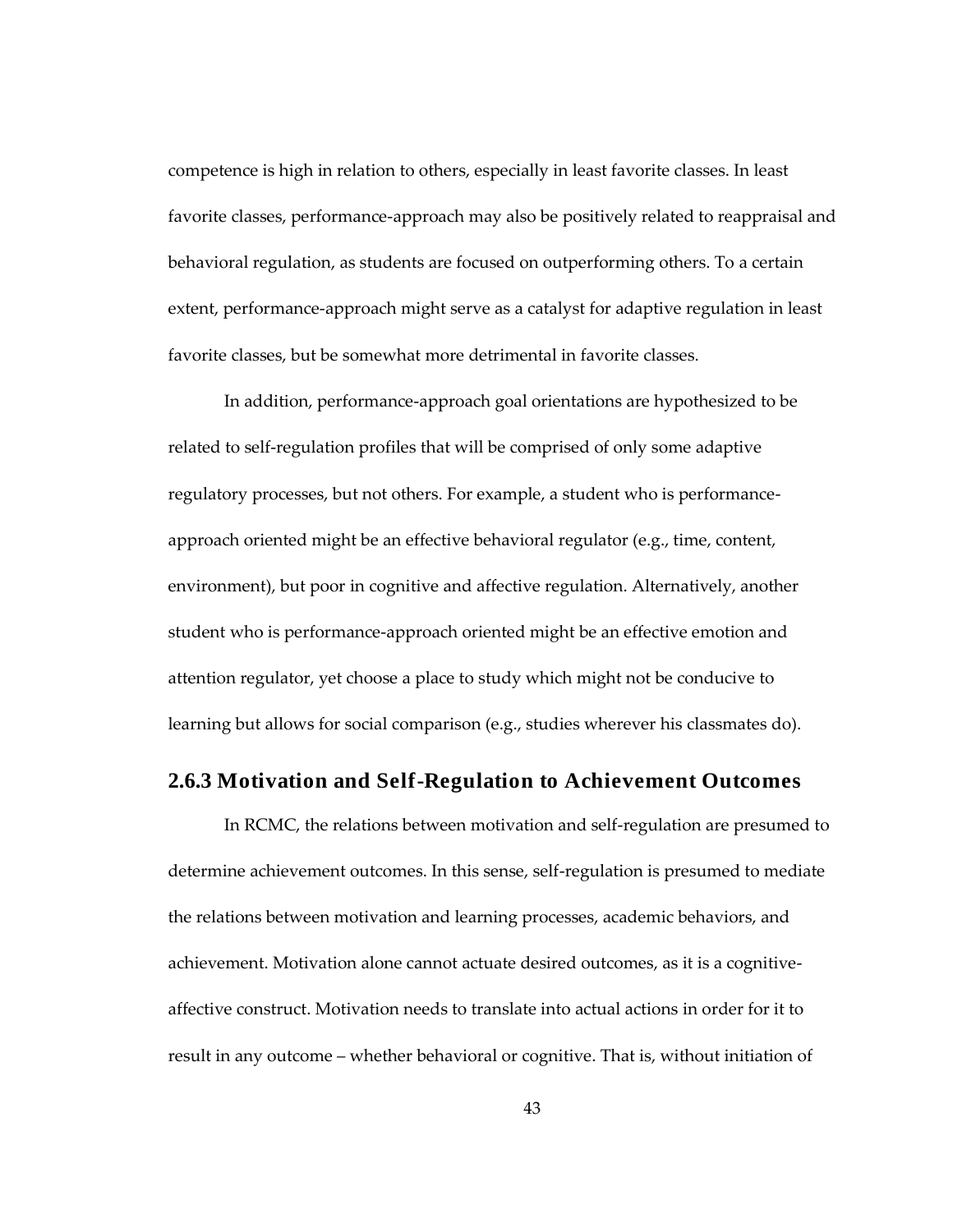competence is high in relation to others, especially in least favorite classes. In least favorite classes, performance-approach may also be positively related to reappraisal and behavioral regulation, as students are focused on outperforming others. To a certain extent, performance-approach might serve as a catalyst for adaptive regulation in least favorite classes, but be somewhat more detrimental in favorite classes.

In addition, performance-approach goal orientations are hypothesized to be related to self-regulation profiles that will be comprised of only some adaptive regulatory processes, but not others. For example, a student who is performance-approach oriented might be an effective behavioral regulator (e.g., time, content, environment), but poor in cognitive and affective regulation. Alternatively, another student who is performance-approach oriented might be an effective emotion and attention regulator, yet choose a place to study which might not be conducive to learning but allows for social comparison (e.g., studies wherever his classmates do).

### 2.6.3 Motivation and Self-Regulation to Achievement Outcomes

In RCMC, the relations between motivation and self-regulation are presumed to determine achievement outcomes. In this sense, self-regulation is presumed to mediate the relations between motivation and learning processes, academic behaviors, and achievement. Motivation alone cannot actuate desired outcomes, as it is a cognitive-affective construct. Motivation needs to translate into actual actions in order for it to result in any outcome – whether behavioral or cognitive. That is, without initiation of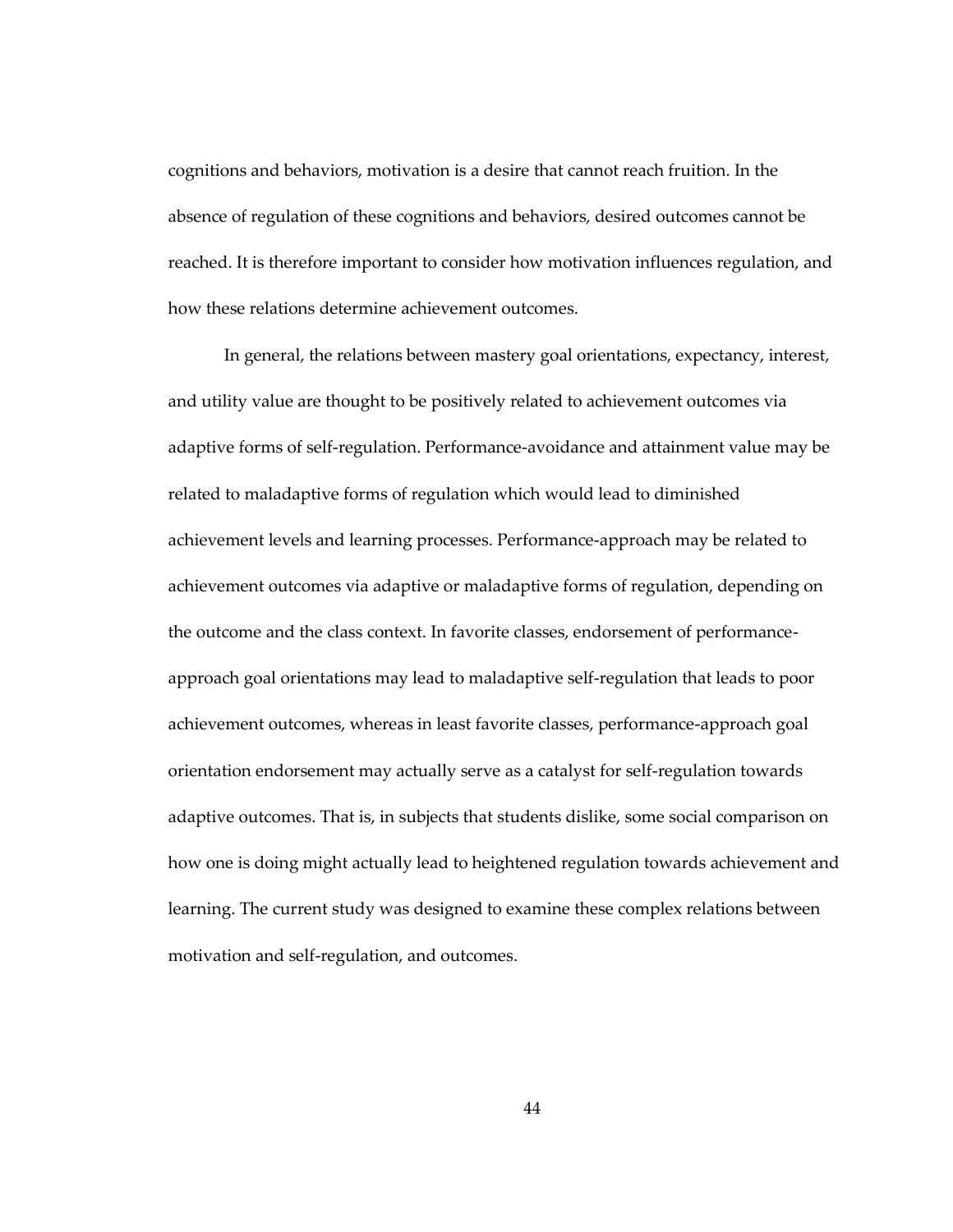cognitions and behaviors, motivation is a desire that cannot reach fruition. In the absence of regulation of these cognitions and behaviors, desired outcomes cannot be reached. It is therefore important to consider how motivation influences regulation, and how these relations determine achievement outcomes.

In general, the relations between mastery goal orientations, expectancy, interest, and utility value are thought to be positively related to achievement outcomes via adaptive forms of self-regulation. Performance-avoidance and attainment value may be related to maladaptive forms of regulation which would lead to diminished achievement levels and learning processes. Performance-approach may be related to achievement outcomes via adaptive or maladaptive forms of regulation, depending on the outcome and the class context. In favorite classes, endorsement of performance-approach goal orientations may lead to maladaptive self-regulation that leads to poor achievement outcomes, whereas in least favorite classes, performance-approach goal orientation endorsement may actually serve as a catalyst for self-regulation towards adaptive outcomes. That is, in subjects that students dislike, some social comparison on how one is doing might actually lead to heightened regulation towards achievement and learning. The current study was designed to examine these complex relations between motivation and self-regulation, and outcomes.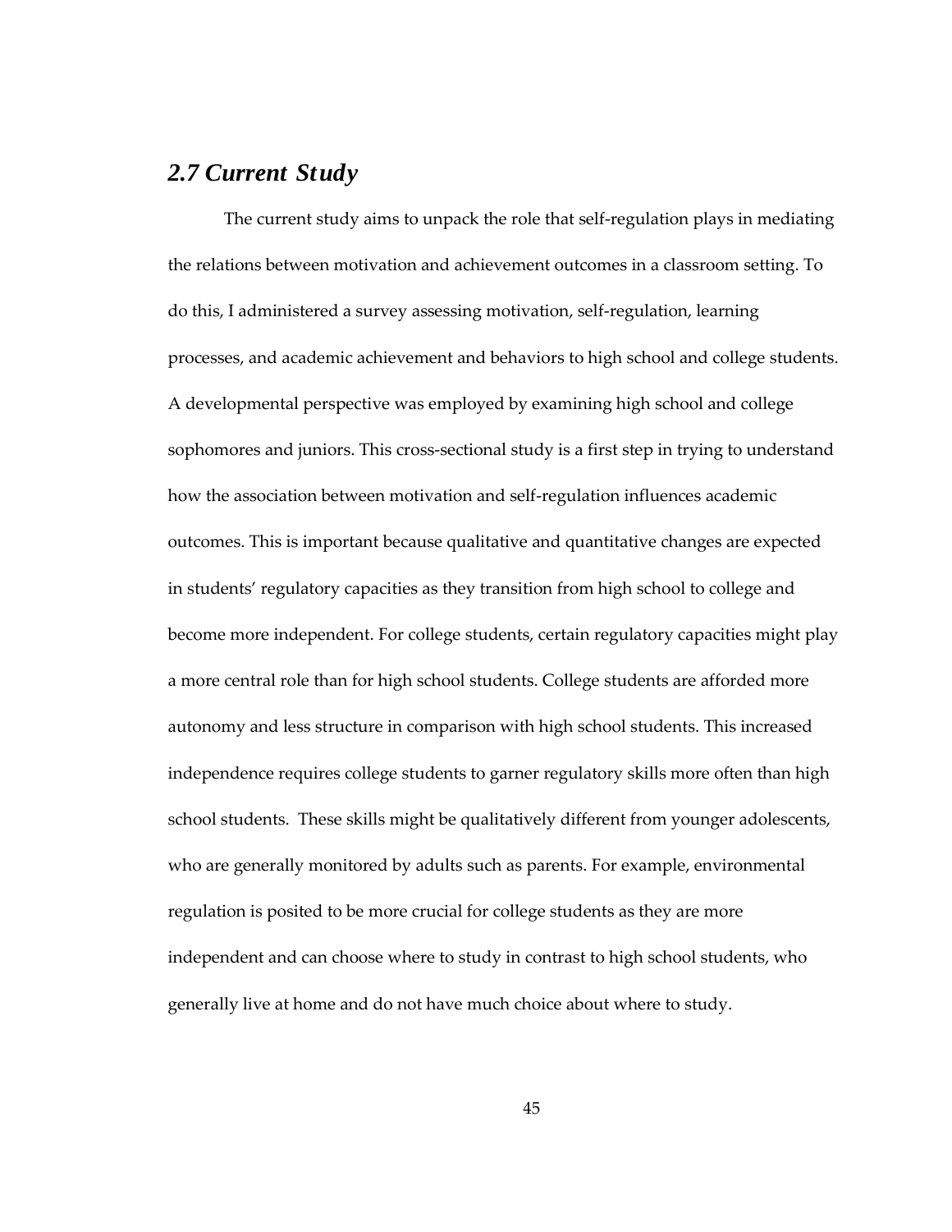## *2.7 Current Study*

The current study aims to unpack the role that self-regulation plays in mediating the relations between motivation and achievement outcomes in a classroom setting. To do this, I administered a survey assessing motivation, self-regulation, learning processes, and academic achievement and behaviors to high school and college students. A developmental perspective was employed by examining high school and college sophomores and juniors. This cross-sectional study is a first step in trying to understand how the association between motivation and self-regulation influences academic outcomes. This is important because qualitative and quantitative changes are expected in students' regulatory capacities as they transition from high school to college and become more independent. For college students, certain regulatory capacities might play a more central role than for high school students. College students are afforded more autonomy and less structure in comparison with high school students. This increased independence requires college students to garner regulatory skills more often than high school students. These skills might be qualitatively different from younger adolescents, who are generally monitored by adults such as parents. For example, environmental regulation is posited to be more crucial for college students as they are more independent and can choose where to study in contrast to high school students, who generally live at home and do not have much choice about where to study.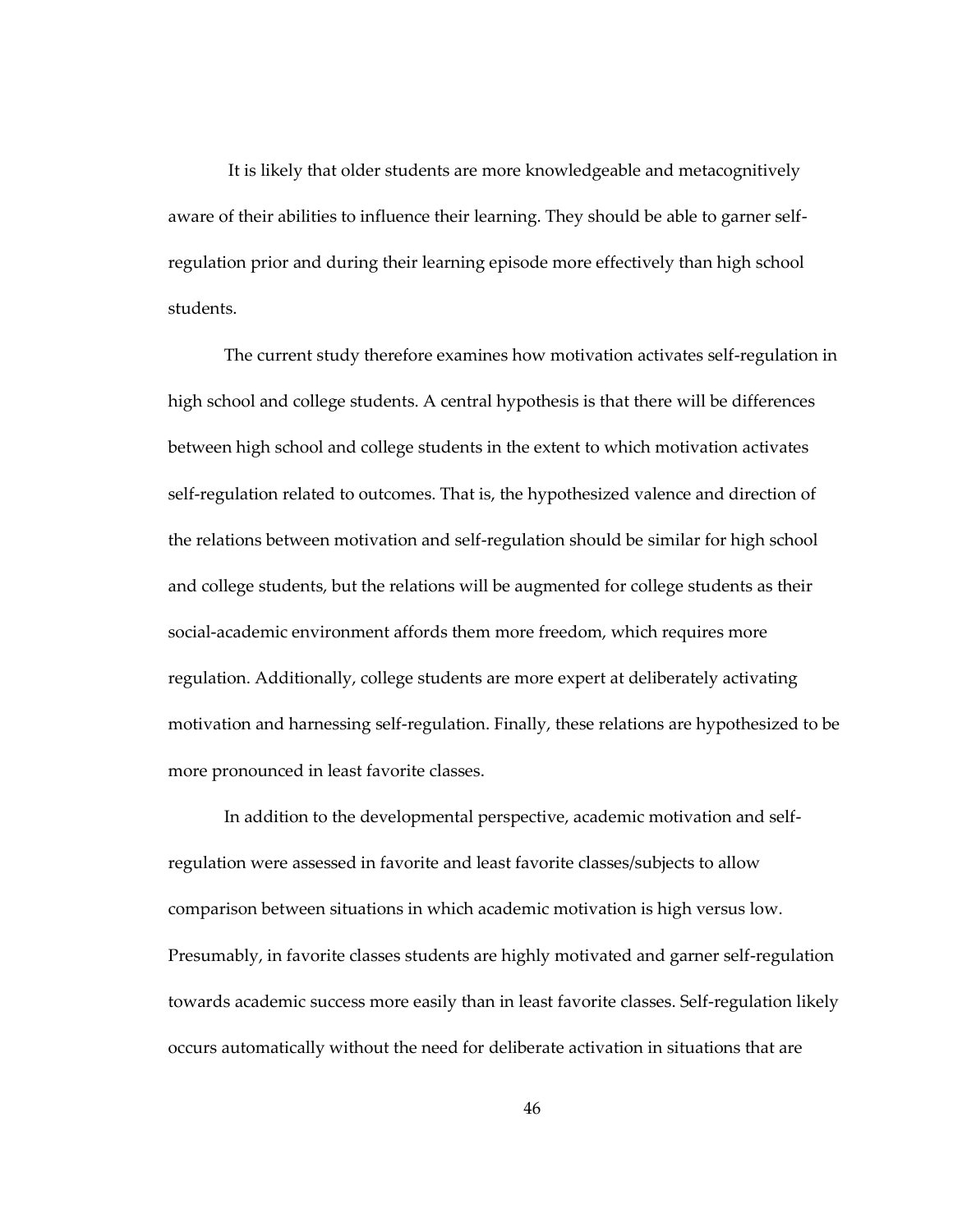It is likely that older students are more knowledgeable and metacognitively aware of their abilities to influence their learning. They should be able to garner self-regulation prior and during their learning episode more effectively than high school students.

The current study therefore examines how motivation activates self-regulation in high school and college students. A central hypothesis is that there will be differences between high school and college students in the extent to which motivation activates self-regulation related to outcomes. That is, the hypothesized valence and direction of the relations between motivation and self-regulation should be similar for high school and college students, but the relations will be augmented for college students as their social-academic environment affords them more freedom, which requires more regulation. Additionally, college students are more expert at deliberately activating motivation and harnessing self-regulation. Finally, these relations are hypothesized to be more pronounced in least favorite classes.

In addition to the developmental perspective, academic motivation and self-regulation were assessed in favorite and least favorite classes/subjects to allow comparison between situations in which academic motivation is high versus low. Presumably, in favorite classes students are highly motivated and garner self-regulation towards academic success more easily than in least favorite classes. Self-regulation likely occurs automatically without the need for deliberate activation in situations that are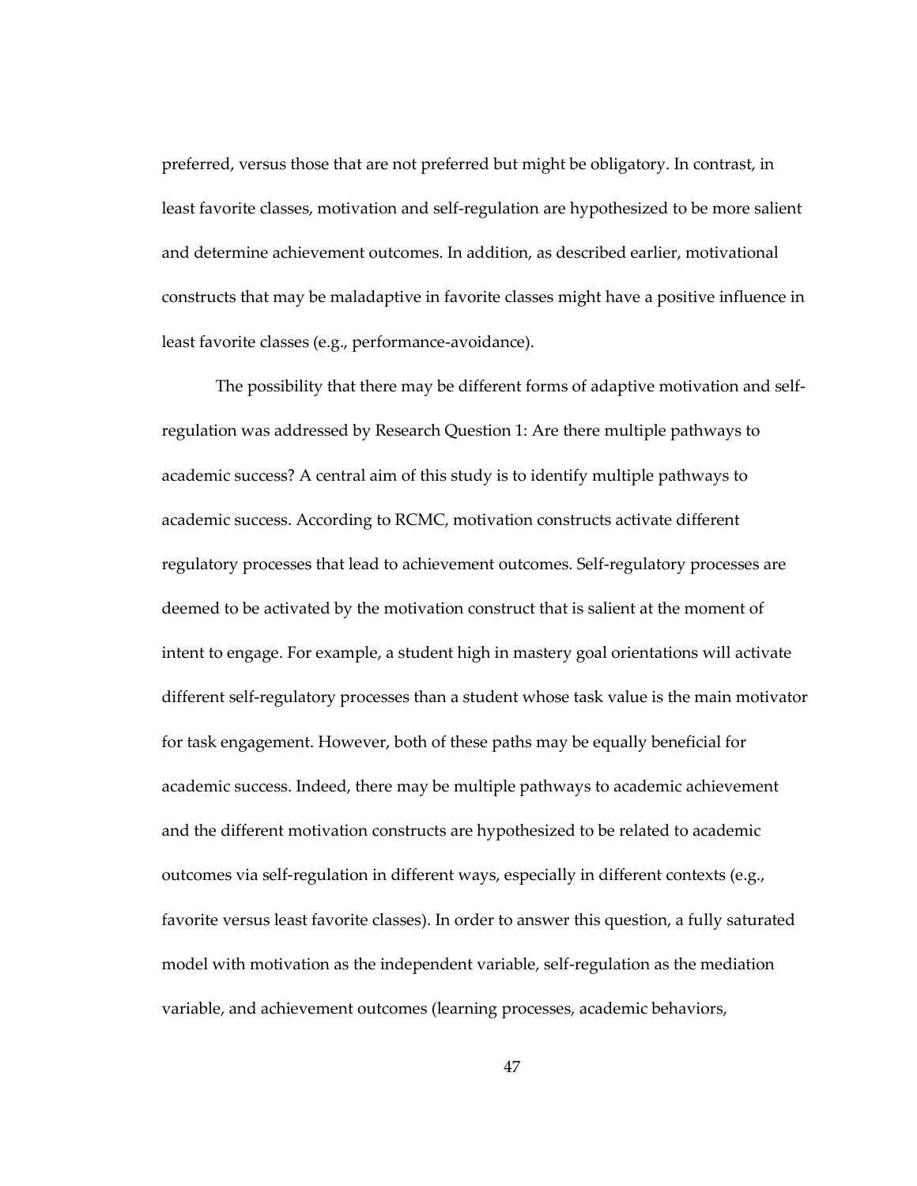preferred, versus those that are not preferred but might be obligatory. In contrast, in least favorite classes, motivation and self-regulation are hypothesized to be more salient and determine achievement outcomes. In addition, as described earlier, motivational constructs that may be maladaptive in favorite classes might have a positive influence in least favorite classes (e.g., performance-avoidance).

The possibility that there may be different forms of adaptive motivation and self-regulation was addressed by Research Question 1: Are there multiple pathways to academic success? A central aim of this study is to identify multiple pathways to academic success. According to RCMC, motivation constructs activate different regulatory processes that lead to achievement outcomes. Self-regulatory processes are deemed to be activated by the motivation construct that is salient at the moment of intent to engage. For example, a student high in mastery goal orientations will activate different self-regulatory processes than a student whose task value is the main motivator for task engagement. However, both of these paths may be equally beneficial for academic success. Indeed, there may be multiple pathways to academic achievement and the different motivation constructs are hypothesized to be related to academic outcomes via self-regulation in different ways, especially in different contexts (e.g., favorite versus least favorite classes). In order to answer this question, a fully saturated model with motivation as the independent variable, self-regulation as the mediation variable, and achievement outcomes (learning processes, academic behaviors,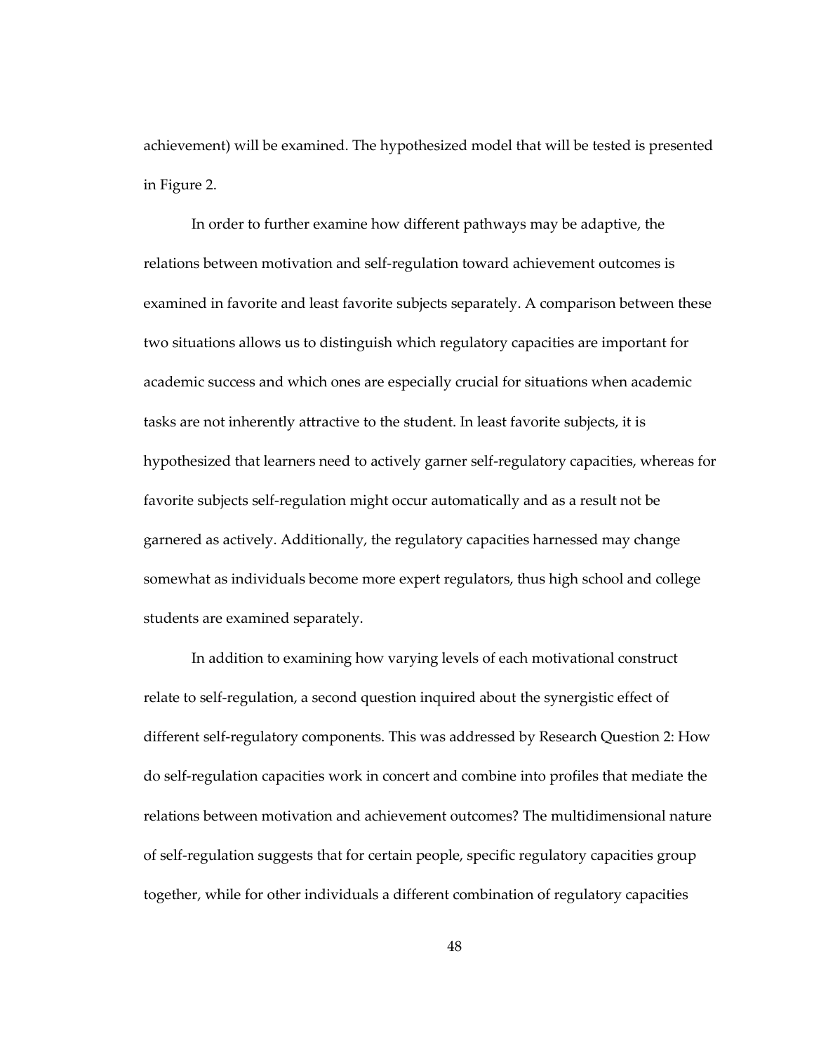achievement) will be examined. The hypothesized model that will be tested is presented in Figure 2.

In order to further examine how different pathways may be adaptive, the relations between motivation and self-regulation toward achievement outcomes is examined in favorite and least favorite subjects separately. A comparison between these two situations allows us to distinguish which regulatory capacities are important for academic success and which ones are especially crucial for situations when academic tasks are not inherently attractive to the student. In least favorite subjects, it is hypothesized that learners need to actively garner self-regulatory capacities, whereas for favorite subjects self-regulation might occur automatically and as a result not be garnered as actively. Additionally, the regulatory capacities harnessed may change somewhat as individuals become more expert regulators, thus high school and college students are examined separately.

In addition to examining how varying levels of each motivational construct relate to self-regulation, a second question inquired about the synergistic effect of different self-regulatory components. This was addressed by Research Question 2: How do self-regulation capacities work in concert and combine into profiles that mediate the relations between motivation and achievement outcomes? The multidimensional nature of self-regulation suggests that for certain people, specific regulatory capacities group together, while for other individuals a different combination of regulatory capacities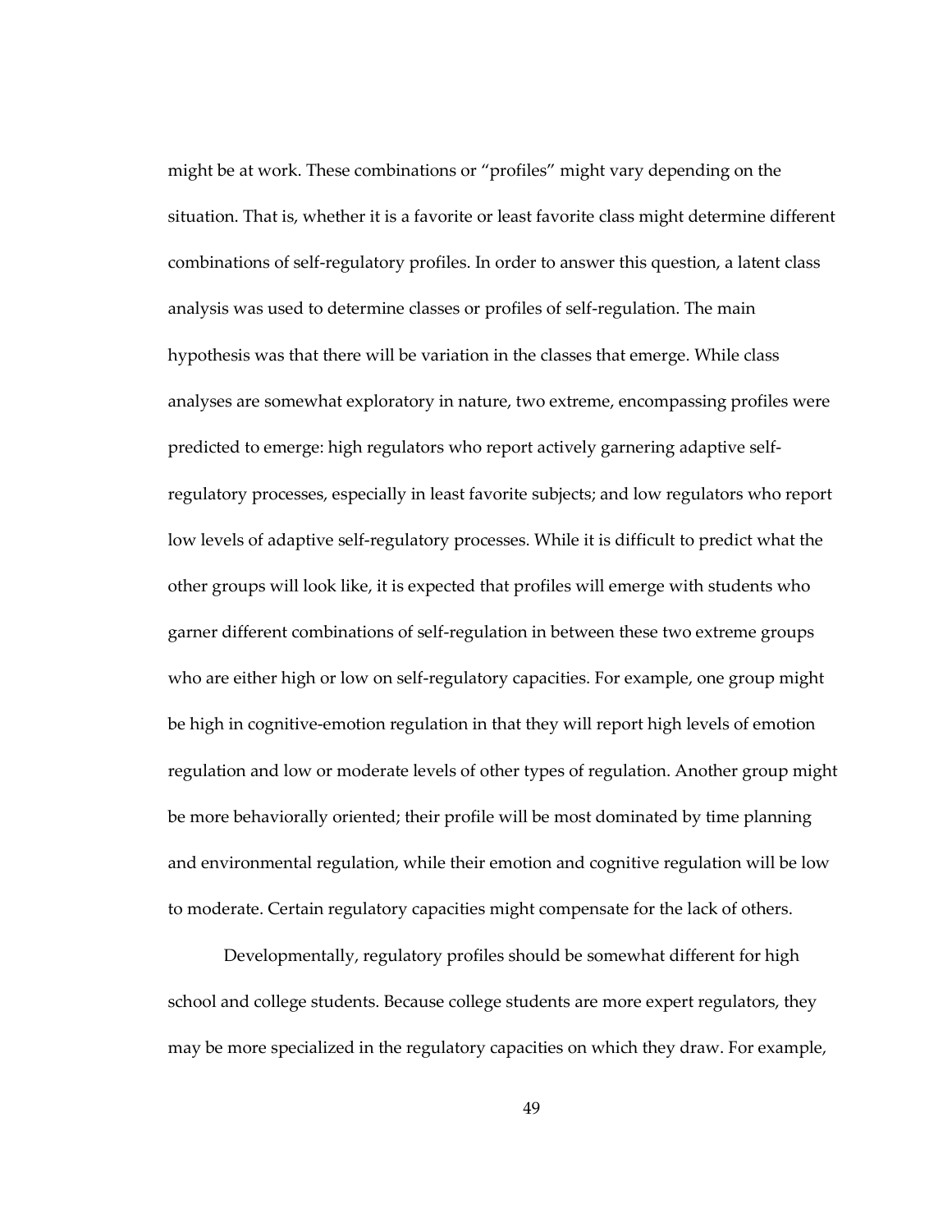might be at work. These combinations or "profiles" might vary depending on the situation. That is, whether it is a favorite or least favorite class might determine different combinations of self-regulatory profiles. In order to answer this question, a latent class analysis was used to determine classes or profiles of self-regulation. The main hypothesis was that there will be variation in the classes that emerge. While class analyses are somewhat exploratory in nature, two extreme, encompassing profiles were predicted to emerge: high regulators who report actively garnering adaptive self-regulatory processes, especially in least favorite subjects; and low regulators who report low levels of adaptive self-regulatory processes. While it is difficult to predict what the other groups will look like, it is expected that profiles will emerge with students who garner different combinations of self-regulation in between these two extreme groups who are either high or low on self-regulatory capacities. For example, one group might be high in cognitive-emotion regulation in that they will report high levels of emotion regulation and low or moderate levels of other types of regulation. Another group might be more behaviorally oriented; their profile will be most dominated by time planning and environmental regulation, while their emotion and cognitive regulation will be low to moderate. Certain regulatory capacities might compensate for the lack of others.

Developmentally, regulatory profiles should be somewhat different for high school and college students. Because college students are more expert regulators, they may be more specialized in the regulatory capacities on which they draw. For example,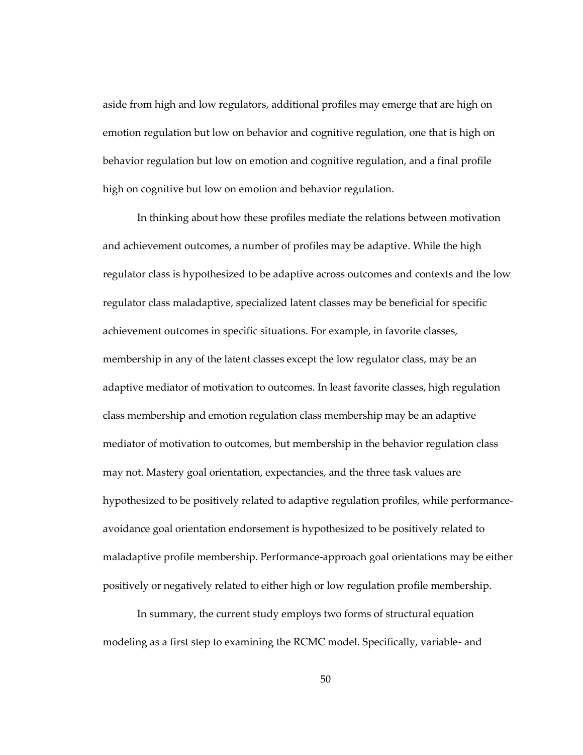aside from high and low regulators, additional profiles may emerge that are high on emotion regulation but low on behavior and cognitive regulation, one that is high on behavior regulation but low on emotion and cognitive regulation, and a final profile high on cognitive but low on emotion and behavior regulation.

In thinking about how these profiles mediate the relations between motivation and achievement outcomes, a number of profiles may be adaptive. While the high regulator class is hypothesized to be adaptive across outcomes and contexts and the low regulator class maladaptive, specialized latent classes may be beneficial for specific achievement outcomes in specific situations. For example, in favorite classes, membership in any of the latent classes except the low regulator class, may be an adaptive mediator of motivation to outcomes. In least favorite classes, high regulation class membership and emotion regulation class membership may be an adaptive mediator of motivation to outcomes, but membership in the behavior regulation class may not. Mastery goal orientation, expectancies, and the three task values are hypothesized to be positively related to adaptive regulation profiles, while performance-avoidance goal orientation endorsement is hypothesized to be positively related to maladaptive profile membership. Performance-approach goal orientations may be either positively or negatively related to either high or low regulation profile membership.

In summary, the current study employs two forms of structural equation modeling as a first step to examining the RCMC model. Specifically, variable- and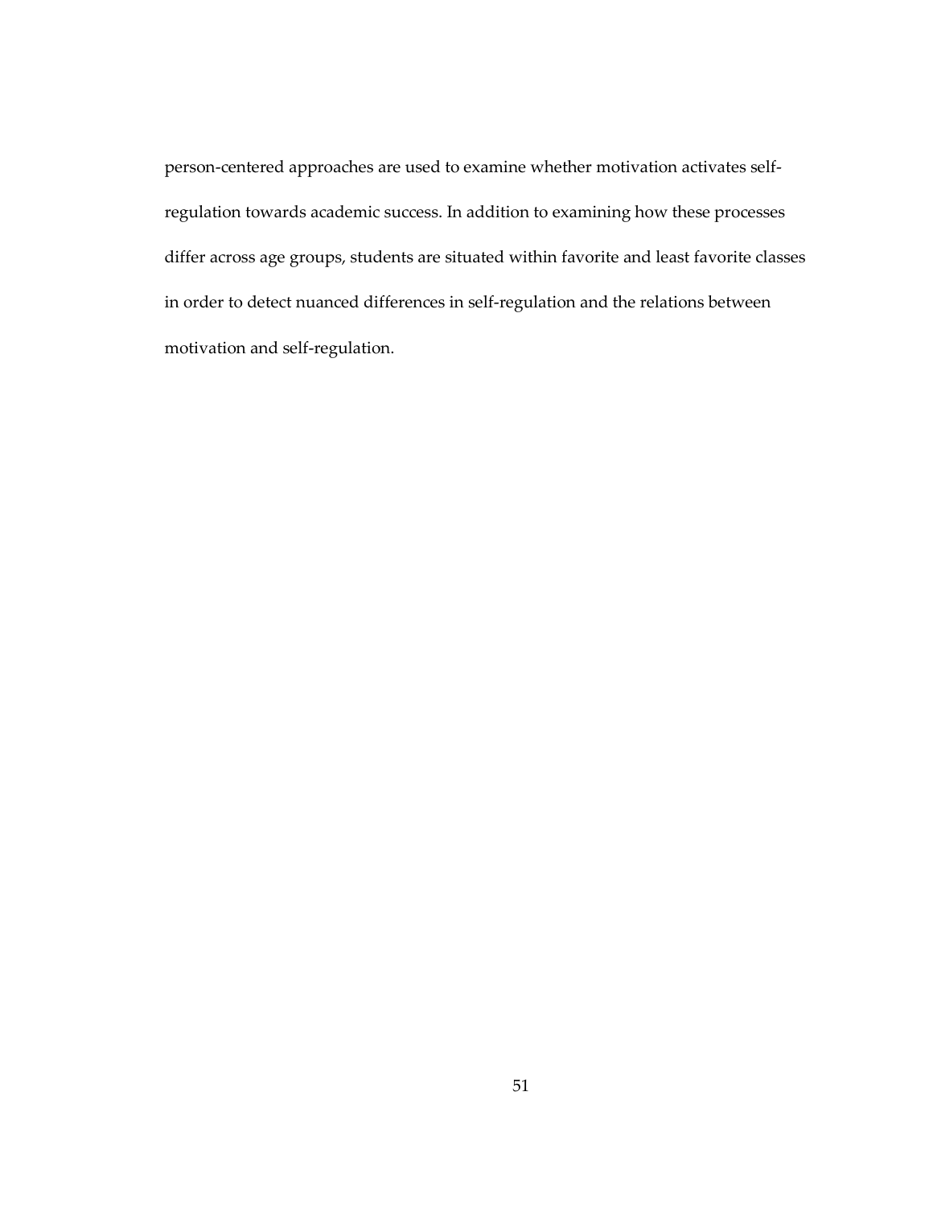person-centered approaches are used to examine whether motivation activates self-regulation towards academic success. In addition to examining how these processes differ across age groups, students are situated within favorite and least favorite classes in order to detect nuanced differences in self-regulation and the relations between motivation and self-regulation.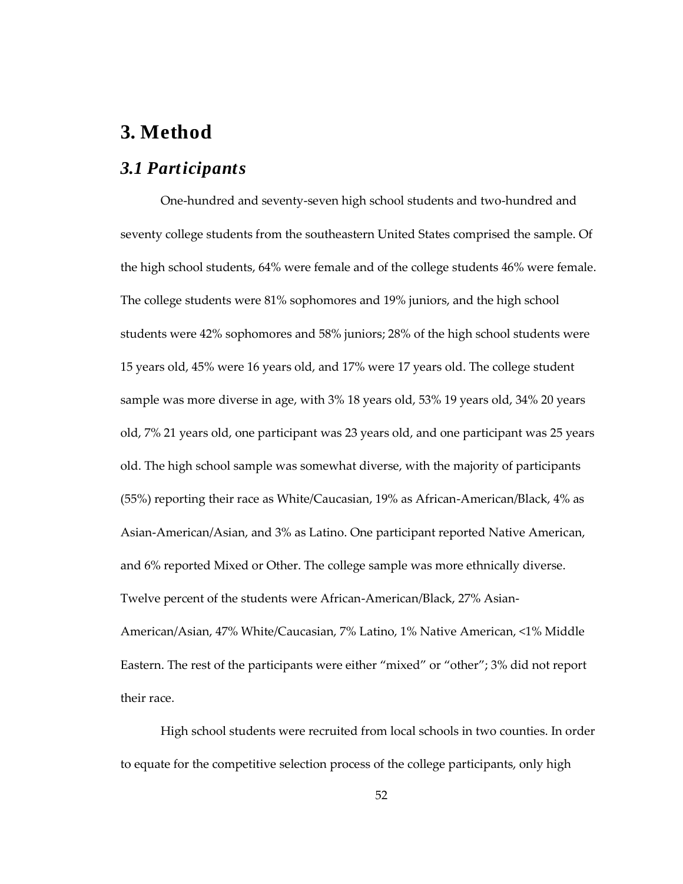# 3. Method

## *3.1 Participants*

One-hundred and seventy-seven high school students and two-hundred and seventy college students from the southeastern United States comprised the sample. Of the high school students, 64% were female and of the college students 46% were female. The college students were 81% sophomores and 19% juniors, and the high school students were 42% sophomores and 58% juniors; 28% of the high school students were 15 years old, 45% were 16 years old, and 17% were 17 years old. The college student sample was more diverse in age, with 3% 18 years old, 53% 19 years old, 34% 20 years old, 7% 21 years old, one participant was 23 years old, and one participant was 25 years old. The high school sample was somewhat diverse, with the majority of participants (55%) reporting their race as White/Caucasian, 19% as African-American/Black, 4% as Asian-American/Asian, and 3% as Latino. One participant reported Native American, and 6% reported Mixed or Other. The college sample was more ethnically diverse. Twelve percent of the students were African-American/Black, 27% Asian-American/Asian, 47% White/Caucasian, 7% Latino, 1% Native American, <1% Middle Eastern. The rest of the participants were either "mixed" or "other"; 3% did not report their race.

High school students were recruited from local schools in two counties. In order to equate for the competitive selection process of the college participants, only high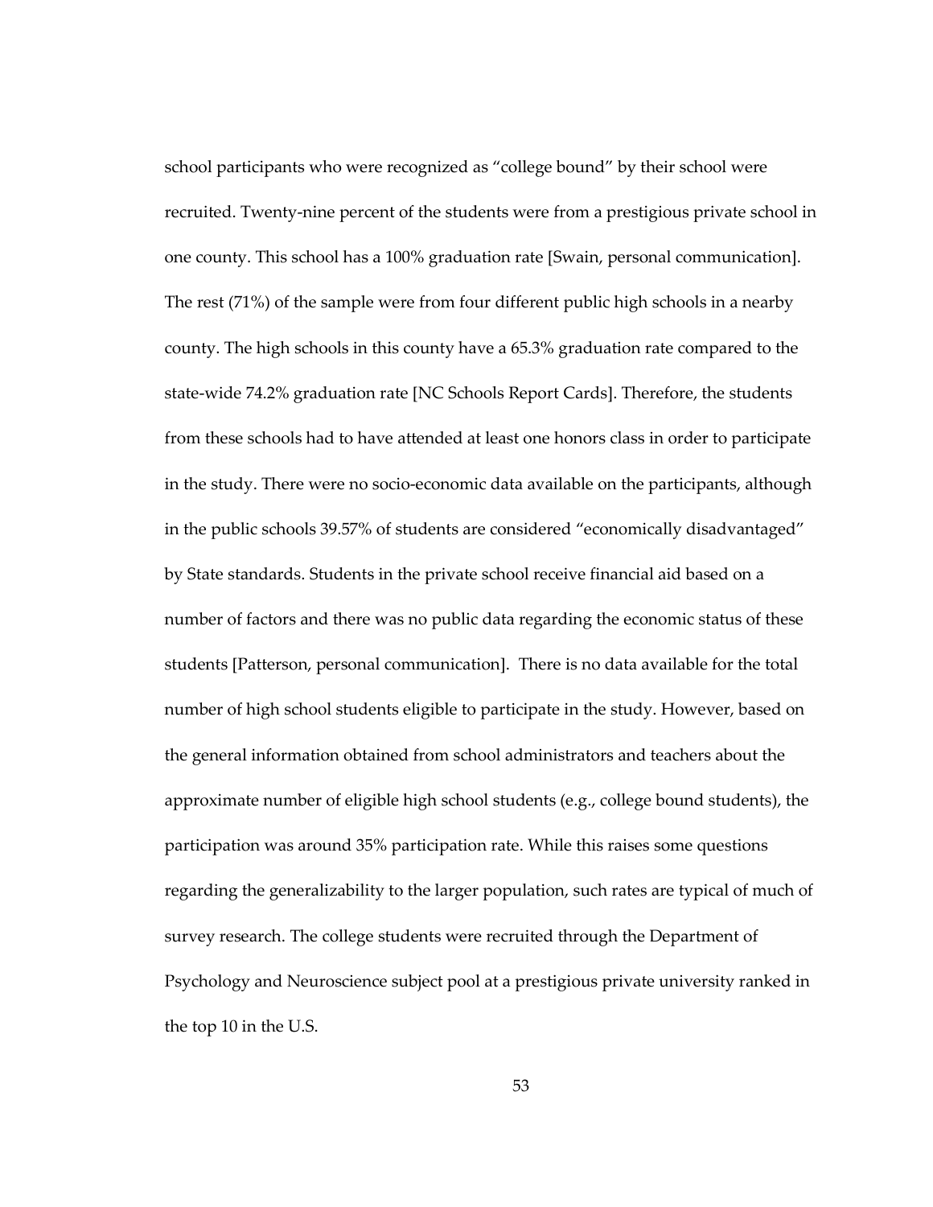school participants who were recognized as "college bound" by their school were recruited. Twenty-nine percent of the students were from a prestigious private school in one county. This school has a 100% graduation rate [Swain, personal communication]. The rest (71%) of the sample were from four different public high schools in a nearby county. The high schools in this county have a 65.3% graduation rate compared to the state-wide 74.2% graduation rate [NC Schools Report Cards]. Therefore, the students from these schools had to have attended at least one honors class in order to participate in the study. There were no socio-economic data available on the participants, although in the public schools 39.57% of students are considered "economically disadvantaged" by State standards. Students in the private school receive financial aid based on a number of factors and there was no public data regarding the economic status of these students [Patterson, personal communication]. There is no data available for the total number of high school students eligible to participate in the study. However, based on the general information obtained from school administrators and teachers about the approximate number of eligible high school students (e.g., college bound students), the participation was around 35% participation rate. While this raises some questions regarding the generalizability to the larger population, such rates are typical of much of survey research. The college students were recruited through the Department of Psychology and Neuroscience subject pool at a prestigious private university ranked in the top 10 in the U.S.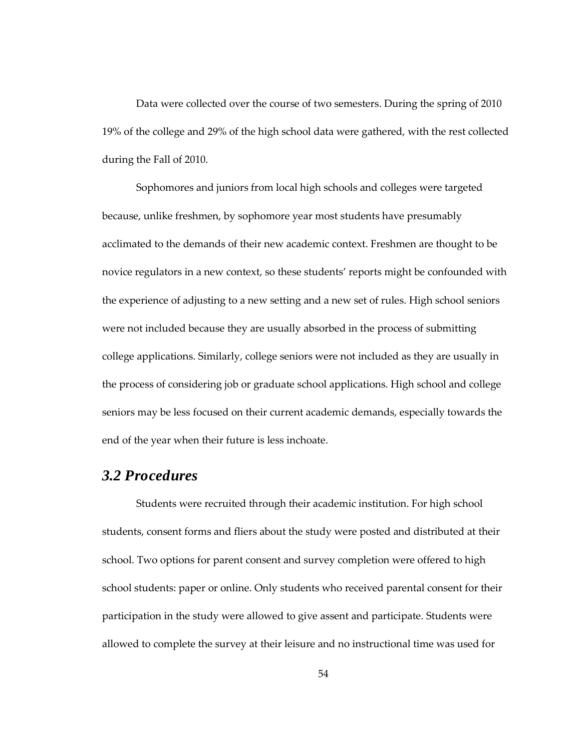Data were collected over the course of two semesters. During the spring of 2010 19% of the college and 29% of the high school data were gathered, with the rest collected during the Fall of 2010.

Sophomores and juniors from local high schools and colleges were targeted because, unlike freshmen, by sophomore year most students have presumably acclimated to the demands of their new academic context. Freshmen are thought to be novice regulators in a new context, so these students' reports might be confounded with the experience of adjusting to a new setting and a new set of rules. High school seniors were not included because they are usually absorbed in the process of submitting college applications. Similarly, college seniors were not included as they are usually in the process of considering job or graduate school applications. High school and college seniors may be less focused on their current academic demands, especially towards the end of the year when their future is less inchoate.

## *3.2 Procedures*

Students were recruited through their academic institution. For high school students, consent forms and fliers about the study were posted and distributed at their school. Two options for parent consent and survey completion were offered to high school students: paper or online. Only students who received parental consent for their participation in the study were allowed to give assent and participate. Students were allowed to complete the survey at their leisure and no instructional time was used for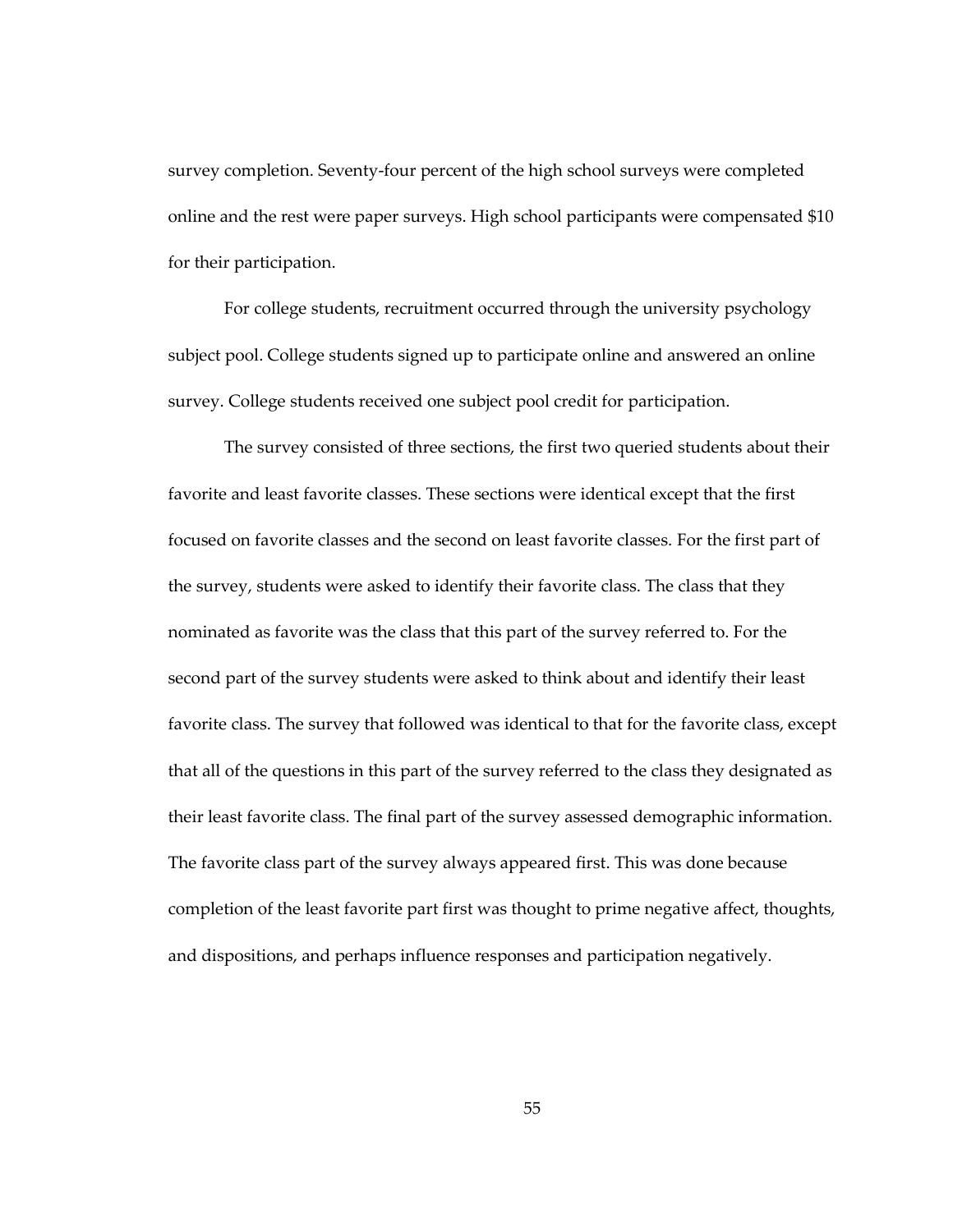survey completion. Seventy-four percent of the high school surveys were completed online and the rest were paper surveys. High school participants were compensated $10 for their participation.

For college students, recruitment occurred through the university psychology subject pool. College students signed up to participate online and answered an online survey. College students received one subject pool credit for participation.

The survey consisted of three sections, the first two queried students about their favorite and least favorite classes. These sections were identical except that the first focused on favorite classes and the second on least favorite classes. For the first part of the survey, students were asked to identify their favorite class. The class that they nominated as favorite was the class that this part of the survey referred to. For the second part of the survey students were asked to think about and identify their least favorite class. The survey that followed was identical to that for the favorite class, except that all of the questions in this part of the survey referred to the class they designated as their least favorite class. The final part of the survey assessed demographic information. The favorite class part of the survey always appeared first. This was done because completion of the least favorite part first was thought to prime negative affect, thoughts, and dispositions, and perhaps influence responses and participation negatively.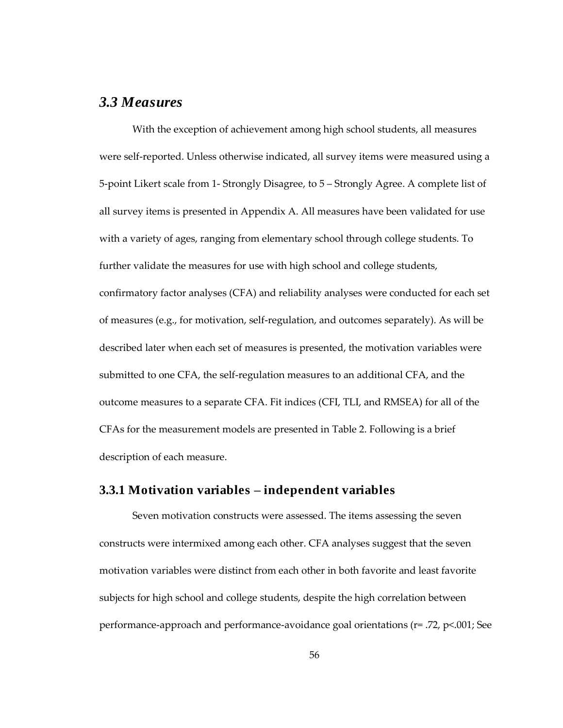## *3.3 Measures*

With the exception of achievement among high school students, all measures were self-reported. Unless otherwise indicated, all survey items were measured using a 5-point Likert scale from 1- Strongly Disagree, to 5 – Strongly Agree. A complete list of all survey items is presented in Appendix A. All measures have been validated for use with a variety of ages, ranging from elementary school through college students. To further validate the measures for use with high school and college students, confirmatory factor analyses (CFA) and reliability analyses were conducted for each set of measures (e.g., for motivation, self-regulation, and outcomes separately). As will be described later when each set of measures is presented, the motivation variables were submitted to one CFA, the self-regulation measures to an additional CFA, and the outcome measures to a separate CFA. Fit indices (CFI, TLI, and RMSEA) for all of the CFAs for the measurement models are presented in Table 2. Following is a brief description of each measure.

### 3.3.1 Motivation variables – independent variables

Seven motivation constructs were assessed. The items assessing the seven constructs were intermixed among each other. CFA analyses suggest that the seven motivation variables were distinct from each other in both favorite and least favorite subjects for high school and college students, despite the high correlation between performance-approach and performance-avoidance goal orientations ($r = .72$, $p<.001$; See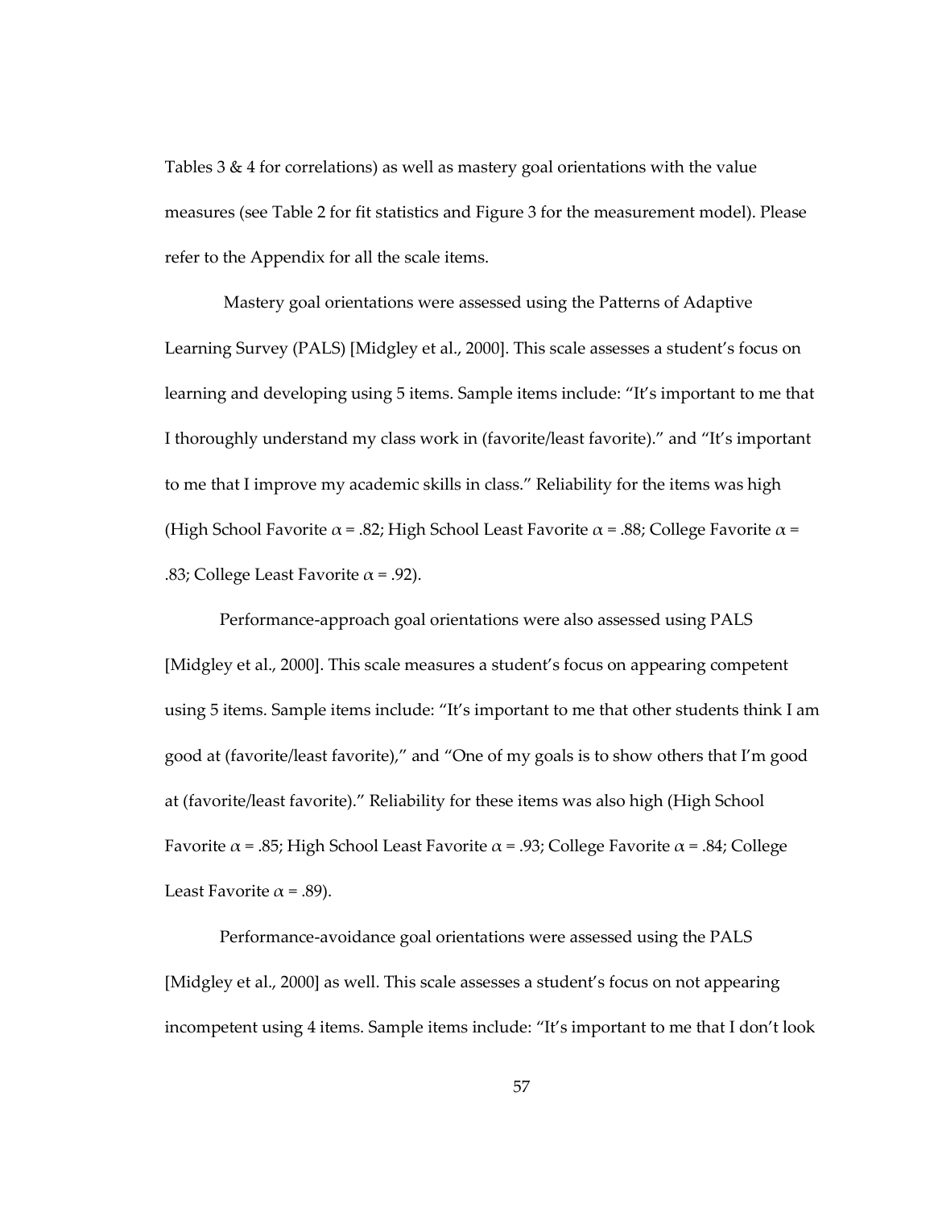Tables 3 & 4 for correlations) as well as mastery goal orientations with the value measures (see Table 2 for fit statistics and Figure 3 for the measurement model). Please refer to the Appendix for all the scale items.

Mastery goal orientations were assessed using the Patterns of Adaptive Learning Survey (PALS) [Midgley et al., 2000]. This scale assesses a student's focus on learning and developing using 5 items. Sample items include: "It's important to me that I thoroughly understand my class work in (favorite/least favorite)." and "It's important to me that I improve my academic skills in class." Reliability for the items was high (High School Favorite $\alpha$ = .82; High School Least Favorite $\alpha$ = .88; College Favorite $\alpha$ = .83; College Least Favorite $\alpha$ = .92).

Performance-approach goal orientations were also assessed using PALS [Midgley et al., 2000]. This scale measures a student's focus on appearing competent using 5 items. Sample items include: "It's important to me that other students think I am good at (favorite/least favorite)," and "One of my goals is to show others that I'm good at (favorite/least favorite)." Reliability for these items was also high (High School Favorite $\alpha$ = .85; High School Least Favorite $\alpha$ = .93; College Favorite $\alpha$ = .84; College Least Favorite $\alpha$ = .89).

Performance-avoidance goal orientations were assessed using the PALS [Midgley et al., 2000] as well. This scale assesses a student's focus on not appearing incompetent using 4 items. Sample items include: "It's important to me that I don't look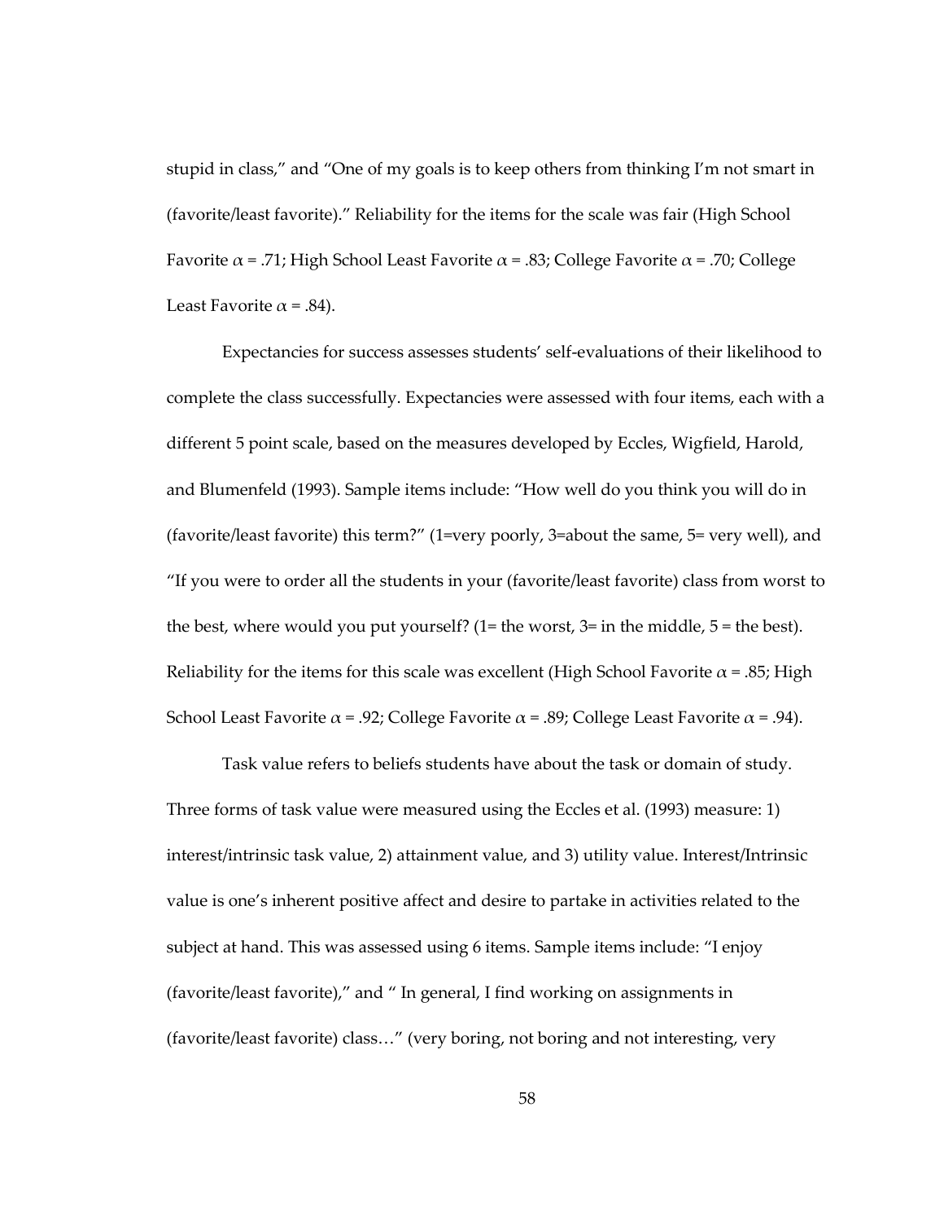stupid in class," and "One of my goals is to keep others from thinking I'm not smart in (favorite/least favorite)." Reliability for the items for the scale was fair (High School Favorite $\alpha$ = .71; High School Least Favorite $\alpha$ = .83; College Favorite $\alpha$ = .70; College Least Favorite $\alpha$ = .84).

Expectancies for success assesses students' self-evaluations of their likelihood to complete the class successfully. Expectancies were assessed with four items, each with a different 5 point scale, based on the measures developed by Eccles, Wigfield, Harold, and Blumenfeld (1993). Sample items include: "How well do you think you will do in (favorite/least favorite) this term?" (1=very poorly, 3=about the same, 5= very well), and "If you were to order all the students in your (favorite/least favorite) class from worst to the best, where would you put yourself? (1= the worst, 3= in the middle, 5 = the best). Reliability for the items for this scale was excellent (High School Favorite $\alpha$ = .85; High School Least Favorite $\alpha$ = .92; College Favorite $\alpha$ = .89; College Least Favorite $\alpha$ = .94).

Task value refers to beliefs students have about the task or domain of study. Three forms of task value were measured using the Eccles et al. (1993) measure: 1) interest/intrinsic task value, 2) attainment value, and 3) utility value. Interest/Intrinsic value is one's inherent positive affect and desire to partake in activities related to the subject at hand. This was assessed using 6 items. Sample items include: "I enjoy (favorite/least favorite)," and " In general, I find working on assignments in (favorite/least favorite) class…" (very boring, not boring and not interesting, very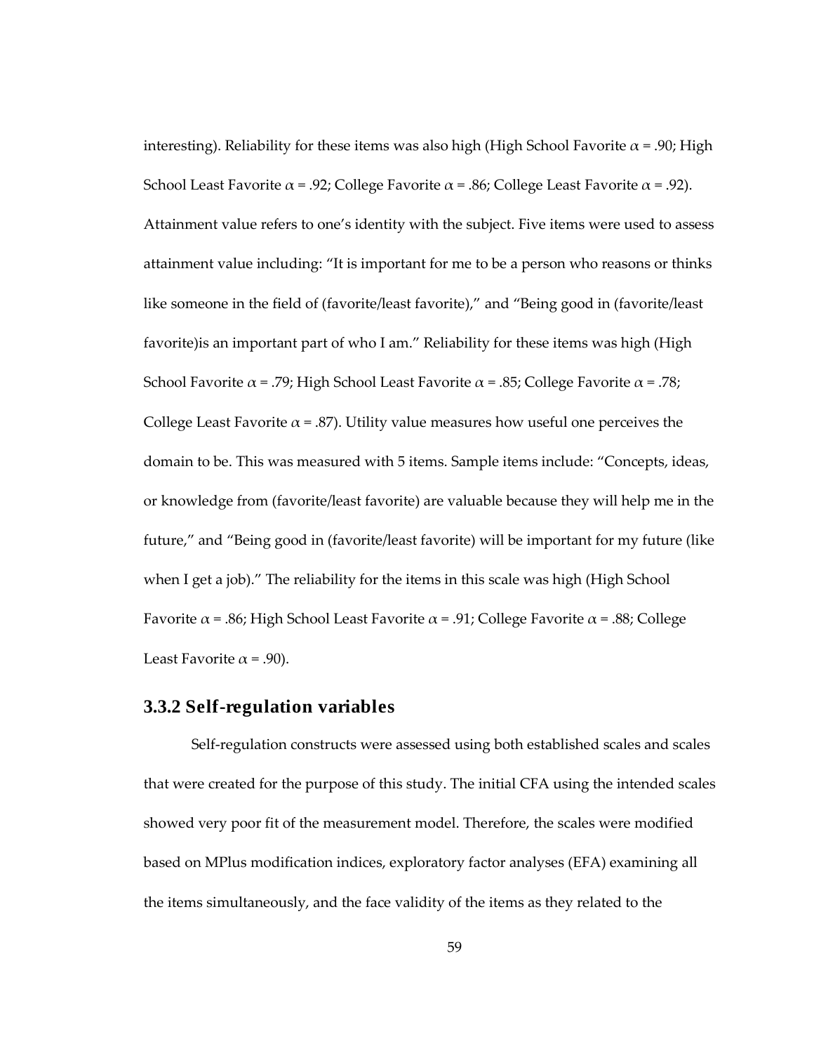interesting). Reliability for these items was also high (High School Favorite $\alpha$ = .90; High School Least Favorite $\alpha$ = .92; College Favorite $\alpha$ = .86; College Least Favorite $\alpha$ = .92). Attainment value refers to one's identity with the subject. Five items were used to assess attainment value including: "It is important for me to be a person who reasons or thinks like someone in the field of (favorite/least favorite)," and "Being good in (favorite/least favorite)is an important part of who I am." Reliability for these items was high (High School Favorite $\alpha$ = .79; High School Least Favorite $\alpha$ = .85; College Favorite $\alpha$ = .78; College Least Favorite $\alpha$ = .87). Utility value measures how useful one perceives the domain to be. This was measured with 5 items. Sample items include: "Concepts, ideas, or knowledge from (favorite/least favorite) are valuable because they will help me in the future," and "Being good in (favorite/least favorite) will be important for my future (like when I get a job)." The reliability for the items in this scale was high (High School Favorite $\alpha$ = .86; High School Least Favorite $\alpha$ = .91; College Favorite $\alpha$ = .88; College Least Favorite $\alpha$ = .90).

### 3.3.2 Self-regulation variables

Self-regulation constructs were assessed using both established scales and scales that were created for the purpose of this study. The initial CFA using the intended scales showed very poor fit of the measurement model. Therefore, the scales were modified based on MPlus modification indices, exploratory factor analyses (EFA) examining all the items simultaneously, and the face validity of the items as they related to the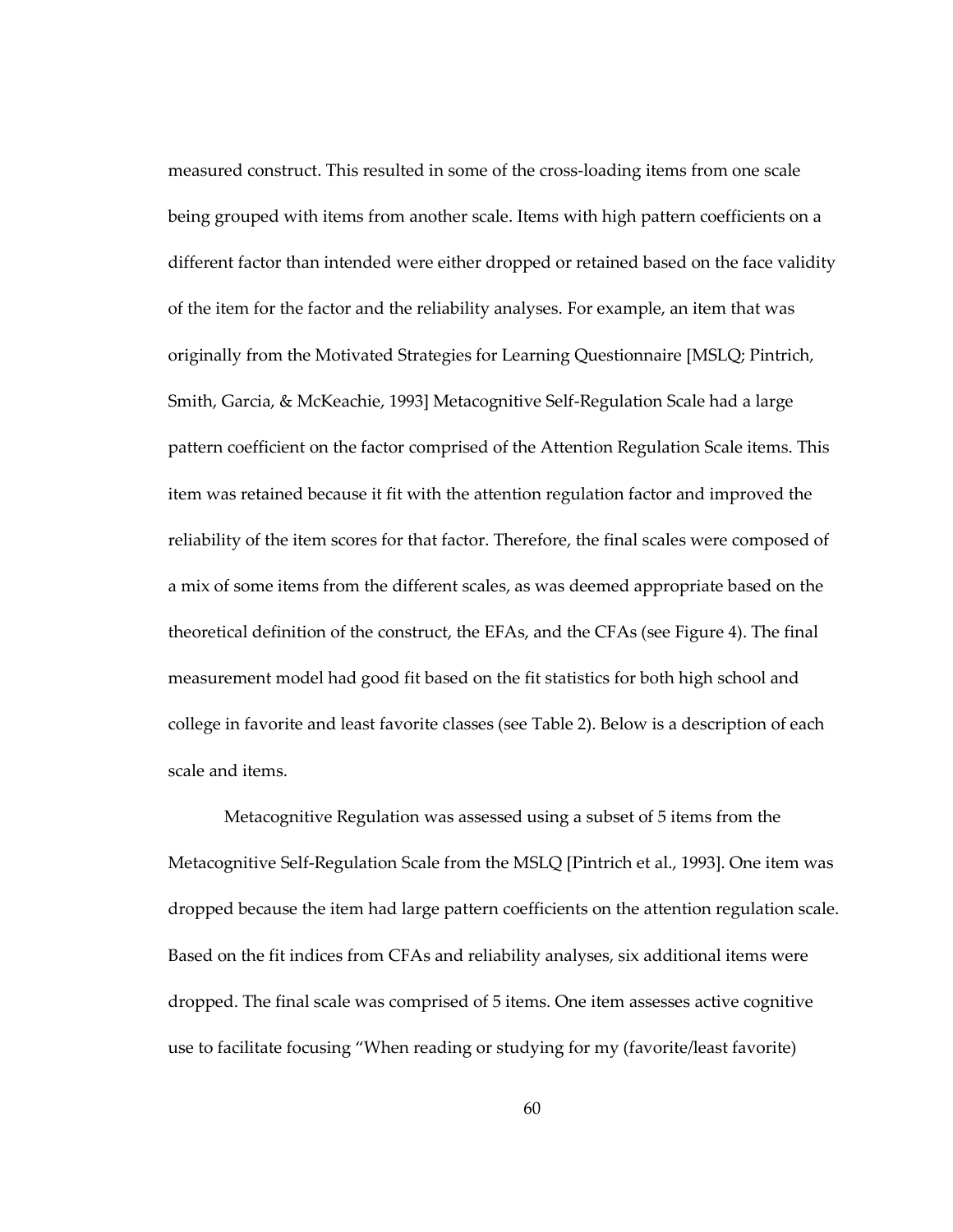measured construct. This resulted in some of the cross-loading items from one scale being grouped with items from another scale. Items with high pattern coefficients on a different factor than intended were either dropped or retained based on the face validity of the item for the factor and the reliability analyses. For example, an item that was originally from the Motivated Strategies for Learning Questionnaire [MSLQ; Pintrich, Smith, Garcia, & McKeachie, 1993] Metacognitive Self-Regulation Scale had a large pattern coefficient on the factor comprised of the Attention Regulation Scale items. This item was retained because it fit with the attention regulation factor and improved the reliability of the item scores for that factor. Therefore, the final scales were composed of a mix of some items from the different scales, as was deemed appropriate based on the theoretical definition of the construct, the EFAs, and the CFAs (see Figure 4). The final measurement model had good fit based on the fit statistics for both high school and college in favorite and least favorite classes (see Table 2). Below is a description of each scale and items.

Metacognitive Regulation was assessed using a subset of 5 items from the Metacognitive Self-Regulation Scale from the MSLQ [Pintrich et al., 1993]. One item was dropped because the item had large pattern coefficients on the attention regulation scale. Based on the fit indices from CFAs and reliability analyses, six additional items were dropped. The final scale was comprised of 5 items. One item assesses active cognitive use to facilitate focusing "When reading or studying for my (favorite/least favorite)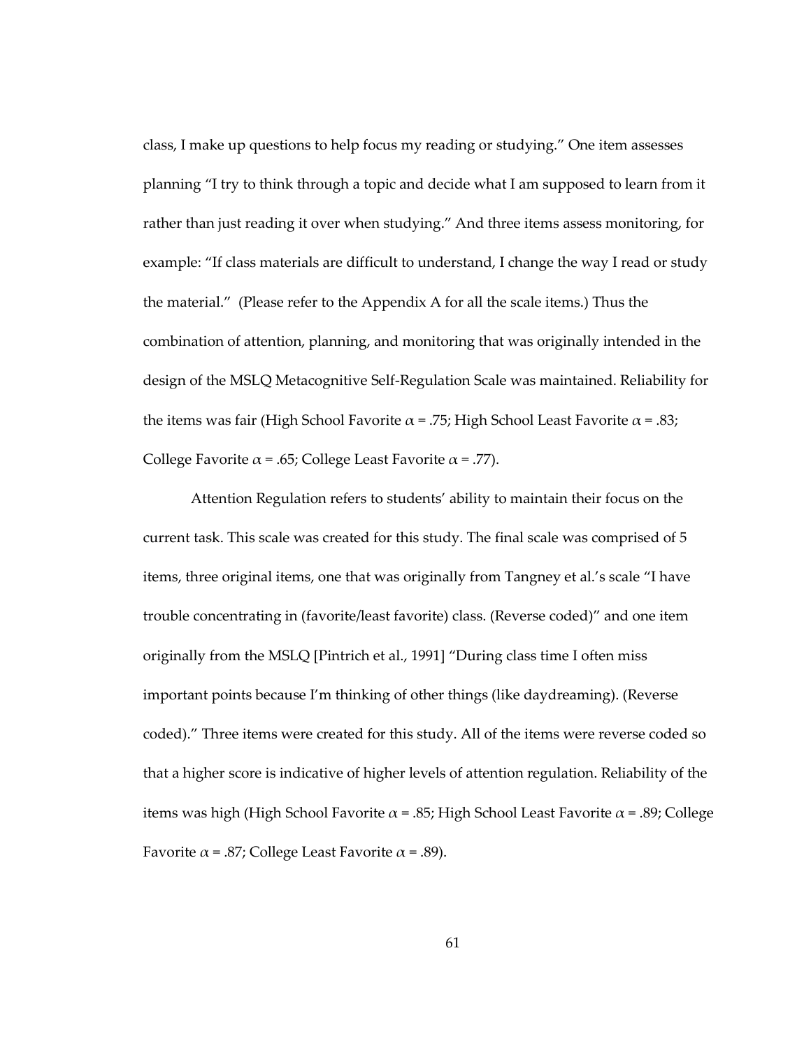class, I make up questions to help focus my reading or studying." One item assesses planning "I try to think through a topic and decide what I am supposed to learn from it rather than just reading it over when studying." And three items assess monitoring, for example: "If class materials are difficult to understand, I change the way I read or study the material." (Please refer to the Appendix A for all the scale items.) Thus the combination of attention, planning, and monitoring that was originally intended in the design of the MSLQ Metacognitive Self-Regulation Scale was maintained. Reliability for the items was fair (High School Favorite $\alpha$ = .75; High School Least Favorite $\alpha$ = .83; College Favorite $\alpha$ = .65; College Least Favorite $\alpha$ = .77).

Attention Regulation refers to students' ability to maintain their focus on the current task. This scale was created for this study. The final scale was comprised of 5 items, three original items, one that was originally from Tangney et al.'s scale "I have trouble concentrating in (favorite/least favorite) class. (Reverse coded)" and one item originally from the MSLQ [Pintrich et al., 1991] "During class time I often miss important points because I'm thinking of other things (like daydreaming). (Reverse coded)." Three items were created for this study. All of the items were reverse coded so that a higher score is indicative of higher levels of attention regulation. Reliability of the items was high (High School Favorite $\alpha$ = .85; High School Least Favorite $\alpha$ = .89; College Favorite $\alpha$ = .87; College Least Favorite $\alpha$ = .89).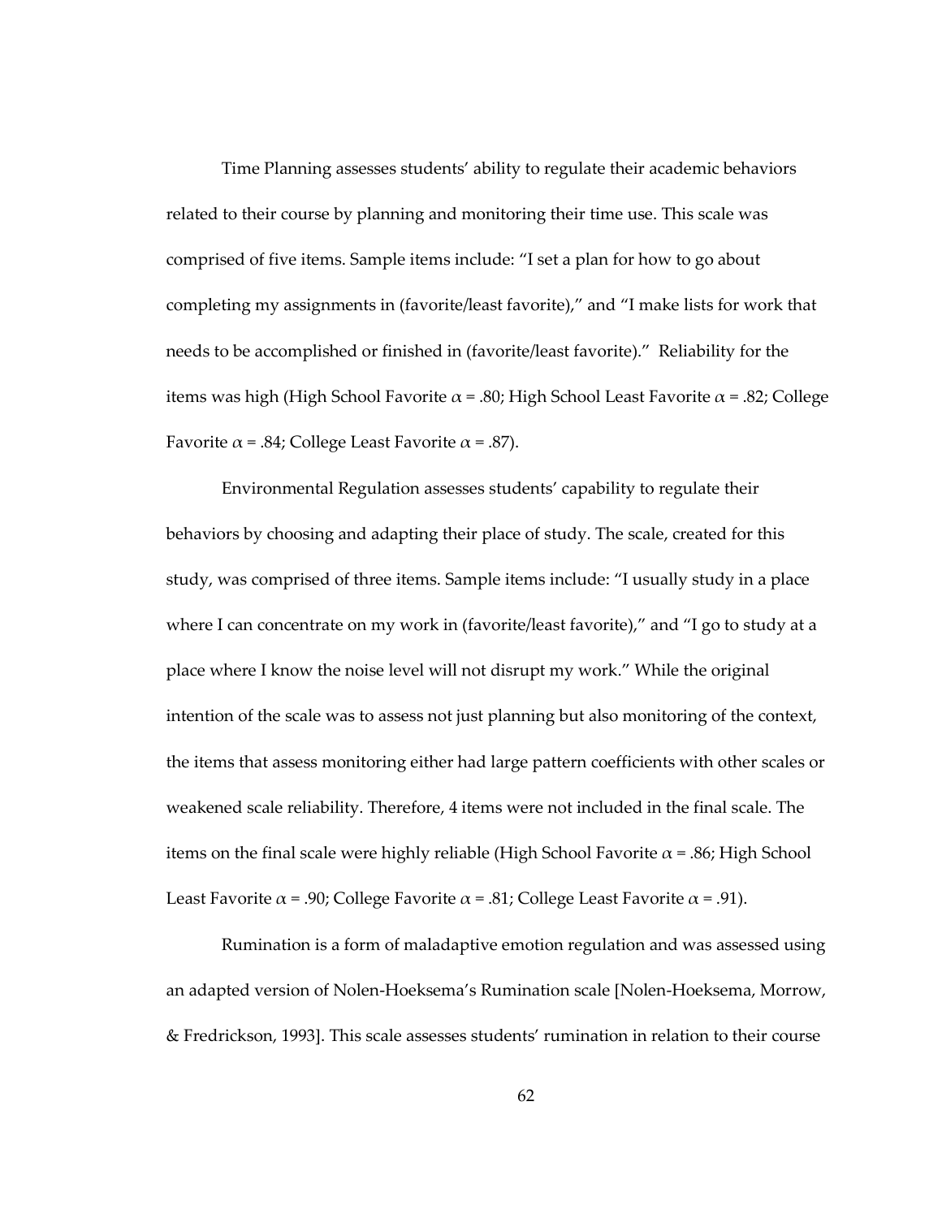Time Planning assesses students' ability to regulate their academic behaviors related to their course by planning and monitoring their time use. This scale was comprised of five items. Sample items include: "I set a plan for how to go about completing my assignments in (favorite/least favorite)," and "I make lists for work that needs to be accomplished or finished in (favorite/least favorite)." Reliability for the items was high (High School Favorite $\alpha$ = .80; High School Least Favorite $\alpha$ = .82; College Favorite $\alpha$ = .84; College Least Favorite $\alpha$ = .87).

Environmental Regulation assesses students' capability to regulate their behaviors by choosing and adapting their place of study. The scale, created for this study, was comprised of three items. Sample items include: "I usually study in a place where I can concentrate on my work in (favorite/least favorite)," and "I go to study at a place where I know the noise level will not disrupt my work." While the original intention of the scale was to assess not just planning but also monitoring of the context, the items that assess monitoring either had large pattern coefficients with other scales or weakened scale reliability. Therefore, 4 items were not included in the final scale. The items on the final scale were highly reliable (High School Favorite $\alpha$ = .86; High School Least Favorite $\alpha$ = .90; College Favorite $\alpha$ = .81; College Least Favorite $\alpha$ = .91).

Rumination is a form of maladaptive emotion regulation and was assessed using an adapted version of Nolen-Hoeksema's Rumination scale [Nolen-Hoeksema, Morrow, & Fredrickson, 1993]. This scale assesses students' rumination in relation to their course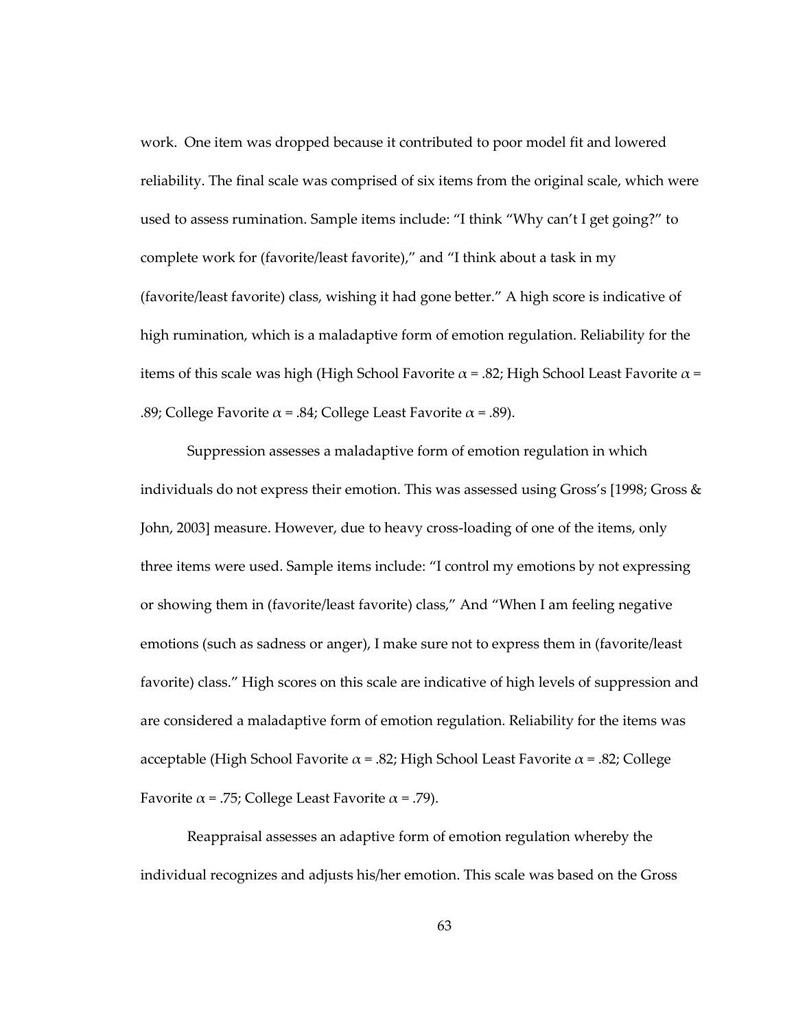work. One item was dropped because it contributed to poor model fit and lowered reliability. The final scale was comprised of six items from the original scale, which were used to assess rumination. Sample items include: "I think "Why can't I get going?" to complete work for (favorite/least favorite)," and "I think about a task in my (favorite/least favorite) class, wishing it had gone better." A high score is indicative of high rumination, which is a maladaptive form of emotion regulation. Reliability for the items of this scale was high (High School Favorite $\alpha$ = .82; High School Least Favorite $\alpha$ = .89; College Favorite $\alpha$ = .84; College Least Favorite $\alpha$ = .89).

Suppression assesses a maladaptive form of emotion regulation in which individuals do not express their emotion. This was assessed using Gross's [1998; Gross & John, 2003] measure. However, due to heavy cross-loading of one of the items, only three items were used. Sample items include: "I control my emotions by not expressing or showing them in (favorite/least favorite) class," And "When I am feeling negative emotions (such as sadness or anger), I make sure not to express them in (favorite/least favorite) class." High scores on this scale are indicative of high levels of suppression and are considered a maladaptive form of emotion regulation. Reliability for the items was acceptable (High School Favorite $\alpha$ = .82; High School Least Favorite $\alpha$ = .82; College Favorite $\alpha$ = .75; College Least Favorite $\alpha$ = .79).

Reappraisal assesses an adaptive form of emotion regulation whereby the individual recognizes and adjusts his/her emotion. This scale was based on the Gross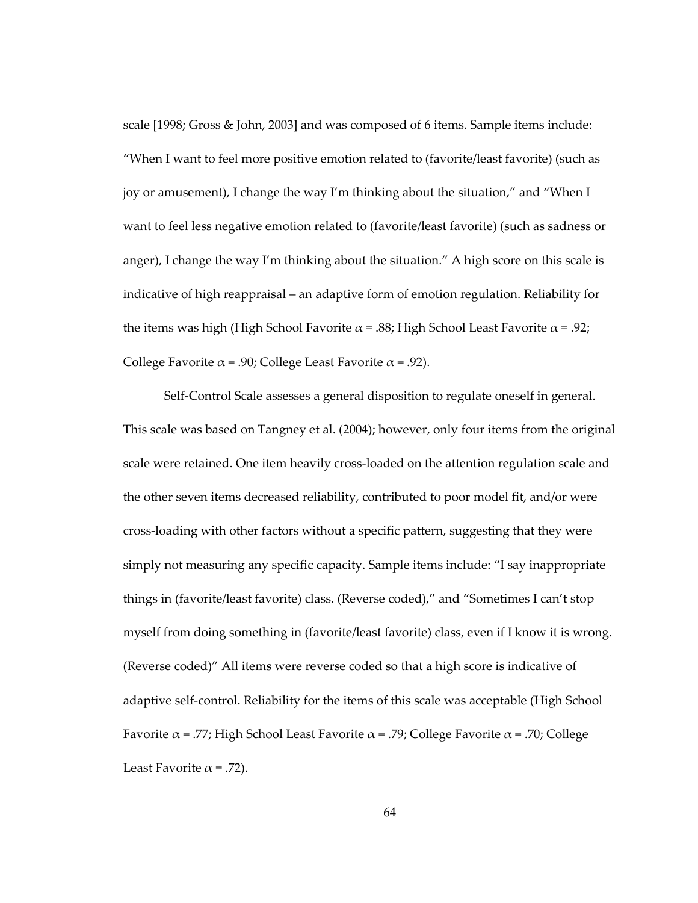scale [1998; Gross & John, 2003] and was composed of 6 items. Sample items include: "When I want to feel more positive emotion related to (favorite/least favorite) (such as joy or amusement), I change the way I'm thinking about the situation," and "When I want to feel less negative emotion related to (favorite/least favorite) (such as sadness or anger), I change the way I'm thinking about the situation." A high score on this scale is indicative of high reappraisal – an adaptive form of emotion regulation. Reliability for the items was high (High School Favorite $\alpha$ = .88; High School Least Favorite $\alpha$ = .92; College Favorite $\alpha$ = .90; College Least Favorite $\alpha$ = .92).

Self-Control Scale assesses a general disposition to regulate oneself in general. This scale was based on Tangney et al. (2004); however, only four items from the original scale were retained. One item heavily cross-loaded on the attention regulation scale and the other seven items decreased reliability, contributed to poor model fit, and/or were cross-loading with other factors without a specific pattern, suggesting that they were simply not measuring any specific capacity. Sample items include: "I say inappropriate things in (favorite/least favorite) class. (Reverse coded)," and "Sometimes I can't stop myself from doing something in (favorite/least favorite) class, even if I know it is wrong. (Reverse coded)" All items were reverse coded so that a high score is indicative of adaptive self-control. Reliability for the items of this scale was acceptable (High School Favorite $\alpha$ = .77; High School Least Favorite $\alpha$ = .79; College Favorite $\alpha$ = .70; College Least Favorite $\alpha$ = .72).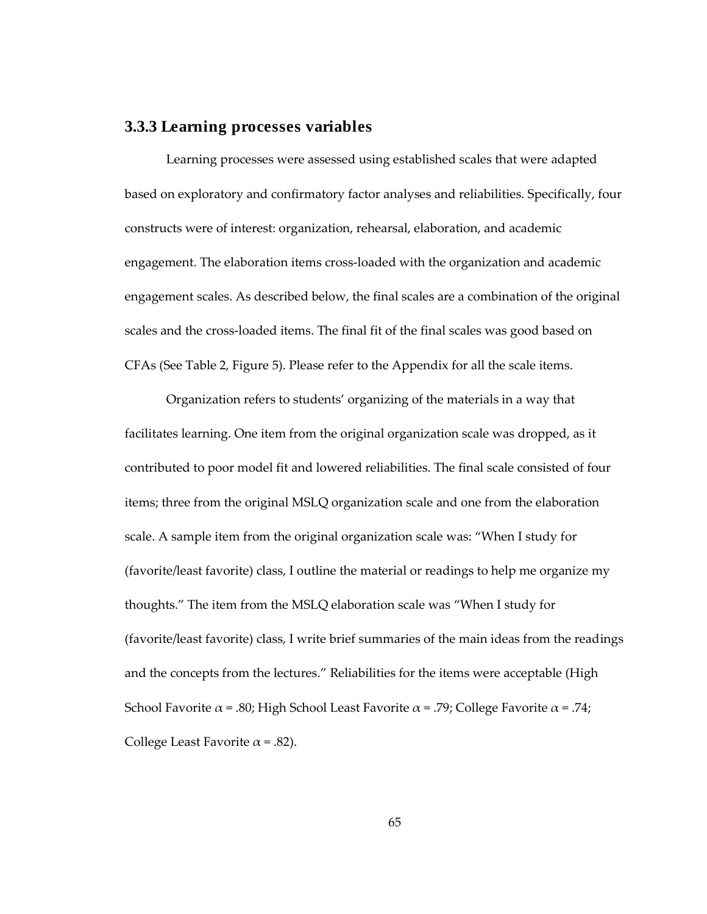### 3.3.3 Learning processes variables

Learning processes were assessed using established scales that were adapted based on exploratory and confirmatory factor analyses and reliabilities. Specifically, four constructs were of interest: organization, rehearsal, elaboration, and academic engagement. The elaboration items cross-loaded with the organization and academic engagement scales. As described below, the final scales are a combination of the original scales and the cross-loaded items. The final fit of the final scales was good based on CFAs (See Table 2, Figure 5). Please refer to the Appendix for all the scale items.

Organization refers to students' organizing of the materials in a way that facilitates learning. One item from the original organization scale was dropped, as it contributed to poor model fit and lowered reliabilities. The final scale consisted of four items; three from the original MSLQ organization scale and one from the elaboration scale. A sample item from the original organization scale was: "When I study for (favorite/least favorite) class, I outline the material or readings to help me organize my thoughts." The item from the MSLQ elaboration scale was "When I study for (favorite/least favorite) class, I write brief summaries of the main ideas from the readings and the concepts from the lectures." Reliabilities for the items were acceptable (High School Favorite $\alpha$ = .80; High School Least Favorite $\alpha$ = .79; College Favorite $\alpha$ = .74; College Least Favorite $\alpha$ = .82).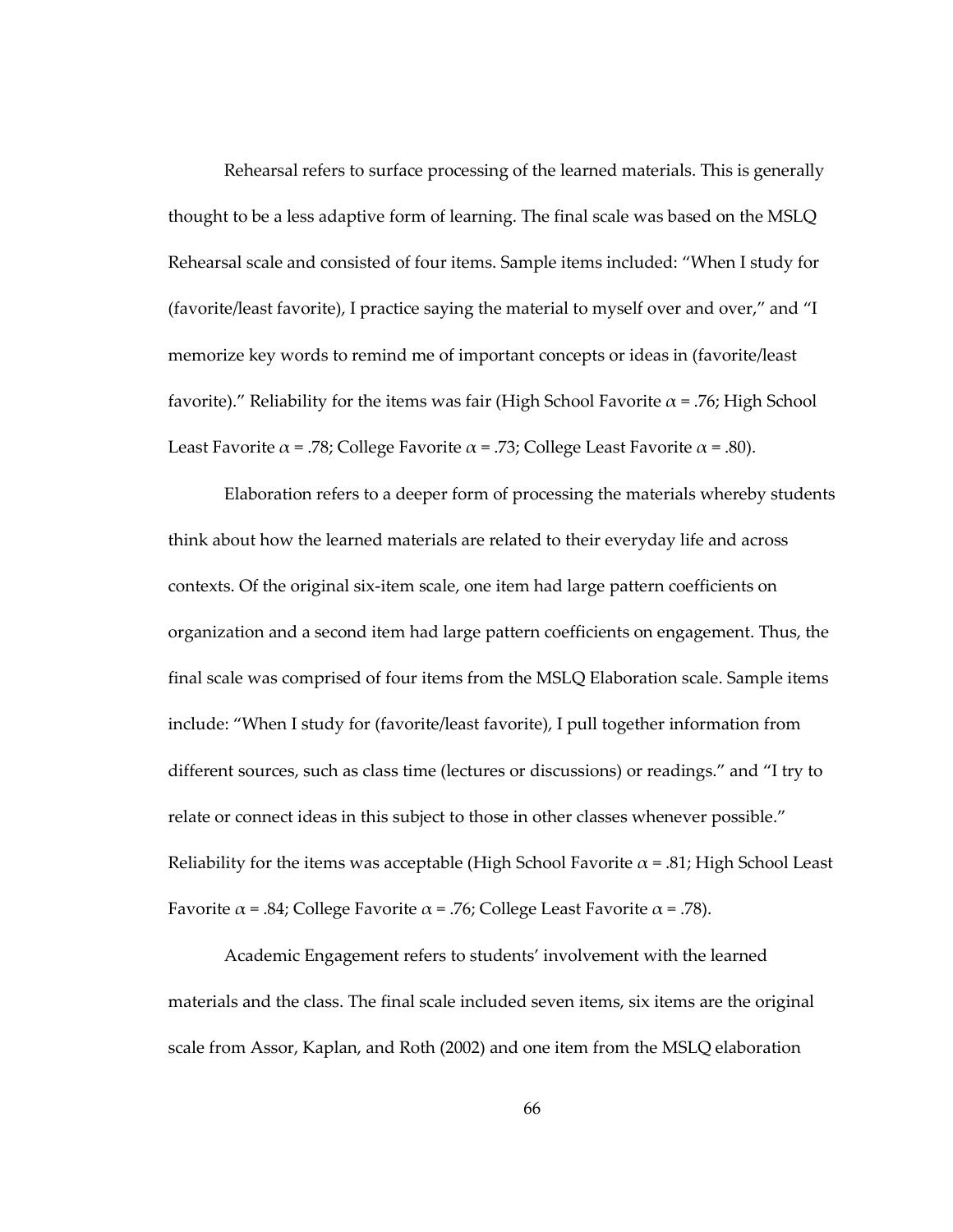Rehearsal refers to surface processing of the learned materials. This is generally thought to be a less adaptive form of learning. The final scale was based on the MSLQ Rehearsal scale and consisted of four items. Sample items included: "When I study for (favorite/least favorite), I practice saying the material to myself over and over," and "I memorize key words to remind me of important concepts or ideas in (favorite/least favorite)." Reliability for the items was fair (High School Favorite $\alpha$ = .76; High School Least Favorite $\alpha$ = .78; College Favorite $\alpha$ = .73; College Least Favorite $\alpha$ = .80).

Elaboration refers to a deeper form of processing the materials whereby students think about how the learned materials are related to their everyday life and across contexts. Of the original six-item scale, one item had large pattern coefficients on organization and a second item had large pattern coefficients on engagement. Thus, the final scale was comprised of four items from the MSLQ Elaboration scale. Sample items include: "When I study for (favorite/least favorite), I pull together information from different sources, such as class time (lectures or discussions) or readings." and "I try to relate or connect ideas in this subject to those in other classes whenever possible." Reliability for the items was acceptable (High School Favorite $\alpha$ = .81; High School Least Favorite $\alpha$ = .84; College Favorite $\alpha$ = .76; College Least Favorite $\alpha$ = .78).

Academic Engagement refers to students' involvement with the learned materials and the class. The final scale included seven items, six items are the original scale from Assor, Kaplan, and Roth (2002) and one item from the MSLQ elaboration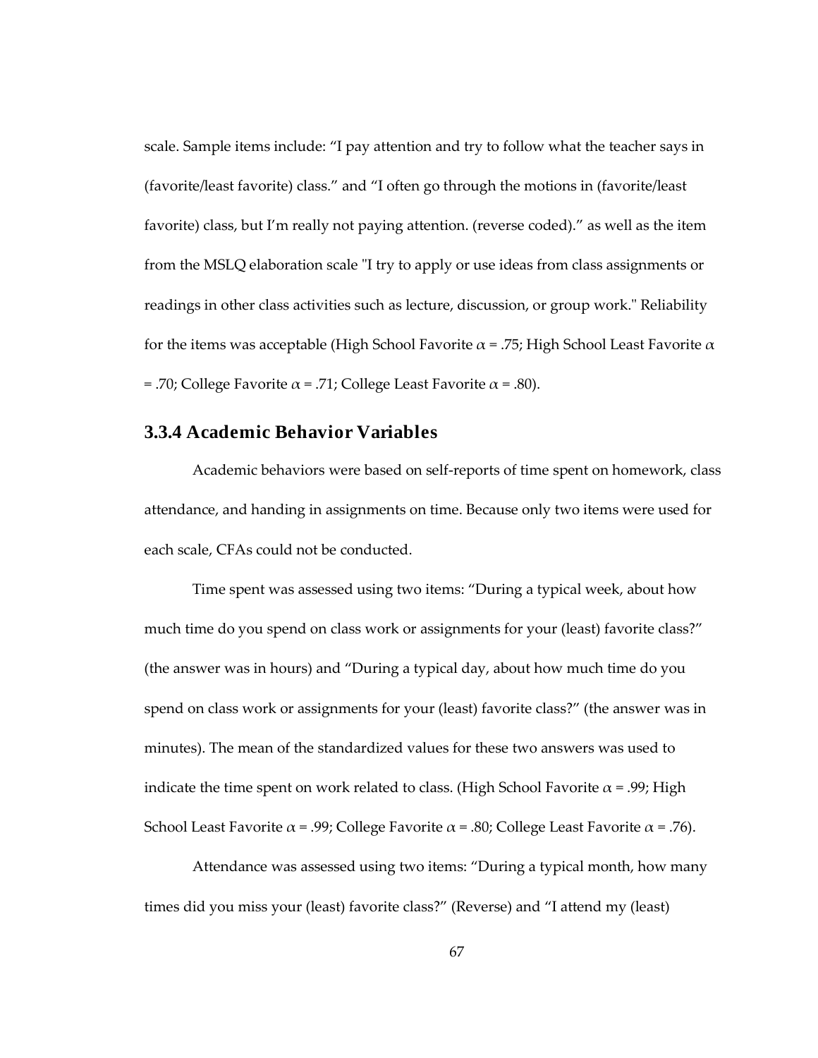scale. Sample items include: "I pay attention and try to follow what the teacher says in (favorite/least favorite) class." and "I often go through the motions in (favorite/least favorite) class, but I'm really not paying attention. (reverse coded)." as well as the item from the MSLQ elaboration scale "I try to apply or use ideas from class assignments or readings in other class activities such as lecture, discussion, or group work." Reliability for the items was acceptable (High School Favorite $\alpha = .75$; High School Least Favorite $\alpha = .70$; College Favorite $\alpha = .71$; College Least Favorite $\alpha = .80$).

### 3.3.4 Academic Behavior Variables

Academic behaviors were based on self-reports of time spent on homework, class attendance, and handing in assignments on time. Because only two items were used for each scale, CFAs could not be conducted.

Time spent was assessed using two items: "During a typical week, about how much time do you spend on class work or assignments for your (least) favorite class?" (the answer was in hours) and "During a typical day, about how much time do you spend on class work or assignments for your (least) favorite class?" (the answer was in minutes). The mean of the standardized values for these two answers was used to indicate the time spent on work related to class. (High School Favorite $\alpha = .99$; High School Least Favorite $\alpha = .99$; College Favorite $\alpha = .80$; College Least Favorite $\alpha = .76$).

Attendance was assessed using two items: "During a typical month, how many times did you miss your (least) favorite class?" (Reverse) and "I attend my (least)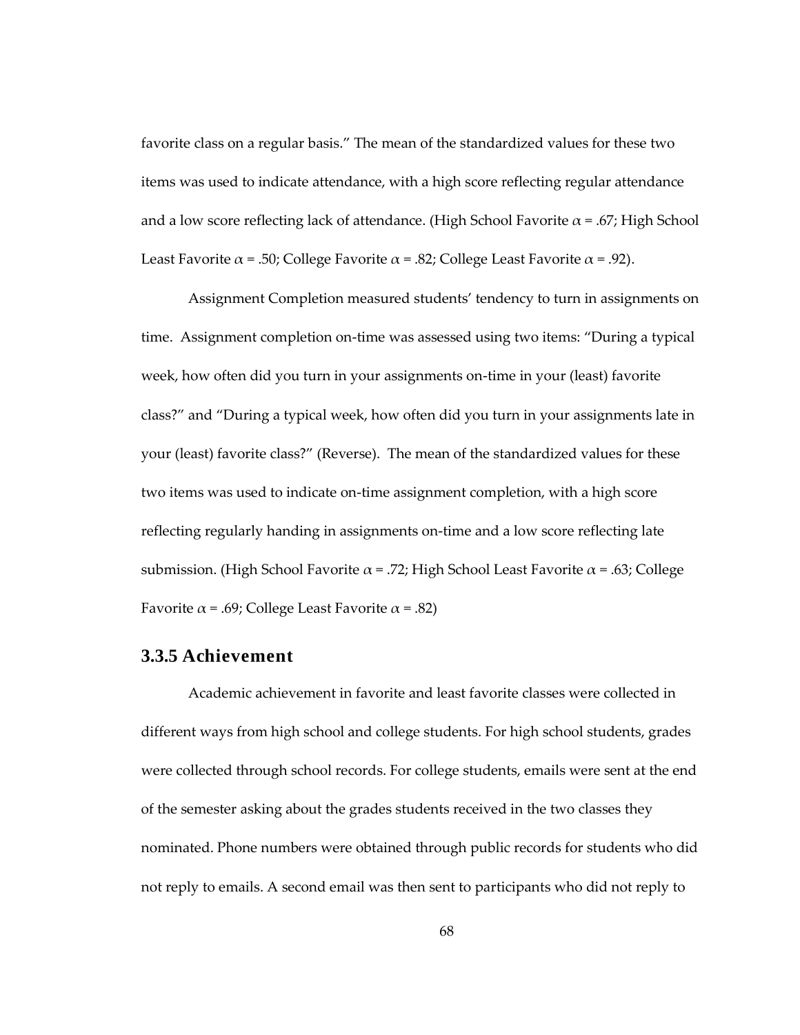favorite class on a regular basis." The mean of the standardized values for these two items was used to indicate attendance, with a high score reflecting regular attendance and a low score reflecting lack of attendance. (High School Favorite $\alpha$ = .67; High School Least Favorite $\alpha$ = .50; College Favorite $\alpha$ = .82; College Least Favorite $\alpha$ = .92).

Assignment Completion measured students' tendency to turn in assignments on time. Assignment completion on-time was assessed using two items: "During a typical week, how often did you turn in your assignments on-time in your (least) favorite class?" and "During a typical week, how often did you turn in your assignments late in your (least) favorite class?" (Reverse). The mean of the standardized values for these two items was used to indicate on-time assignment completion, with a high score reflecting regularly handing in assignments on-time and a low score reflecting late submission. (High School Favorite $\alpha$ = .72; High School Least Favorite $\alpha$ = .63; College Favorite $\alpha$ = .69; College Least Favorite $\alpha$ = .82)

### 3.3.5 Achievement

Academic achievement in favorite and least favorite classes were collected in different ways from high school and college students. For high school students, grades were collected through school records. For college students, emails were sent at the end of the semester asking about the grades students received in the two classes they nominated. Phone numbers were obtained through public records for students who did not reply to emails. A second email was then sent to participants who did not reply to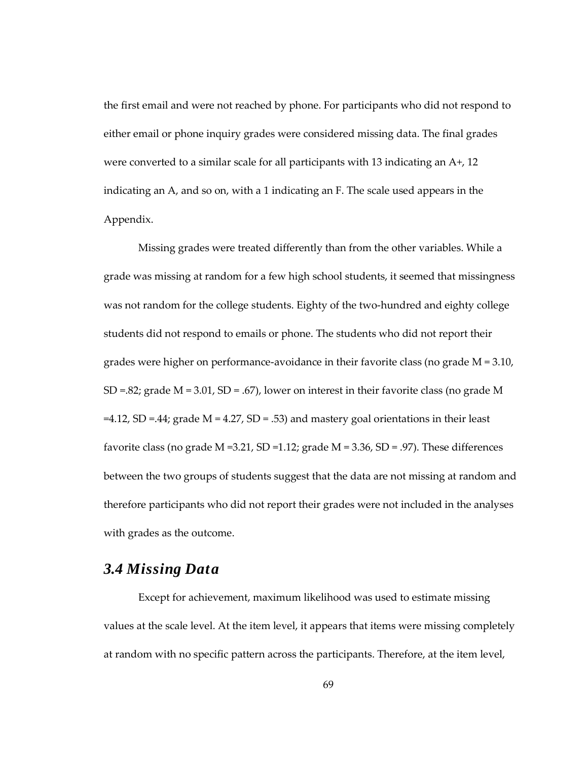the first email and were not reached by phone. For participants who did not respond to either email or phone inquiry grades were considered missing data. The final grades were converted to a similar scale for all participants with 13 indicating an A+, 12 indicating an A, and so on, with a 1 indicating an F. The scale used appears in the Appendix.

Missing grades were treated differently than from the other variables. While a grade was missing at random for a few high school students, it seemed that missingness was not random for the college students. Eighty of the two-hundred and eighty college students did not respond to emails or phone. The students who did not report their grades were higher on performance-avoidance in their favorite class (no grade $M = 3.10$, $SD = .82$; grade $M = 3.01$, $SD = .67$), lower on interest in their favorite class (no grade $M = 4.12$, $SD = .44$; grade $M = 4.27$, $SD = .53$) and mastery goal orientations in their least favorite class (no grade $M = 3.21$, $SD = 1.12$; grade $M = 3.36$, $SD = .97$). These differences between the two groups of students suggest that the data are not missing at random and therefore participants who did not report their grades were not included in the analyses with grades as the outcome.

## *3.4 Missing Data*

Except for achievement, maximum likelihood was used to estimate missing values at the scale level. At the item level, it appears that items were missing completely at random with no specific pattern across the participants. Therefore, at the item level,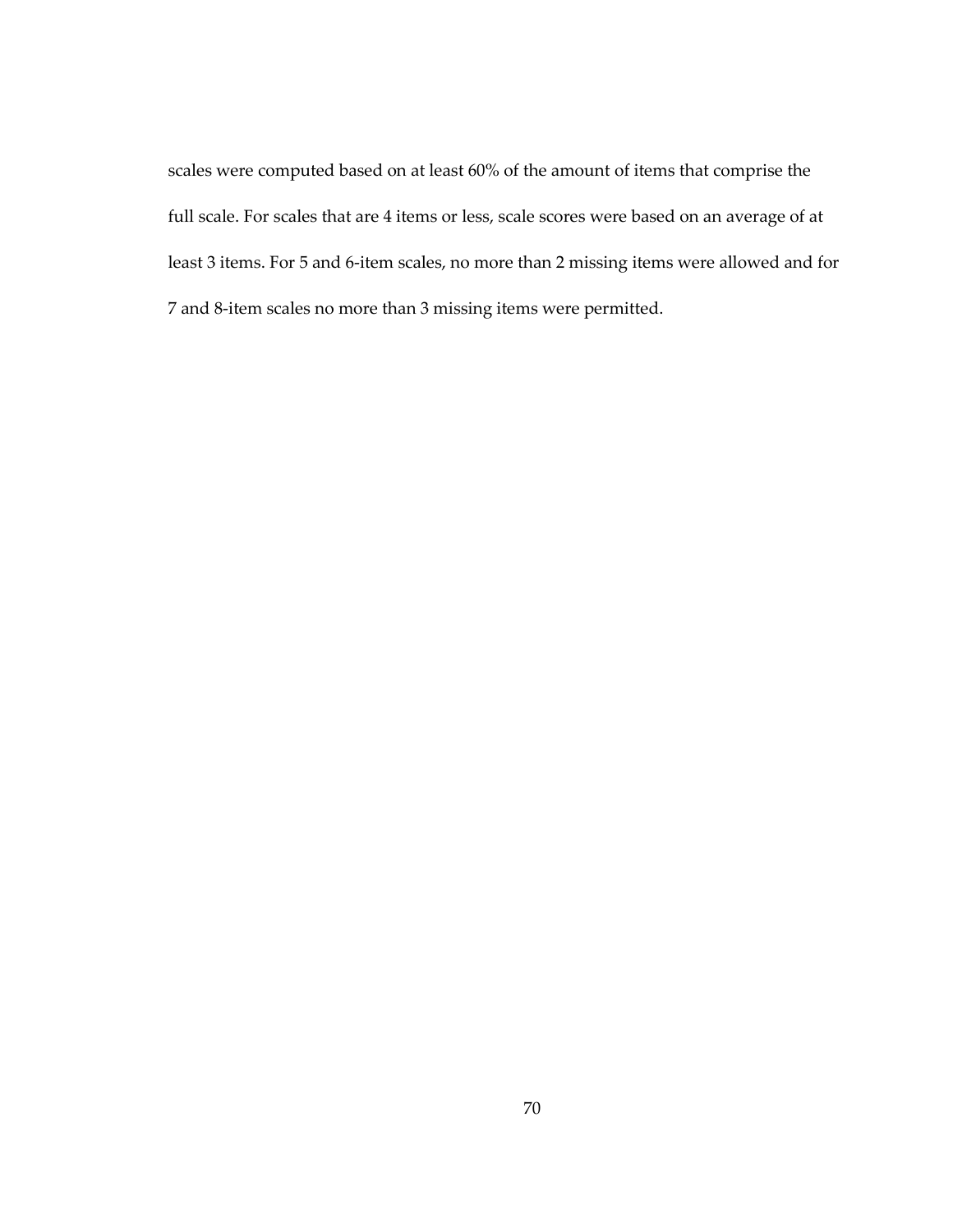scales were computed based on at least 60% of the amount of items that comprise the full scale. For scales that are 4 items or less, scale scores were based on an average of at least 3 items. For 5 and 6-item scales, no more than 2 missing items were allowed and for 7 and 8-item scales no more than 3 missing items were permitted.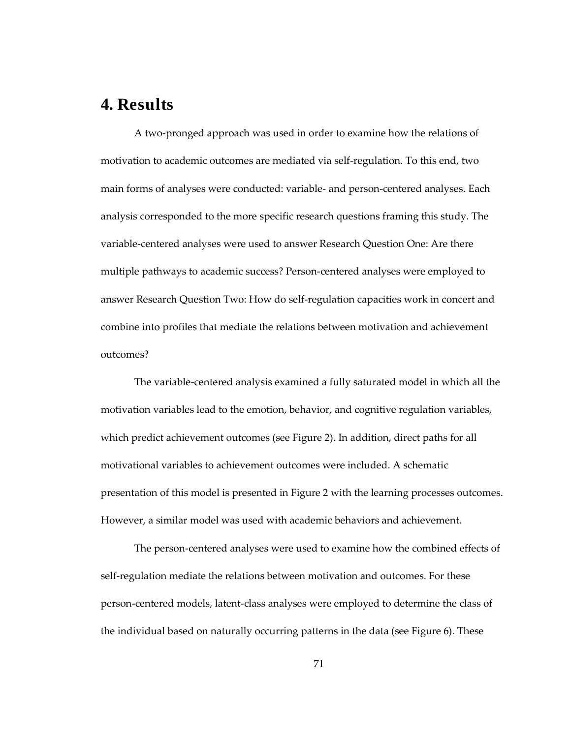# 4. Results

A two-pronged approach was used in order to examine how the relations of motivation to academic outcomes are mediated via self-regulation. To this end, two main forms of analyses were conducted: variable- and person-centered analyses. Each analysis corresponded to the more specific research questions framing this study. The variable-centered analyses were used to answer Research Question One: Are there multiple pathways to academic success? Person-centered analyses were employed to answer Research Question Two: How do self-regulation capacities work in concert and combine into profiles that mediate the relations between motivation and achievement outcomes?

The variable-centered analysis examined a fully saturated model in which all the motivation variables lead to the emotion, behavior, and cognitive regulation variables, which predict achievement outcomes (see Figure 2). In addition, direct paths for all motivational variables to achievement outcomes were included. A schematic presentation of this model is presented in Figure 2 with the learning processes outcomes. However, a similar model was used with academic behaviors and achievement.

The person-centered analyses were used to examine how the combined effects of self-regulation mediate the relations between motivation and outcomes. For these person-centered models, latent-class analyses were employed to determine the class of the individual based on naturally occurring patterns in the data (see Figure 6). These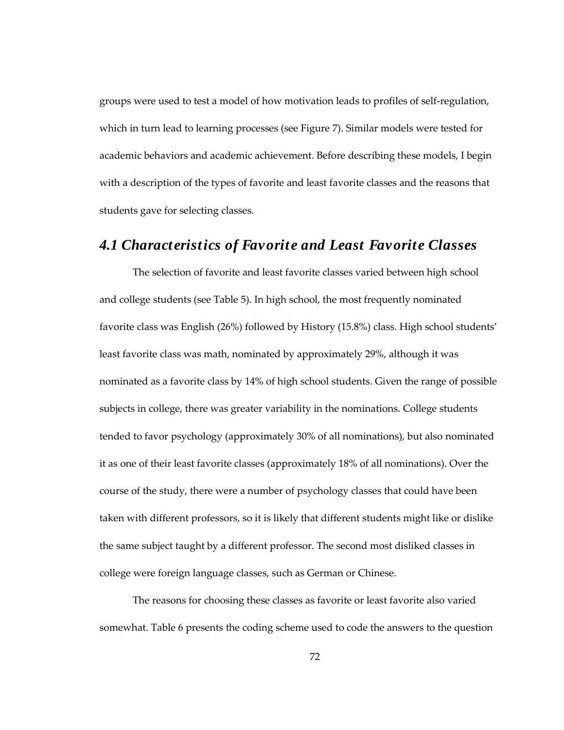groups were used to test a model of how motivation leads to profiles of self-regulation, which in turn lead to learning processes (see Figure 7). Similar models were tested for academic behaviors and academic achievement. Before describing these models, I begin with a description of the types of favorite and least favorite classes and the reasons that students gave for selecting classes.

## *4.1 Characteristics of Favorite and Least Favorite Classes*

The selection of favorite and least favorite classes varied between high school and college students (see Table 5). In high school, the most frequently nominated favorite class was English (26%) followed by History (15.8%) class. High school students' least favorite class was math, nominated by approximately 29%, although it was nominated as a favorite class by 14% of high school students. Given the range of possible subjects in college, there was greater variability in the nominations. College students tended to favor psychology (approximately 30% of all nominations), but also nominated it as one of their least favorite classes (approximately 18% of all nominations). Over the course of the study, there were a number of psychology classes that could have been taken with different professors, so it is likely that different students might like or dislike the same subject taught by a different professor. The second most disliked classes in college were foreign language classes, such as German or Chinese.

The reasons for choosing these classes as favorite or least favorite also varied somewhat. Table 6 presents the coding scheme used to code the answers to the question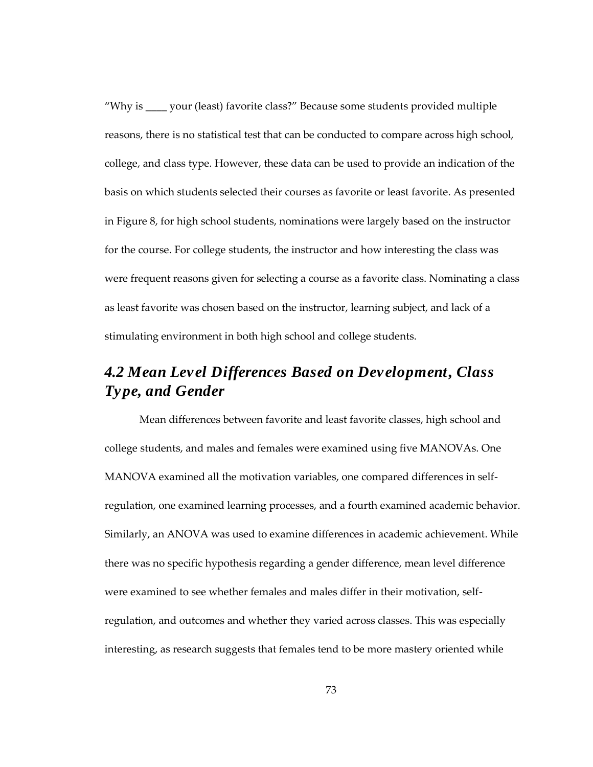"Why is ____ your (least) favorite class?" Because some students provided multiple reasons, there is no statistical test that can be conducted to compare across high school, college, and class type. However, these data can be used to provide an indication of the basis on which students selected their courses as favorite or least favorite. As presented in Figure 8, for high school students, nominations were largely based on the instructor for the course. For college students, the instructor and how interesting the class was were frequent reasons given for selecting a course as a favorite class. Nominating a class as least favorite was chosen based on the instructor, learning subject, and lack of a stimulating environment in both high school and college students.

## *4.2 Mean Level Differences Based on Development, Class Type, and Gender*

Mean differences between favorite and least favorite classes, high school and college students, and males and females were examined using five MANOVAs. One MANOVA examined all the motivation variables, one compared differences in self-regulation, one examined learning processes, and a fourth examined academic behavior. Similarly, an ANOVA was used to examine differences in academic achievement. While there was no specific hypothesis regarding a gender difference, mean level difference were examined to see whether females and males differ in their motivation, self-regulation, and outcomes and whether they varied across classes. This was especially interesting, as research suggests that females tend to be more mastery oriented while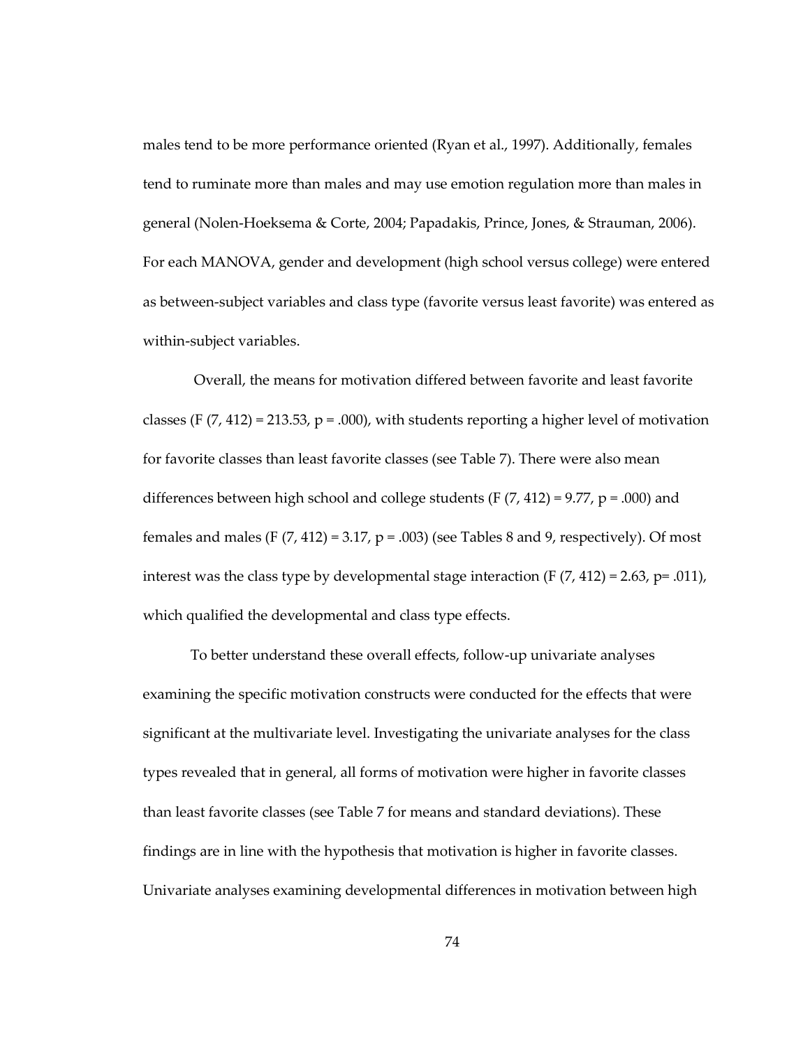males tend to be more performance oriented (Ryan et al., 1997). Additionally, females tend to ruminate more than males and may use emotion regulation more than males in general (Nolen-Hoeksema & Corte, 2004; Papadakis, Prince, Jones, & Strauman, 2006). For each MANOVA, gender and development (high school versus college) were entered as between-subject variables and class type (favorite versus least favorite) was entered as within-subject variables.

Overall, the means for motivation differed between favorite and least favorite classes ($F$ (7, 412) = 213.53, $p$ = .000), with students reporting a higher level of motivation for favorite classes than least favorite classes (see Table 7). There were also mean differences between high school and college students ($F$ (7, 412) = 9.77, $p$ = .000) and females and males ($F$ (7, 412) = 3.17, $p$ = .003) (see Tables 8 and 9, respectively). Of most interest was the class type by developmental stage interaction ($F$ (7, 412) = 2.63, $p$= .011), which qualified the developmental and class type effects.

To better understand these overall effects, follow-up univariate analyses examining the specific motivation constructs were conducted for the effects that were significant at the multivariate level. Investigating the univariate analyses for the class types revealed that in general, all forms of motivation were higher in favorite classes than least favorite classes (see Table 7 for means and standard deviations). These findings are in line with the hypothesis that motivation is higher in favorite classes. Univariate analyses examining developmental differences in motivation between high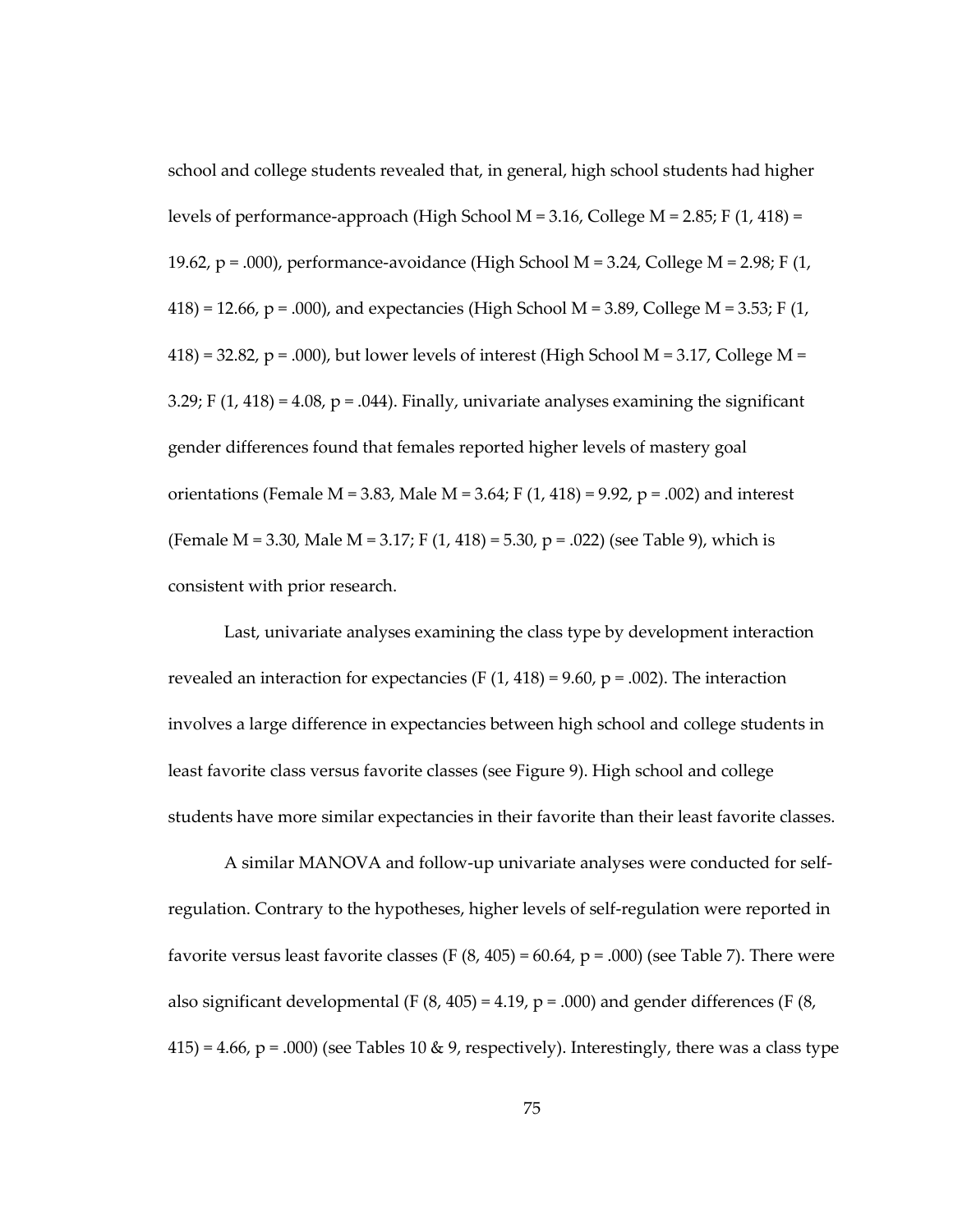school and college students revealed that, in general, high school students had higher levels of performance-approach (High School $M = 3.16$, College $M = 2.85$; $F(1, 418) = 19.62$, $p = .000$), performance-avoidance (High School $M = 3.24$, College $M = 2.98$; $F(1, 418) = 12.66$, $p = .000$), and expectancies (High School $M = 3.89$, College $M = 3.53$; $F(1, 418) = 32.82$, $p = .000$), but lower levels of interest (High School $M = 3.17$, College $M = 3.29$; $F(1, 418) = 4.08$, $p = .044$). Finally, univariate analyses examining the significant gender differences found that females reported higher levels of mastery goal orientations (Female $M = 3.83$, Male $M = 3.64$; $F(1, 418) = 9.92$, $p = .002$) and interest (Female $M = 3.30$, Male $M = 3.17$; $F(1, 418) = 5.30$, $p = .022$) (see Table 9), which is consistent with prior research.

Last, univariate analyses examining the class type by development interaction revealed an interaction for expectancies ($F(1, 418) = 9.60$, $p = .002$). The interaction involves a large difference in expectancies between high school and college students in least favorite class versus favorite classes (see Figure 9). High school and college students have more similar expectancies in their favorite than their least favorite classes.

A similar MANOVA and follow-up univariate analyses were conducted for self-regulation. Contrary to the hypotheses, higher levels of self-regulation were reported in favorite versus least favorite classes ($F(8, 405) = 60.64$, $p = .000$) (see Table 7). There were also significant developmental ($F(8, 405) = 4.19$, $p = .000$) and gender differences ($F(8, 415) = 4.66$, $p = .000$) (see Tables 10 & 9, respectively). Interestingly, there was a class type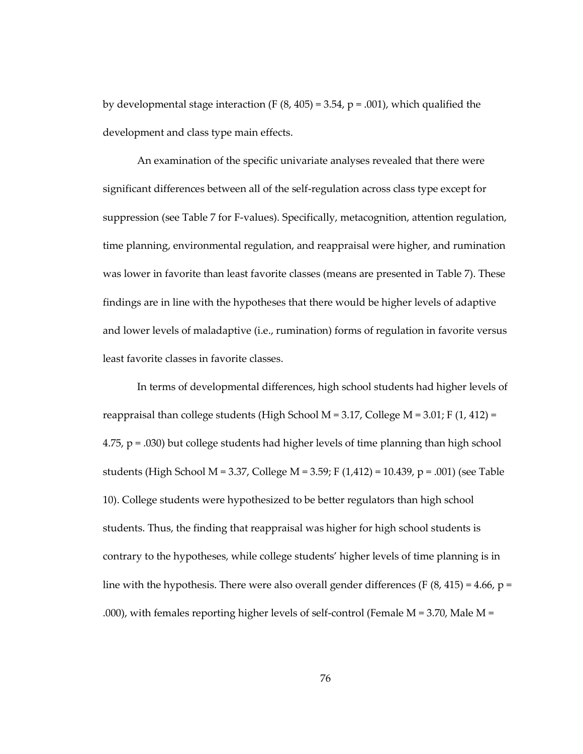by developmental stage interaction ($F (8, 405) = 3.54$, $p = .001$), which qualified the development and class type main effects.

An examination of the specific univariate analyses revealed that there were significant differences between all of the self-regulation across class type except for suppression (see Table 7 for F-values). Specifically, metacognition, attention regulation, time planning, environmental regulation, and reappraisal were higher, and rumination was lower in favorite than least favorite classes (means are presented in Table 7). These findings are in line with the hypotheses that there would be higher levels of adaptive and lower levels of maladaptive (i.e., rumination) forms of regulation in favorite versus least favorite classes in favorite classes.

In terms of developmental differences, high school students had higher levels of reappraisal than college students (High School $M = 3.17$, College $M = 3.01$; $F (1, 412) = 4.75$, $p = .030$) but college students had higher levels of time planning than high school students (High School $M = 3.37$, College $M = 3.59$; $F (1,412) = 10.439$, $p = .001$) (see Table 10). College students were hypothesized to be better regulators than high school students. Thus, the finding that reappraisal was higher for high school students is contrary to the hypotheses, while college students' higher levels of time planning is in line with the hypothesis. There were also overall gender differences ($F (8, 415) = 4.66$, $p = .000$), with females reporting higher levels of self-control (Female $M = 3.70$, Male $M =$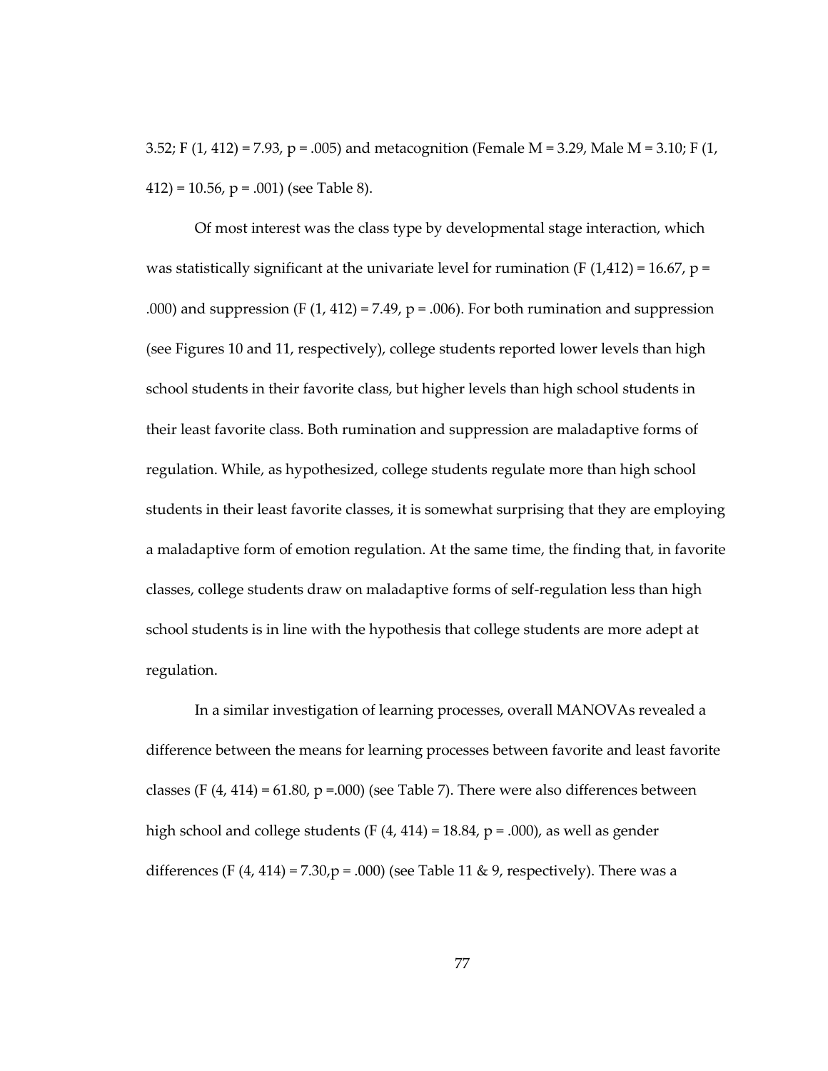3.52; $F(1, 412) = 7.93$, $p = .005$) and metacognition (Female $M = 3.29$, Male $M = 3.10$; $F(1, 412) = 10.56$, $p = .001$) (see Table 8).

Of most interest was the class type by developmental stage interaction, which was statistically significant at the univariate level for rumination ($F(1,412) = 16.67$, $p = .000$) and suppression ($F(1, 412) = 7.49$, $p = .006$). For both rumination and suppression (see Figures 10 and 11, respectively), college students reported lower levels than high school students in their favorite class, but higher levels than high school students in their least favorite class. Both rumination and suppression are maladaptive forms of regulation. While, as hypothesized, college students regulate more than high school students in their least favorite classes, it is somewhat surprising that they are employing a maladaptive form of emotion regulation. At the same time, the finding that, in favorite classes, college students draw on maladaptive forms of self-regulation less than high school students is in line with the hypothesis that college students are more adept at regulation.

In a similar investigation of learning processes, overall MANOVAs revealed a difference between the means for learning processes between favorite and least favorite classes ($F(4, 414) = 61.80$, $p = .000$) (see Table 7). There were also differences between high school and college students ($F(4, 414) = 18.84$, $p = .000$), as well as gender differences ($F(4, 414) = 7.30$, $p = .000$) (see Table 11 & 9, respectively). There was a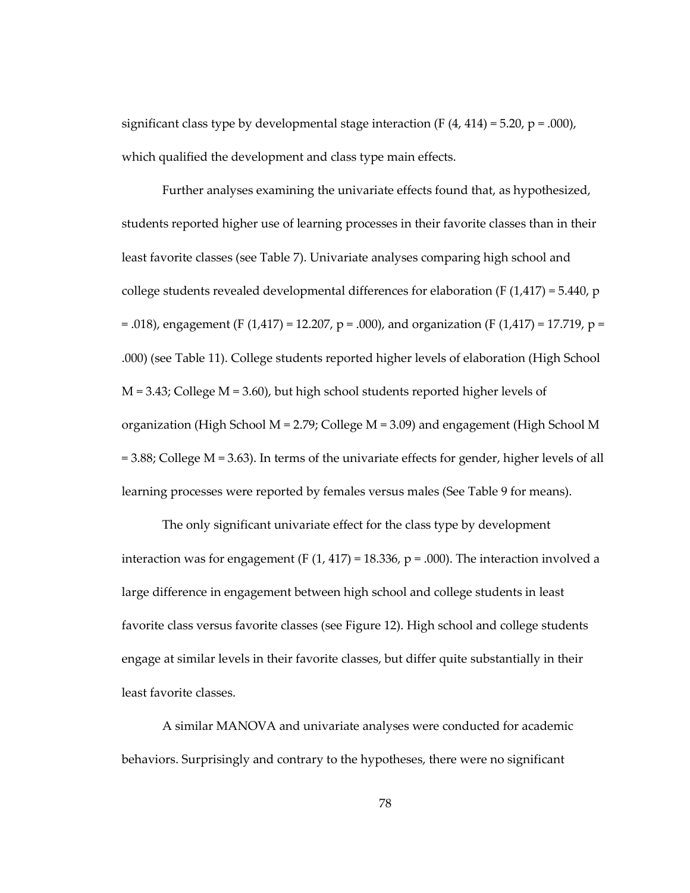significant class type by developmental stage interaction ($F(4, 414) = 5.20$, $p = .000$), which qualified the development and class type main effects.

Further analyses examining the univariate effects found that, as hypothesized, students reported higher use of learning processes in their favorite classes than in their least favorite classes (see Table 7). Univariate analyses comparing high school and college students revealed developmental differences for elaboration ($F(1,417) = 5.440$, $p = .018$), engagement ($F(1,417) = 12.207$, $p = .000$), and organization ($F(1,417) = 17.719$, $p = .000$) (see Table 11). College students reported higher levels of elaboration (High School $M = 3.43$; College $M = 3.60$), but high school students reported higher levels of organization (High School $M = 2.79$; College $M = 3.09$) and engagement (High School $M = 3.88$; College $M = 3.63$). In terms of the univariate effects for gender, higher levels of all learning processes were reported by females versus males (See Table 9 for means).

The only significant univariate effect for the class type by development interaction was for engagement ($F(1, 417) = 18.336$, $p = .000$). The interaction involved a large difference in engagement between high school and college students in least favorite class versus favorite classes (see Figure 12). High school and college students engage at similar levels in their favorite classes, but differ quite substantially in their least favorite classes.

A similar MANOVA and univariate analyses were conducted for academic behaviors. Surprisingly and contrary to the hypotheses, there were no significant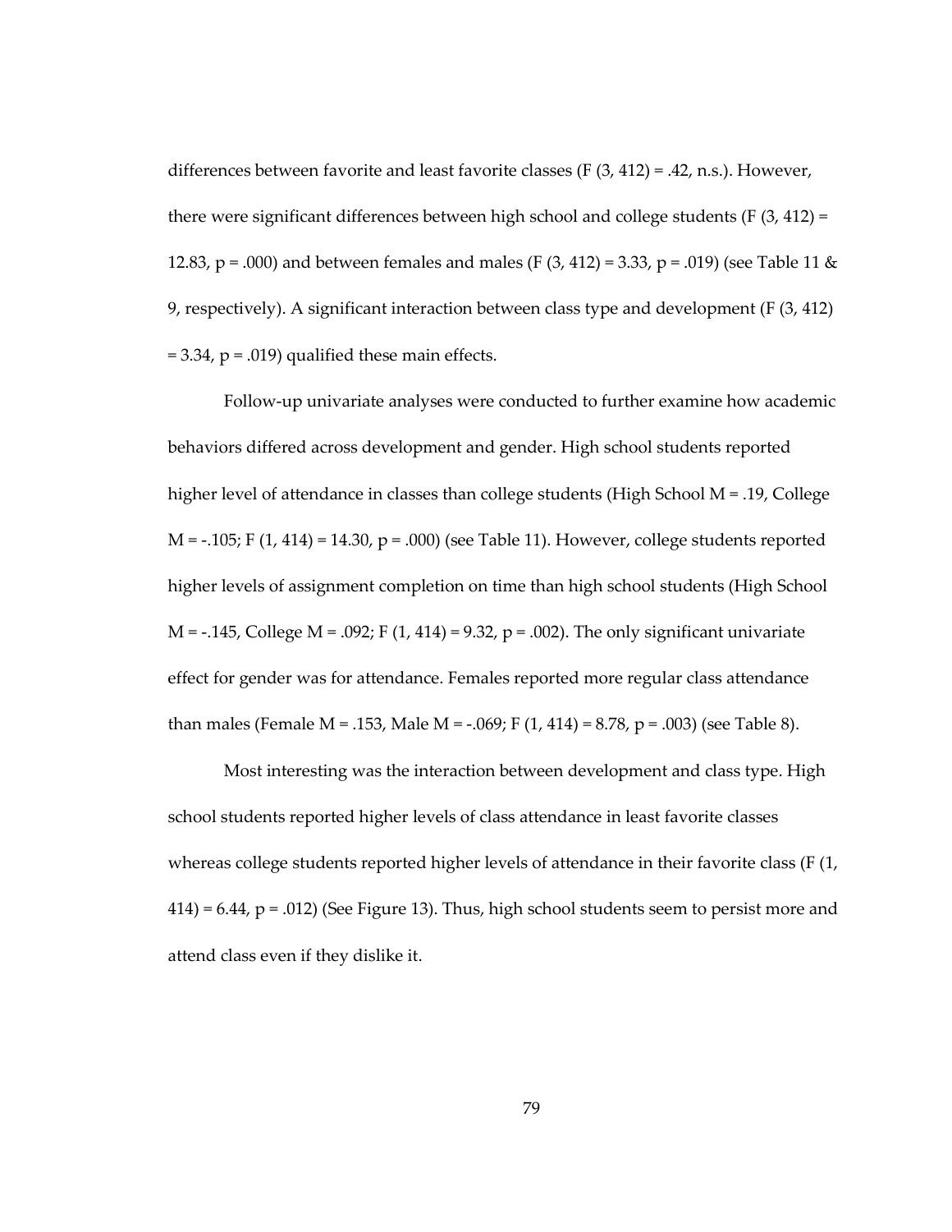differences between favorite and least favorite classes ($F(3, 412) = .42$, n.s.). However, there were significant differences between high school and college students ($F(3, 412) = 12.83$, $p = .000$) and between females and males ($F(3, 412) = 3.33$, $p = .019$) (see Table 11 & 9, respectively). A significant interaction between class type and development ($F(3, 412) = 3.34$, $p = .019$) qualified these main effects.

Follow-up univariate analyses were conducted to further examine how academic behaviors differed across development and gender. High school students reported higher level of attendance in classes than college students (High School $M = .19$, College $M = -.105$; $F(1, 414) = 14.30$, $p = .000$) (see Table 11). However, college students reported higher levels of assignment completion on time than high school students (High School $M = -.145$, College $M = .092$; $F(1, 414) = 9.32$, $p = .002$). The only significant univariate effect for gender was for attendance. Females reported more regular class attendance than males (Female $M = .153$, Male $M = -.069$; $F(1, 414) = 8.78$, $p = .003$) (see Table 8).

Most interesting was the interaction between development and class type. High school students reported higher levels of class attendance in least favorite classes whereas college students reported higher levels of attendance in their favorite class ($F(1, 414) = 6.44$, $p = .012$) (See Figure 13). Thus, high school students seem to persist more and attend class even if they dislike it.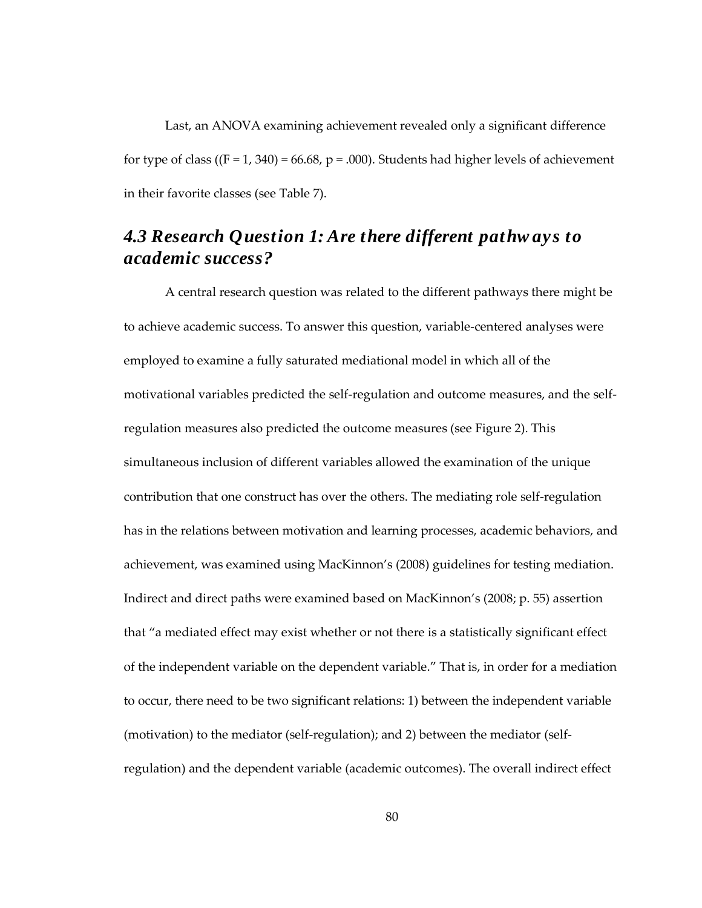Last, an ANOVA examining achievement revealed only a significant difference for type of class (($F = 1, 340$) = 66.68, $p = .000$). Students had higher levels of achievement in their favorite classes (see Table 7).

## *4.3 Research Question 1: Are there different pathways to academic success?*

A central research question was related to the different pathways there might be to achieve academic success. To answer this question, variable-centered analyses were employed to examine a fully saturated mediational model in which all of the motivational variables predicted the self-regulation and outcome measures, and the self-regulation measures also predicted the outcome measures (see Figure 2). This simultaneous inclusion of different variables allowed the examination of the unique contribution that one construct has over the others. The mediating role self-regulation has in the relations between motivation and learning processes, academic behaviors, and achievement, was examined using MacKinnon's (2008) guidelines for testing mediation. Indirect and direct paths were examined based on MacKinnon's (2008; p. 55) assertion that "a mediated effect may exist whether or not there is a statistically significant effect of the independent variable on the dependent variable." That is, in order for a mediation to occur, there need to be two significant relations: 1) between the independent variable (motivation) to the mediator (self-regulation); and 2) between the mediator (self-regulation) and the dependent variable (academic outcomes). The overall indirect effect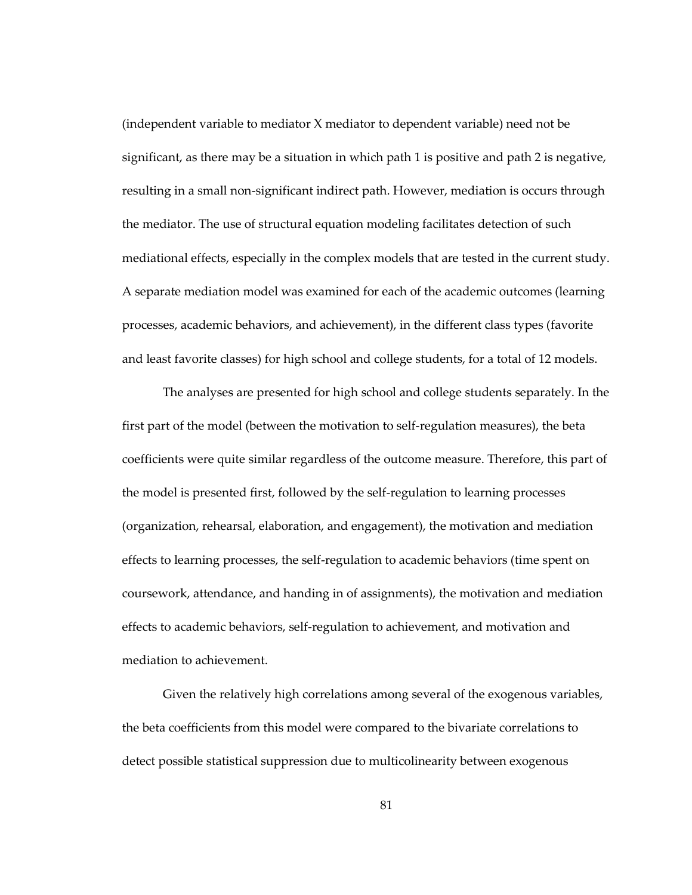(independent variable to mediator X mediator to dependent variable) need not be significant, as there may be a situation in which path 1 is positive and path 2 is negative, resulting in a small non-significant indirect path. However, mediation is occurs through the mediator. The use of structural equation modeling facilitates detection of such mediational effects, especially in the complex models that are tested in the current study. A separate mediation model was examined for each of the academic outcomes (learning processes, academic behaviors, and achievement), in the different class types (favorite and least favorite classes) for high school and college students, for a total of 12 models.

The analyses are presented for high school and college students separately. In the first part of the model (between the motivation to self-regulation measures), the beta coefficients were quite similar regardless of the outcome measure. Therefore, this part of the model is presented first, followed by the self-regulation to learning processes (organization, rehearsal, elaboration, and engagement), the motivation and mediation effects to learning processes, the self-regulation to academic behaviors (time spent on coursework, attendance, and handing in of assignments), the motivation and mediation effects to academic behaviors, self-regulation to achievement, and motivation and mediation to achievement.

Given the relatively high correlations among several of the exogenous variables, the beta coefficients from this model were compared to the bivariate correlations to detect possible statistical suppression due to multicolinearity between exogenous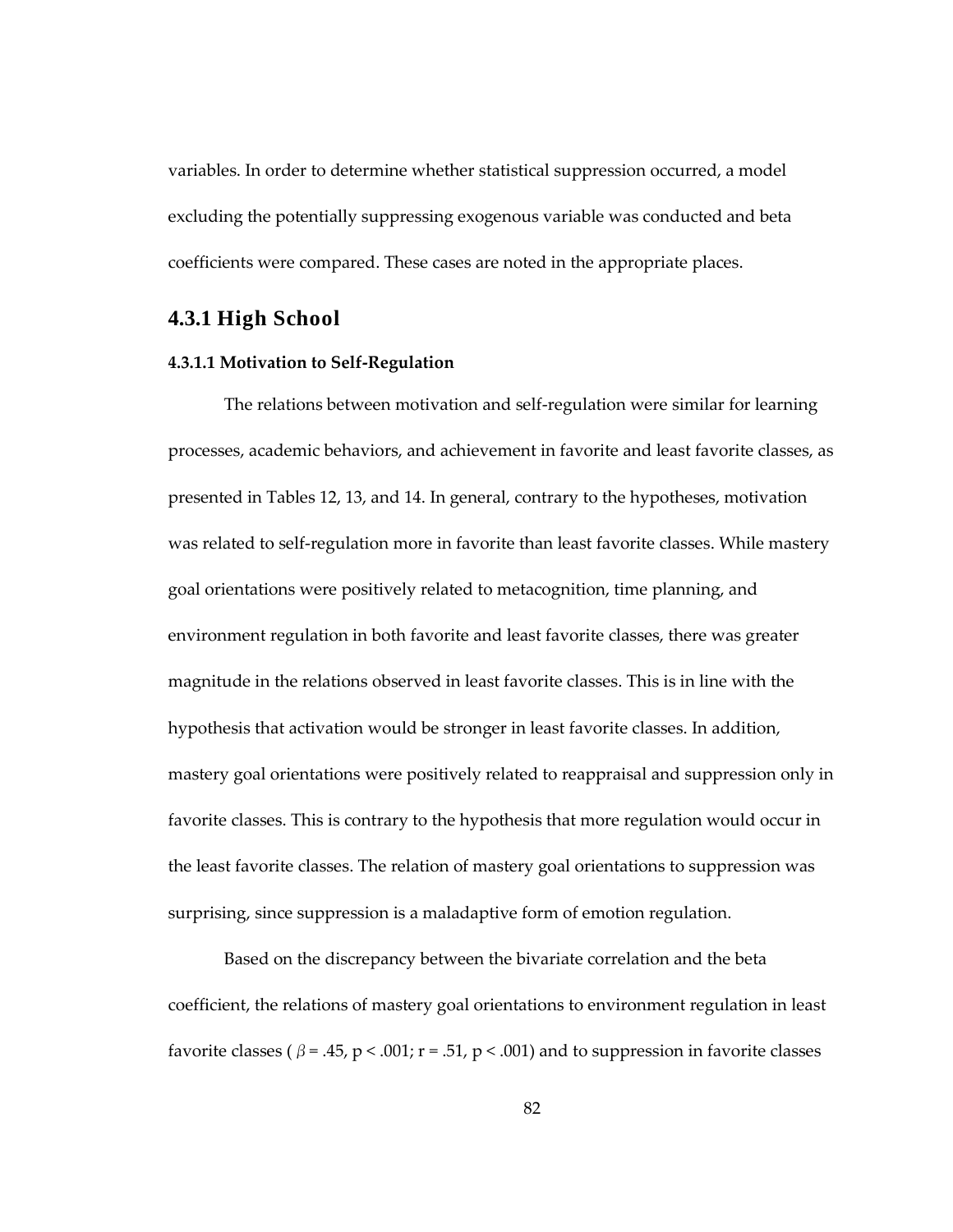variables. In order to determine whether statistical suppression occurred, a model excluding the potentially suppressing exogenous variable was conducted and beta coefficients were compared. These cases are noted in the appropriate places.

## 4.3.1 High School

### 4.3.1.1 Motivation to Self-Regulation

The relations between motivation and self-regulation were similar for learning processes, academic behaviors, and achievement in favorite and least favorite classes, as presented in Tables 12, 13, and 14. In general, contrary to the hypotheses, motivation was related to self-regulation more in favorite than least favorite classes. While mastery goal orientations were positively related to metacognition, time planning, and environment regulation in both favorite and least favorite classes, there was greater magnitude in the relations observed in least favorite classes. This is in line with the hypothesis that activation would be stronger in least favorite classes. In addition, mastery goal orientations were positively related to reappraisal and suppression only in favorite classes. This is contrary to the hypothesis that more regulation would occur in the least favorite classes. The relation of mastery goal orientations to suppression was surprising, since suppression is a maladaptive form of emotion regulation.

Based on the discrepancy between the bivariate correlation and the beta coefficient, the relations of mastery goal orientations to environment regulation in least favorite classes ( $\beta = .45$, $p < .001$; $r = .51$, $p < .001$) and to suppression in favorite classes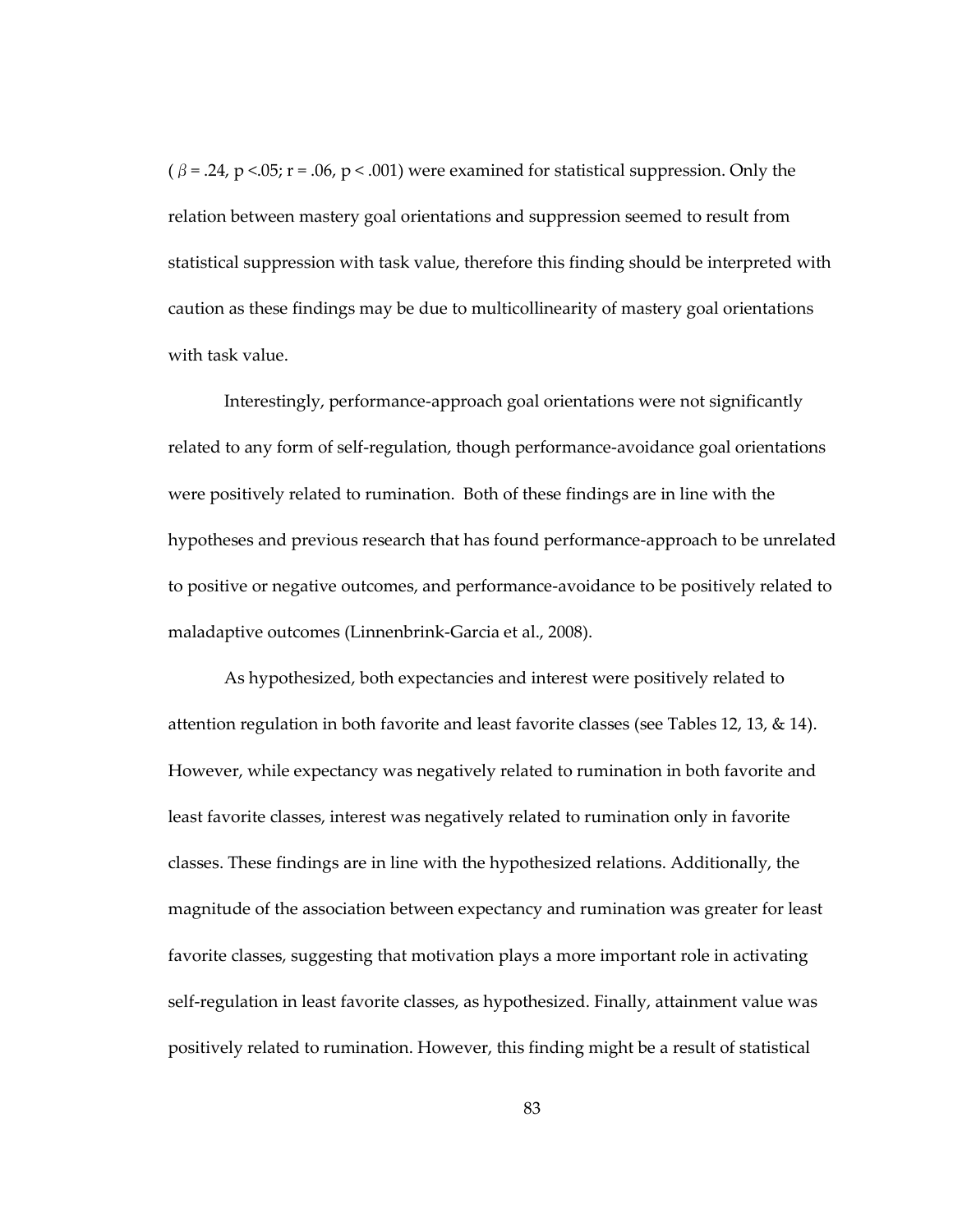( $\beta = .24$, $p < .05$; $r = .06$, $p < .001$) were examined for statistical suppression. Only the relation between mastery goal orientations and suppression seemed to result from statistical suppression with task value, therefore this finding should be interpreted with caution as these findings may be due to multicollinearity of mastery goal orientations with task value.

Interestingly, performance-approach goal orientations were not significantly related to any form of self-regulation, though performance-avoidance goal orientations were positively related to rumination. Both of these findings are in line with the hypotheses and previous research that has found performance-approach to be unrelated to positive or negative outcomes, and performance-avoidance to be positively related to maladaptive outcomes (Linnenbrink-Garcia et al., 2008).

As hypothesized, both expectancies and interest were positively related to attention regulation in both favorite and least favorite classes (see Tables 12, 13, & 14). However, while expectancy was negatively related to rumination in both favorite and least favorite classes, interest was negatively related to rumination only in favorite classes. These findings are in line with the hypothesized relations. Additionally, the magnitude of the association between expectancy and rumination was greater for least favorite classes, suggesting that motivation plays a more important role in activating self-regulation in least favorite classes, as hypothesized. Finally, attainment value was positively related to rumination. However, this finding might be a result of statistical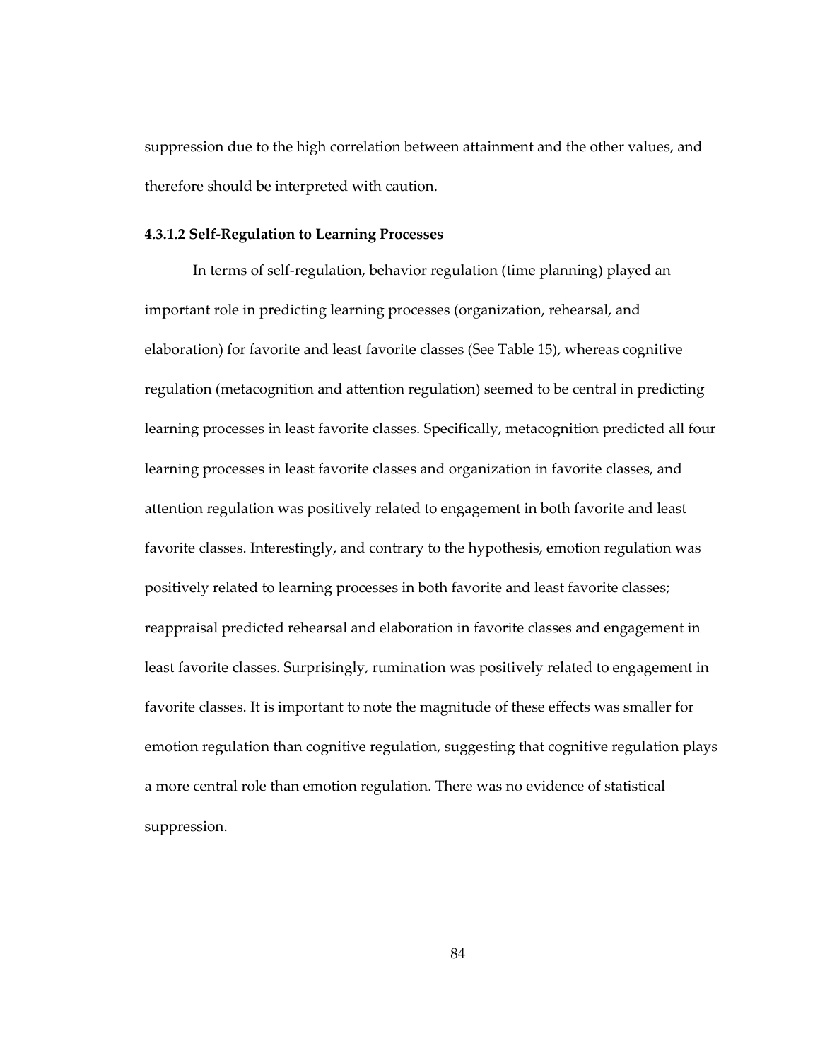suppression due to the high correlation between attainment and the other values, and therefore should be interpreted with caution.

#### 4.3.1.2 Self-Regulation to Learning Processes

In terms of self-regulation, behavior regulation (time planning) played an important role in predicting learning processes (organization, rehearsal, and elaboration) for favorite and least favorite classes (See Table 15), whereas cognitive regulation (metacognition and attention regulation) seemed to be central in predicting learning processes in least favorite classes. Specifically, metacognition predicted all four learning processes in least favorite classes and organization in favorite classes, and attention regulation was positively related to engagement in both favorite and least favorite classes. Interestingly, and contrary to the hypothesis, emotion regulation was positively related to learning processes in both favorite and least favorite classes; reappraisal predicted rehearsal and elaboration in favorite classes and engagement in least favorite classes. Surprisingly, rumination was positively related to engagement in favorite classes. It is important to note the magnitude of these effects was smaller for emotion regulation than cognitive regulation, suggesting that cognitive regulation plays a more central role than emotion regulation. There was no evidence of statistical suppression.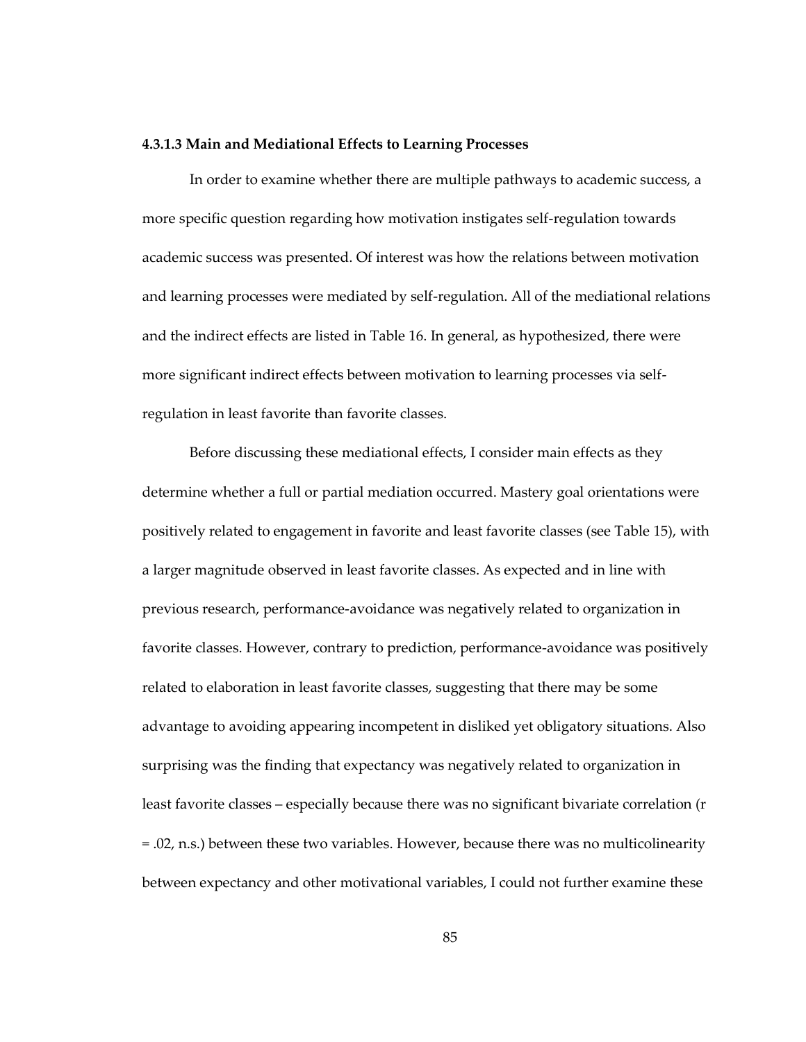#### 4.3.1.3 Main and Mediational Effects to Learning Processes

In order to examine whether there are multiple pathways to academic success, a more specific question regarding how motivation instigates self-regulation towards academic success was presented. Of interest was how the relations between motivation and learning processes were mediated by self-regulation. All of the mediational relations and the indirect effects are listed in Table 16. In general, as hypothesized, there were more significant indirect effects between motivation to learning processes via self-regulation in least favorite than favorite classes.

Before discussing these mediational effects, I consider main effects as they determine whether a full or partial mediation occurred. Mastery goal orientations were positively related to engagement in favorite and least favorite classes (see Table 15), with a larger magnitude observed in least favorite classes. As expected and in line with previous research, performance-avoidance was negatively related to organization in favorite classes. However, contrary to prediction, performance-avoidance was positively related to elaboration in least favorite classes, suggesting that there may be some advantage to avoiding appearing incompetent in disliked yet obligatory situations. Also surprising was the finding that expectancy was negatively related to organization in least favorite classes – especially because there was no significant bivariate correlation ($r = .02$, n.s.) between these two variables. However, because there was no multicolinearity between expectancy and other motivational variables, I could not further examine these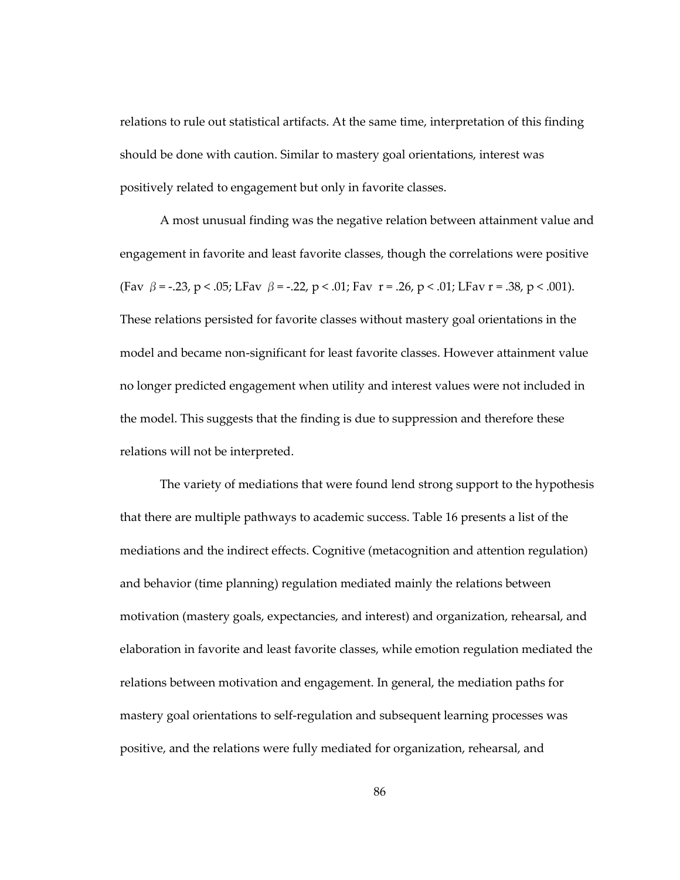relations to rule out statistical artifacts. At the same time, interpretation of this finding should be done with caution. Similar to mastery goal orientations, interest was positively related to engagement but only in favorite classes.

A most unusual finding was the negative relation between attainment value and engagement in favorite and least favorite classes, though the correlations were positive (Fav $\beta = -.23$, $p < .05$; LFav $\beta = -.22$, $p < .01$; Fav $r = .26$, $p < .01$; LFav $r = .38$, $p < .001$). These relations persisted for favorite classes without mastery goal orientations in the model and became non-significant for least favorite classes. However attainment value no longer predicted engagement when utility and interest values were not included in the model. This suggests that the finding is due to suppression and therefore these relations will not be interpreted.

The variety of mediations that were found lend strong support to the hypothesis that there are multiple pathways to academic success. Table 16 presents a list of the mediations and the indirect effects. Cognitive (metacognition and attention regulation) and behavior (time planning) regulation mediated mainly the relations between motivation (mastery goals, expectancies, and interest) and organization, rehearsal, and elaboration in favorite and least favorite classes, while emotion regulation mediated the relations between motivation and engagement. In general, the mediation paths for mastery goal orientations to self-regulation and subsequent learning processes was positive, and the relations were fully mediated for organization, rehearsal, and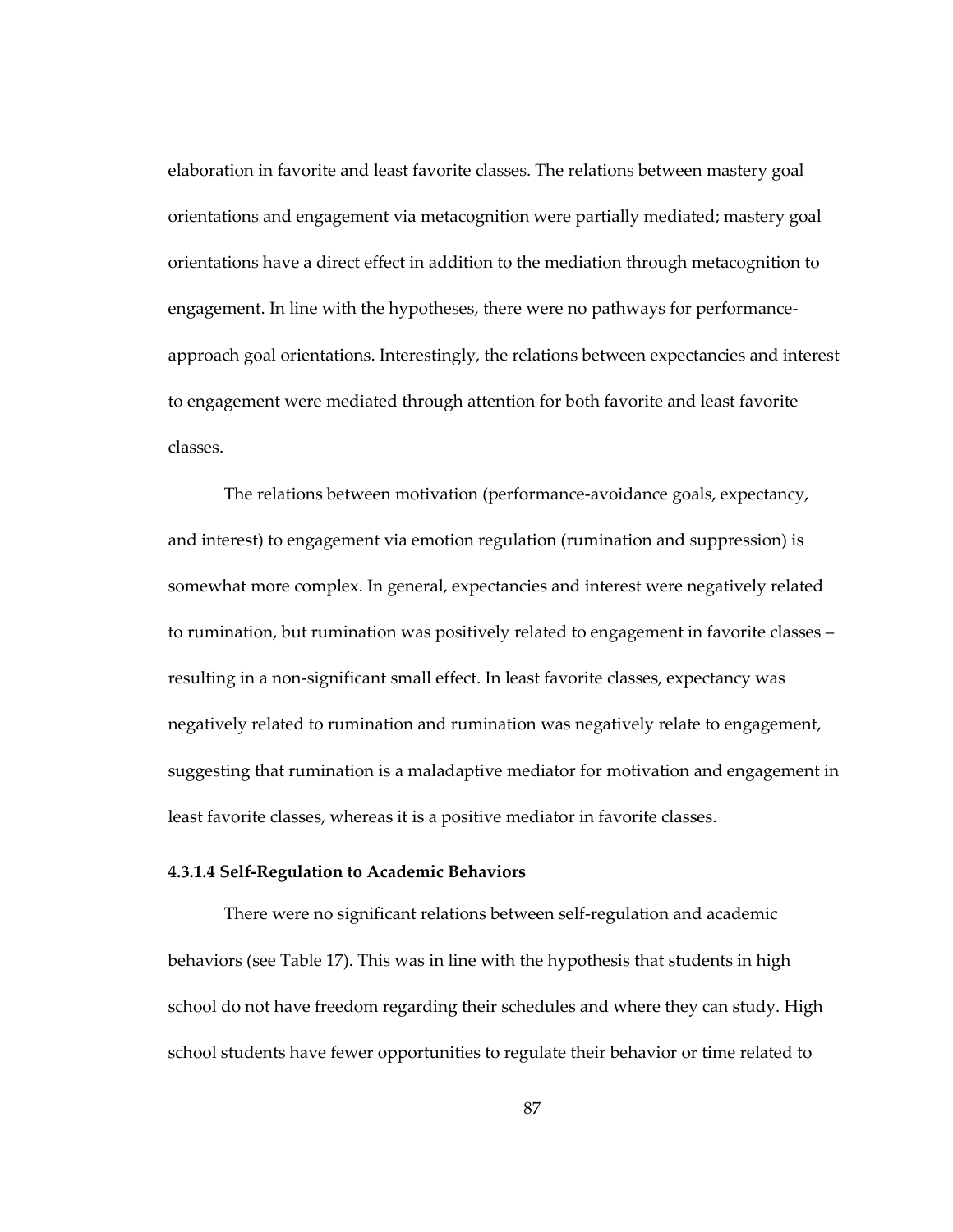elaboration in favorite and least favorite classes. The relations between mastery goal orientations and engagement via metacognition were partially mediated; mastery goal orientations have a direct effect in addition to the mediation through metacognition to engagement. In line with the hypotheses, there were no pathways for performance-approach goal orientations. Interestingly, the relations between expectancies and interest to engagement were mediated through attention for both favorite and least favorite classes.

The relations between motivation (performance-avoidance goals, expectancy, and interest) to engagement via emotion regulation (rumination and suppression) is somewhat more complex. In general, expectancies and interest were negatively related to rumination, but rumination was positively related to engagement in favorite classes – resulting in a non-significant small effect. In least favorite classes, expectancy was negatively related to rumination and rumination was negatively relate to engagement, suggesting that rumination is a maladaptive mediator for motivation and engagement in least favorite classes, whereas it is a positive mediator in favorite classes.

#### 4.3.1.4 Self-Regulation to Academic Behaviors

There were no significant relations between self-regulation and academic behaviors (see Table 17). This was in line with the hypothesis that students in high school do not have freedom regarding their schedules and where they can study. High school students have fewer opportunities to regulate their behavior or time related to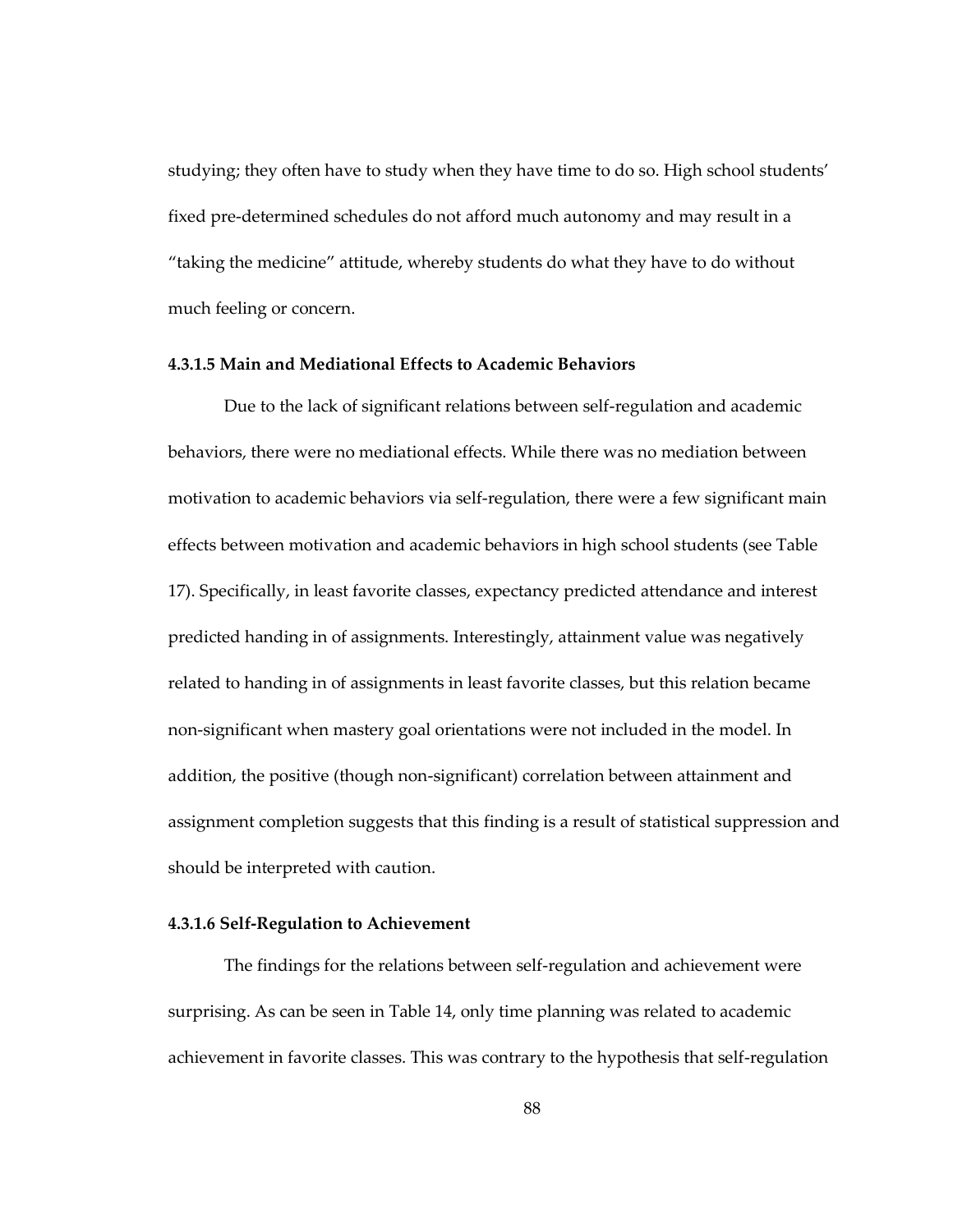studying; they often have to study when they have time to do so. High school students' fixed pre-determined schedules do not afford much autonomy and may result in a "taking the medicine" attitude, whereby students do what they have to do without much feeling or concern.

#### 4.3.1.5 Main and Mediational Effects to Academic Behaviors

Due to the lack of significant relations between self-regulation and academic behaviors, there were no mediational effects. While there was no mediation between motivation to academic behaviors via self-regulation, there were a few significant main effects between motivation and academic behaviors in high school students (see Table 17). Specifically, in least favorite classes, expectancy predicted attendance and interest predicted handing in of assignments. Interestingly, attainment value was negatively related to handing in of assignments in least favorite classes, but this relation became non-significant when mastery goal orientations were not included in the model. In addition, the positive (though non-significant) correlation between attainment and assignment completion suggests that this finding is a result of statistical suppression and should be interpreted with caution.

#### 4.3.1.6 Self-Regulation to Achievement

The findings for the relations between self-regulation and achievement were surprising. As can be seen in Table 14, only time planning was related to academic achievement in favorite classes. This was contrary to the hypothesis that self-regulation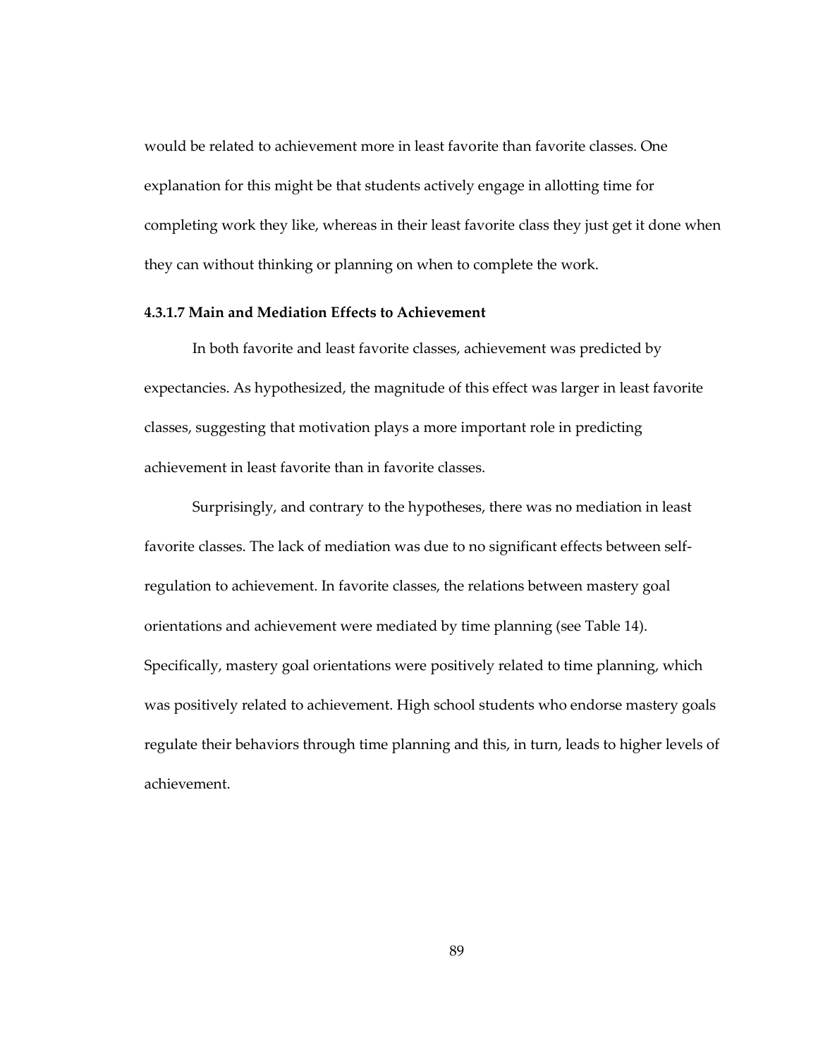would be related to achievement more in least favorite than favorite classes. One explanation for this might be that students actively engage in allotting time for completing work they like, whereas in their least favorite class they just get it done when they can without thinking or planning on when to complete the work.

#### 4.3.1.7 Main and Mediation Effects to Achievement

In both favorite and least favorite classes, achievement was predicted by expectancies. As hypothesized, the magnitude of this effect was larger in least favorite classes, suggesting that motivation plays a more important role in predicting achievement in least favorite than in favorite classes.

Surprisingly, and contrary to the hypotheses, there was no mediation in least favorite classes. The lack of mediation was due to no significant effects between self-regulation to achievement. In favorite classes, the relations between mastery goal orientations and achievement were mediated by time planning (see Table 14). Specifically, mastery goal orientations were positively related to time planning, which was positively related to achievement. High school students who endorse mastery goals regulate their behaviors through time planning and this, in turn, leads to higher levels of achievement.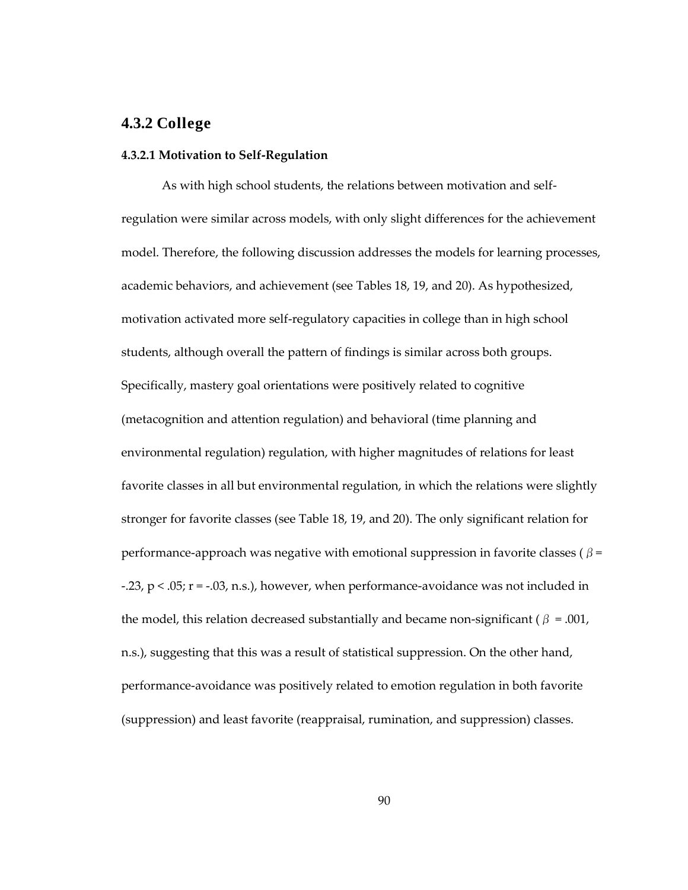### 4.3.2 College

#### 4.3.2.1 Motivation to Self-Regulation

As with high school students, the relations between motivation and self-regulation were similar across models, with only slight differences for the achievement model. Therefore, the following discussion addresses the models for learning processes, academic behaviors, and achievement (see Tables 18, 19, and 20). As hypothesized, motivation activated more self-regulatory capacities in college than in high school students, although overall the pattern of findings is similar across both groups. Specifically, mastery goal orientations were positively related to cognitive (metacognition and attention regulation) and behavioral (time planning and environmental regulation) regulation, with higher magnitudes of relations for least favorite classes in all but environmental regulation, in which the relations were slightly stronger for favorite classes (see Table 18, 19, and 20). The only significant relation for performance-approach was negative with emotional suppression in favorite classes ($\beta$ = -.23, $p < .05$; $r$ = -.03, n.s.), however, when performance-avoidance was not included in the model, this relation decreased substantially and became non-significant ($\beta$ = .001, n.s.), suggesting that this was a result of statistical suppression. On the other hand, performance-avoidance was positively related to emotion regulation in both favorite (suppression) and least favorite (reappraisal, rumination, and suppression) classes.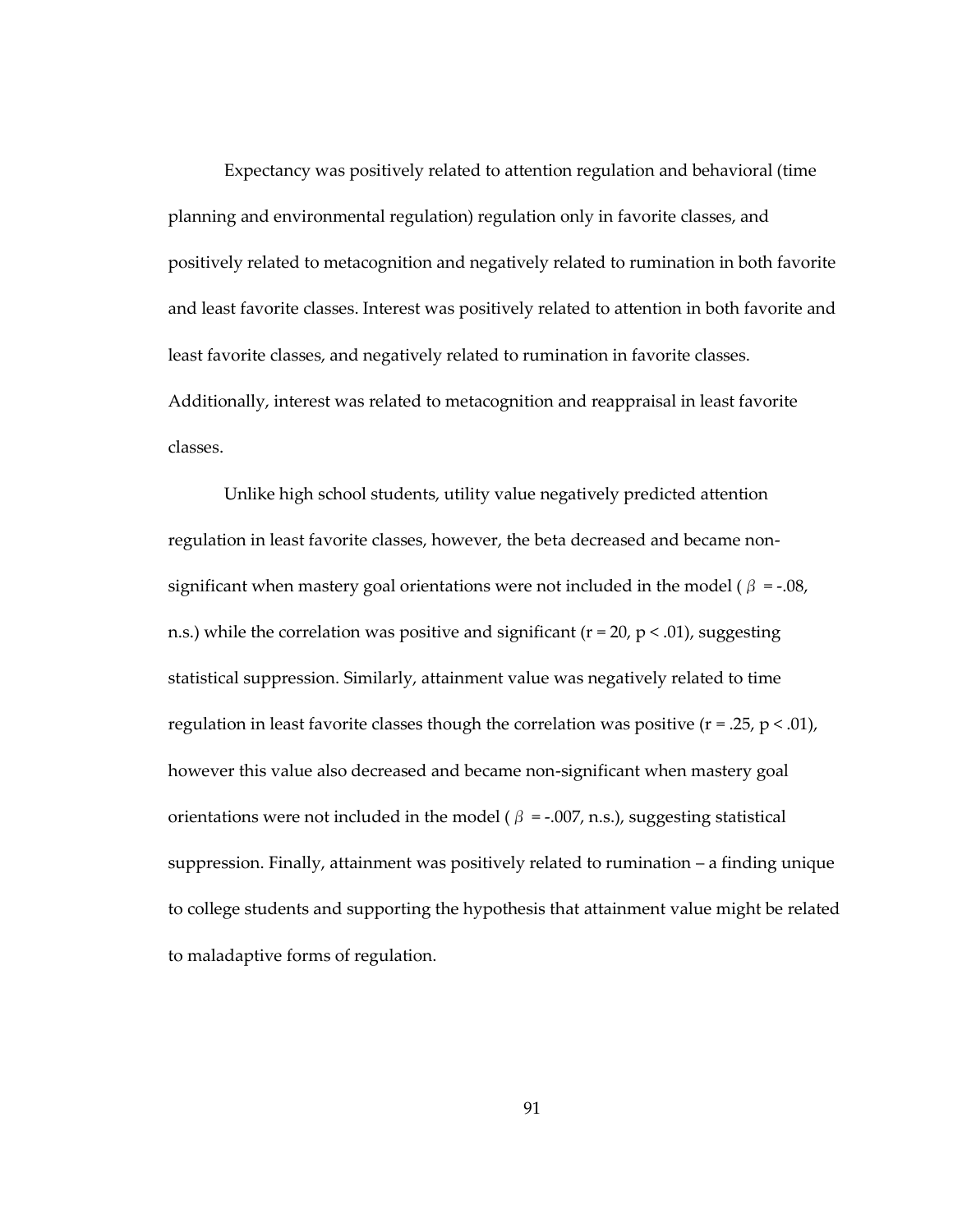Expectancy was positively related to attention regulation and behavioral (time planning and environmental regulation) regulation only in favorite classes, and positively related to metacognition and negatively related to rumination in both favorite and least favorite classes. Interest was positively related to attention in both favorite and least favorite classes, and negatively related to rumination in favorite classes. Additionally, interest was related to metacognition and reappraisal in least favorite classes.

Unlike high school students, utility value negatively predicted attention regulation in least favorite classes, however, the beta decreased and became non-significant when mastery goal orientations were not included in the model ( $\beta$ = -.08, n.s.) while the correlation was positive and significant ($r = 20$, $p < .01$), suggesting statistical suppression. Similarly, attainment value was negatively related to time regulation in least favorite classes though the correlation was positive ($r = .25$, $p < .01$), however this value also decreased and became non-significant when mastery goal orientations were not included in the model ( $\beta$ = -.007, n.s.), suggesting statistical suppression. Finally, attainment was positively related to rumination – a finding unique to college students and supporting the hypothesis that attainment value might be related to maladaptive forms of regulation.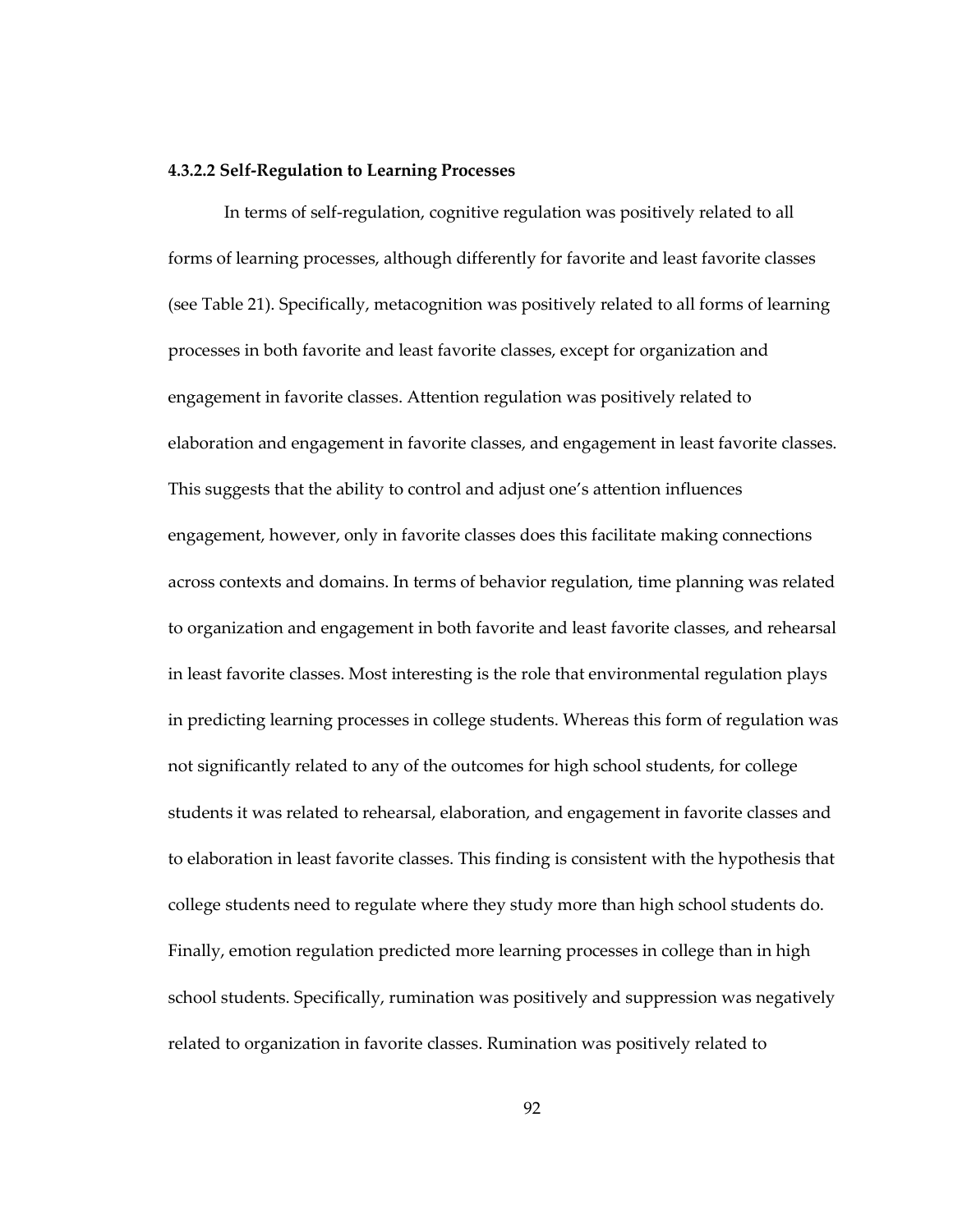#### 4.3.2.2 Self-Regulation to Learning Processes

In terms of self-regulation, cognitive regulation was positively related to all forms of learning processes, although differently for favorite and least favorite classes (see Table 21). Specifically, metacognition was positively related to all forms of learning processes in both favorite and least favorite classes, except for organization and engagement in favorite classes. Attention regulation was positively related to elaboration and engagement in favorite classes, and engagement in least favorite classes. This suggests that the ability to control and adjust one's attention influences engagement, however, only in favorite classes does this facilitate making connections across contexts and domains. In terms of behavior regulation, time planning was related to organization and engagement in both favorite and least favorite classes, and rehearsal in least favorite classes. Most interesting is the role that environmental regulation plays in predicting learning processes in college students. Whereas this form of regulation was not significantly related to any of the outcomes for high school students, for college students it was related to rehearsal, elaboration, and engagement in favorite classes and to elaboration in least favorite classes. This finding is consistent with the hypothesis that college students need to regulate where they study more than high school students do. Finally, emotion regulation predicted more learning processes in college than in high school students. Specifically, rumination was positively and suppression was negatively related to organization in favorite classes. Rumination was positively related to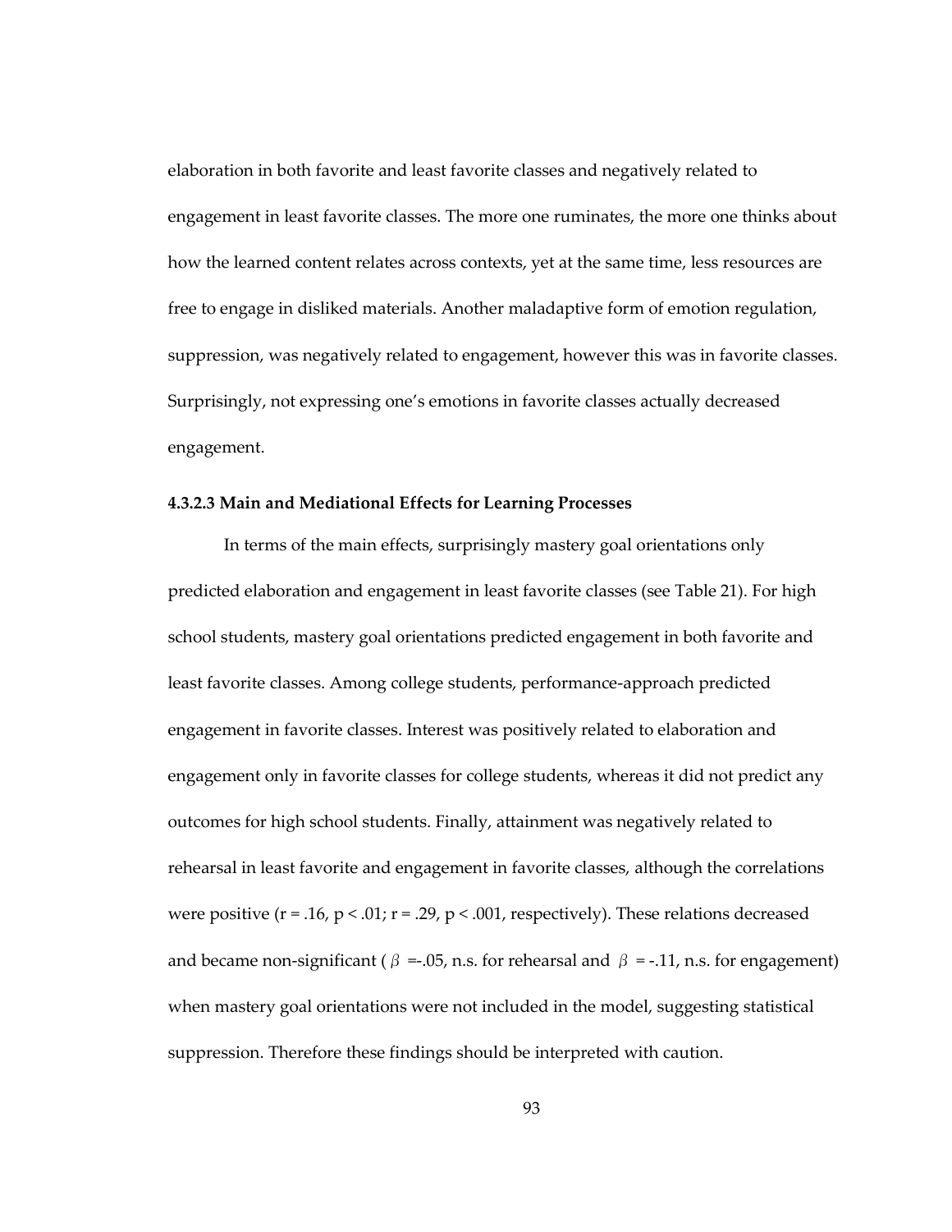elaboration in both favorite and least favorite classes and negatively related to engagement in least favorite classes. The more one ruminates, the more one thinks about how the learned content relates across contexts, yet at the same time, less resources are free to engage in disliked materials. Another maladaptive form of emotion regulation, suppression, was negatively related to engagement, however this was in favorite classes. Surprisingly, not expressing one's emotions in favorite classes actually decreased engagement.

#### 4.3.2.3 Main and Mediational Effects for Learning Processes

In terms of the main effects, surprisingly mastery goal orientations only predicted elaboration and engagement in least favorite classes (see Table 21). For high school students, mastery goal orientations predicted engagement in both favorite and least favorite classes. Among college students, performance-approach predicted engagement in favorite classes. Interest was positively related to elaboration and engagement only in favorite classes for college students, whereas it did not predict any outcomes for high school students. Finally, attainment was negatively related to rehearsal in least favorite and engagement in favorite classes, although the correlations were positive ($r = .16$, $p < .01$; $r = .29$, $p < .001$, respectively). These relations decreased and became non-significant ($\beta$ =-.05, n.s. for rehearsal and $\beta$ = -.11, n.s. for engagement) when mastery goal orientations were not included in the model, suggesting statistical suppression. Therefore these findings should be interpreted with caution.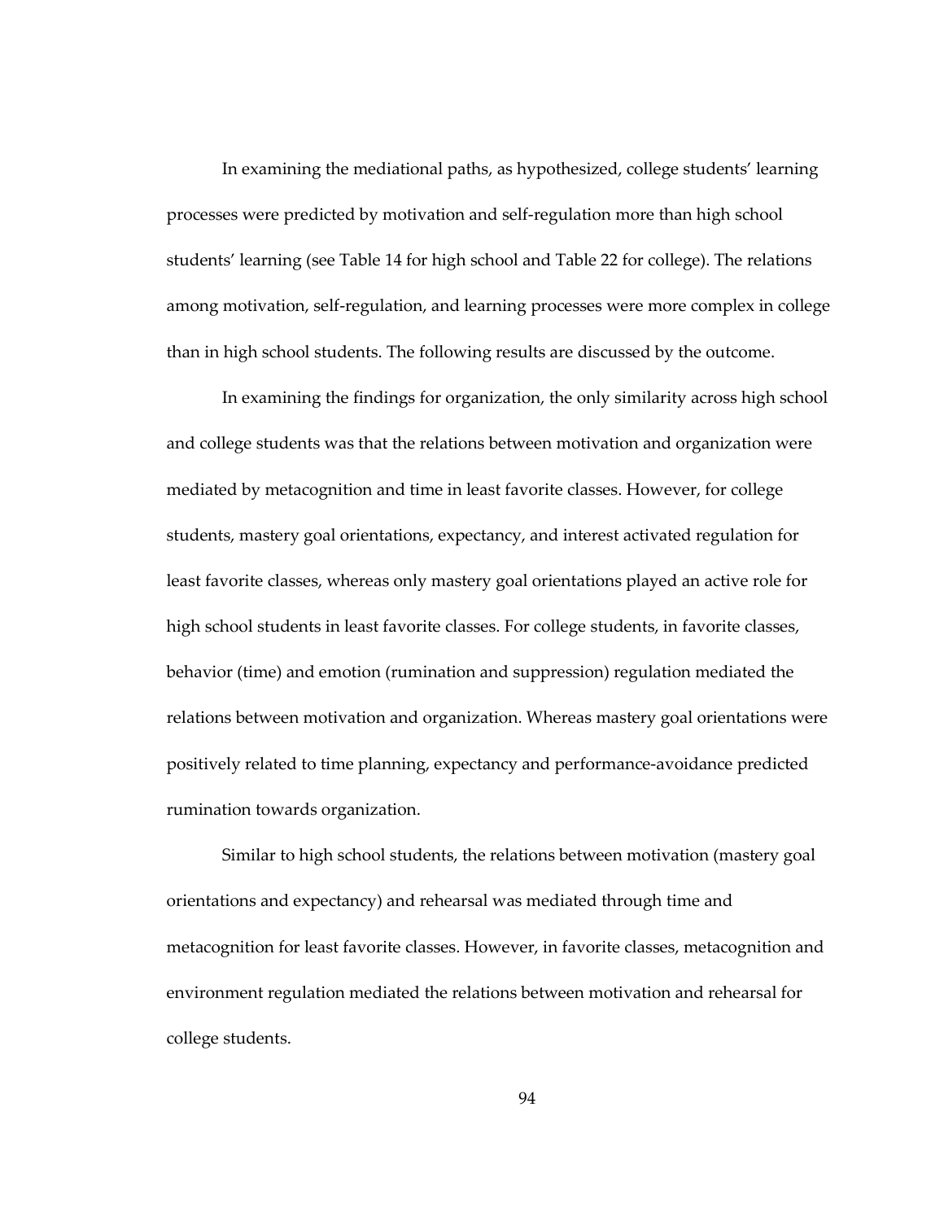In examining the mediational paths, as hypothesized, college students' learning processes were predicted by motivation and self-regulation more than high school students' learning (see Table 14 for high school and Table 22 for college). The relations among motivation, self-regulation, and learning processes were more complex in college than in high school students. The following results are discussed by the outcome.

In examining the findings for organization, the only similarity across high school and college students was that the relations between motivation and organization were mediated by metacognition and time in least favorite classes. However, for college students, mastery goal orientations, expectancy, and interest activated regulation for least favorite classes, whereas only mastery goal orientations played an active role for high school students in least favorite classes. For college students, in favorite classes, behavior (time) and emotion (rumination and suppression) regulation mediated the relations between motivation and organization. Whereas mastery goal orientations were positively related to time planning, expectancy and performance-avoidance predicted rumination towards organization.

Similar to high school students, the relations between motivation (mastery goal orientations and expectancy) and rehearsal was mediated through time and metacognition for least favorite classes. However, in favorite classes, metacognition and environment regulation mediated the relations between motivation and rehearsal for college students.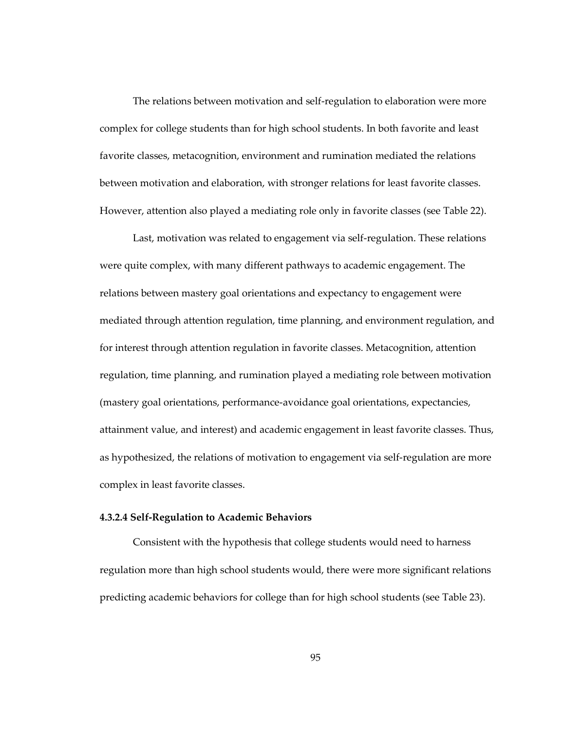The relations between motivation and self-regulation to elaboration were more complex for college students than for high school students. In both favorite and least favorite classes, metacognition, environment and rumination mediated the relations between motivation and elaboration, with stronger relations for least favorite classes. However, attention also played a mediating role only in favorite classes (see Table 22).

Last, motivation was related to engagement via self-regulation. These relations were quite complex, with many different pathways to academic engagement. The relations between mastery goal orientations and expectancy to engagement were mediated through attention regulation, time planning, and environment regulation, and for interest through attention regulation in favorite classes. Metacognition, attention regulation, time planning, and rumination played a mediating role between motivation (mastery goal orientations, performance-avoidance goal orientations, expectancies, attainment value, and interest) and academic engagement in least favorite classes. Thus, as hypothesized, the relations of motivation to engagement via self-regulation are more complex in least favorite classes.

#### 4.3.2.4 Self-Regulation to Academic Behaviors

Consistent with the hypothesis that college students would need to harness regulation more than high school students would, there were more significant relations predicting academic behaviors for college than for high school students (see Table 23).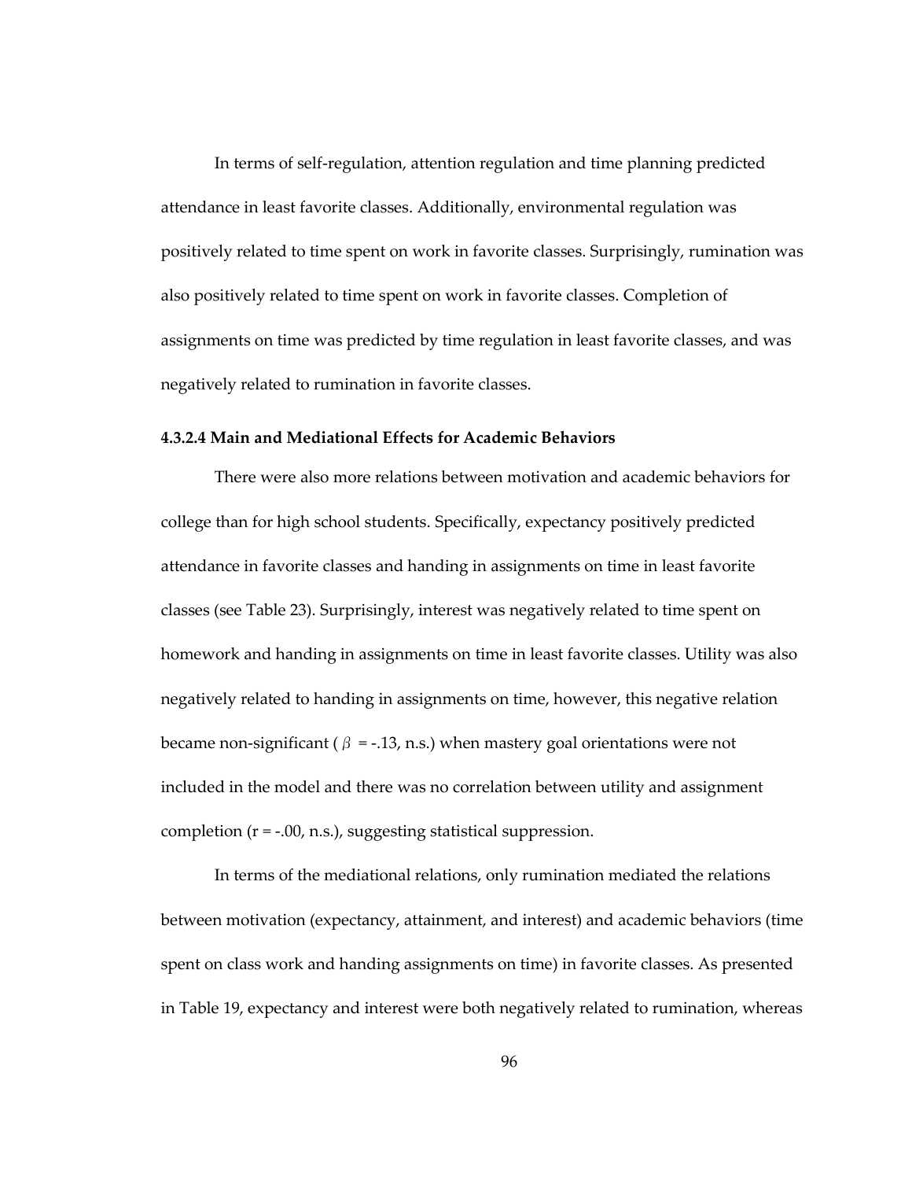In terms of self-regulation, attention regulation and time planning predicted attendance in least favorite classes. Additionally, environmental regulation was positively related to time spent on work in favorite classes. Surprisingly, rumination was also positively related to time spent on work in favorite classes. Completion of assignments on time was predicted by time regulation in least favorite classes, and was negatively related to rumination in favorite classes.

#### 4.3.2.4 Main and Mediational Effects for Academic Behaviors

There were also more relations between motivation and academic behaviors for college than for high school students. Specifically, expectancy positively predicted attendance in favorite classes and handing in assignments on time in least favorite classes (see Table 23). Surprisingly, interest was negatively related to time spent on homework and handing in assignments on time in least favorite classes. Utility was also negatively related to handing in assignments on time, however, this negative relation became non-significant ( $\beta$ = -.13, n.s.) when mastery goal orientations were not included in the model and there was no correlation between utility and assignment completion (r = -.00, n.s.), suggesting statistical suppression.

In terms of the mediational relations, only rumination mediated the relations between motivation (expectancy, attainment, and interest) and academic behaviors (time spent on class work and handing assignments on time) in favorite classes. As presented in Table 19, expectancy and interest were both negatively related to rumination, whereas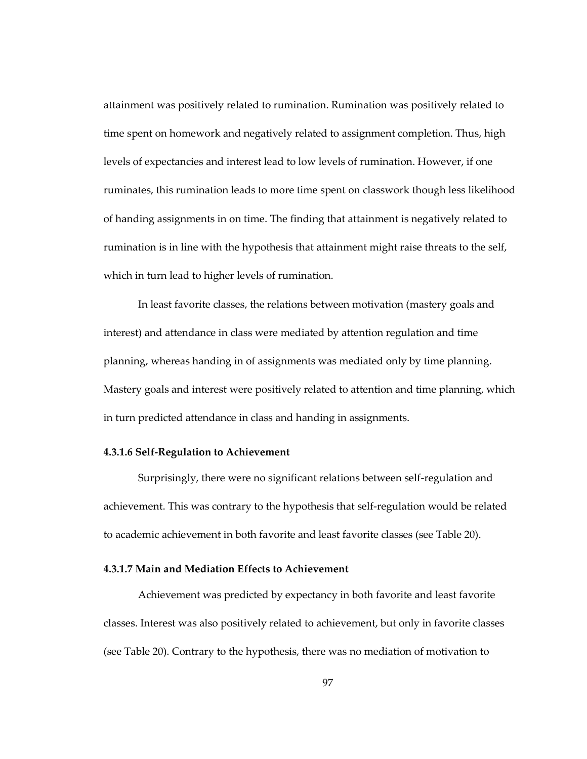attainment was positively related to rumination. Rumination was positively related to time spent on homework and negatively related to assignment completion. Thus, high levels of expectancies and interest lead to low levels of rumination. However, if one ruminates, this rumination leads to more time spent on classwork though less likelihood of handing assignments in on time. The finding that attainment is negatively related to rumination is in line with the hypothesis that attainment might raise threats to the self, which in turn lead to higher levels of rumination.

In least favorite classes, the relations between motivation (mastery goals and interest) and attendance in class were mediated by attention regulation and time planning, whereas handing in of assignments was mediated only by time planning. Mastery goals and interest were positively related to attention and time planning, which in turn predicted attendance in class and handing in assignments.

#### 4.3.1.6 Self-Regulation to Achievement

Surprisingly, there were no significant relations between self-regulation and achievement. This was contrary to the hypothesis that self-regulation would be related to academic achievement in both favorite and least favorite classes (see Table 20).

#### 4.3.1.7 Main and Mediation Effects to Achievement

Achievement was predicted by expectancy in both favorite and least favorite classes. Interest was also positively related to achievement, but only in favorite classes (see Table 20). Contrary to the hypothesis, there was no mediation of motivation to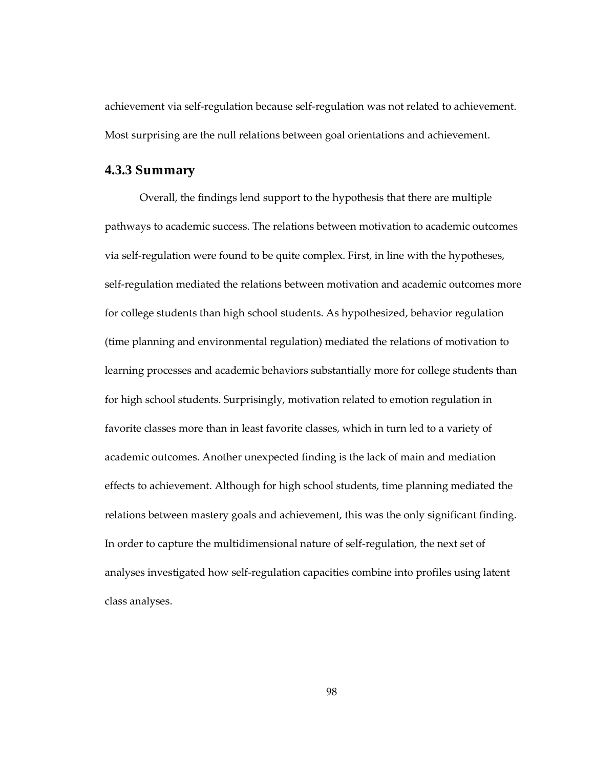achievement via self-regulation because self-regulation was not related to achievement. Most surprising are the null relations between goal orientations and achievement.

### 4.3.3 Summary

Overall, the findings lend support to the hypothesis that there are multiple pathways to academic success. The relations between motivation to academic outcomes via self-regulation were found to be quite complex. First, in line with the hypotheses, self-regulation mediated the relations between motivation and academic outcomes more for college students than high school students. As hypothesized, behavior regulation (time planning and environmental regulation) mediated the relations of motivation to learning processes and academic behaviors substantially more for college students than for high school students. Surprisingly, motivation related to emotion regulation in favorite classes more than in least favorite classes, which in turn led to a variety of academic outcomes. Another unexpected finding is the lack of main and mediation effects to achievement. Although for high school students, time planning mediated the relations between mastery goals and achievement, this was the only significant finding. In order to capture the multidimensional nature of self-regulation, the next set of analyses investigated how self-regulation capacities combine into profiles using latent class analyses.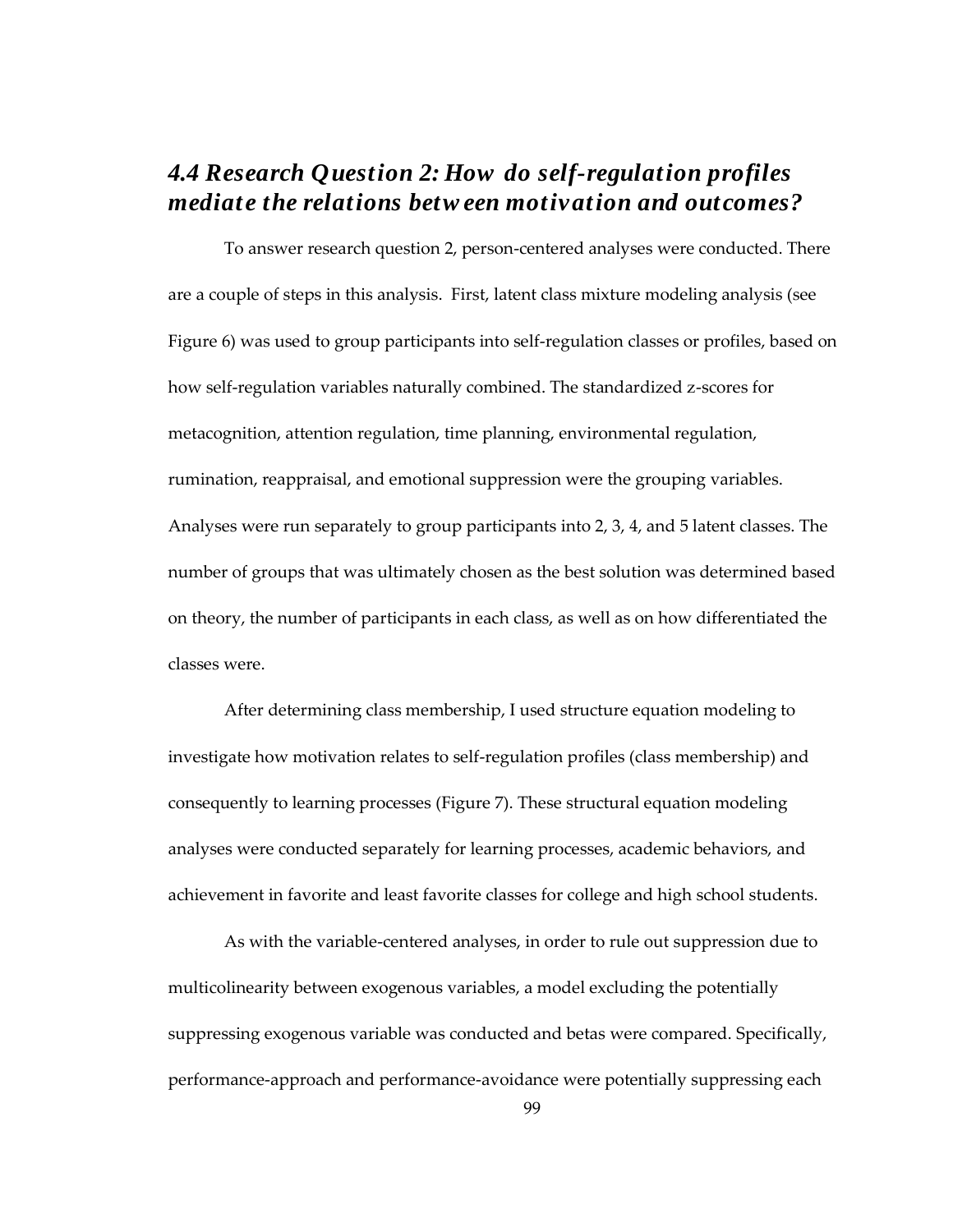## *4.4 Research Question 2: How do self-regulation profiles mediate the relations between motivation and outcomes?*

To answer research question 2, person-centered analyses were conducted. There are a couple of steps in this analysis. First, latent class mixture modeling analysis (see Figure 6) was used to group participants into self-regulation classes or profiles, based on how self-regulation variables naturally combined. The standardized z-scores for metacognition, attention regulation, time planning, environmental regulation, rumination, reappraisal, and emotional suppression were the grouping variables. Analyses were run separately to group participants into 2, 3, 4, and 5 latent classes. The number of groups that was ultimately chosen as the best solution was determined based on theory, the number of participants in each class, as well as on how differentiated the classes were.

After determining class membership, I used structure equation modeling to investigate how motivation relates to self-regulation profiles (class membership) and consequently to learning processes (Figure 7). These structural equation modeling analyses were conducted separately for learning processes, academic behaviors, and achievement in favorite and least favorite classes for college and high school students.

As with the variable-centered analyses, in order to rule out suppression due to multicolinearity between exogenous variables, a model excluding the potentially suppressing exogenous variable was conducted and betas were compared. Specifically, performance-approach and performance-avoidance were potentially suppressing each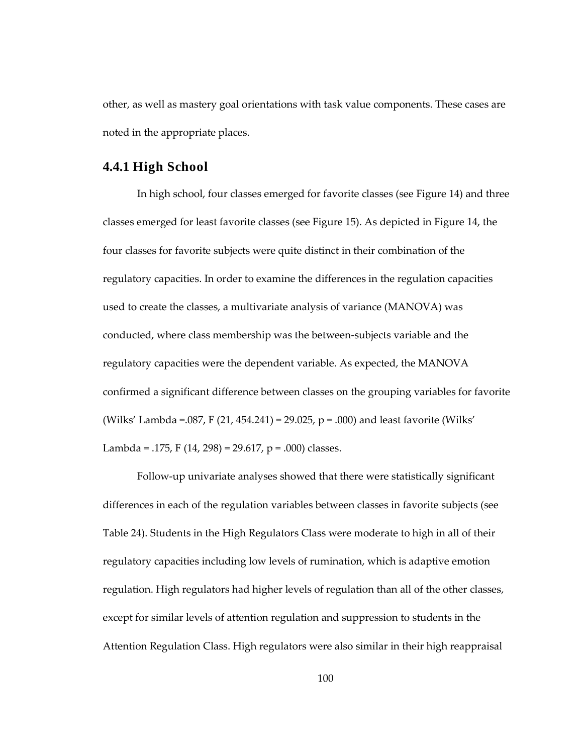other, as well as mastery goal orientations with task value components. These cases are noted in the appropriate places.

### 4.4.1 High School

In high school, four classes emerged for favorite classes (see Figure 14) and three classes emerged for least favorite classes (see Figure 15). As depicted in Figure 14, the four classes for favorite subjects were quite distinct in their combination of the regulatory capacities. In order to examine the differences in the regulation capacities used to create the classes, a multivariate analysis of variance (MANOVA) was conducted, where class membership was the between-subjects variable and the regulatory capacities were the dependent variable. As expected, the MANOVA confirmed a significant difference between classes on the grouping variables for favorite (Wilks' Lambda =.087, $F$ (21, 454.241) = 29.025, $p$ = .000) and least favorite (Wilks' Lambda = .175, $F$ (14, 298) = 29.617, $p$ = .000) classes.

Follow-up univariate analyses showed that there were statistically significant differences in each of the regulation variables between classes in favorite subjects (see Table 24). Students in the High Regulators Class were moderate to high in all of their regulatory capacities including low levels of rumination, which is adaptive emotion regulation. High regulators had higher levels of regulation than all of the other classes, except for similar levels of attention regulation and suppression to students in the Attention Regulation Class. High regulators were also similar in their high reappraisal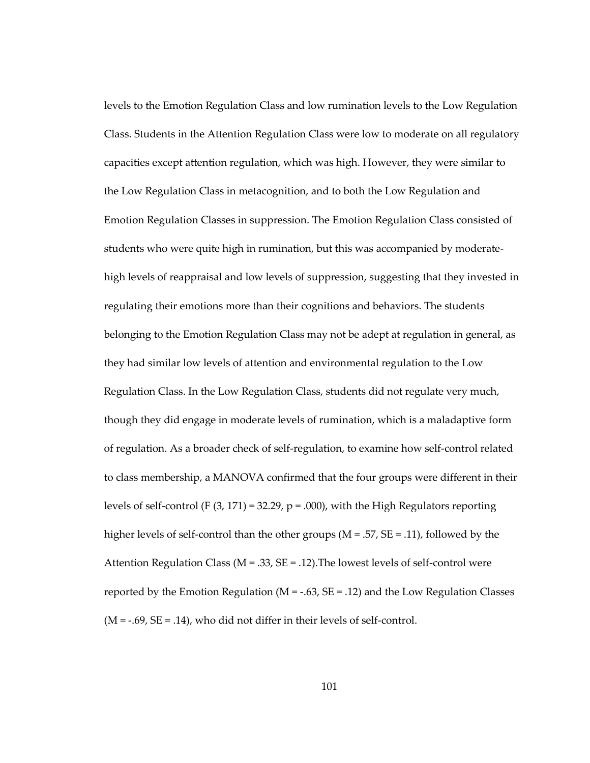levels to the Emotion Regulation Class and low rumination levels to the Low Regulation Class. Students in the Attention Regulation Class were low to moderate on all regulatory capacities except attention regulation, which was high. However, they were similar to the Low Regulation Class in metacognition, and to both the Low Regulation and Emotion Regulation Classes in suppression. The Emotion Regulation Class consisted of students who were quite high in rumination, but this was accompanied by moderate-high levels of reappraisal and low levels of suppression, suggesting that they invested in regulating their emotions more than their cognitions and behaviors. The students belonging to the Emotion Regulation Class may not be adept at regulation in general, as they had similar low levels of attention and environmental regulation to the Low Regulation Class. In the Low Regulation Class, students did not regulate very much, though they did engage in moderate levels of rumination, which is a maladaptive form of regulation. As a broader check of self-regulation, to examine how self-control related to class membership, a MANOVA confirmed that the four groups were different in their levels of self-control ($F(3, 171) = 32.29$, $p = .000$), with the High Regulators reporting higher levels of self-control than the other groups ($M = .57$, $SE = .11$), followed by the Attention Regulation Class ($M = .33$, $SE = .12$).The lowest levels of self-control were reported by the Emotion Regulation ($M = -.63$, $SE = .12$) and the Low Regulation Classes ($M = -.69$, $SE = .14$), who did not differ in their levels of self-control.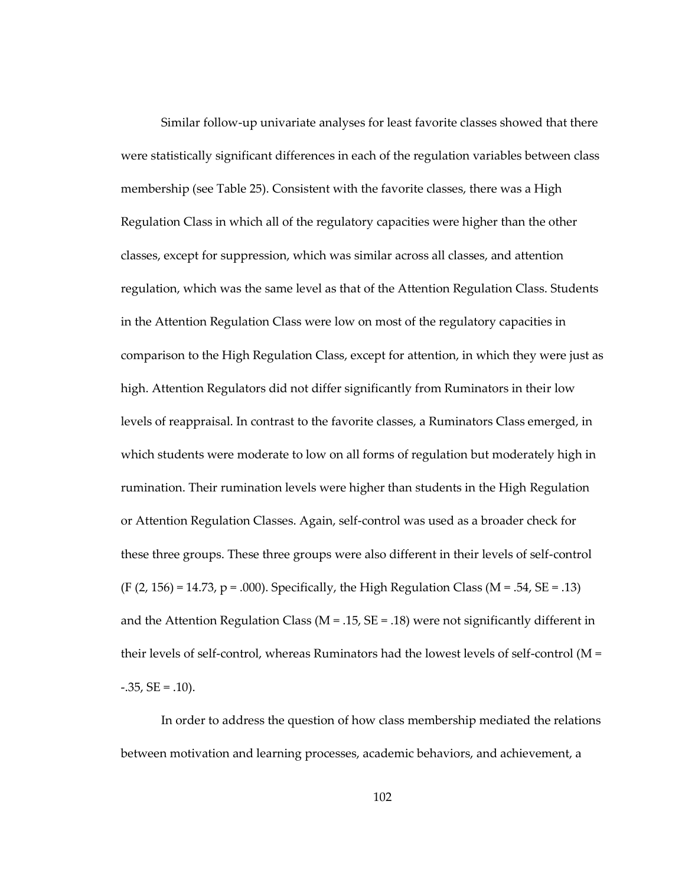Similar follow-up univariate analyses for least favorite classes showed that there were statistically significant differences in each of the regulation variables between class membership (see Table 25). Consistent with the favorite classes, there was a High Regulation Class in which all of the regulatory capacities were higher than the other classes, except for suppression, which was similar across all classes, and attention regulation, which was the same level as that of the Attention Regulation Class. Students in the Attention Regulation Class were low on most of the regulatory capacities in comparison to the High Regulation Class, except for attention, in which they were just as high. Attention Regulators did not differ significantly from Ruminators in their low levels of reappraisal. In contrast to the favorite classes, a Ruminators Class emerged, in which students were moderate to low on all forms of regulation but moderately high in rumination. Their rumination levels were higher than students in the High Regulation or Attention Regulation Classes. Again, self-control was used as a broader check for these three groups. These three groups were also different in their levels of self-control ($F(2, 156) = 14.73$, $p = .000$). Specifically, the High Regulation Class ($M = .54$, $SE = .13$) and the Attention Regulation Class ($M = .15$, $SE = .18$) were not significantly different in their levels of self-control, whereas Ruminators had the lowest levels of self-control ($M = -.35$, $SE = .10$).

In order to address the question of how class membership mediated the relations between motivation and learning processes, academic behaviors, and achievement, a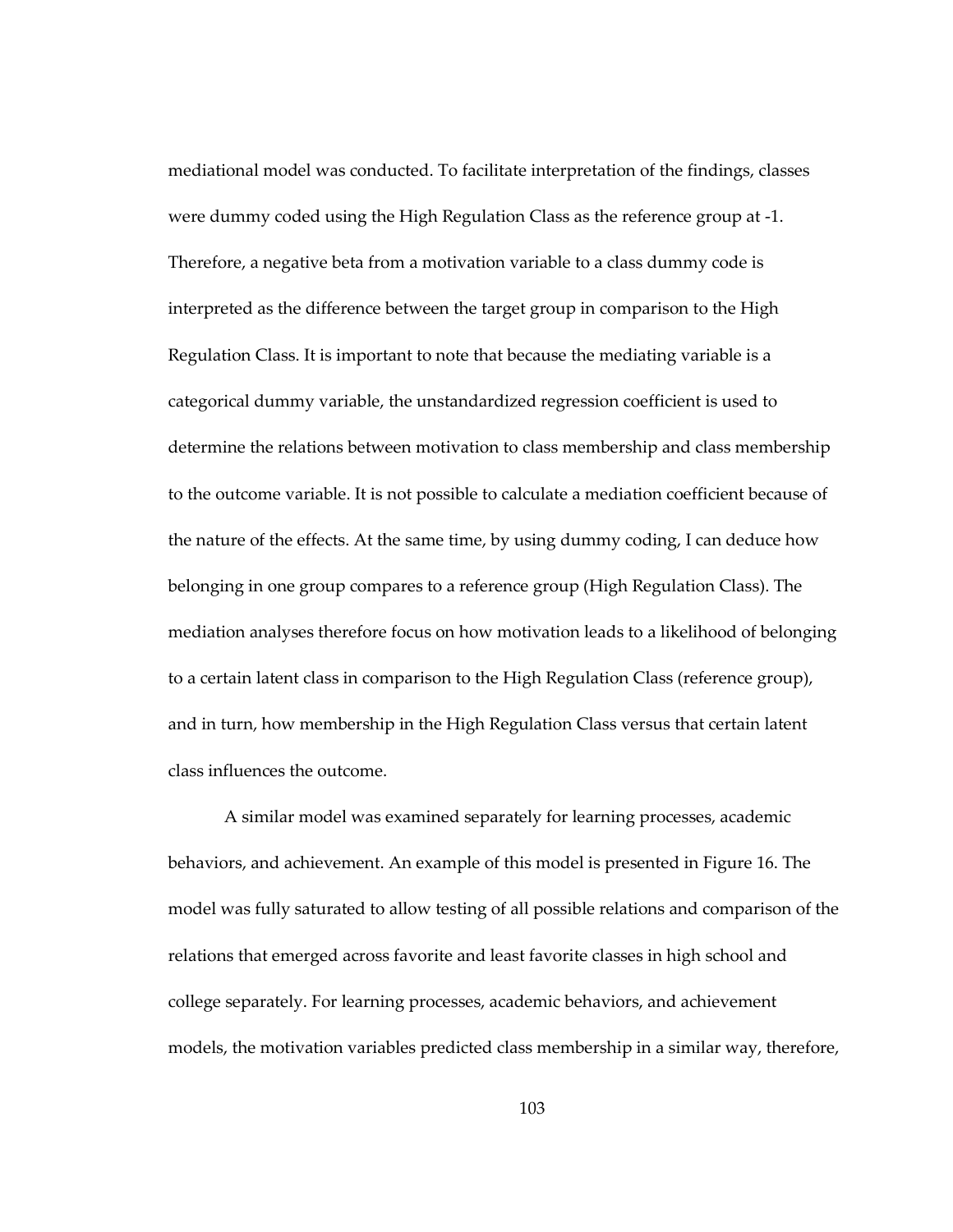mediational model was conducted. To facilitate interpretation of the findings, classes were dummy coded using the High Regulation Class as the reference group at -1. Therefore, a negative beta from a motivation variable to a class dummy code is interpreted as the difference between the target group in comparison to the High Regulation Class. It is important to note that because the mediating variable is a categorical dummy variable, the unstandardized regression coefficient is used to determine the relations between motivation to class membership and class membership to the outcome variable. It is not possible to calculate a mediation coefficient because of the nature of the effects. At the same time, by using dummy coding, I can deduce how belonging in one group compares to a reference group (High Regulation Class). The mediation analyses therefore focus on how motivation leads to a likelihood of belonging to a certain latent class in comparison to the High Regulation Class (reference group), and in turn, how membership in the High Regulation Class versus that certain latent class influences the outcome.

A similar model was examined separately for learning processes, academic behaviors, and achievement. An example of this model is presented in Figure 16. The model was fully saturated to allow testing of all possible relations and comparison of the relations that emerged across favorite and least favorite classes in high school and college separately. For learning processes, academic behaviors, and achievement models, the motivation variables predicted class membership in a similar way, therefore,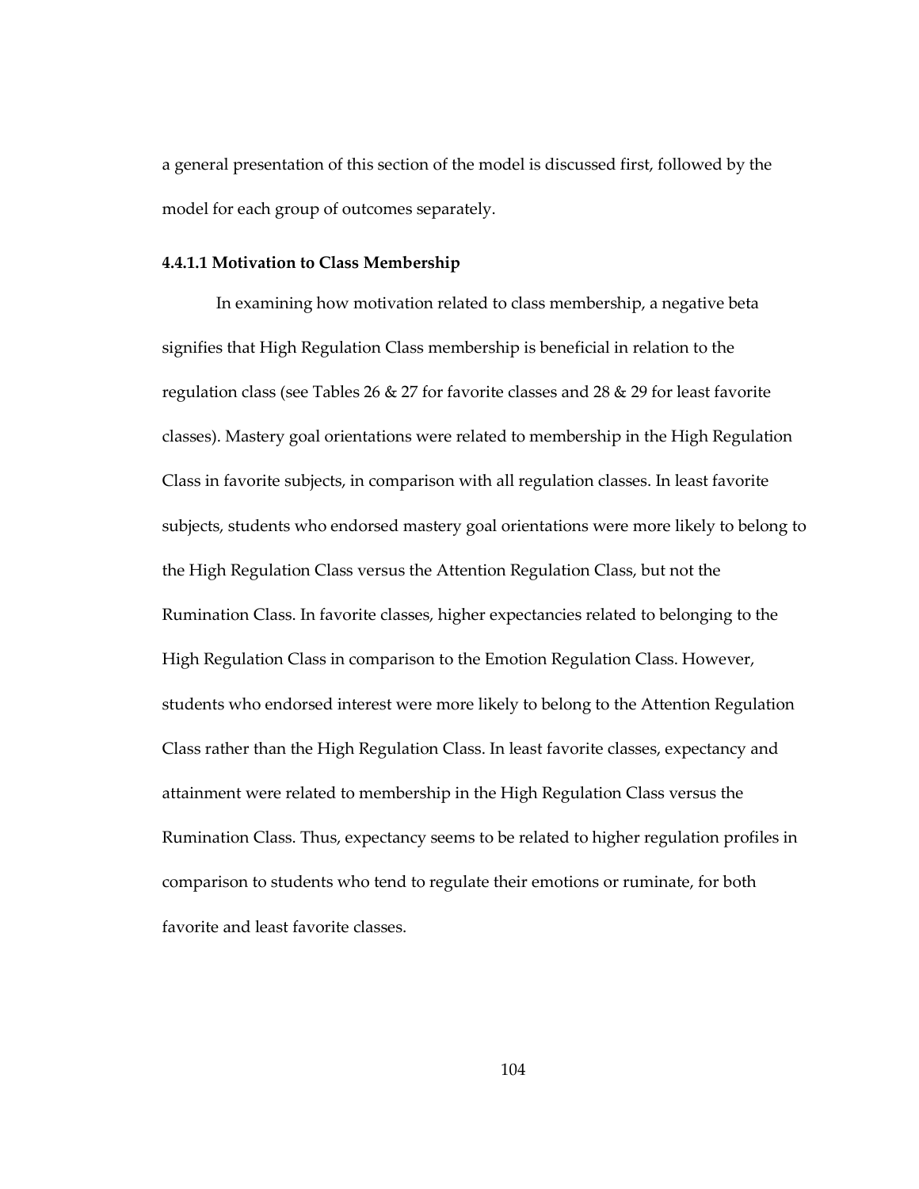a general presentation of this section of the model is discussed first, followed by the model for each group of outcomes separately.

#### 4.4.1.1 Motivation to Class Membership

In examining how motivation related to class membership, a negative beta signifies that High Regulation Class membership is beneficial in relation to the regulation class (see Tables 26 & 27 for favorite classes and 28 & 29 for least favorite classes). Mastery goal orientations were related to membership in the High Regulation Class in favorite subjects, in comparison with all regulation classes. In least favorite subjects, students who endorsed mastery goal orientations were more likely to belong to the High Regulation Class versus the Attention Regulation Class, but not the Rumination Class. In favorite classes, higher expectancies related to belonging to the High Regulation Class in comparison to the Emotion Regulation Class. However, students who endorsed interest were more likely to belong to the Attention Regulation Class rather than the High Regulation Class. In least favorite classes, expectancy and attainment were related to membership in the High Regulation Class versus the Rumination Class. Thus, expectancy seems to be related to higher regulation profiles in comparison to students who tend to regulate their emotions or ruminate, for both favorite and least favorite classes.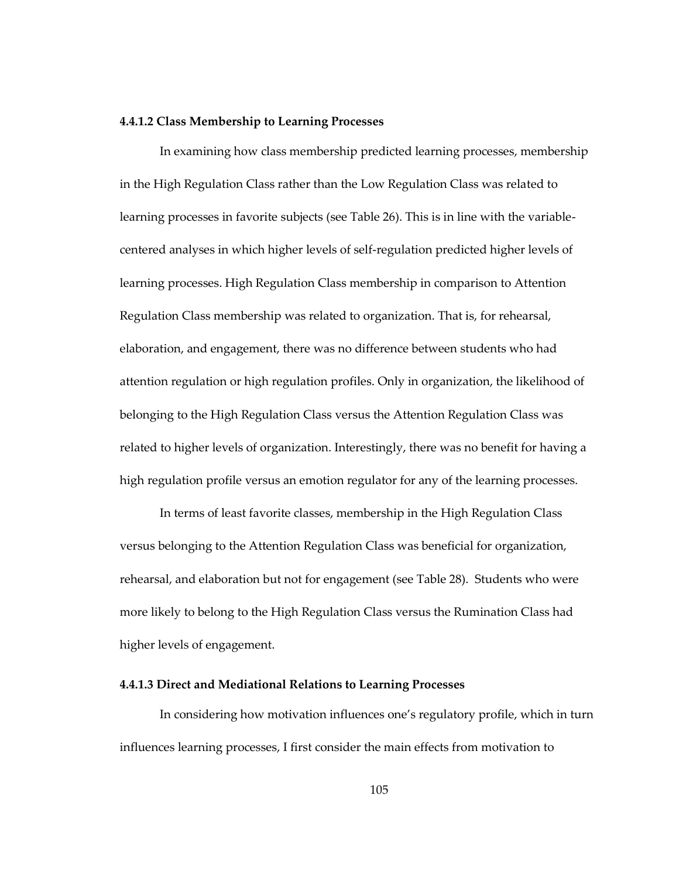#### 4.4.1.2 Class Membership to Learning Processes

In examining how class membership predicted learning processes, membership in the High Regulation Class rather than the Low Regulation Class was related to learning processes in favorite subjects (see Table 26). This is in line with the variable-centered analyses in which higher levels of self-regulation predicted higher levels of learning processes. High Regulation Class membership in comparison to Attention Regulation Class membership was related to organization. That is, for rehearsal, elaboration, and engagement, there was no difference between students who had attention regulation or high regulation profiles. Only in organization, the likelihood of belonging to the High Regulation Class versus the Attention Regulation Class was related to higher levels of organization. Interestingly, there was no benefit for having a high regulation profile versus an emotion regulator for any of the learning processes.

In terms of least favorite classes, membership in the High Regulation Class versus belonging to the Attention Regulation Class was beneficial for organization, rehearsal, and elaboration but not for engagement (see Table 28). Students who were more likely to belong to the High Regulation Class versus the Rumination Class had higher levels of engagement.

#### 4.4.1.3 Direct and Mediational Relations to Learning Processes

In considering how motivation influences one's regulatory profile, which in turn influences learning processes, I first consider the main effects from motivation to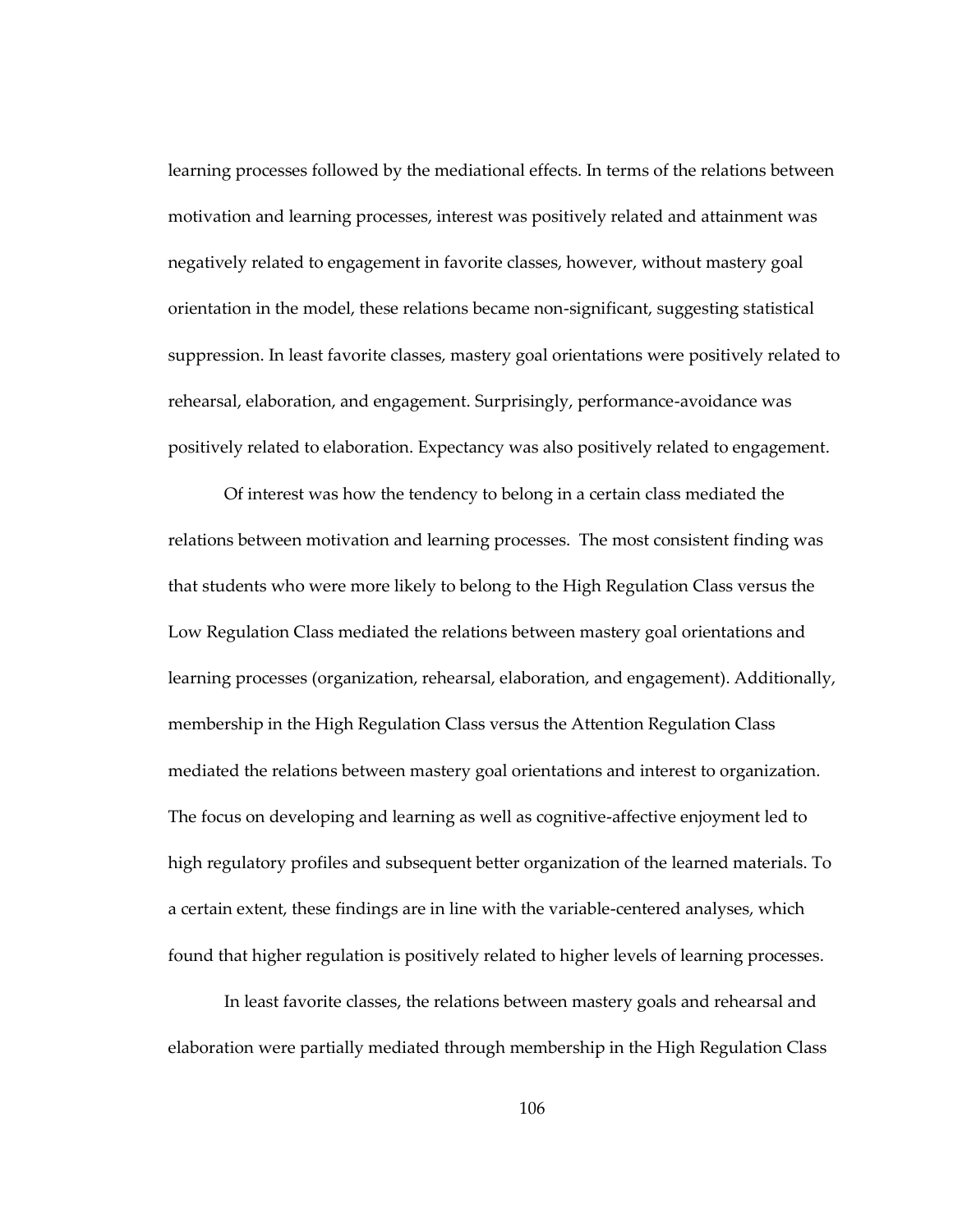learning processes followed by the mediational effects. In terms of the relations between motivation and learning processes, interest was positively related and attainment was negatively related to engagement in favorite classes, however, without mastery goal orientation in the model, these relations became non-significant, suggesting statistical suppression. In least favorite classes, mastery goal orientations were positively related to rehearsal, elaboration, and engagement. Surprisingly, performance-avoidance was positively related to elaboration. Expectancy was also positively related to engagement.

Of interest was how the tendency to belong in a certain class mediated the relations between motivation and learning processes. The most consistent finding was that students who were more likely to belong to the High Regulation Class versus the Low Regulation Class mediated the relations between mastery goal orientations and learning processes (organization, rehearsal, elaboration, and engagement). Additionally, membership in the High Regulation Class versus the Attention Regulation Class mediated the relations between mastery goal orientations and interest to organization. The focus on developing and learning as well as cognitive-affective enjoyment led to high regulatory profiles and subsequent better organization of the learned materials. To a certain extent, these findings are in line with the variable-centered analyses, which found that higher regulation is positively related to higher levels of learning processes.

In least favorite classes, the relations between mastery goals and rehearsal and elaboration were partially mediated through membership in the High Regulation Class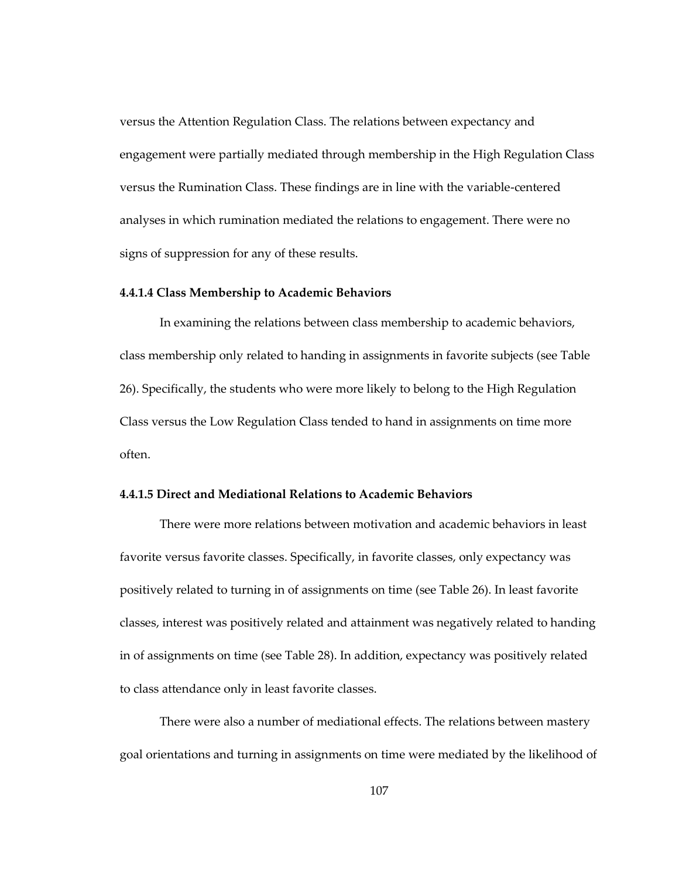versus the Attention Regulation Class. The relations between expectancy and engagement were partially mediated through membership in the High Regulation Class versus the Rumination Class. These findings are in line with the variable-centered analyses in which rumination mediated the relations to engagement. There were no signs of suppression for any of these results.

#### 4.4.1.4 Class Membership to Academic Behaviors

In examining the relations between class membership to academic behaviors, class membership only related to handing in assignments in favorite subjects (see Table 26). Specifically, the students who were more likely to belong to the High Regulation Class versus the Low Regulation Class tended to hand in assignments on time more often.

#### 4.4.1.5 Direct and Mediational Relations to Academic Behaviors

There were more relations between motivation and academic behaviors in least favorite versus favorite classes. Specifically, in favorite classes, only expectancy was positively related to turning in of assignments on time (see Table 26). In least favorite classes, interest was positively related and attainment was negatively related to handing in of assignments on time (see Table 28). In addition, expectancy was positively related to class attendance only in least favorite classes.

There were also a number of mediational effects. The relations between mastery goal orientations and turning in assignments on time were mediated by the likelihood of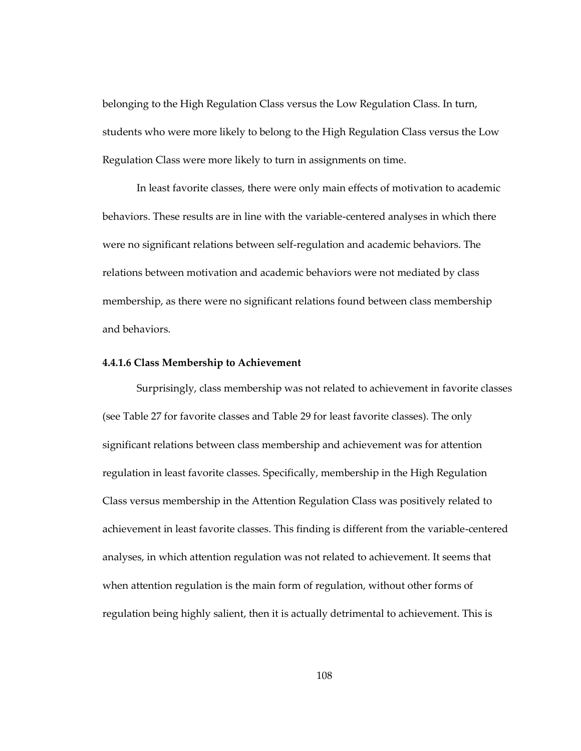belonging to the High Regulation Class versus the Low Regulation Class. In turn, students who were more likely to belong to the High Regulation Class versus the Low Regulation Class were more likely to turn in assignments on time.

In least favorite classes, there were only main effects of motivation to academic behaviors. These results are in line with the variable-centered analyses in which there were no significant relations between self-regulation and academic behaviors. The relations between motivation and academic behaviors were not mediated by class membership, as there were no significant relations found between class membership and behaviors.

#### 4.4.1.6 Class Membership to Achievement

Surprisingly, class membership was not related to achievement in favorite classes (see Table 27 for favorite classes and Table 29 for least favorite classes). The only significant relations between class membership and achievement was for attention regulation in least favorite classes. Specifically, membership in the High Regulation Class versus membership in the Attention Regulation Class was positively related to achievement in least favorite classes. This finding is different from the variable-centered analyses, in which attention regulation was not related to achievement. It seems that when attention regulation is the main form of regulation, without other forms of regulation being highly salient, then it is actually detrimental to achievement. This is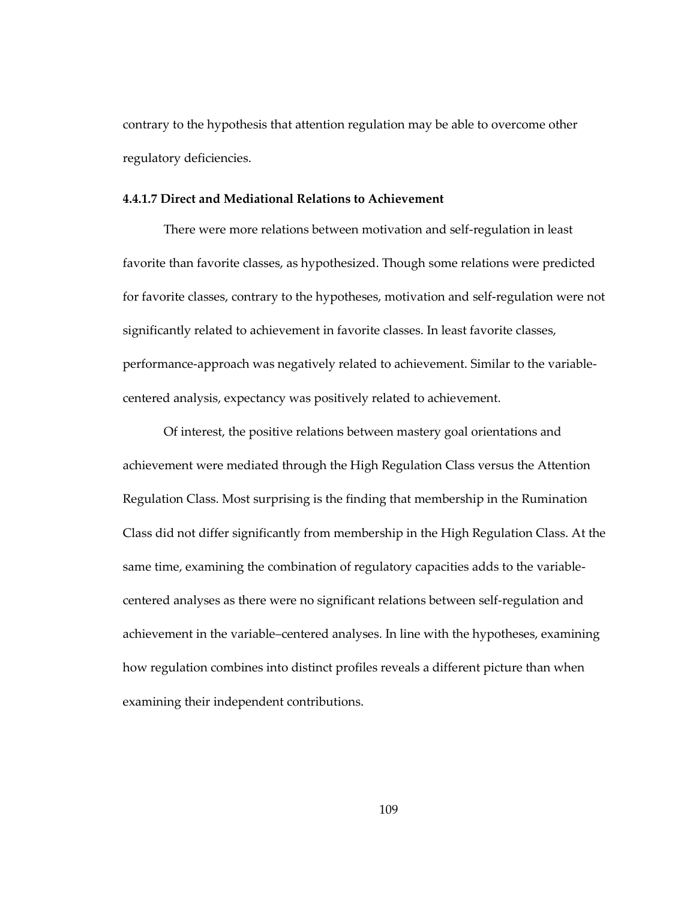contrary to the hypothesis that attention regulation may be able to overcome other regulatory deficiencies.

#### 4.4.1.7 Direct and Mediational Relations to Achievement

There were more relations between motivation and self-regulation in least favorite than favorite classes, as hypothesized. Though some relations were predicted for favorite classes, contrary to the hypotheses, motivation and self-regulation were not significantly related to achievement in favorite classes. In least favorite classes, performance-approach was negatively related to achievement. Similar to the variable-centered analysis, expectancy was positively related to achievement.

Of interest, the positive relations between mastery goal orientations and achievement were mediated through the High Regulation Class versus the Attention Regulation Class. Most surprising is the finding that membership in the Rumination Class did not differ significantly from membership in the High Regulation Class. At the same time, examining the combination of regulatory capacities adds to the variable-centered analyses as there were no significant relations between self-regulation and achievement in the variable–centered analyses. In line with the hypotheses, examining how regulation combines into distinct profiles reveals a different picture than when examining their independent contributions.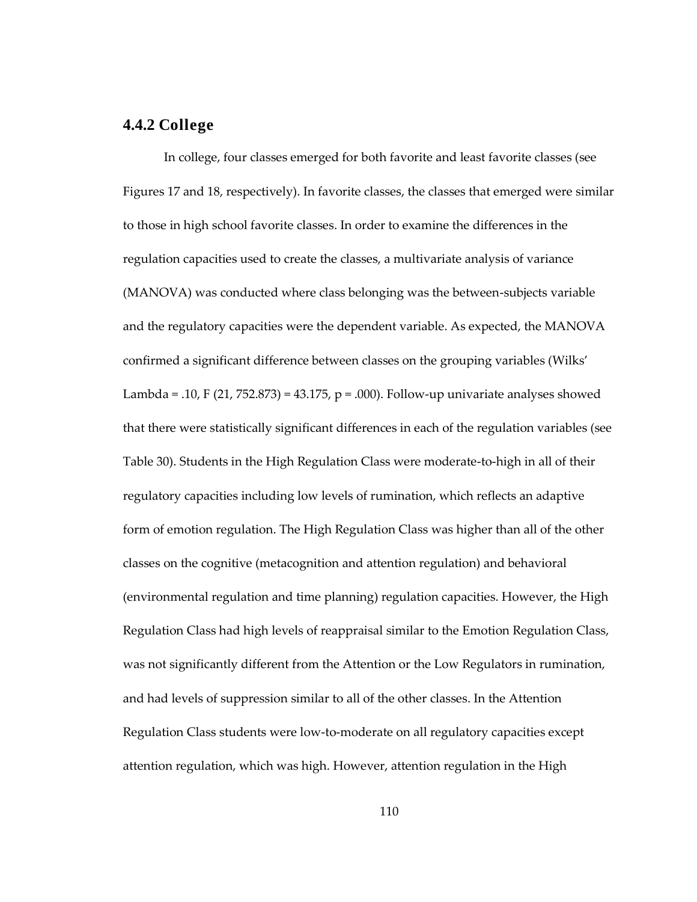### 4.4.2 College

In college, four classes emerged for both favorite and least favorite classes (see Figures 17 and 18, respectively). In favorite classes, the classes that emerged were similar to those in high school favorite classes. In order to examine the differences in the regulation capacities used to create the classes, a multivariate analysis of variance (MANOVA) was conducted where class belonging was the between-subjects variable and the regulatory capacities were the dependent variable. As expected, the MANOVA confirmed a significant difference between classes on the grouping variables (Wilks' Lambda = .10, $F(21, 752.873) = 43.175$, $p = .000$). Follow-up univariate analyses showed that there were statistically significant differences in each of the regulation variables (see Table 30). Students in the High Regulation Class were moderate-to-high in all of their regulatory capacities including low levels of rumination, which reflects an adaptive form of emotion regulation. The High Regulation Class was higher than all of the other classes on the cognitive (metacognition and attention regulation) and behavioral (environmental regulation and time planning) regulation capacities. However, the High Regulation Class had high levels of reappraisal similar to the Emotion Regulation Class, was not significantly different from the Attention or the Low Regulators in rumination, and had levels of suppression similar to all of the other classes. In the Attention Regulation Class students were low-to-moderate on all regulatory capacities except attention regulation, which was high. However, attention regulation in the High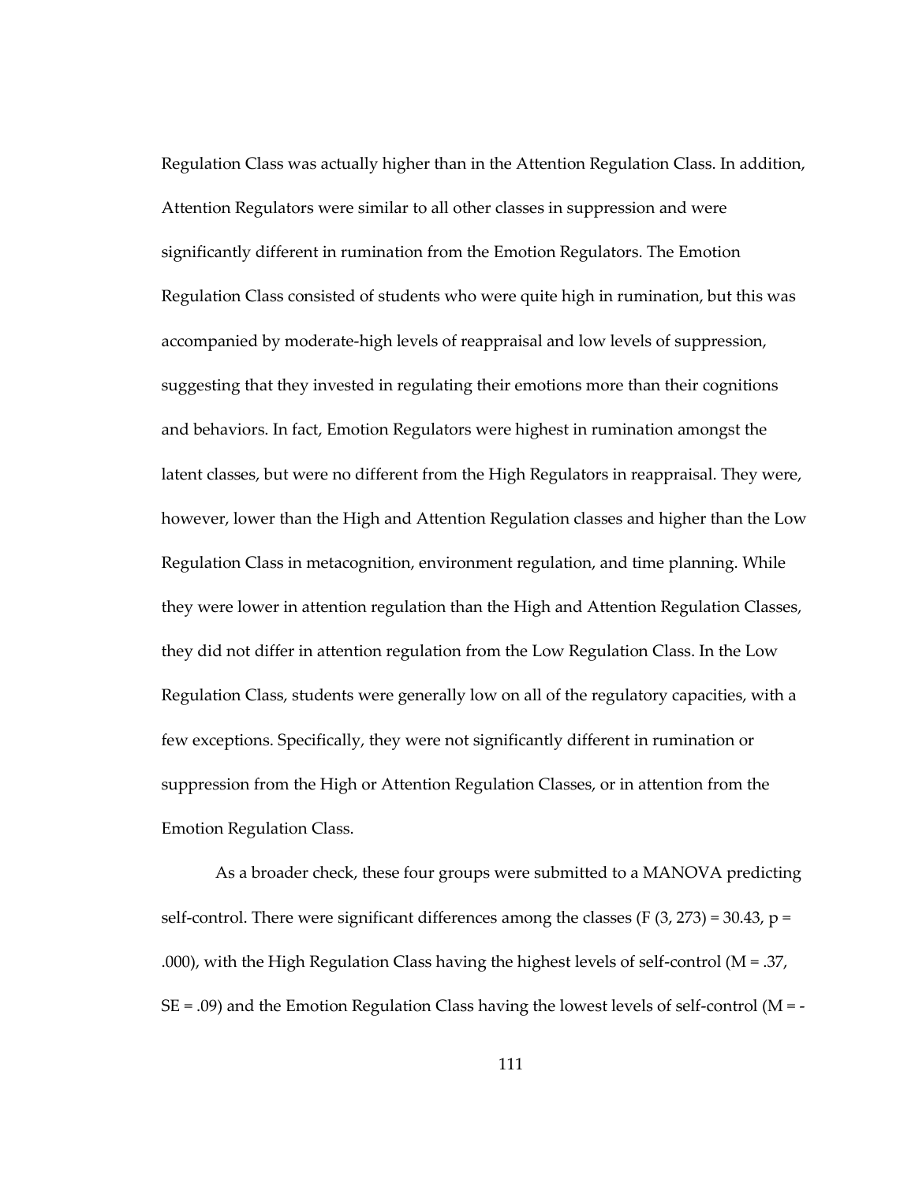Regulation Class was actually higher than in the Attention Regulation Class. In addition, Attention Regulators were similar to all other classes in suppression and were significantly different in rumination from the Emotion Regulators. The Emotion Regulation Class consisted of students who were quite high in rumination, but this was accompanied by moderate-high levels of reappraisal and low levels of suppression, suggesting that they invested in regulating their emotions more than their cognitions and behaviors. In fact, Emotion Regulators were highest in rumination amongst the latent classes, but were no different from the High Regulators in reappraisal. They were, however, lower than the High and Attention Regulation classes and higher than the Low Regulation Class in metacognition, environment regulation, and time planning. While they were lower in attention regulation than the High and Attention Regulation Classes, they did not differ in attention regulation from the Low Regulation Class. In the Low Regulation Class, students were generally low on all of the regulatory capacities, with a few exceptions. Specifically, they were not significantly different in rumination or suppression from the High or Attention Regulation Classes, or in attention from the Emotion Regulation Class.

As a broader check, these four groups were submitted to a MANOVA predicting self-control. There were significant differences among the classes ($F(3, 273) = 30.43$, $p = .000$), with the High Regulation Class having the highest levels of self-control ($M = .37$, $SE = .09$) and the Emotion Regulation Class having the lowest levels of self-control ($M = -$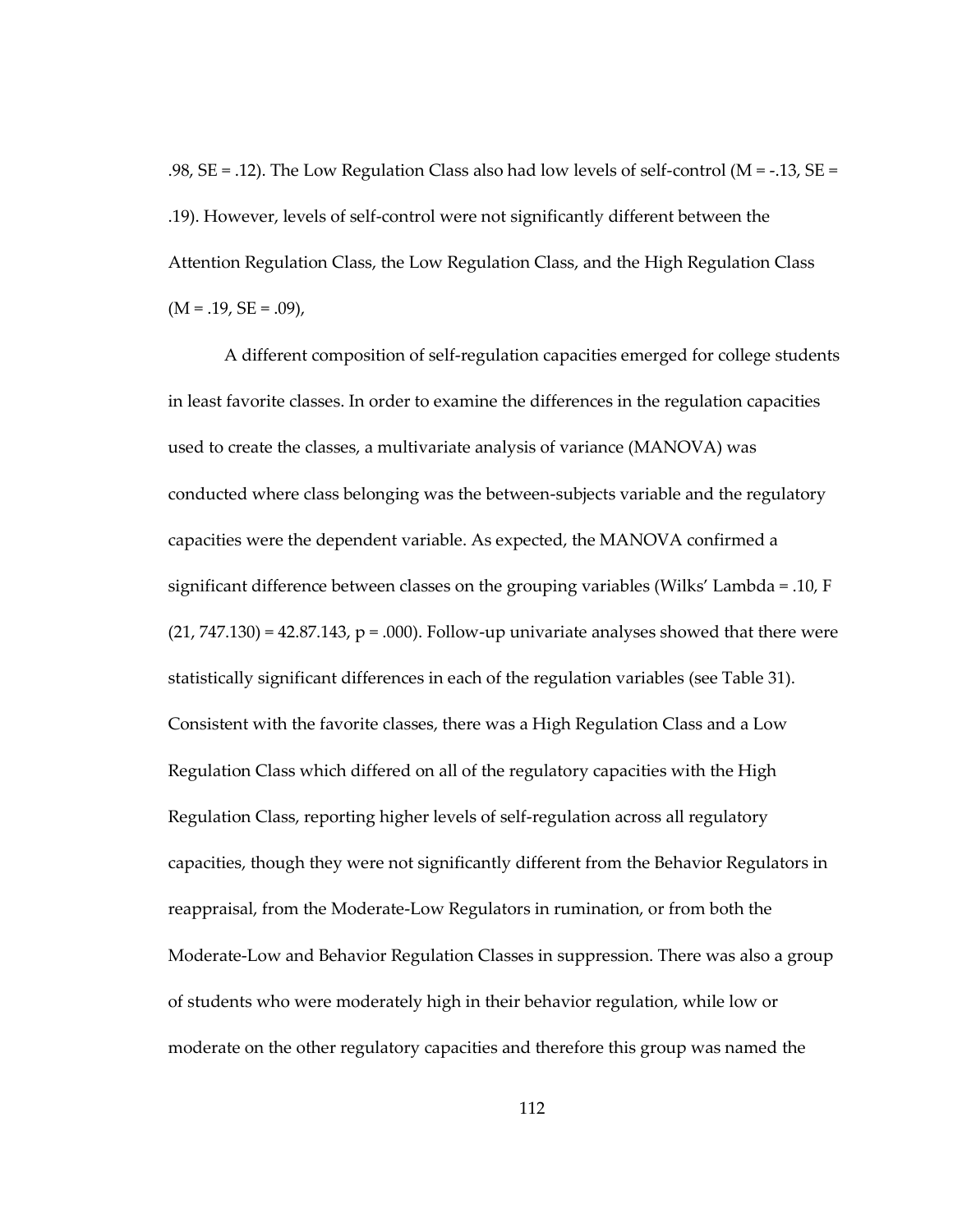.98, SE = .12). The Low Regulation Class also had low levels of self-control (M = -.13, SE = .19). However, levels of self-control were not significantly different between the Attention Regulation Class, the Low Regulation Class, and the High Regulation Class (M = .19, SE = .09),

A different composition of self-regulation capacities emerged for college students in least favorite classes. In order to examine the differences in the regulation capacities used to create the classes, a multivariate analysis of variance (MANOVA) was conducted where class belonging was the between-subjects variable and the regulatory capacities were the dependent variable. As expected, the MANOVA confirmed a significant difference between classes on the grouping variables (Wilks' Lambda = .10, F (21, 747.130) = 42.87.143, p = .000). Follow-up univariate analyses showed that there were statistically significant differences in each of the regulation variables (see Table 31). Consistent with the favorite classes, there was a High Regulation Class and a Low Regulation Class which differed on all of the regulatory capacities with the High Regulation Class, reporting higher levels of self-regulation across all regulatory capacities, though they were not significantly different from the Behavior Regulators in reappraisal, from the Moderate-Low Regulators in rumination, or from both the Moderate-Low and Behavior Regulation Classes in suppression. There was also a group of students who were moderately high in their behavior regulation, while low or moderate on the other regulatory capacities and therefore this group was named the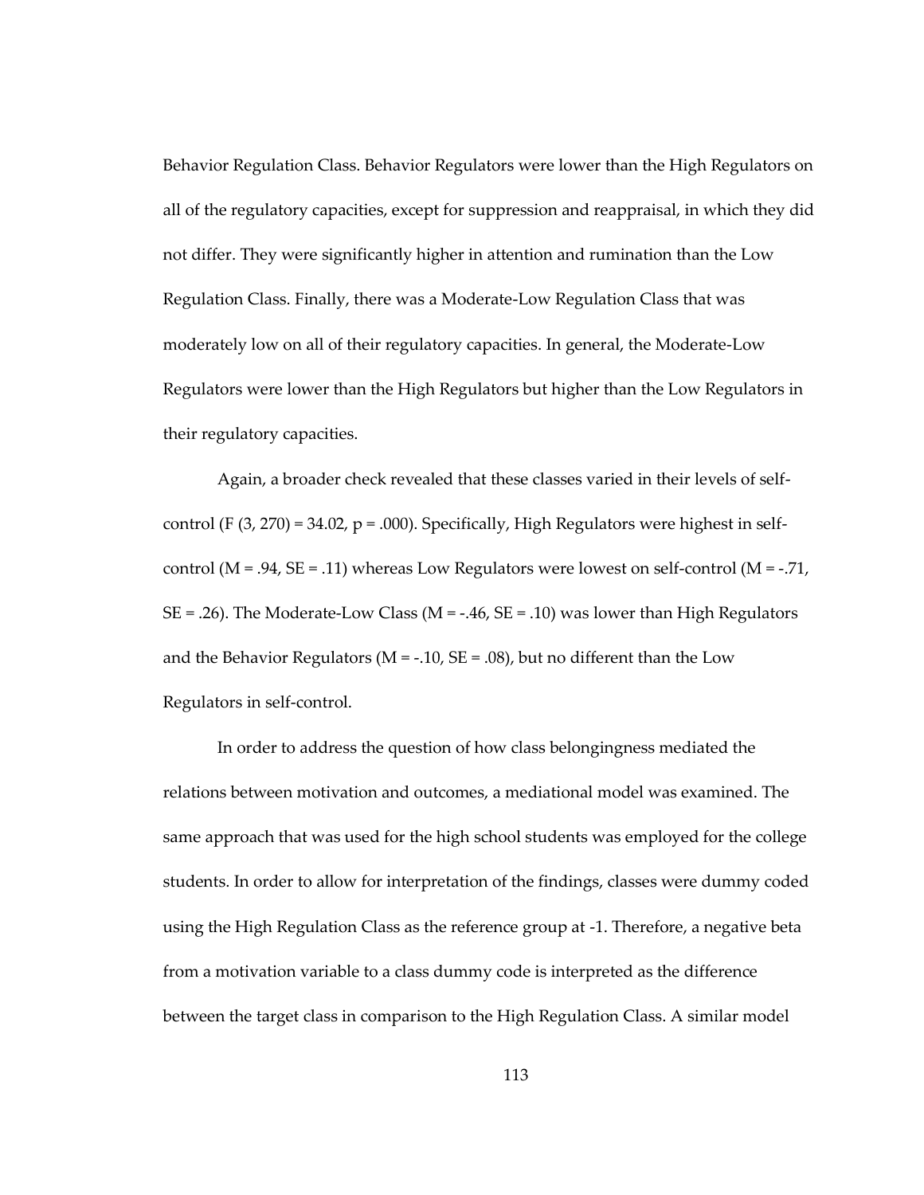Behavior Regulation Class. Behavior Regulators were lower than the High Regulators on all of the regulatory capacities, except for suppression and reappraisal, in which they did not differ. They were significantly higher in attention and rumination than the Low Regulation Class. Finally, there was a Moderate-Low Regulation Class that was moderately low on all of their regulatory capacities. In general, the Moderate-Low Regulators were lower than the High Regulators but higher than the Low Regulators in their regulatory capacities.

Again, a broader check revealed that these classes varied in their levels of self-control ($F$ (3, 270) = 34.02, $p$ = .000). Specifically, High Regulators were highest in self-control ($M$ = .94, $SE$ = .11) whereas Low Regulators were lowest on self-control ($M$ = -.71, $SE$ = .26). The Moderate-Low Class ($M$ = -.46, $SE$ = .10) was lower than High Regulators and the Behavior Regulators ($M$ = -.10, $SE$ = .08), but no different than the Low Regulators in self-control.

In order to address the question of how class belongingness mediated the relations between motivation and outcomes, a mediational model was examined. The same approach that was used for the high school students was employed for the college students. In order to allow for interpretation of the findings, classes were dummy coded using the High Regulation Class as the reference group at -1. Therefore, a negative beta from a motivation variable to a class dummy code is interpreted as the difference between the target class in comparison to the High Regulation Class. A similar model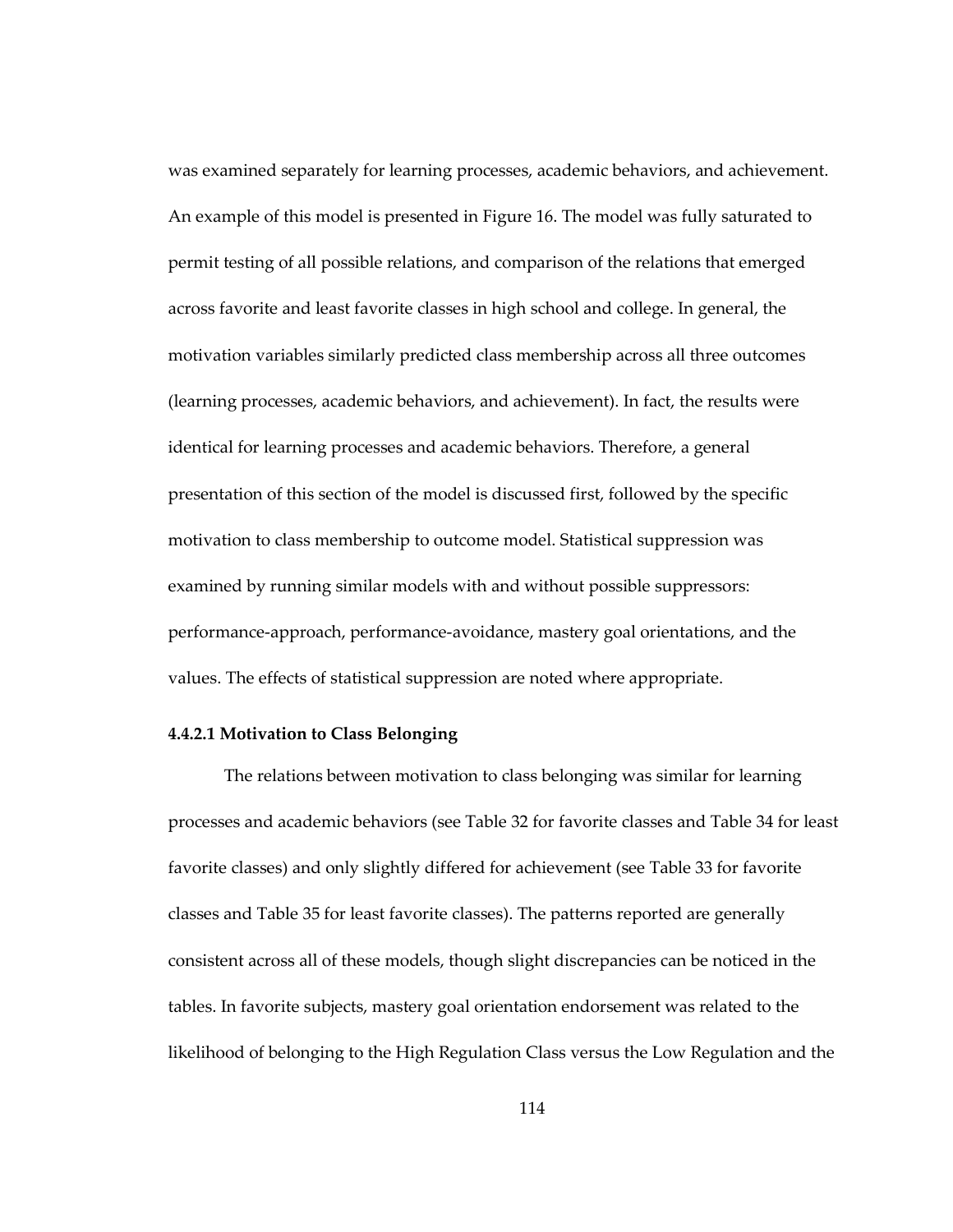was examined separately for learning processes, academic behaviors, and achievement. An example of this model is presented in Figure 16. The model was fully saturated to permit testing of all possible relations, and comparison of the relations that emerged across favorite and least favorite classes in high school and college. In general, the motivation variables similarly predicted class membership across all three outcomes (learning processes, academic behaviors, and achievement). In fact, the results were identical for learning processes and academic behaviors. Therefore, a general presentation of this section of the model is discussed first, followed by the specific motivation to class membership to outcome model. Statistical suppression was examined by running similar models with and without possible suppressors: performance-approach, performance-avoidance, mastery goal orientations, and the values. The effects of statistical suppression are noted where appropriate.

#### 4.4.2.1 Motivation to Class Belonging

The relations between motivation to class belonging was similar for learning processes and academic behaviors (see Table 32 for favorite classes and Table 34 for least favorite classes) and only slightly differed for achievement (see Table 33 for favorite classes and Table 35 for least favorite classes). The patterns reported are generally consistent across all of these models, though slight discrepancies can be noticed in the tables. In favorite subjects, mastery goal orientation endorsement was related to the likelihood of belonging to the High Regulation Class versus the Low Regulation and the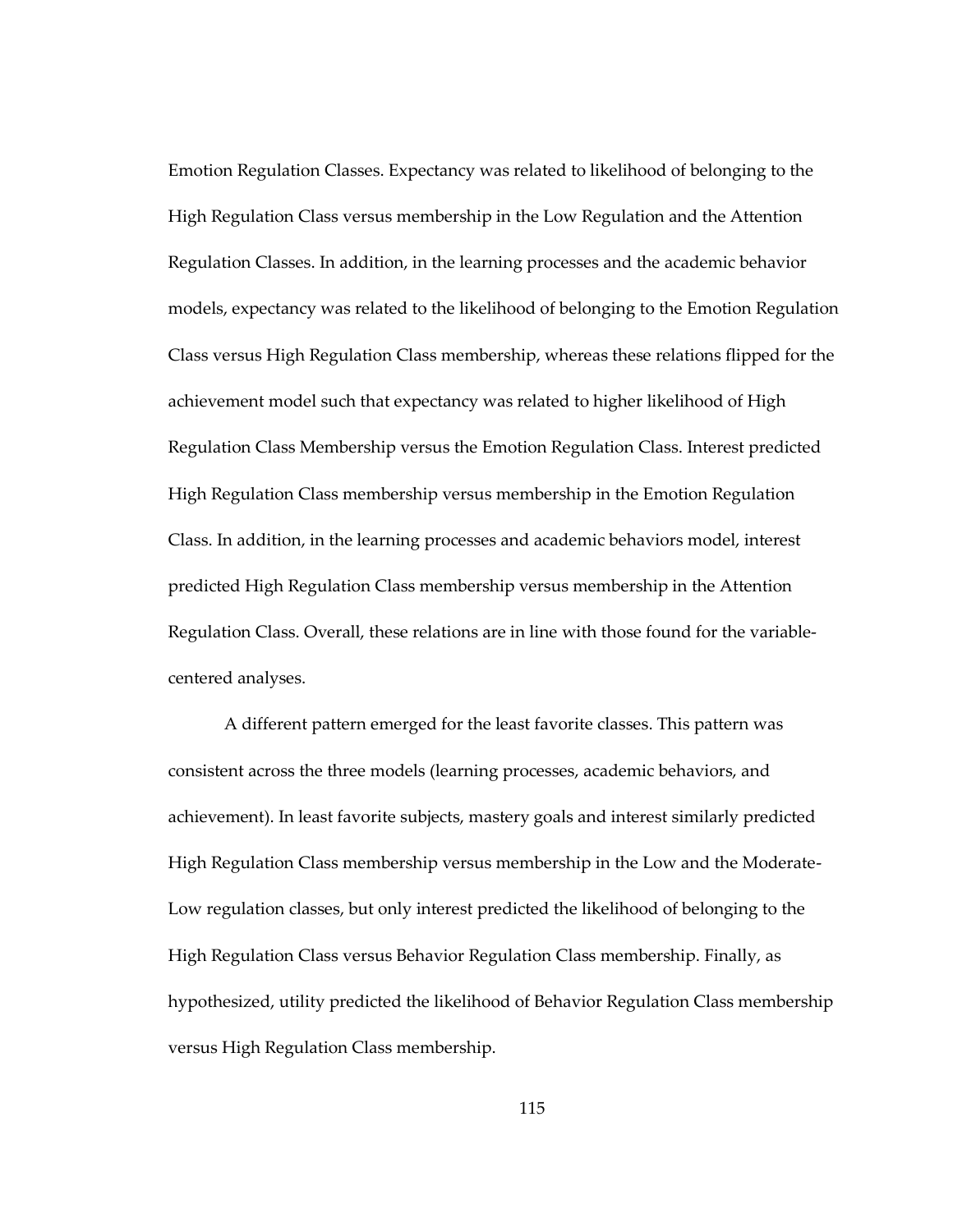Emotion Regulation Classes. Expectancy was related to likelihood of belonging to the High Regulation Class versus membership in the Low Regulation and the Attention Regulation Classes. In addition, in the learning processes and the academic behavior models, expectancy was related to the likelihood of belonging to the Emotion Regulation Class versus High Regulation Class membership, whereas these relations flipped for the achievement model such that expectancy was related to higher likelihood of High Regulation Class Membership versus the Emotion Regulation Class. Interest predicted High Regulation Class membership versus membership in the Emotion Regulation Class. In addition, in the learning processes and academic behaviors model, interest predicted High Regulation Class membership versus membership in the Attention Regulation Class. Overall, these relations are in line with those found for the variable-centered analyses.

A different pattern emerged for the least favorite classes. This pattern was consistent across the three models (learning processes, academic behaviors, and achievement). In least favorite subjects, mastery goals and interest similarly predicted High Regulation Class membership versus membership in the Low and the Moderate-Low regulation classes, but only interest predicted the likelihood of belonging to the High Regulation Class versus Behavior Regulation Class membership. Finally, as hypothesized, utility predicted the likelihood of Behavior Regulation Class membership versus High Regulation Class membership.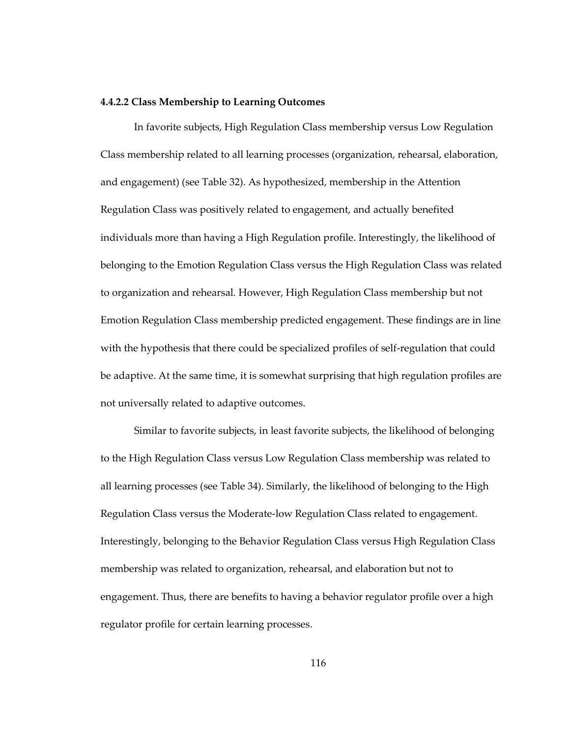#### 4.4.2.2 Class Membership to Learning Outcomes

In favorite subjects, High Regulation Class membership versus Low Regulation Class membership related to all learning processes (organization, rehearsal, elaboration, and engagement) (see Table 32). As hypothesized, membership in the Attention Regulation Class was positively related to engagement, and actually benefited individuals more than having a High Regulation profile. Interestingly, the likelihood of belonging to the Emotion Regulation Class versus the High Regulation Class was related to organization and rehearsal. However, High Regulation Class membership but not Emotion Regulation Class membership predicted engagement. These findings are in line with the hypothesis that there could be specialized profiles of self-regulation that could be adaptive. At the same time, it is somewhat surprising that high regulation profiles are not universally related to adaptive outcomes.

Similar to favorite subjects, in least favorite subjects, the likelihood of belonging to the High Regulation Class versus Low Regulation Class membership was related to all learning processes (see Table 34). Similarly, the likelihood of belonging to the High Regulation Class versus the Moderate-low Regulation Class related to engagement. Interestingly, belonging to the Behavior Regulation Class versus High Regulation Class membership was related to organization, rehearsal, and elaboration but not to engagement. Thus, there are benefits to having a behavior regulator profile over a high regulator profile for certain learning processes.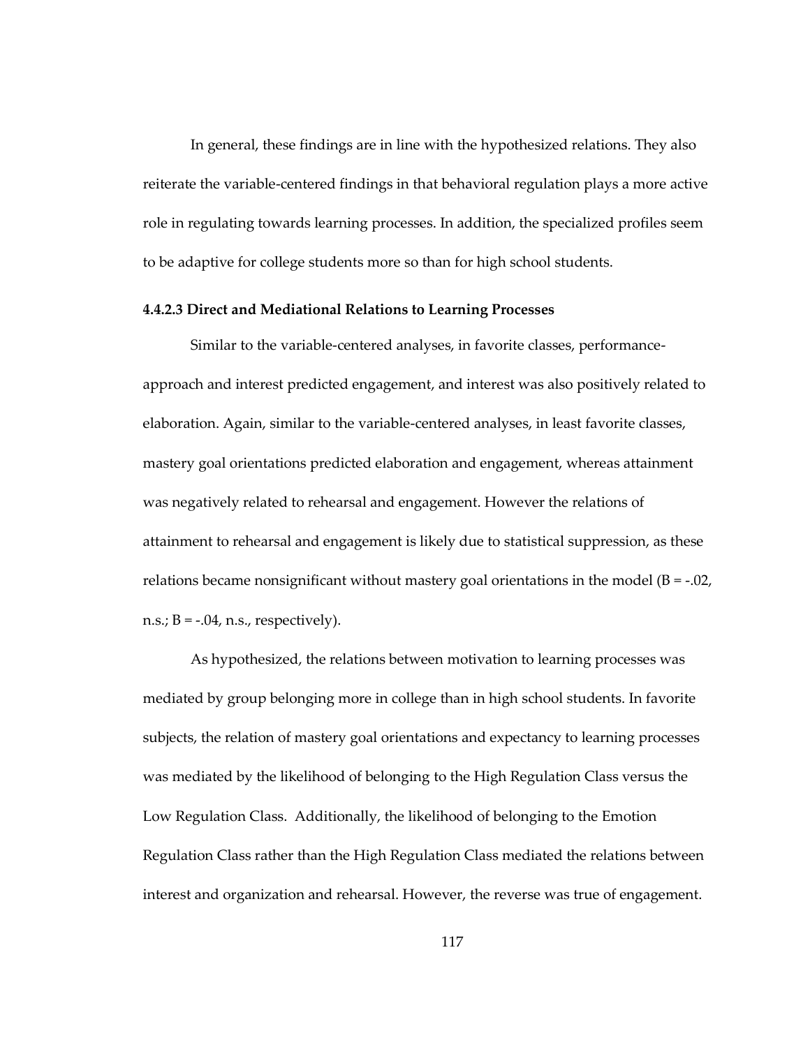In general, these findings are in line with the hypothesized relations. They also reiterate the variable-centered findings in that behavioral regulation plays a more active role in regulating towards learning processes. In addition, the specialized profiles seem to be adaptive for college students more so than for high school students.

#### 4.4.2.3 Direct and Mediational Relations to Learning Processes

Similar to the variable-centered analyses, in favorite classes, performance-approach and interest predicted engagement, and interest was also positively related to elaboration. Again, similar to the variable-centered analyses, in least favorite classes, mastery goal orientations predicted elaboration and engagement, whereas attainment was negatively related to rehearsal and engagement. However the relations of attainment to rehearsal and engagement is likely due to statistical suppression, as these relations became nonsignificant without mastery goal orientations in the model ($B = -.02$, n.s.; $B = -.04$, n.s., respectively).

As hypothesized, the relations between motivation to learning processes was mediated by group belonging more in college than in high school students. In favorite subjects, the relation of mastery goal orientations and expectancy to learning processes was mediated by the likelihood of belonging to the High Regulation Class versus the Low Regulation Class. Additionally, the likelihood of belonging to the Emotion Regulation Class rather than the High Regulation Class mediated the relations between interest and organization and rehearsal. However, the reverse was true of engagement.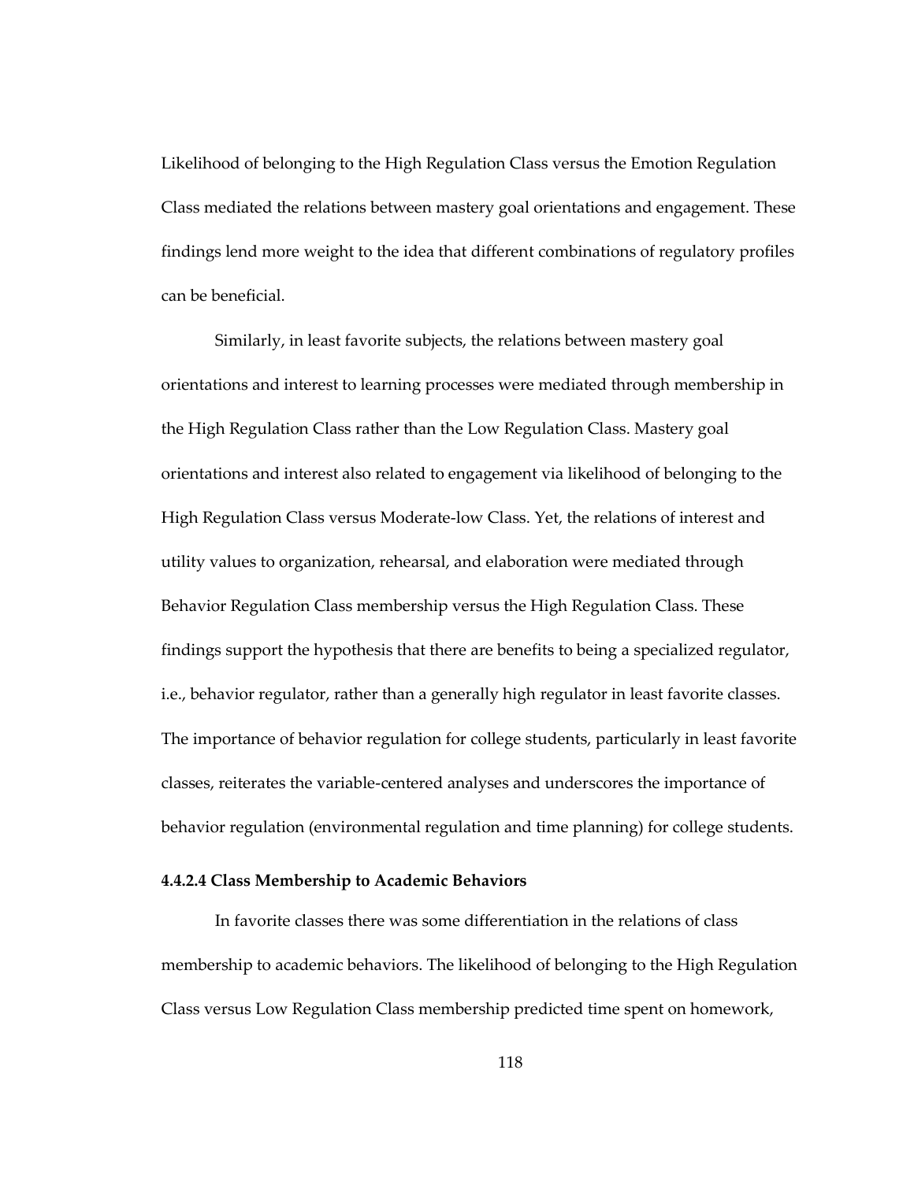Likelihood of belonging to the High Regulation Class versus the Emotion Regulation Class mediated the relations between mastery goal orientations and engagement. These findings lend more weight to the idea that different combinations of regulatory profiles can be beneficial.

Similarly, in least favorite subjects, the relations between mastery goal orientations and interest to learning processes were mediated through membership in the High Regulation Class rather than the Low Regulation Class. Mastery goal orientations and interest also related to engagement via likelihood of belonging to the High Regulation Class versus Moderate-low Class. Yet, the relations of interest and utility values to organization, rehearsal, and elaboration were mediated through Behavior Regulation Class membership versus the High Regulation Class. These findings support the hypothesis that there are benefits to being a specialized regulator, i.e., behavior regulator, rather than a generally high regulator in least favorite classes. The importance of behavior regulation for college students, particularly in least favorite classes, reiterates the variable-centered analyses and underscores the importance of behavior regulation (environmental regulation and time planning) for college students.

#### 4.4.2.4 Class Membership to Academic Behaviors

In favorite classes there was some differentiation in the relations of class membership to academic behaviors. The likelihood of belonging to the High Regulation Class versus Low Regulation Class membership predicted time spent on homework,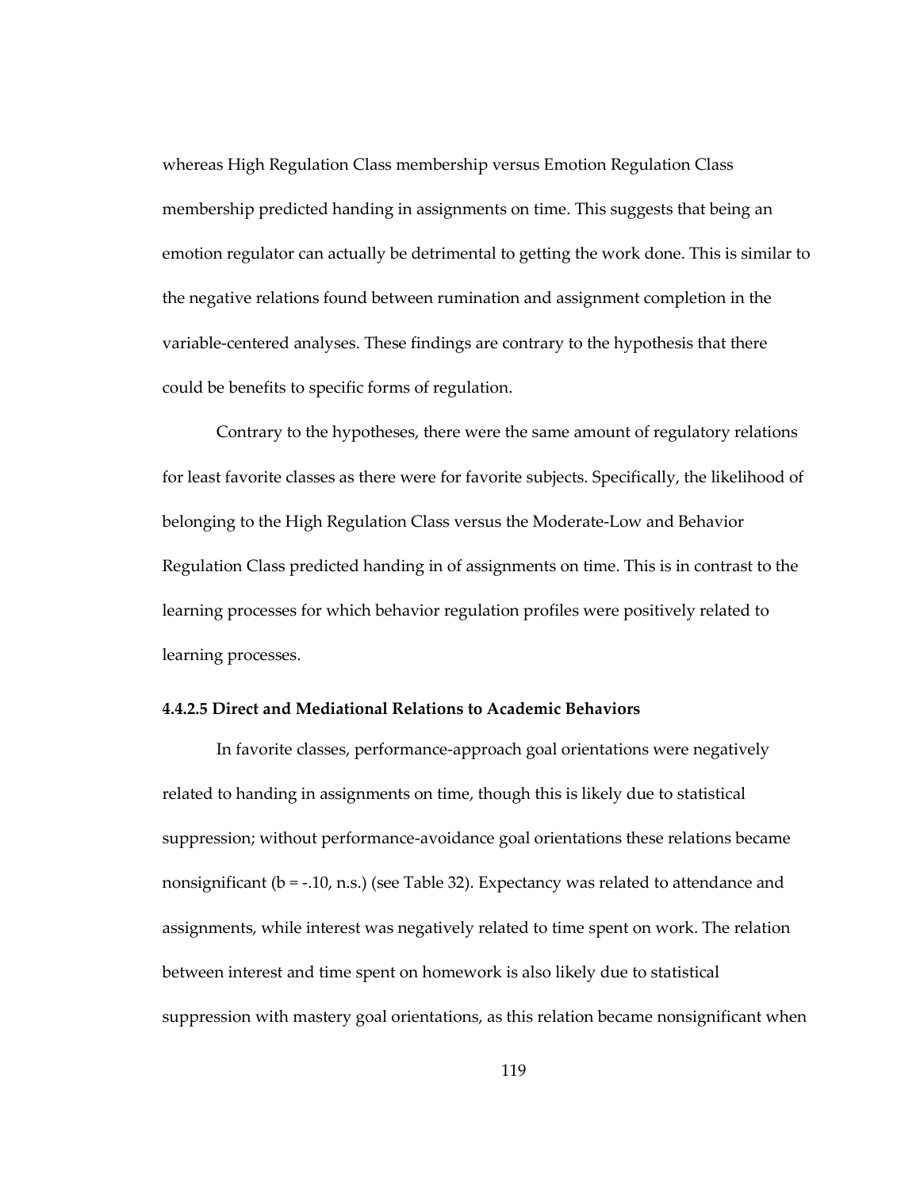whereas High Regulation Class membership versus Emotion Regulation Class membership predicted handing in assignments on time. This suggests that being an emotion regulator can actually be detrimental to getting the work done. This is similar to the negative relations found between rumination and assignment completion in the variable-centered analyses. These findings are contrary to the hypothesis that there could be benefits to specific forms of regulation.

Contrary to the hypotheses, there were the same amount of regulatory relations for least favorite classes as there were for favorite subjects. Specifically, the likelihood of belonging to the High Regulation Class versus the Moderate-Low and Behavior Regulation Class predicted handing in of assignments on time. This is in contrast to the learning processes for which behavior regulation profiles were positively related to learning processes.

#### 4.4.2.5 Direct and Mediational Relations to Academic Behaviors

In favorite classes, performance-approach goal orientations were negatively related to handing in assignments on time, though this is likely due to statistical suppression; without performance-avoidance goal orientations these relations became nonsignificant ($b = -.10$, n.s.) (see Table 32). Expectancy was related to attendance and assignments, while interest was negatively related to time spent on work. The relation between interest and time spent on homework is also likely due to statistical suppression with mastery goal orientations, as this relation became nonsignificant when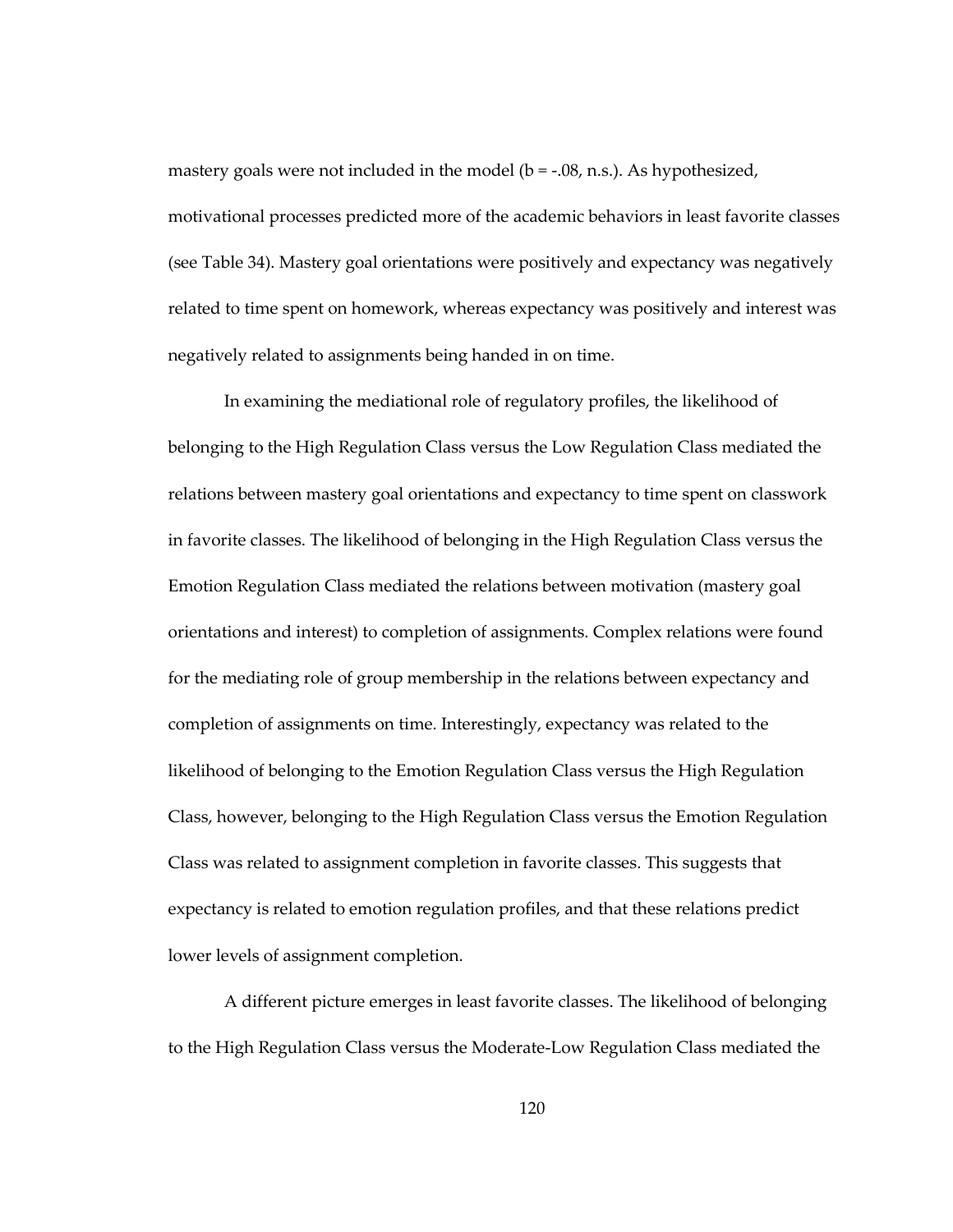mastery goals were not included in the model (b = -.08, n.s.). As hypothesized, motivational processes predicted more of the academic behaviors in least favorite classes (see Table 34). Mastery goal orientations were positively and expectancy was negatively related to time spent on homework, whereas expectancy was positively and interest was negatively related to assignments being handed in on time.

In examining the mediational role of regulatory profiles, the likelihood of belonging to the High Regulation Class versus the Low Regulation Class mediated the relations between mastery goal orientations and expectancy to time spent on classwork in favorite classes. The likelihood of belonging in the High Regulation Class versus the Emotion Regulation Class mediated the relations between motivation (mastery goal orientations and interest) to completion of assignments. Complex relations were found for the mediating role of group membership in the relations between expectancy and completion of assignments on time. Interestingly, expectancy was related to the likelihood of belonging to the Emotion Regulation Class versus the High Regulation Class, however, belonging to the High Regulation Class versus the Emotion Regulation Class was related to assignment completion in favorite classes. This suggests that expectancy is related to emotion regulation profiles, and that these relations predict lower levels of assignment completion.

A different picture emerges in least favorite classes. The likelihood of belonging to the High Regulation Class versus the Moderate-Low Regulation Class mediated the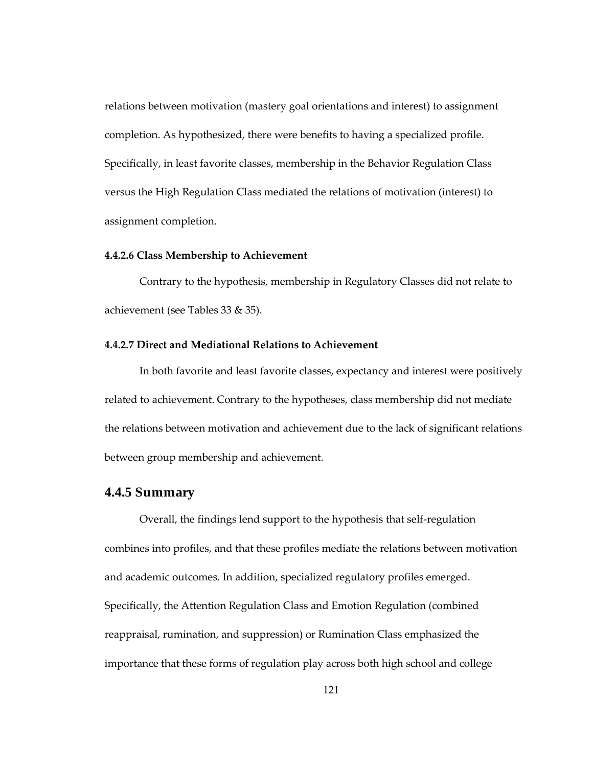relations between motivation (mastery goal orientations and interest) to assignment completion. As hypothesized, there were benefits to having a specialized profile. Specifically, in least favorite classes, membership in the Behavior Regulation Class versus the High Regulation Class mediated the relations of motivation (interest) to assignment completion.

#### 4.4.2.6 Class Membership to Achievement

Contrary to the hypothesis, membership in Regulatory Classes did not relate to achievement (see Tables 33 & 35).

#### 4.4.2.7 Direct and Mediational Relations to Achievement

In both favorite and least favorite classes, expectancy and interest were positively related to achievement. Contrary to the hypotheses, class membership did not mediate the relations between motivation and achievement due to the lack of significant relations between group membership and achievement.

### 4.4.5 Summary

Overall, the findings lend support to the hypothesis that self-regulation combines into profiles, and that these profiles mediate the relations between motivation and academic outcomes. In addition, specialized regulatory profiles emerged. Specifically, the Attention Regulation Class and Emotion Regulation (combined reappraisal, rumination, and suppression) or Rumination Class emphasized the importance that these forms of regulation play across both high school and college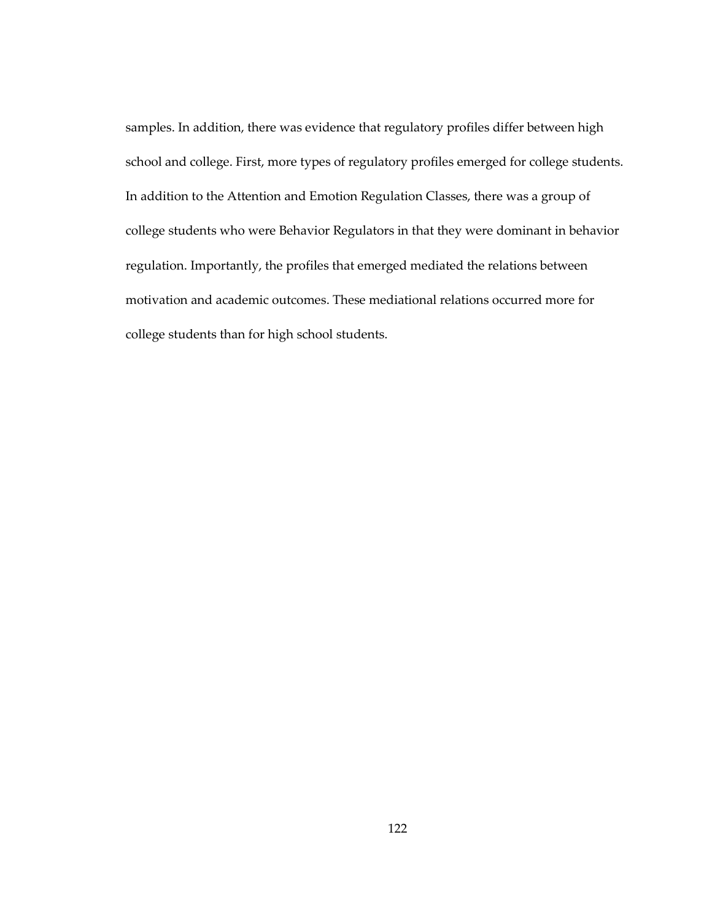samples. In addition, there was evidence that regulatory profiles differ between high school and college. First, more types of regulatory profiles emerged for college students. In addition to the Attention and Emotion Regulation Classes, there was a group of college students who were Behavior Regulators in that they were dominant in behavior regulation. Importantly, the profiles that emerged mediated the relations between motivation and academic outcomes. These mediational relations occurred more for college students than for high school students.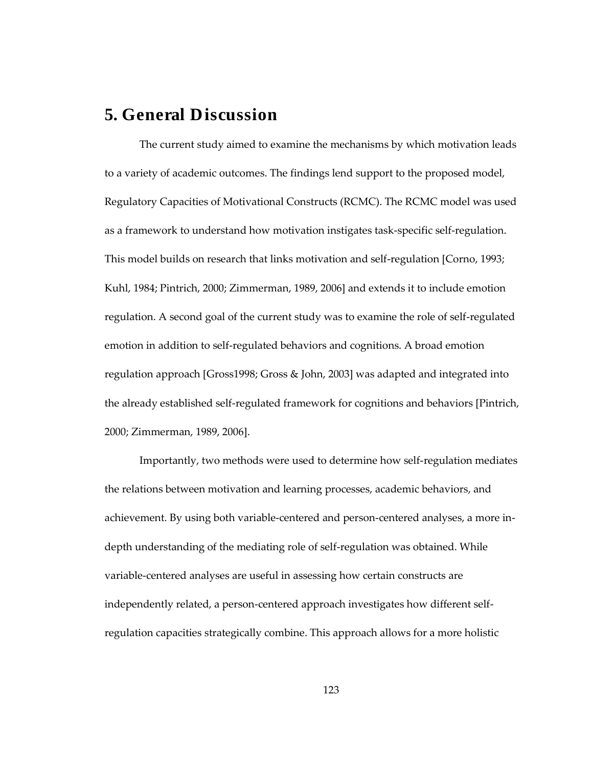# 5. General Discussion

The current study aimed to examine the mechanisms by which motivation leads to a variety of academic outcomes. The findings lend support to the proposed model, Regulatory Capacities of Motivational Constructs (RCMC). The RCMC model was used as a framework to understand how motivation instigates task-specific self-regulation. This model builds on research that links motivation and self-regulation [Corno, 1993; Kuhl, 1984; Pintrich, 2000; Zimmerman, 1989, 2006] and extends it to include emotion regulation. A second goal of the current study was to examine the role of self-regulated emotion in addition to self-regulated behaviors and cognitions. A broad emotion regulation approach [Gross1998; Gross & John, 2003] was adapted and integrated into the already established self-regulated framework for cognitions and behaviors [Pintrich, 2000; Zimmerman, 1989, 2006].

Importantly, two methods were used to determine how self-regulation mediates the relations between motivation and learning processes, academic behaviors, and achievement. By using both variable-centered and person-centered analyses, a more in-depth understanding of the mediating role of self-regulation was obtained. While variable-centered analyses are useful in assessing how certain constructs are independently related, a person-centered approach investigates how different self-regulation capacities strategically combine. This approach allows for a more holistic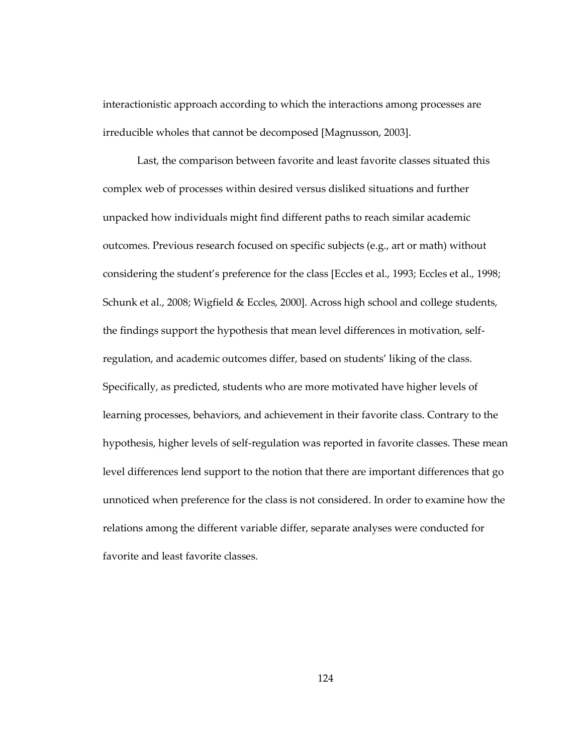interactionistic approach according to which the interactions among processes are irreducible wholes that cannot be decomposed [Magnusson, 2003].

Last, the comparison between favorite and least favorite classes situated this complex web of processes within desired versus disliked situations and further unpacked how individuals might find different paths to reach similar academic outcomes. Previous research focused on specific subjects (e.g., art or math) without considering the student's preference for the class [Eccles et al., 1993; Eccles et al., 1998; Schunk et al., 2008; Wigfield & Eccles, 2000]. Across high school and college students, the findings support the hypothesis that mean level differences in motivation, self-regulation, and academic outcomes differ, based on students' liking of the class. Specifically, as predicted, students who are more motivated have higher levels of learning processes, behaviors, and achievement in their favorite class. Contrary to the hypothesis, higher levels of self-regulation was reported in favorite classes. These mean level differences lend support to the notion that there are important differences that go unnoticed when preference for the class is not considered. In order to examine how the relations among the different variable differ, separate analyses were conducted for favorite and least favorite classes.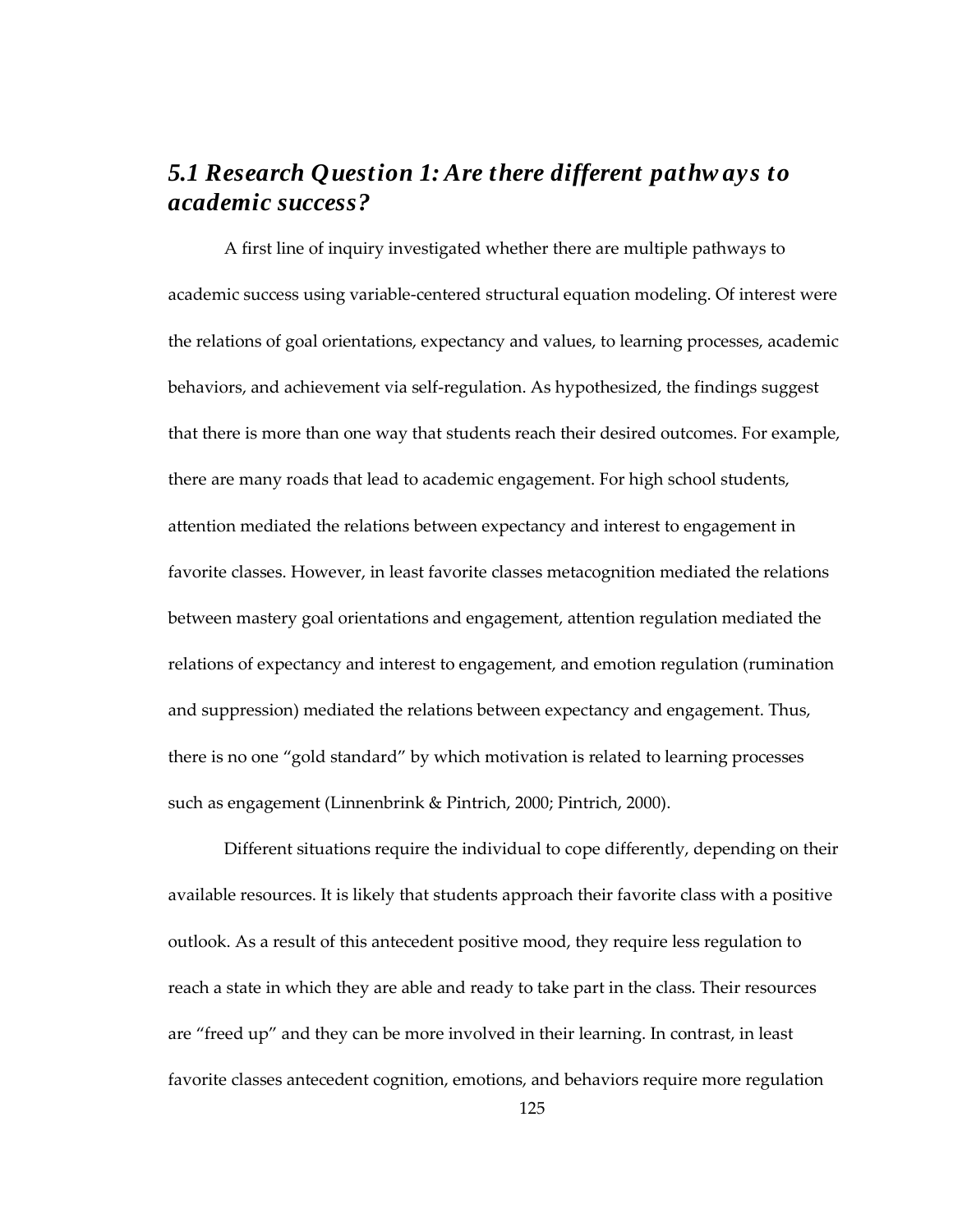## *5.1 Research Question 1: Are there different pathways to academic success?*

A first line of inquiry investigated whether there are multiple pathways to academic success using variable-centered structural equation modeling. Of interest were the relations of goal orientations, expectancy and values, to learning processes, academic behaviors, and achievement via self-regulation. As hypothesized, the findings suggest that there is more than one way that students reach their desired outcomes. For example, there are many roads that lead to academic engagement. For high school students, attention mediated the relations between expectancy and interest to engagement in favorite classes. However, in least favorite classes metacognition mediated the relations between mastery goal orientations and engagement, attention regulation mediated the relations of expectancy and interest to engagement, and emotion regulation (rumination and suppression) mediated the relations between expectancy and engagement. Thus, there is no one "gold standard" by which motivation is related to learning processes such as engagement (Linnenbrink & Pintrich, 2000; Pintrich, 2000).

Different situations require the individual to cope differently, depending on their available resources. It is likely that students approach their favorite class with a positive outlook. As a result of this antecedent positive mood, they require less regulation to reach a state in which they are able and ready to take part in the class. Their resources are "freed up" and they can be more involved in their learning. In contrast, in least favorite classes antecedent cognition, emotions, and behaviors require more regulation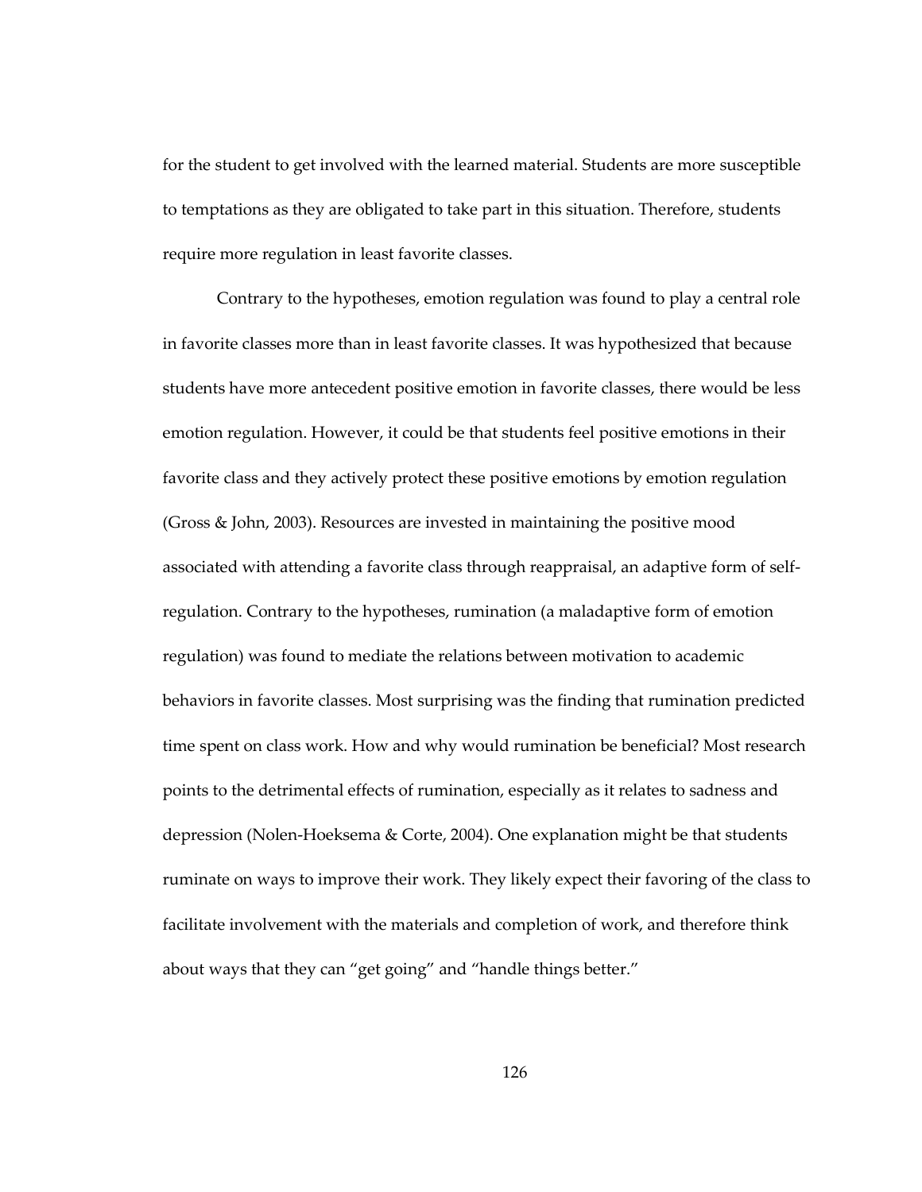for the student to get involved with the learned material. Students are more susceptible to temptations as they are obligated to take part in this situation. Therefore, students require more regulation in least favorite classes.

Contrary to the hypotheses, emotion regulation was found to play a central role in favorite classes more than in least favorite classes. It was hypothesized that because students have more antecedent positive emotion in favorite classes, there would be less emotion regulation. However, it could be that students feel positive emotions in their favorite class and they actively protect these positive emotions by emotion regulation (Gross & John, 2003). Resources are invested in maintaining the positive mood associated with attending a favorite class through reappraisal, an adaptive form of self-regulation. Contrary to the hypotheses, rumination (a maladaptive form of emotion regulation) was found to mediate the relations between motivation to academic behaviors in favorite classes. Most surprising was the finding that rumination predicted time spent on class work. How and why would rumination be beneficial? Most research points to the detrimental effects of rumination, especially as it relates to sadness and depression (Nolen-Hoeksema & Corte, 2004). One explanation might be that students ruminate on ways to improve their work. They likely expect their favoring of the class to facilitate involvement with the materials and completion of work, and therefore think about ways that they can "get going" and "handle things better."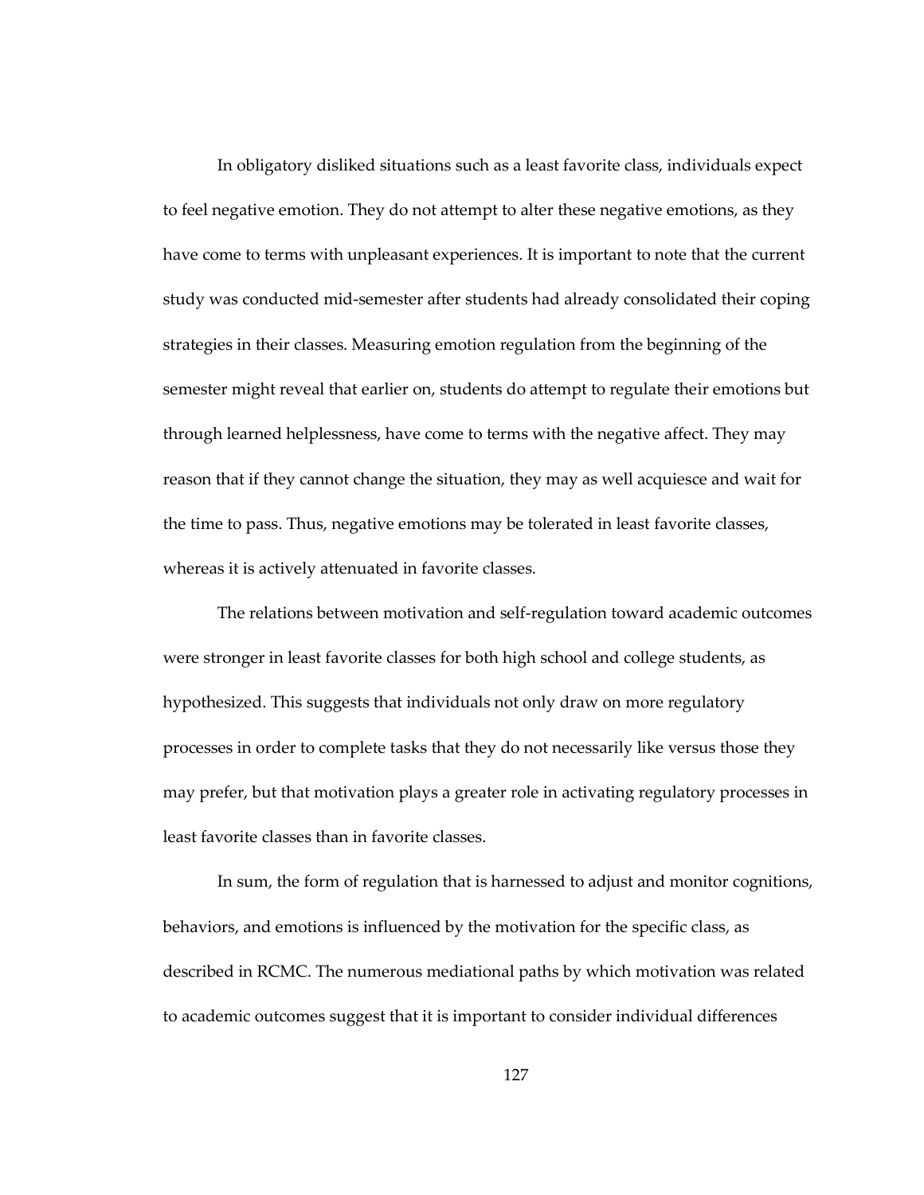In obligatory disliked situations such as a least favorite class, individuals expect to feel negative emotion. They do not attempt to alter these negative emotions, as they have come to terms with unpleasant experiences. It is important to note that the current study was conducted mid-semester after students had already consolidated their coping strategies in their classes. Measuring emotion regulation from the beginning of the semester might reveal that earlier on, students do attempt to regulate their emotions but through learned helplessness, have come to terms with the negative affect. They may reason that if they cannot change the situation, they may as well acquiesce and wait for the time to pass. Thus, negative emotions may be tolerated in least favorite classes, whereas it is actively attenuated in favorite classes.

The relations between motivation and self-regulation toward academic outcomes were stronger in least favorite classes for both high school and college students, as hypothesized. This suggests that individuals not only draw on more regulatory processes in order to complete tasks that they do not necessarily like versus those they may prefer, but that motivation plays a greater role in activating regulatory processes in least favorite classes than in favorite classes.

In sum, the form of regulation that is harnessed to adjust and monitor cognitions, behaviors, and emotions is influenced by the motivation for the specific class, as described in RCMC. The numerous mediational paths by which motivation was related to academic outcomes suggest that it is important to consider individual differences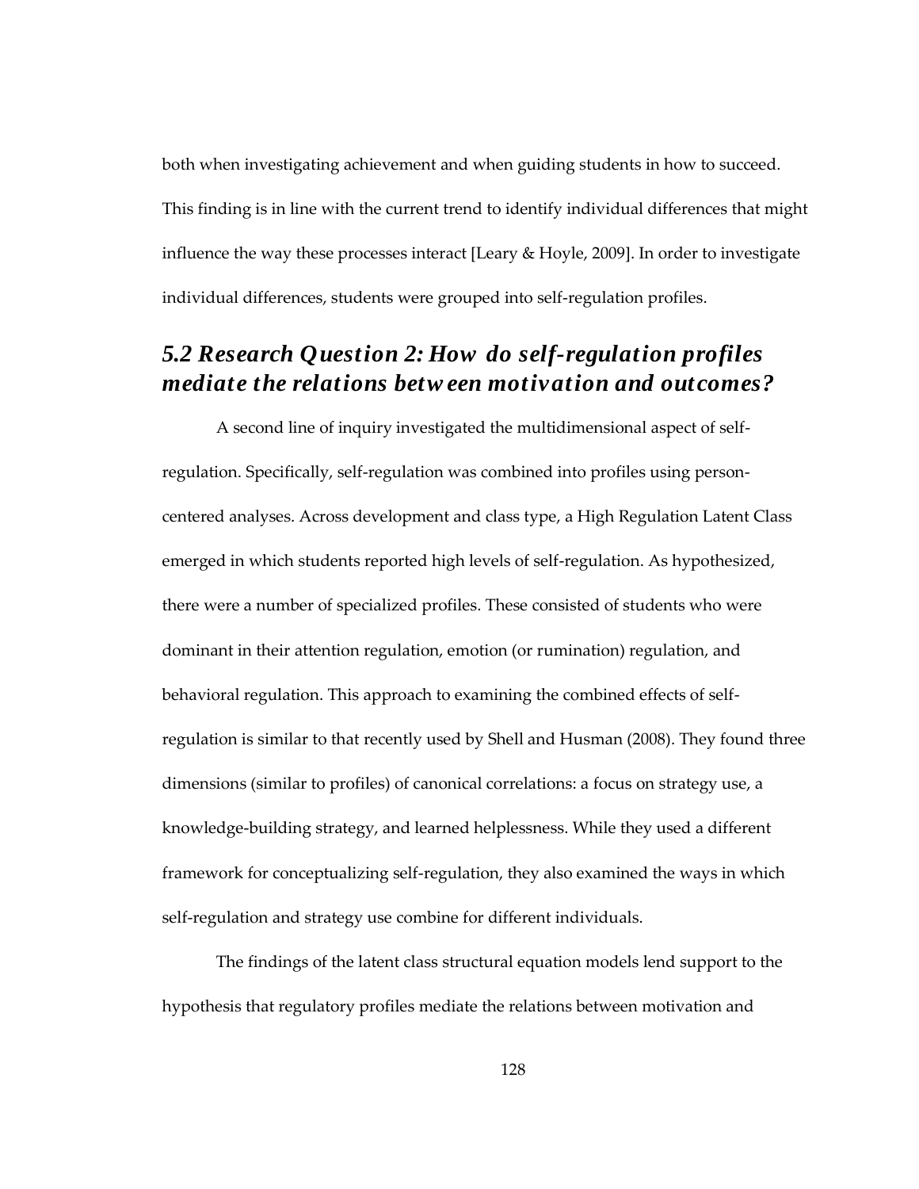both when investigating achievement and when guiding students in how to succeed. This finding is in line with the current trend to identify individual differences that might influence the way these processes interact [Leary & Hoyle, 2009]. In order to investigate individual differences, students were grouped into self-regulation profiles.

## *5.2 Research Question 2: How do self-regulation profiles mediate the relations between motivation and outcomes?*

A second line of inquiry investigated the multidimensional aspect of self-regulation. Specifically, self-regulation was combined into profiles using person-centered analyses. Across development and class type, a High Regulation Latent Class emerged in which students reported high levels of self-regulation. As hypothesized, there were a number of specialized profiles. These consisted of students who were dominant in their attention regulation, emotion (or rumination) regulation, and behavioral regulation. This approach to examining the combined effects of self-regulation is similar to that recently used by Shell and Husman (2008). They found three dimensions (similar to profiles) of canonical correlations: a focus on strategy use, a knowledge-building strategy, and learned helplessness. While they used a different framework for conceptualizing self-regulation, they also examined the ways in which self-regulation and strategy use combine for different individuals.

The findings of the latent class structural equation models lend support to the hypothesis that regulatory profiles mediate the relations between motivation and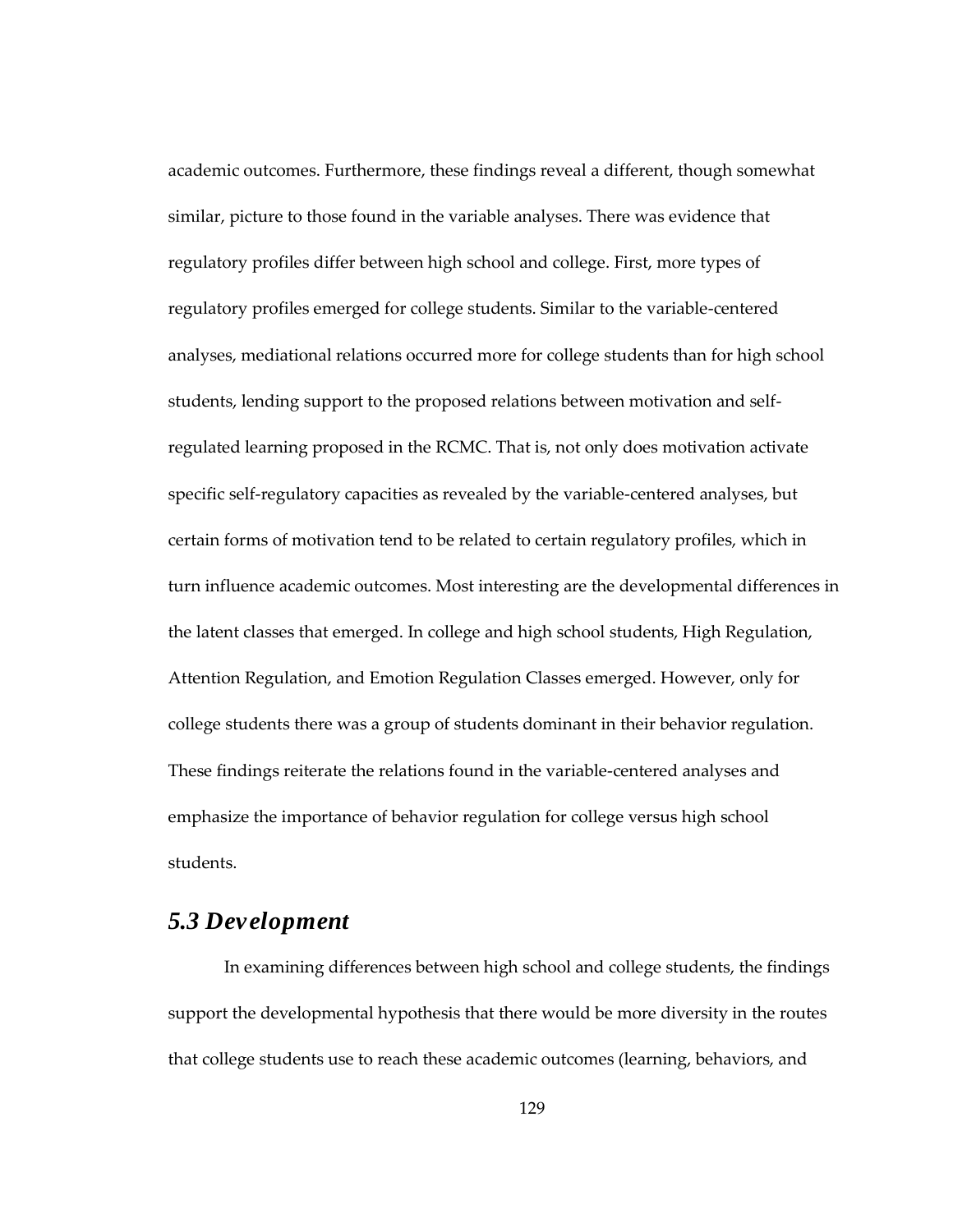academic outcomes. Furthermore, these findings reveal a different, though somewhat similar, picture to those found in the variable analyses. There was evidence that regulatory profiles differ between high school and college. First, more types of regulatory profiles emerged for college students. Similar to the variable-centered analyses, mediational relations occurred more for college students than for high school students, lending support to the proposed relations between motivation and self-regulated learning proposed in the RCMC. That is, not only does motivation activate specific self-regulatory capacities as revealed by the variable-centered analyses, but certain forms of motivation tend to be related to certain regulatory profiles, which in turn influence academic outcomes. Most interesting are the developmental differences in the latent classes that emerged. In college and high school students, High Regulation, Attention Regulation, and Emotion Regulation Classes emerged. However, only for college students there was a group of students dominant in their behavior regulation. These findings reiterate the relations found in the variable-centered analyses and emphasize the importance of behavior regulation for college versus high school students.

## *5.3 Development*

In examining differences between high school and college students, the findings support the developmental hypothesis that there would be more diversity in the routes that college students use to reach these academic outcomes (learning, behaviors, and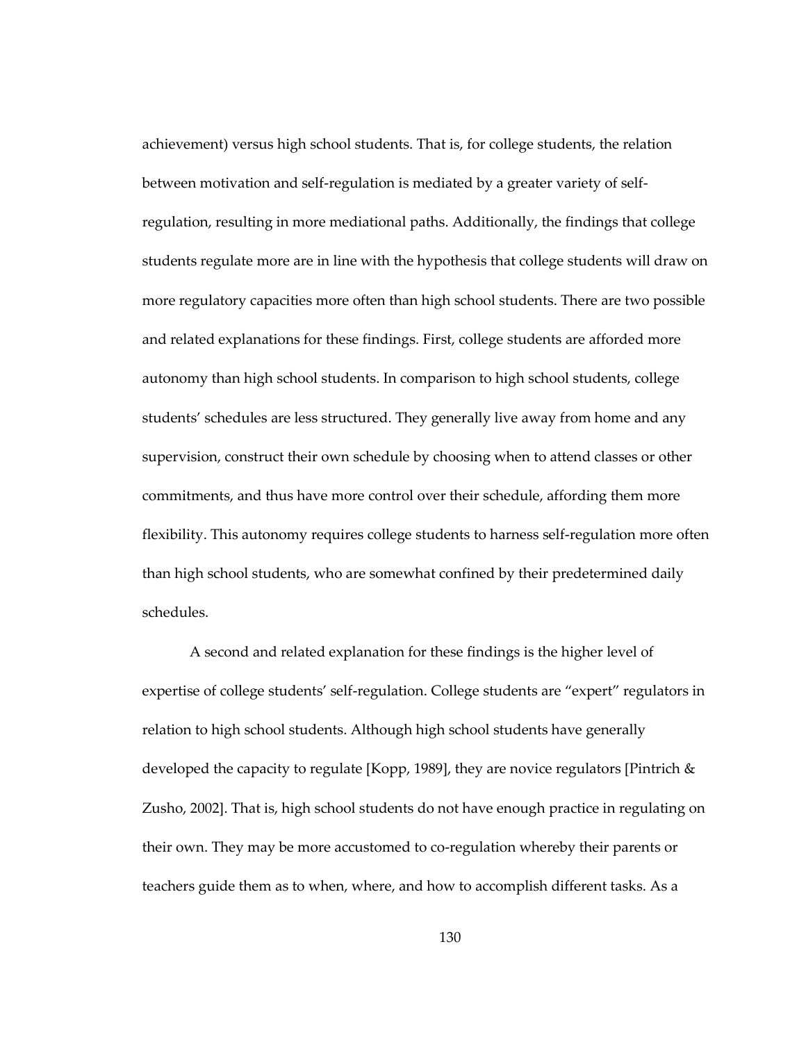achievement) versus high school students. That is, for college students, the relation between motivation and self-regulation is mediated by a greater variety of self-regulation, resulting in more mediational paths. Additionally, the findings that college students regulate more are in line with the hypothesis that college students will draw on more regulatory capacities more often than high school students. There are two possible and related explanations for these findings. First, college students are afforded more autonomy than high school students. In comparison to high school students, college students' schedules are less structured. They generally live away from home and any supervision, construct their own schedule by choosing when to attend classes or other commitments, and thus have more control over their schedule, affording them more flexibility. This autonomy requires college students to harness self-regulation more often than high school students, who are somewhat confined by their predetermined daily schedules.

A second and related explanation for these findings is the higher level of expertise of college students' self-regulation. College students are "expert" regulators in relation to high school students. Although high school students have generally developed the capacity to regulate [Kopp, 1989], they are novice regulators [Pintrich & Zusho, 2002]. That is, high school students do not have enough practice in regulating on their own. They may be more accustomed to co-regulation whereby their parents or teachers guide them as to when, where, and how to accomplish different tasks. As a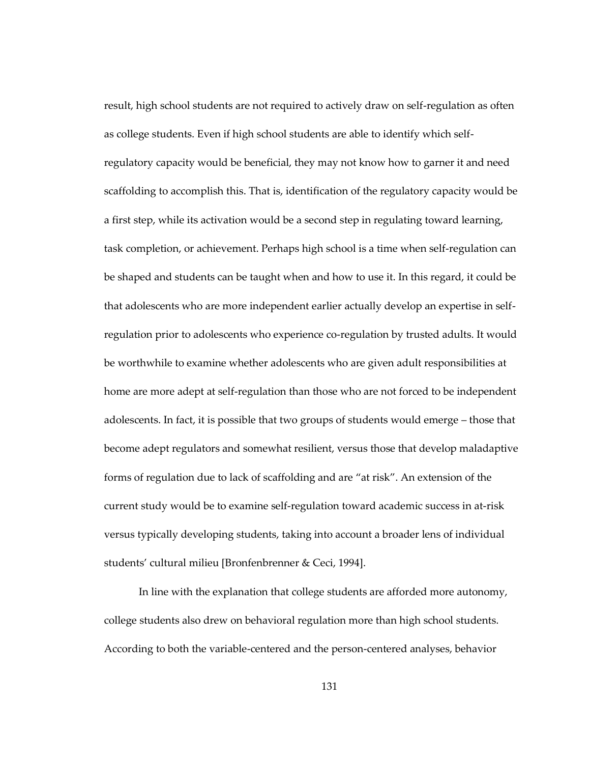result, high school students are not required to actively draw on self-regulation as often as college students. Even if high school students are able to identify which self-regulatory capacity would be beneficial, they may not know how to garner it and need scaffolding to accomplish this. That is, identification of the regulatory capacity would be a first step, while its activation would be a second step in regulating toward learning, task completion, or achievement. Perhaps high school is a time when self-regulation can be shaped and students can be taught when and how to use it. In this regard, it could be that adolescents who are more independent earlier actually develop an expertise in self-regulation prior to adolescents who experience co-regulation by trusted adults. It would be worthwhile to examine whether adolescents who are given adult responsibilities at home are more adept at self-regulation than those who are not forced to be independent adolescents. In fact, it is possible that two groups of students would emerge – those that become adept regulators and somewhat resilient, versus those that develop maladaptive forms of regulation due to lack of scaffolding and are "at risk". An extension of the current study would be to examine self-regulation toward academic success in at-risk versus typically developing students, taking into account a broader lens of individual students' cultural milieu [Bronfenbrenner & Ceci, 1994].

In line with the explanation that college students are afforded more autonomy, college students also drew on behavioral regulation more than high school students. According to both the variable-centered and the person-centered analyses, behavior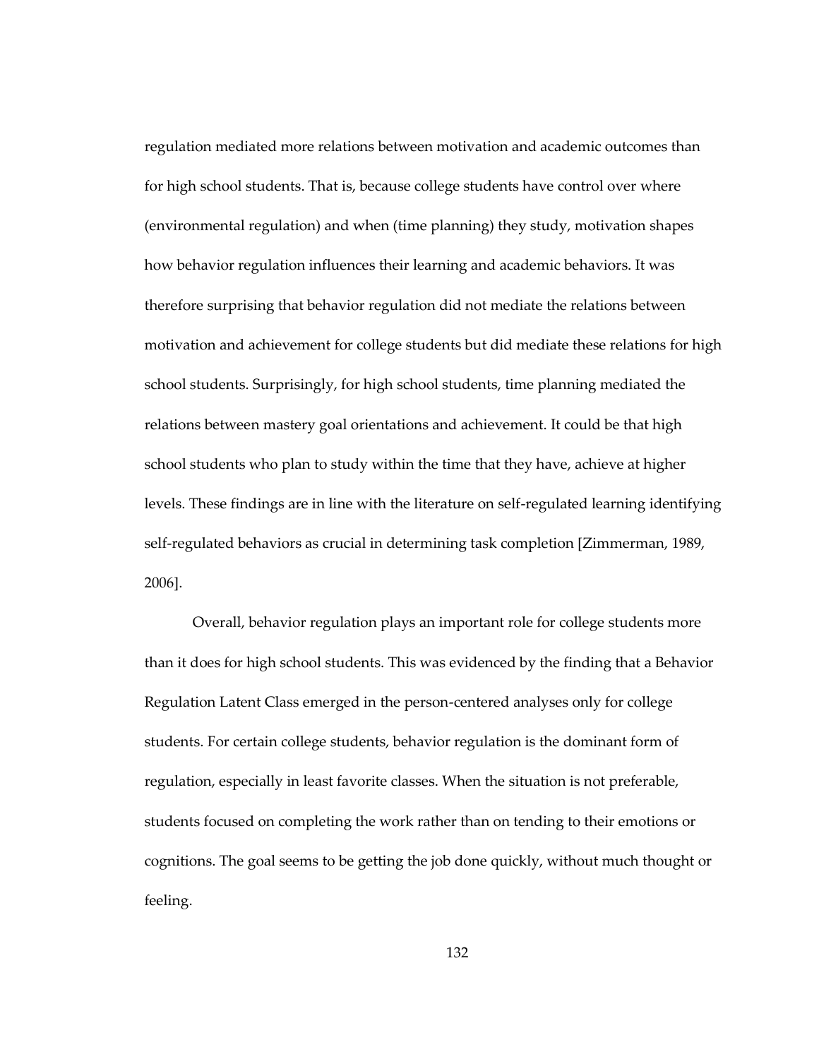regulation mediated more relations between motivation and academic outcomes than for high school students. That is, because college students have control over where (environmental regulation) and when (time planning) they study, motivation shapes how behavior regulation influences their learning and academic behaviors. It was therefore surprising that behavior regulation did not mediate the relations between motivation and achievement for college students but did mediate these relations for high school students. Surprisingly, for high school students, time planning mediated the relations between mastery goal orientations and achievement. It could be that high school students who plan to study within the time that they have, achieve at higher levels. These findings are in line with the literature on self-regulated learning identifying self-regulated behaviors as crucial in determining task completion [Zimmerman, 1989, 2006].

Overall, behavior regulation plays an important role for college students more than it does for high school students. This was evidenced by the finding that a Behavior Regulation Latent Class emerged in the person-centered analyses only for college students. For certain college students, behavior regulation is the dominant form of regulation, especially in least favorite classes. When the situation is not preferable, students focused on completing the work rather than on tending to their emotions or cognitions. The goal seems to be getting the job done quickly, without much thought or feeling.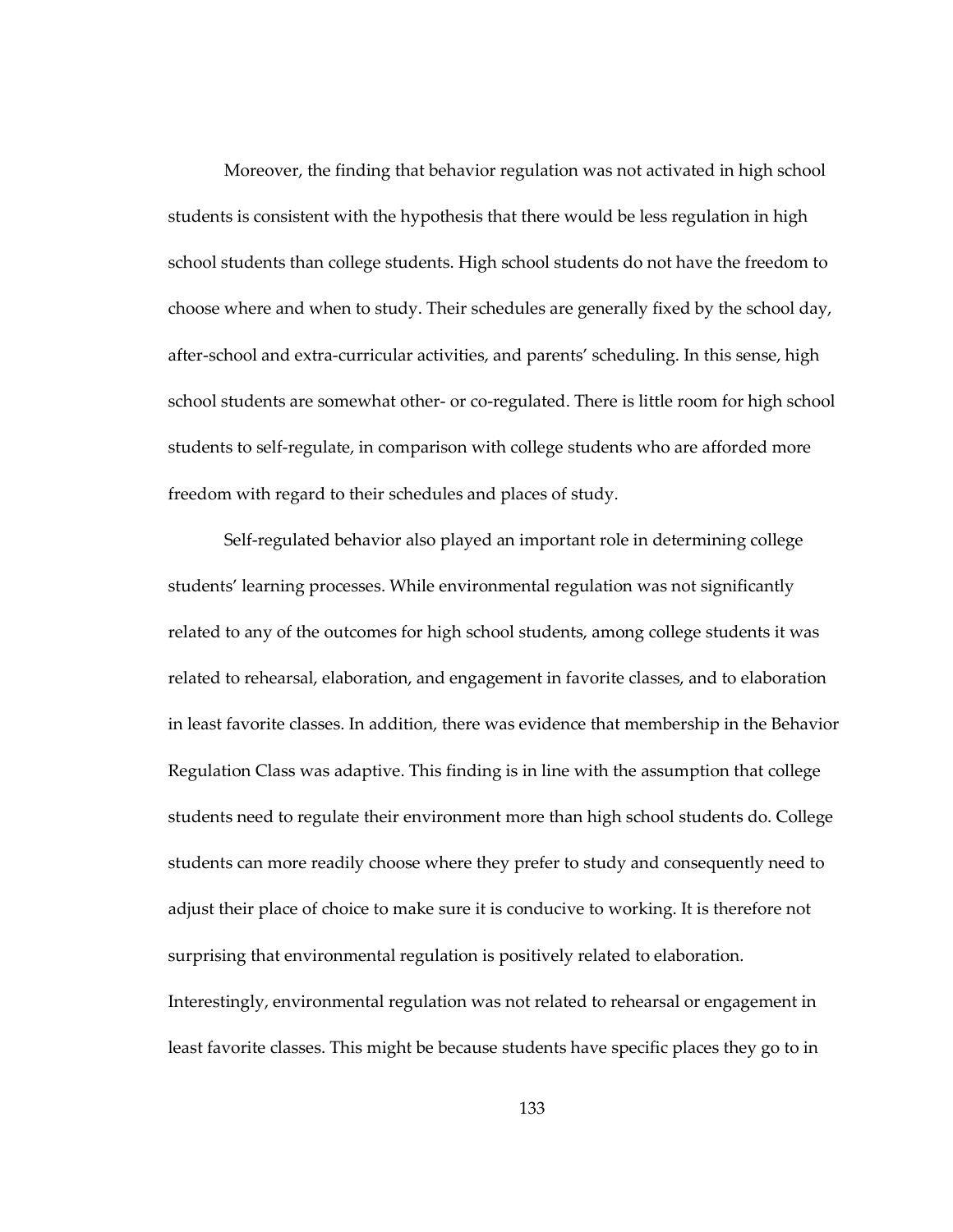Moreover, the finding that behavior regulation was not activated in high school students is consistent with the hypothesis that there would be less regulation in high school students than college students. High school students do not have the freedom to choose where and when to study. Their schedules are generally fixed by the school day, after-school and extra-curricular activities, and parents' scheduling. In this sense, high school students are somewhat other- or co-regulated. There is little room for high school students to self-regulate, in comparison with college students who are afforded more freedom with regard to their schedules and places of study.

Self-regulated behavior also played an important role in determining college students' learning processes. While environmental regulation was not significantly related to any of the outcomes for high school students, among college students it was related to rehearsal, elaboration, and engagement in favorite classes, and to elaboration in least favorite classes. In addition, there was evidence that membership in the Behavior Regulation Class was adaptive. This finding is in line with the assumption that college students need to regulate their environment more than high school students do. College students can more readily choose where they prefer to study and consequently need to adjust their place of choice to make sure it is conducive to working. It is therefore not surprising that environmental regulation is positively related to elaboration. Interestingly, environmental regulation was not related to rehearsal or engagement in least favorite classes. This might be because students have specific places they go to in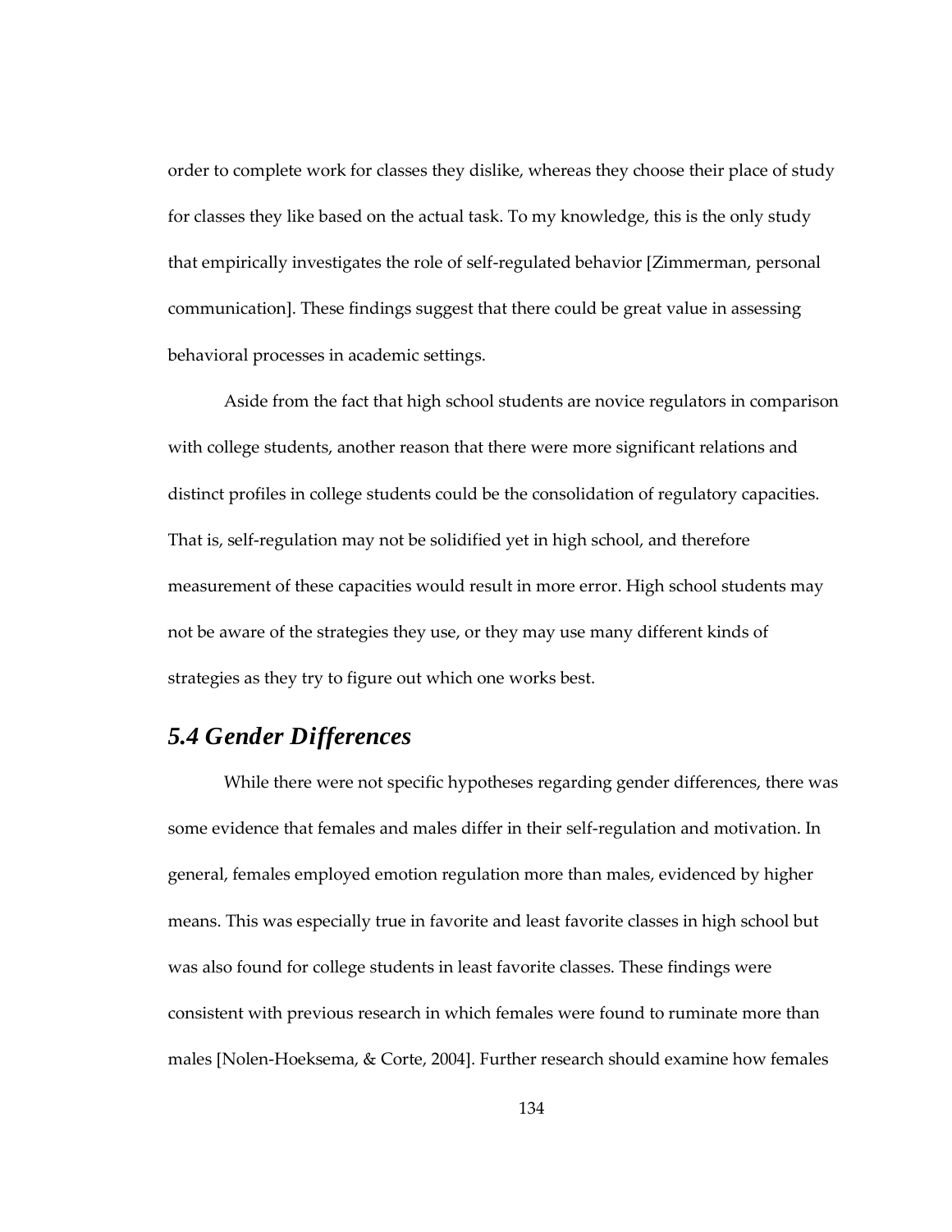order to complete work for classes they dislike, whereas they choose their place of study for classes they like based on the actual task. To my knowledge, this is the only study that empirically investigates the role of self-regulated behavior [Zimmerman, personal communication]. These findings suggest that there could be great value in assessing behavioral processes in academic settings.

Aside from the fact that high school students are novice regulators in comparison with college students, another reason that there were more significant relations and distinct profiles in college students could be the consolidation of regulatory capacities. That is, self-regulation may not be solidified yet in high school, and therefore measurement of these capacities would result in more error. High school students may not be aware of the strategies they use, or they may use many different kinds of strategies as they try to figure out which one works best.

## *5.4 Gender Differences*

While there were not specific hypotheses regarding gender differences, there was some evidence that females and males differ in their self-regulation and motivation. In general, females employed emotion regulation more than males, evidenced by higher means. This was especially true in favorite and least favorite classes in high school but was also found for college students in least favorite classes. These findings were consistent with previous research in which females were found to ruminate more than males [Nolen-Hoeksema, & Corte, 2004]. Further research should examine how females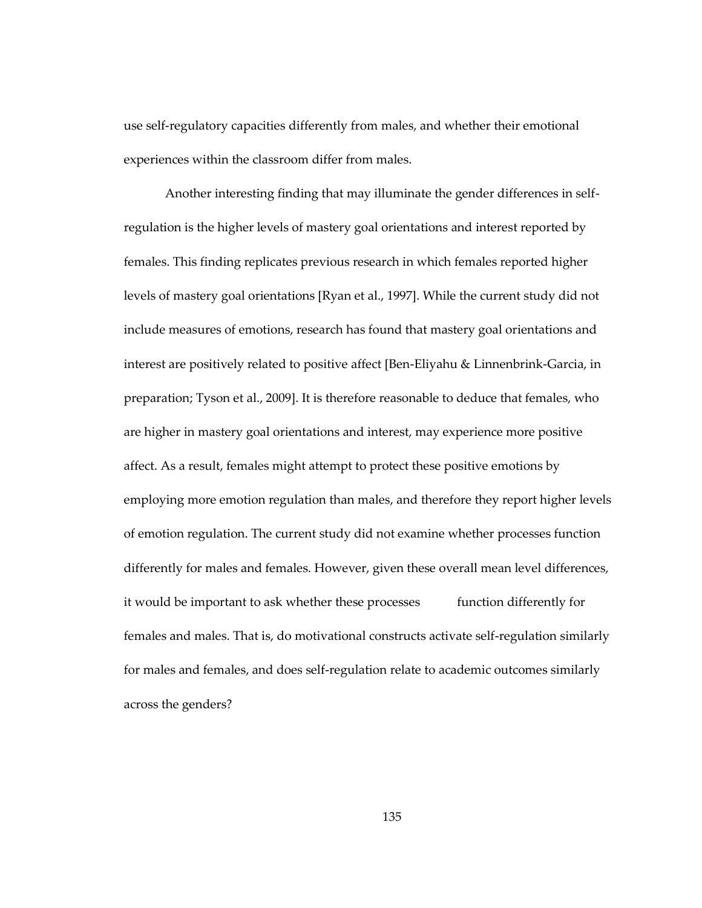use self-regulatory capacities differently from males, and whether their emotional experiences within the classroom differ from males.

Another interesting finding that may illuminate the gender differences in self-regulation is the higher levels of mastery goal orientations and interest reported by females. This finding replicates previous research in which females reported higher levels of mastery goal orientations [Ryan et al., 1997]. While the current study did not include measures of emotions, research has found that mastery goal orientations and interest are positively related to positive affect [Ben-Eliyahu & Linnenbrink-Garcia, in preparation; Tyson et al., 2009]. It is therefore reasonable to deduce that females, who are higher in mastery goal orientations and interest, may experience more positive affect. As a result, females might attempt to protect these positive emotions by employing more emotion regulation than males, and therefore they report higher levels of emotion regulation. The current study did not examine whether processes function differently for males and females. However, given these overall mean level differences, it would be important to ask whether these processes function differently for females and males. That is, do motivational constructs activate self-regulation similarly for males and females, and does self-regulation relate to academic outcomes similarly across the genders?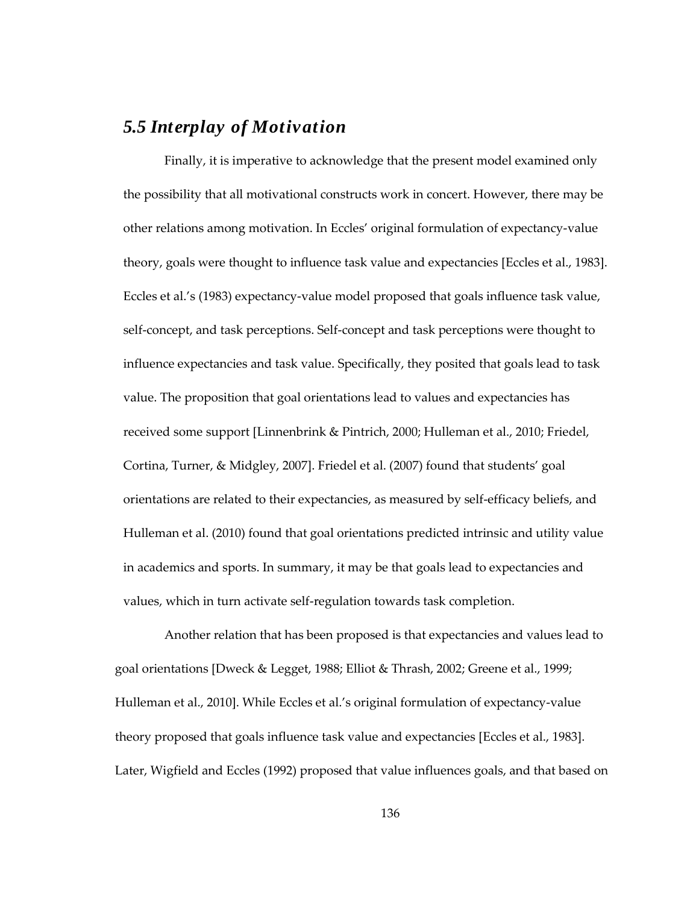## *5.5 Interplay of Motivation*

Finally, it is imperative to acknowledge that the present model examined only the possibility that all motivational constructs work in concert. However, there may be other relations among motivation. In Eccles' original formulation of expectancy-value theory, goals were thought to influence task value and expectancies [Eccles et al., 1983]. Eccles et al.'s (1983) expectancy-value model proposed that goals influence task value, self-concept, and task perceptions. Self-concept and task perceptions were thought to influence expectancies and task value. Specifically, they posited that goals lead to task value. The proposition that goal orientations lead to values and expectancies has received some support [Linnenbrink & Pintrich, 2000; Hulleman et al., 2010; Friedel, Cortina, Turner, & Midgley, 2007]. Friedel et al. (2007) found that students' goal orientations are related to their expectancies, as measured by self-efficacy beliefs, and Hulleman et al. (2010) found that goal orientations predicted intrinsic and utility value in academics and sports. In summary, it may be that goals lead to expectancies and values, which in turn activate self-regulation towards task completion.

Another relation that has been proposed is that expectancies and values lead to goal orientations [Dweck & Legget, 1988; Elliot & Thrash, 2002; Greene et al., 1999; Hulleman et al., 2010]. While Eccles et al.'s original formulation of expectancy-value theory proposed that goals influence task value and expectancies [Eccles et al., 1983]. Later, Wigfield and Eccles (1992) proposed that value influences goals, and that based on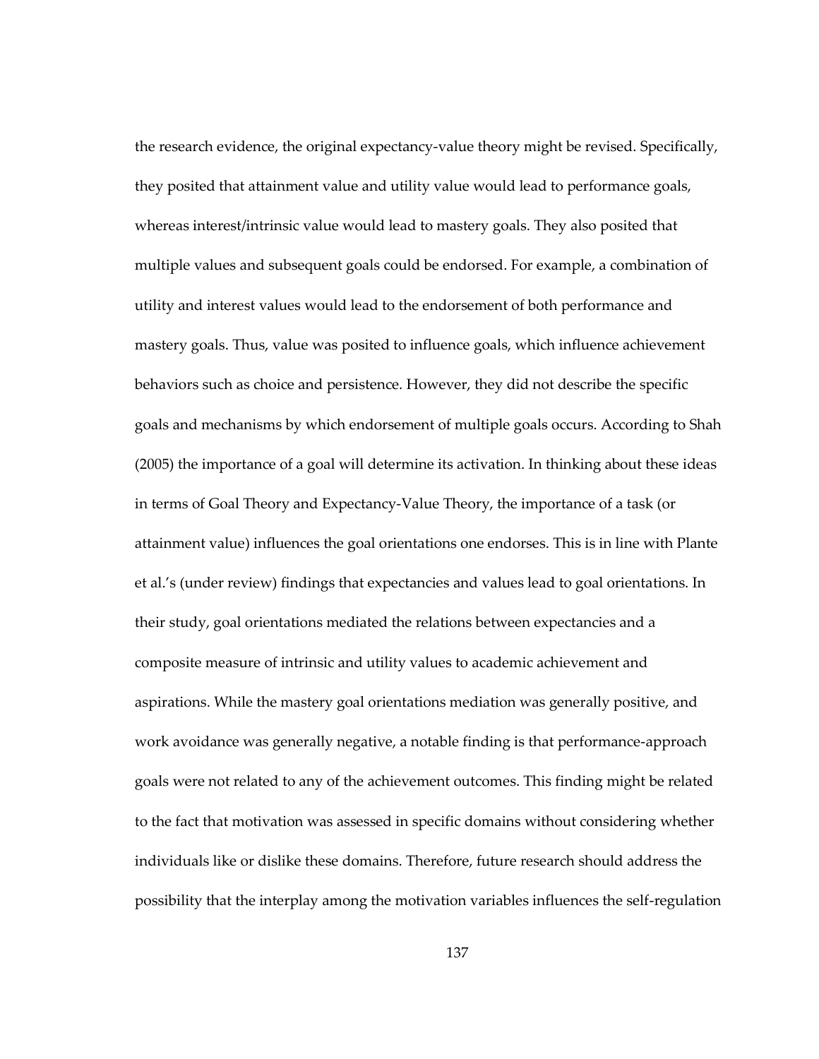the research evidence, the original expectancy-value theory might be revised. Specifically, they posited that attainment value and utility value would lead to performance goals, whereas interest/intrinsic value would lead to mastery goals. They also posited that multiple values and subsequent goals could be endorsed. For example, a combination of utility and interest values would lead to the endorsement of both performance and mastery goals. Thus, value was posited to influence goals, which influence achievement behaviors such as choice and persistence. However, they did not describe the specific goals and mechanisms by which endorsement of multiple goals occurs. According to Shah (2005) the importance of a goal will determine its activation. In thinking about these ideas in terms of Goal Theory and Expectancy-Value Theory, the importance of a task (or attainment value) influences the goal orientations one endorses. This is in line with Plante et al.'s (under review) findings that expectancies and values lead to goal orientations. In their study, goal orientations mediated the relations between expectancies and a composite measure of intrinsic and utility values to academic achievement and aspirations. While the mastery goal orientations mediation was generally positive, and work avoidance was generally negative, a notable finding is that performance-approach goals were not related to any of the achievement outcomes. This finding might be related to the fact that motivation was assessed in specific domains without considering whether individuals like or dislike these domains. Therefore, future research should address the possibility that the interplay among the motivation variables influences the self-regulation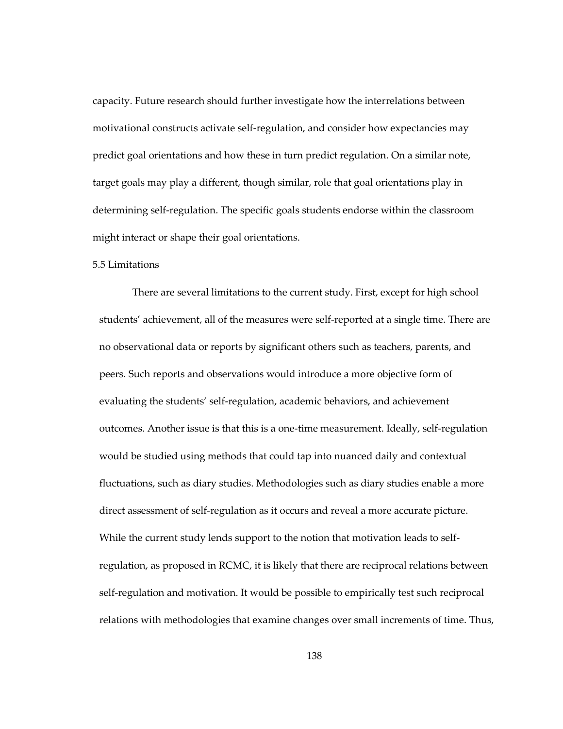capacity. Future research should further investigate how the interrelations between motivational constructs activate self-regulation, and consider how expectancies may predict goal orientations and how these in turn predict regulation. On a similar note, target goals may play a different, though similar, role that goal orientations play in determining self-regulation. The specific goals students endorse within the classroom might interact or shape their goal orientations.

## 5.5 Limitations

There are several limitations to the current study. First, except for high school students' achievement, all of the measures were self-reported at a single time. There are no observational data or reports by significant others such as teachers, parents, and peers. Such reports and observations would introduce a more objective form of evaluating the students' self-regulation, academic behaviors, and achievement outcomes. Another issue is that this is a one-time measurement. Ideally, self-regulation would be studied using methods that could tap into nuanced daily and contextual fluctuations, such as diary studies. Methodologies such as diary studies enable a more direct assessment of self-regulation as it occurs and reveal a more accurate picture. While the current study lends support to the notion that motivation leads to self-regulation, as proposed in RCMC, it is likely that there are reciprocal relations between self-regulation and motivation. It would be possible to empirically test such reciprocal relations with methodologies that examine changes over small increments of time. Thus,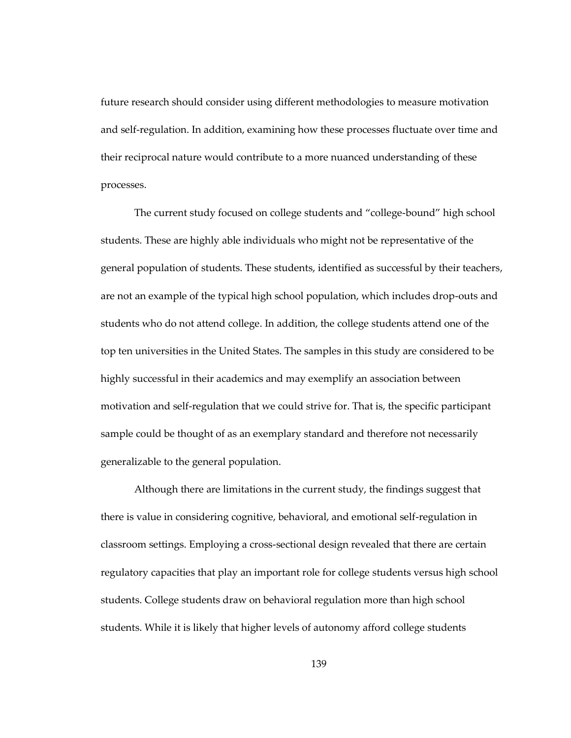future research should consider using different methodologies to measure motivation and self-regulation. In addition, examining how these processes fluctuate over time and their reciprocal nature would contribute to a more nuanced understanding of these processes.

The current study focused on college students and "college-bound" high school students. These are highly able individuals who might not be representative of the general population of students. These students, identified as successful by their teachers, are not an example of the typical high school population, which includes drop-outs and students who do not attend college. In addition, the college students attend one of the top ten universities in the United States. The samples in this study are considered to be highly successful in their academics and may exemplify an association between motivation and self-regulation that we could strive for. That is, the specific participant sample could be thought of as an exemplary standard and therefore not necessarily generalizable to the general population.

Although there are limitations in the current study, the findings suggest that there is value in considering cognitive, behavioral, and emotional self-regulation in classroom settings. Employing a cross-sectional design revealed that there are certain regulatory capacities that play an important role for college students versus high school students. College students draw on behavioral regulation more than high school students. While it is likely that higher levels of autonomy afford college students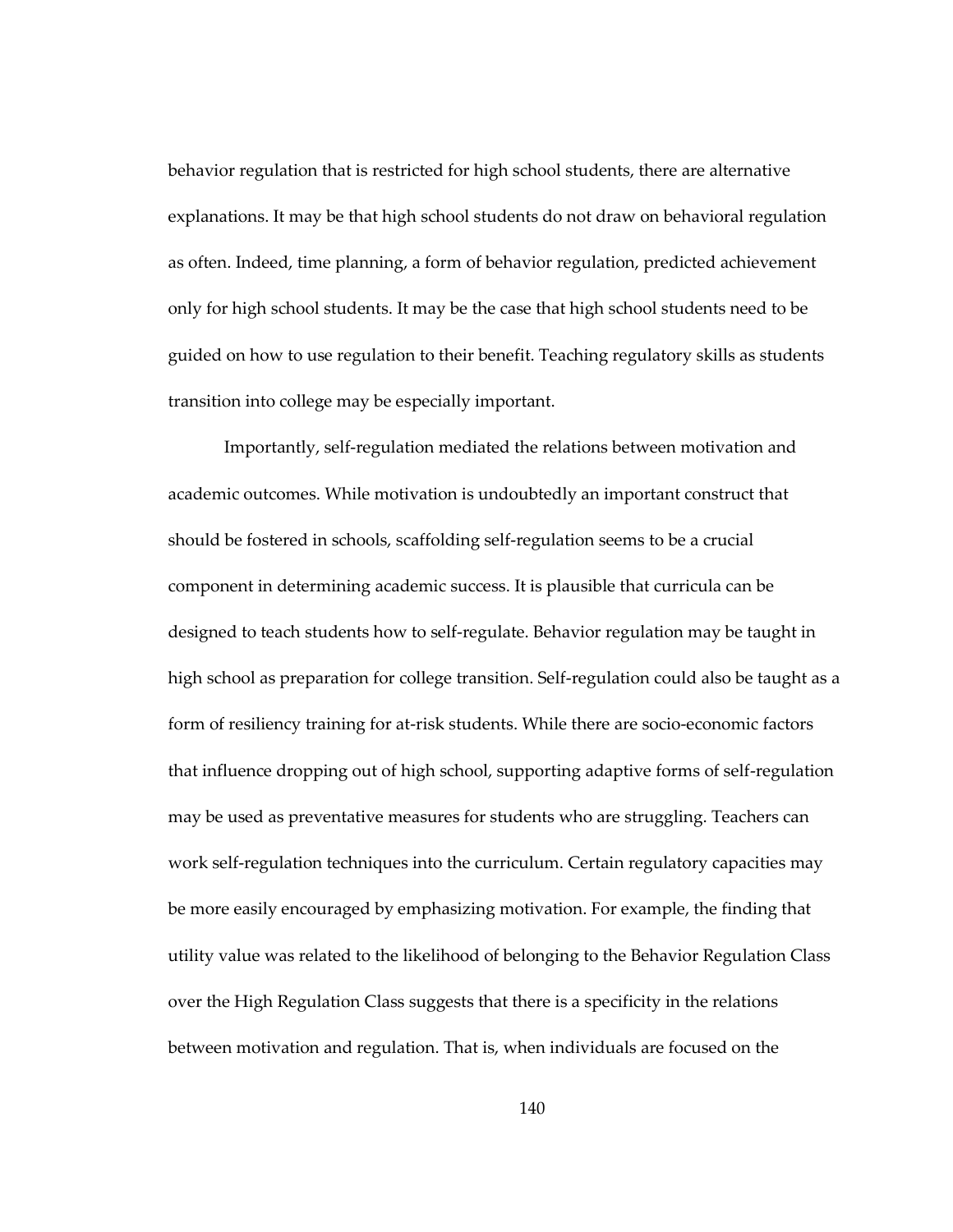behavior regulation that is restricted for high school students, there are alternative explanations. It may be that high school students do not draw on behavioral regulation as often. Indeed, time planning, a form of behavior regulation, predicted achievement only for high school students. It may be the case that high school students need to be guided on how to use regulation to their benefit. Teaching regulatory skills as students transition into college may be especially important.

Importantly, self-regulation mediated the relations between motivation and academic outcomes. While motivation is undoubtedly an important construct that should be fostered in schools, scaffolding self-regulation seems to be a crucial component in determining academic success. It is plausible that curricula can be designed to teach students how to self-regulate. Behavior regulation may be taught in high school as preparation for college transition. Self-regulation could also be taught as a form of resiliency training for at-risk students. While there are socio-economic factors that influence dropping out of high school, supporting adaptive forms of self-regulation may be used as preventative measures for students who are struggling. Teachers can work self-regulation techniques into the curriculum. Certain regulatory capacities may be more easily encouraged by emphasizing motivation. For example, the finding that utility value was related to the likelihood of belonging to the Behavior Regulation Class over the High Regulation Class suggests that there is a specificity in the relations between motivation and regulation. That is, when individuals are focused on the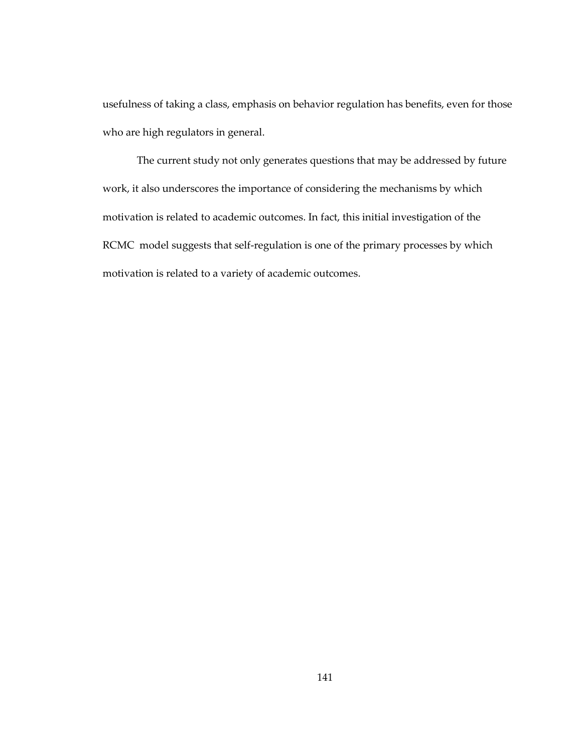usefulness of taking a class, emphasis on behavior regulation has benefits, even for those who are high regulators in general.

The current study not only generates questions that may be addressed by future work, it also underscores the importance of considering the mechanisms by which motivation is related to academic outcomes. In fact, this initial investigation of the RCMC model suggests that self-regulation is one of the primary processes by which motivation is related to a variety of academic outcomes.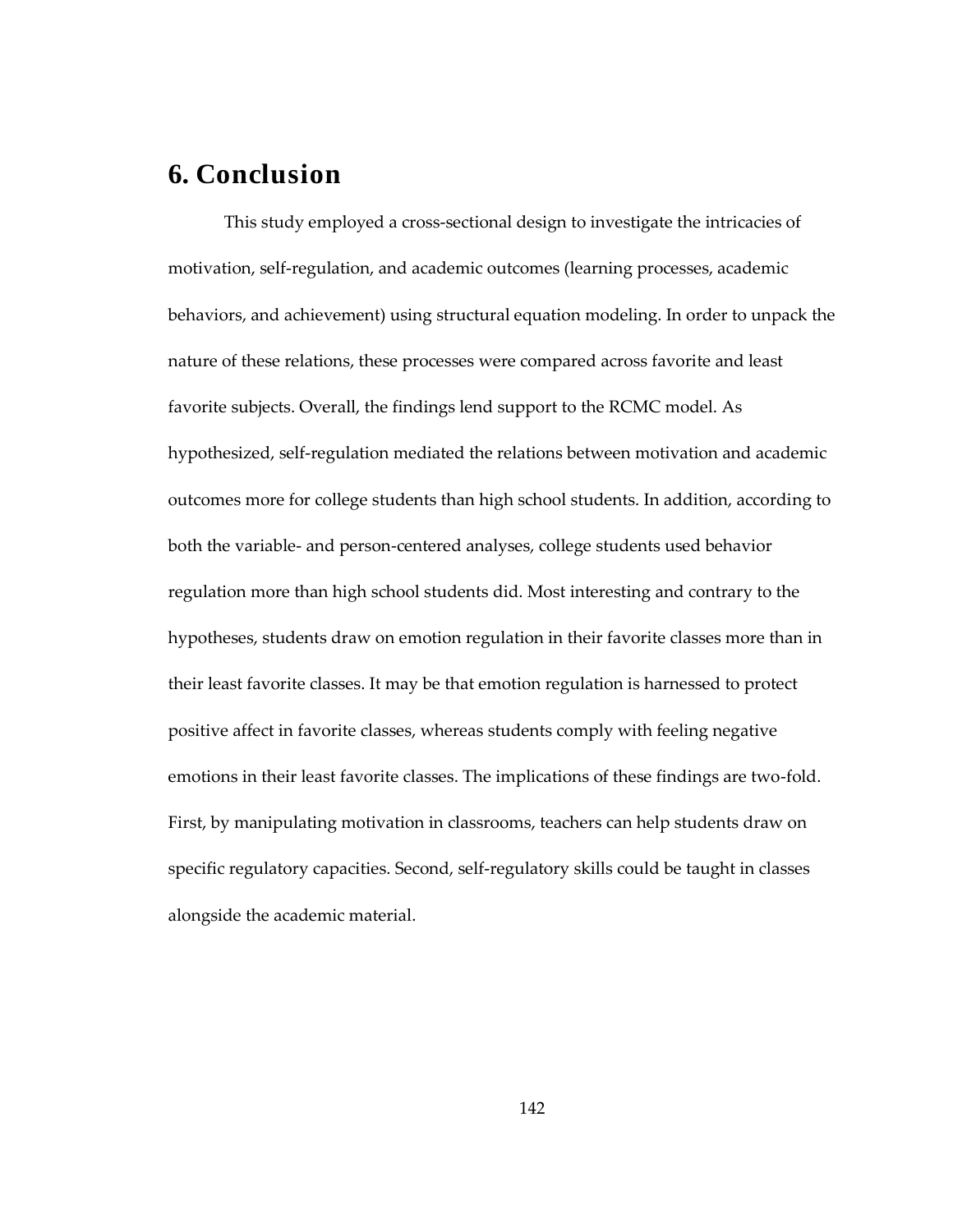# 6. Conclusion

This study employed a cross-sectional design to investigate the intricacies of motivation, self-regulation, and academic outcomes (learning processes, academic behaviors, and achievement) using structural equation modeling. In order to unpack the nature of these relations, these processes were compared across favorite and least favorite subjects. Overall, the findings lend support to the RCMC model. As hypothesized, self-regulation mediated the relations between motivation and academic outcomes more for college students than high school students. In addition, according to both the variable- and person-centered analyses, college students used behavior regulation more than high school students did. Most interesting and contrary to the hypotheses, students draw on emotion regulation in their favorite classes more than in their least favorite classes. It may be that emotion regulation is harnessed to protect positive affect in favorite classes, whereas students comply with feeling negative emotions in their least favorite classes. The implications of these findings are two-fold. First, by manipulating motivation in classrooms, teachers can help students draw on specific regulatory capacities. Second, self-regulatory skills could be taught in classes alongside the academic material.